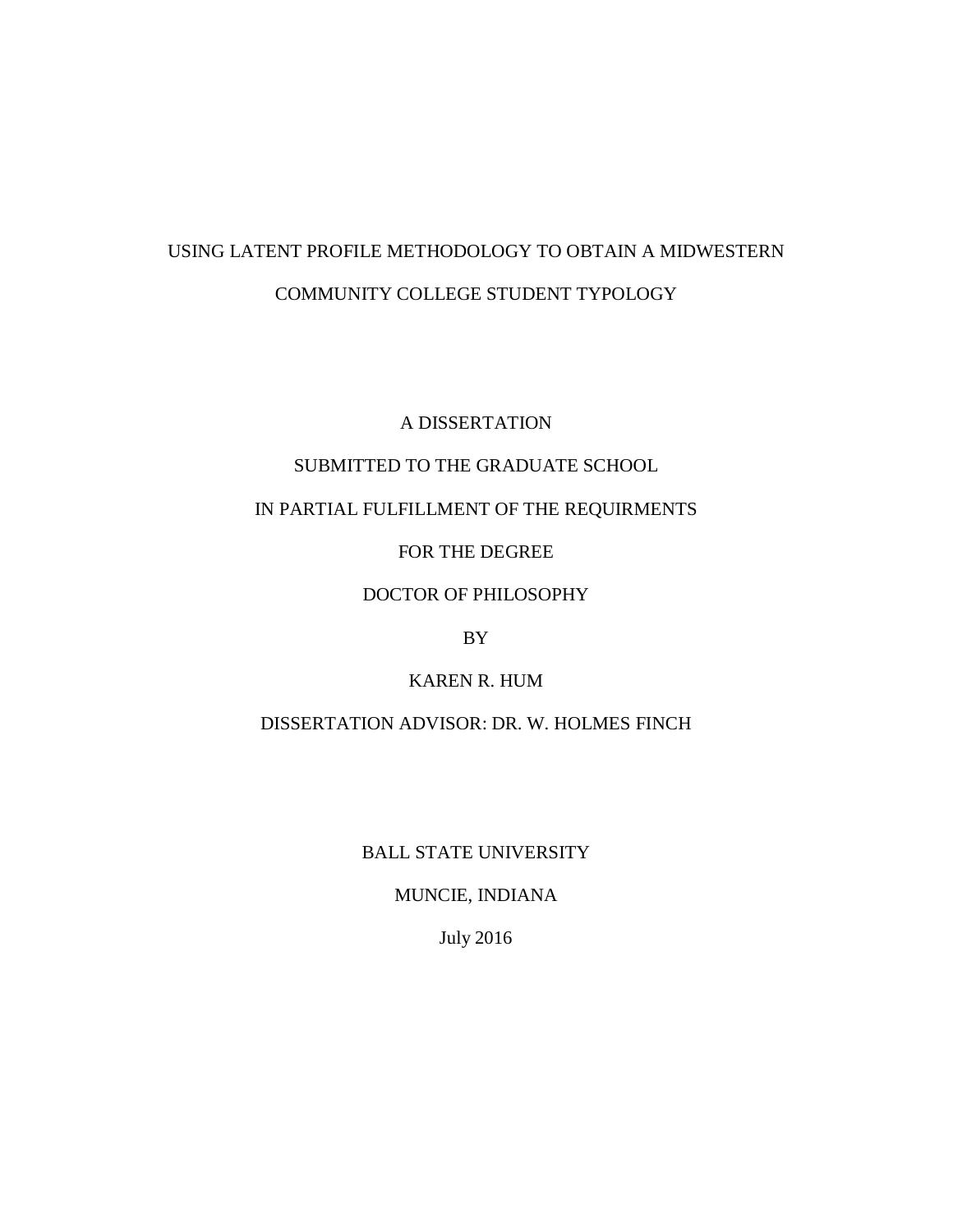# USING LATENT PROFILE METHODOLOGY TO OBTAIN A MIDWESTERN COMMUNITY COLLEGE STUDENT TYPOLOGY

A DISSERTATION

SUBMITTED TO THE GRADUATE SCHOOL

IN PARTIAL FULFILLMENT OF THE REQUIRMENTS

FOR THE DEGREE

DOCTOR OF PHILOSOPHY

BY

KAREN R. HUM

DISSERTATION ADVISOR: DR. W. HOLMES FINCH

BALL STATE UNIVERSITY

MUNCIE, INDIANA

July 2016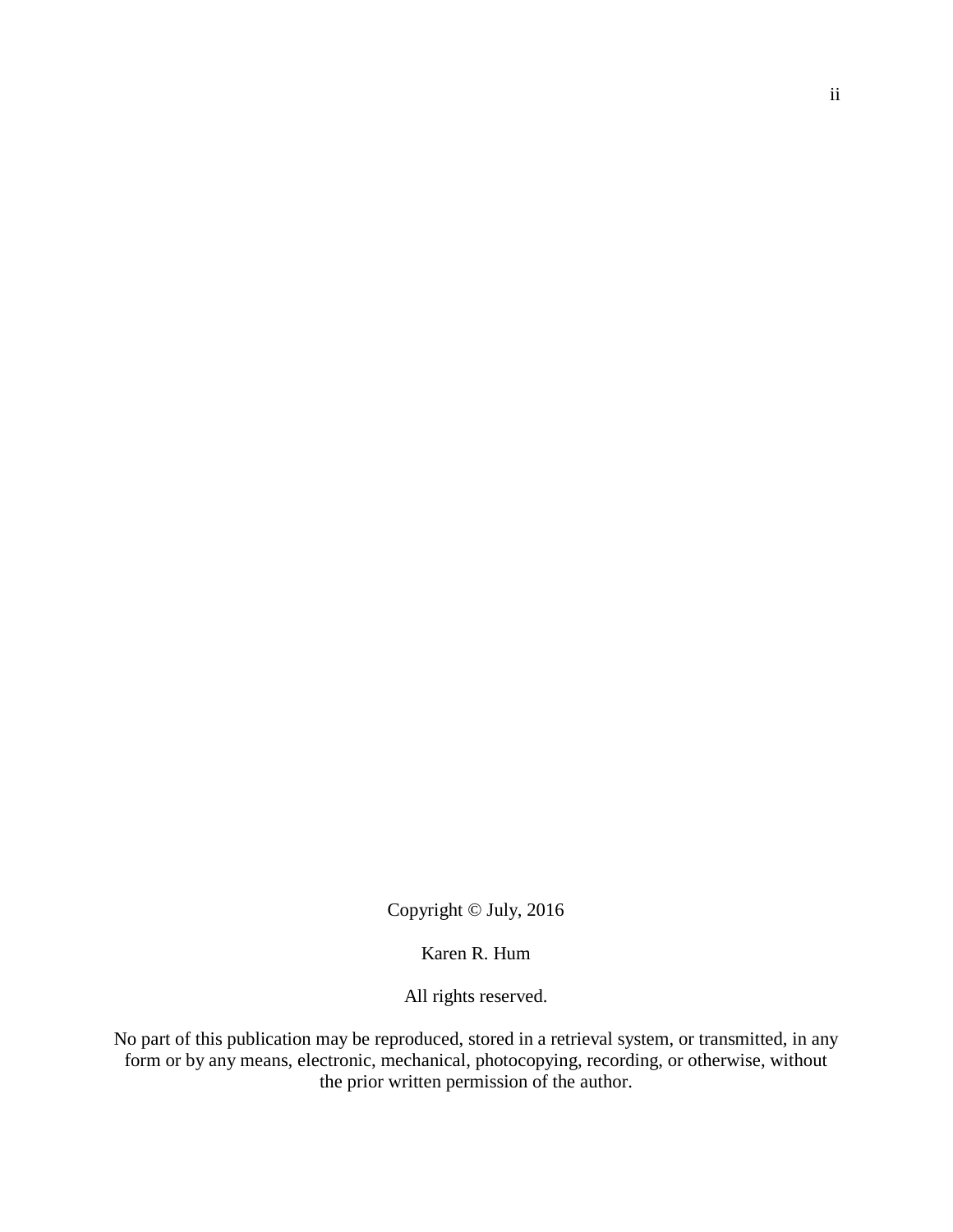Copyright © July, 2016

Karen R. Hum

All rights reserved.

No part of this publication may be reproduced, stored in a retrieval system, or transmitted, in any form or by any means, electronic, mechanical, photocopying, recording, or otherwise, without the prior written permission of the author.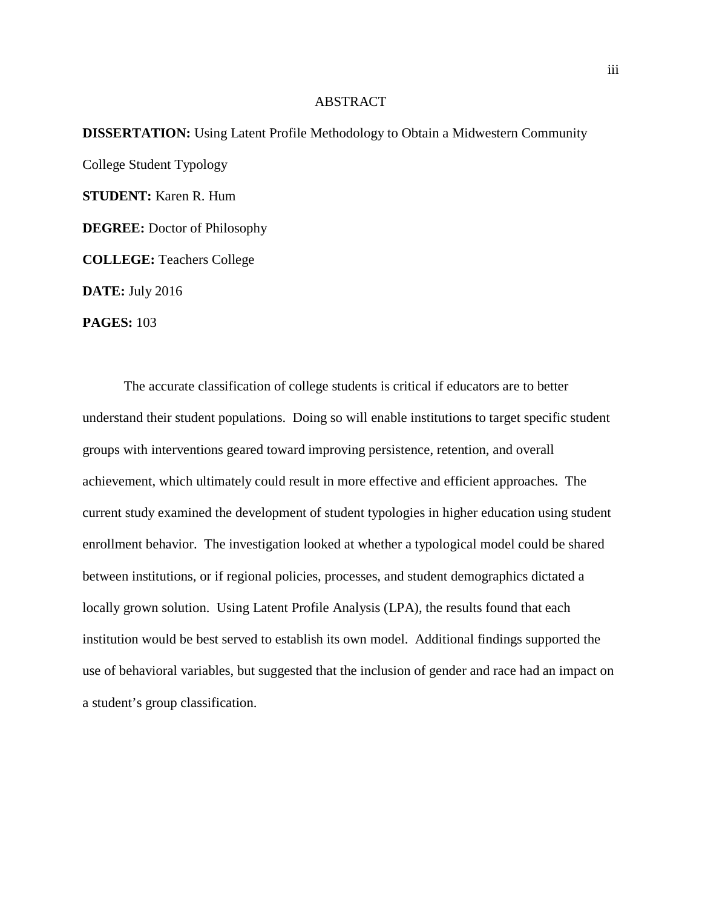# ABSTRACT

**DISSERTATION:** Using Latent Profile Methodology to Obtain a Midwestern Community College Student Typology

**STUDENT:** Karen R. Hum

**DEGREE:** Doctor of Philosophy

**COLLEGE:** Teachers College

**DATE:** July 2016

**PAGES:** 103

The accurate classification of college students is critical if educators are to better understand their student populations. Doing so will enable institutions to target specific student groups with interventions geared toward improving persistence, retention, and overall achievement, which ultimately could result in more effective and efficient approaches. The current study examined the development of student typologies in higher education using student enrollment behavior. The investigation looked at whether a typological model could be shared between institutions, or if regional policies, processes, and student demographics dictated a locally grown solution. Using Latent Profile Analysis (LPA), the results found that each institution would be best served to establish its own model. Additional findings supported the use of behavioral variables, but suggested that the inclusion of gender and race had an impact on a student's group classification.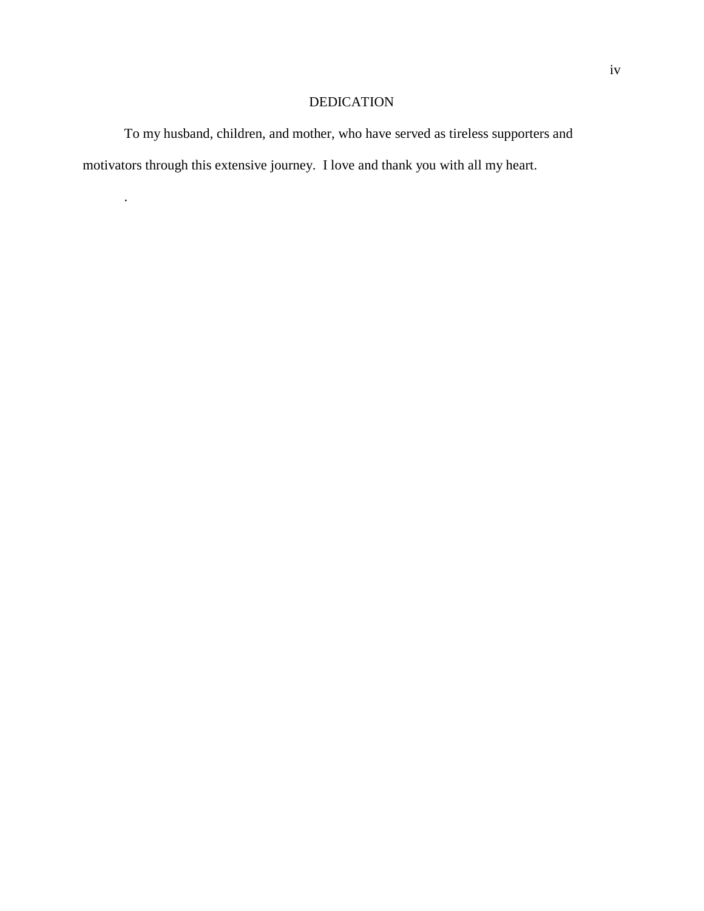# DEDICATION

To my husband, children, and mother, who have served as tireless supporters and motivators through this extensive journey. I love and thank you with all my heart.

.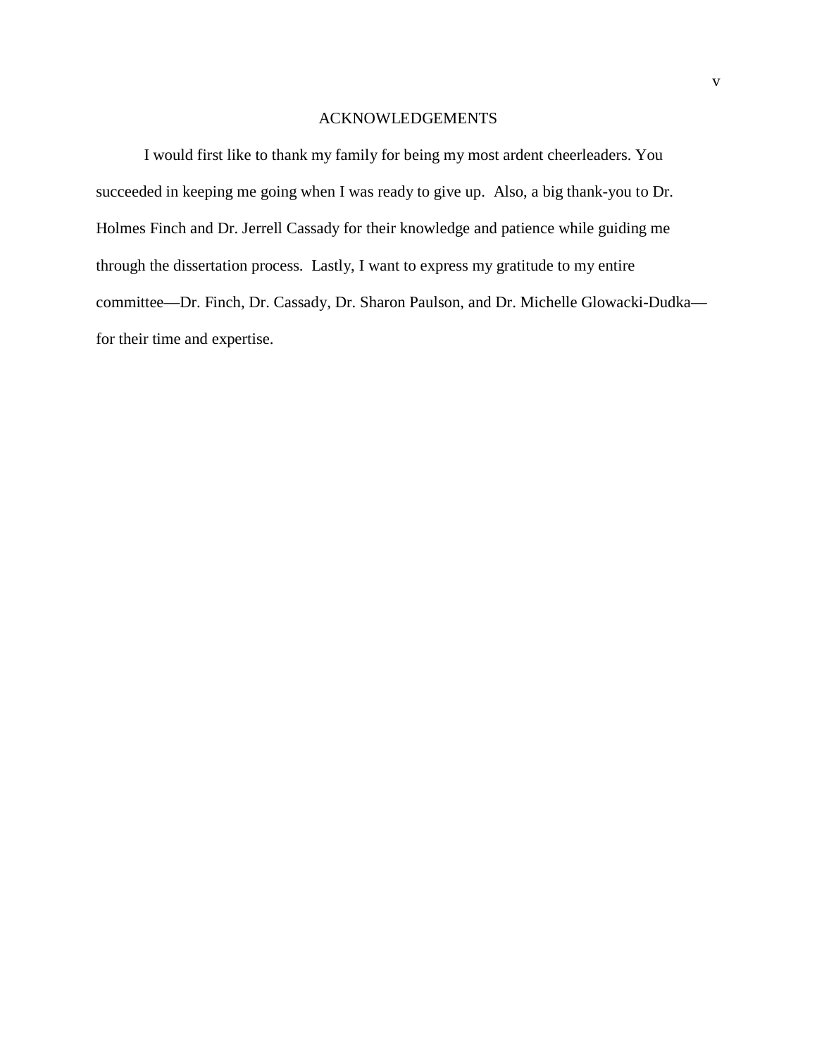# ACKNOWLEDGEMENTS

I would first like to thank my family for being my most ardent cheerleaders. You succeeded in keeping me going when I was ready to give up. Also, a big thank-you to Dr. Holmes Finch and Dr. Jerrell Cassady for their knowledge and patience while guiding me through the dissertation process. Lastly, I want to express my gratitude to my entire committee—Dr. Finch, Dr. Cassady, Dr. Sharon Paulson, and Dr. Michelle Glowacki-Dudka—for their time and expertise.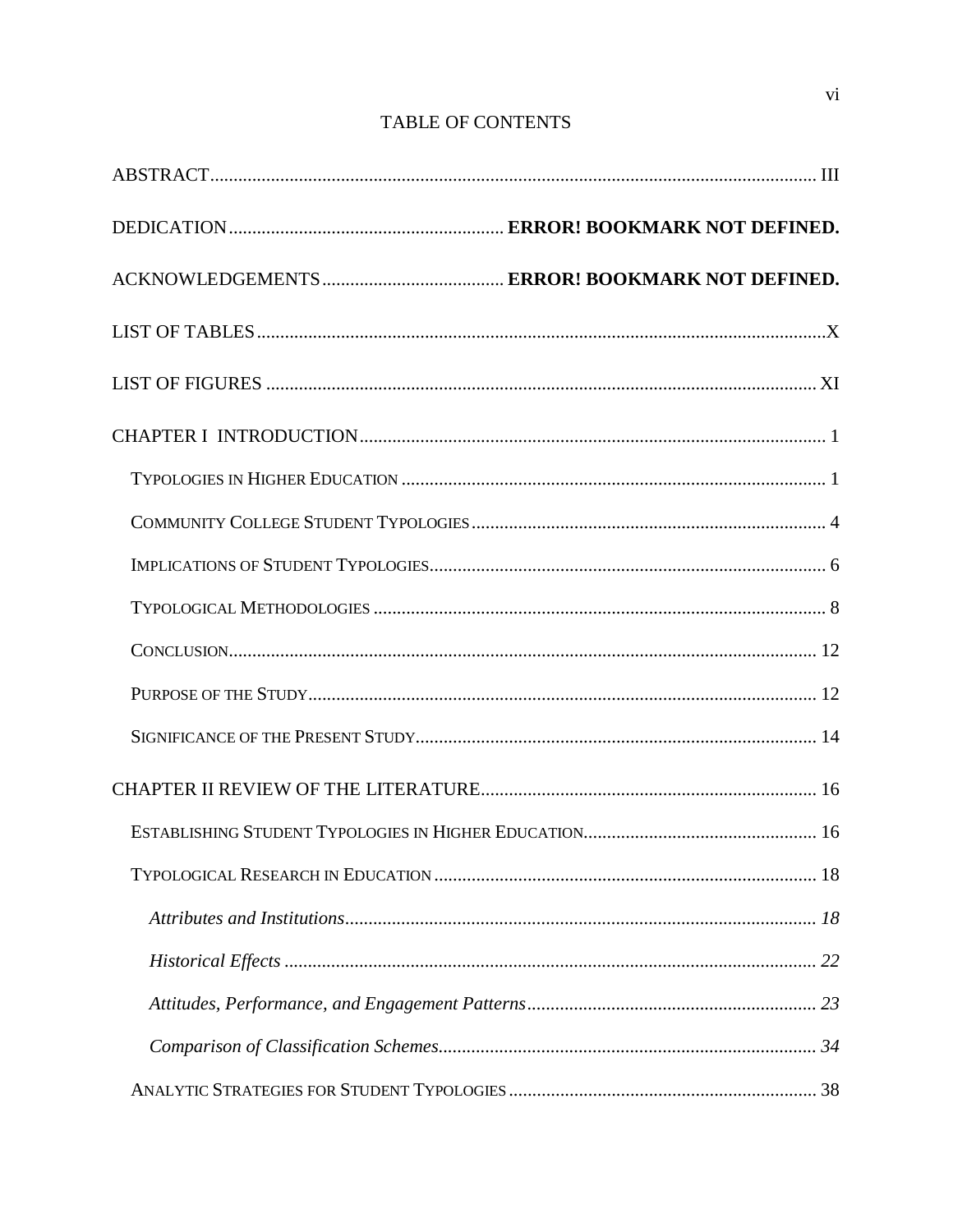# TABLE OF CONTENTS

ABSTRACT ..... III

DEDICATION ..... **ERROR! BOOKMARK NOT DEFINED.**

ACKNOWLEDGEMENTS ..... **ERROR! BOOKMARK NOT DEFINED.**

LIST OF TABLES ..... X

LIST OF FIGURES ..... XI

CHAPTER I INTRODUCTION ..... 1

- TYPOLOGIES IN HIGHER EDUCATION ..... 1
- COMMUNITY COLLEGE STUDENT TYPOLOGIES ..... 4
- IMPLICATIONS OF STUDENT TYPOLOGIES ..... 6
- TYPOLOGICAL METHODOLOGIES ..... 8
- CONCLUSION ..... 12
- PURPOSE OF THE STUDY ..... 12
- SIGNIFICANCE OF THE PRESENT STUDY ..... 14

CHAPTER II REVIEW OF THE LITERATURE ..... 16

- ESTABLISHING STUDENT TYPOLOGIES IN HIGHER EDUCATION ..... 16
- TYPOLOGICAL RESEARCH IN EDUCATION ..... 18
  - *Attributes and Institutions ..... 18*
  - *Historical Effects ..... 22*
  - *Attitudes, Performance, and Engagement Patterns ..... 23*
  - *Comparison of Classification Schemes ..... 34*
- ANALYTIC STRATEGIES FOR STUDENT TYPOLOGIES ..... 38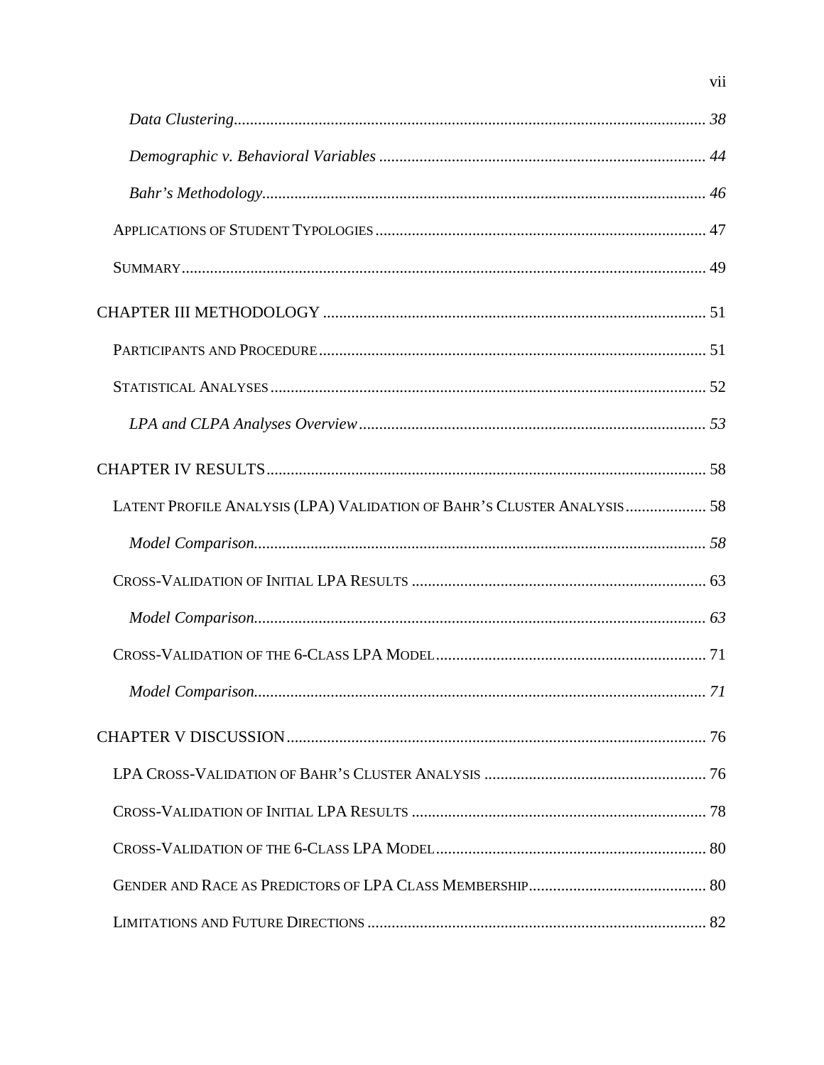*Data Clustering* ........................................................................................................ *38*

*Demographic v. Behavioral Variables* ................................................................ *44*

*Bahr's Methodology* ................................................................................................ *46*

APPLICATIONS OF STUDENT TYPOLOGIES ............................................................................... 47

SUMMARY ............................................................................................................................... 49

CHAPTER III METHODOLOGY .............................................................................................. 51

PARTICIPANTS AND PROCEDURE .......................................................................................... 51

STATISTICAL ANALYSES ......................................................................................................... 52

*LPA and CLPA Analyses Overview* ...................................................................................... *53*

CHAPTER IV RESULTS ........................................................................................................... 58

LATENT PROFILE ANALYSIS (LPA) VALIDATION OF BAHR'S CLUSTER ANALYSIS .................... 58

*Model Comparison* ................................................................................................................ *58*

CROSS-VALIDATION OF INITIAL LPA RESULTS ...................................................................... 63

*Model Comparison* ................................................................................................................ *63*

CROSS-VALIDATION OF THE 6-CLASS LPA MODEL ................................................................. 71

*Model Comparison* ................................................................................................................ *71*

CHAPTER V DISCUSSION ....................................................................................................... 76

LPA CROSS-VALIDATION OF BAHR'S CLUSTER ANALYSIS ..................................................... 76

CROSS-VALIDATION OF INITIAL LPA RESULTS ...................................................................... 78

CROSS-VALIDATION OF THE 6-CLASS LPA MODEL ................................................................. 80

GENDER AND RACE AS PREDICTORS OF LPA CLASS MEMBERSHIP ......................................... 80

LIMITATIONS AND FUTURE DIRECTIONS ................................................................................ 82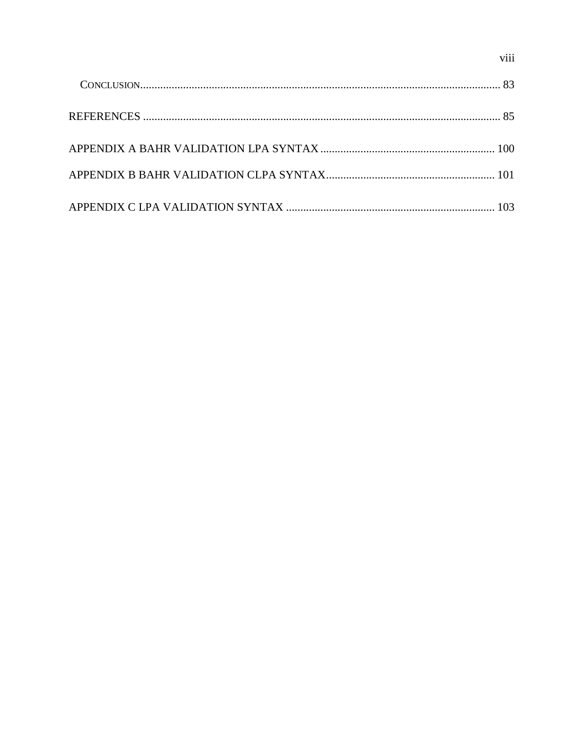Conclusion ..... 83

REFERENCES ..... 85

APPENDIX A BAHR VALIDATION LPA SYNTAX ..... 100

APPENDIX B BAHR VALIDATION CLPA SYNTAX ..... 101

APPENDIX C LPA VALIDATION SYNTAX ..... 103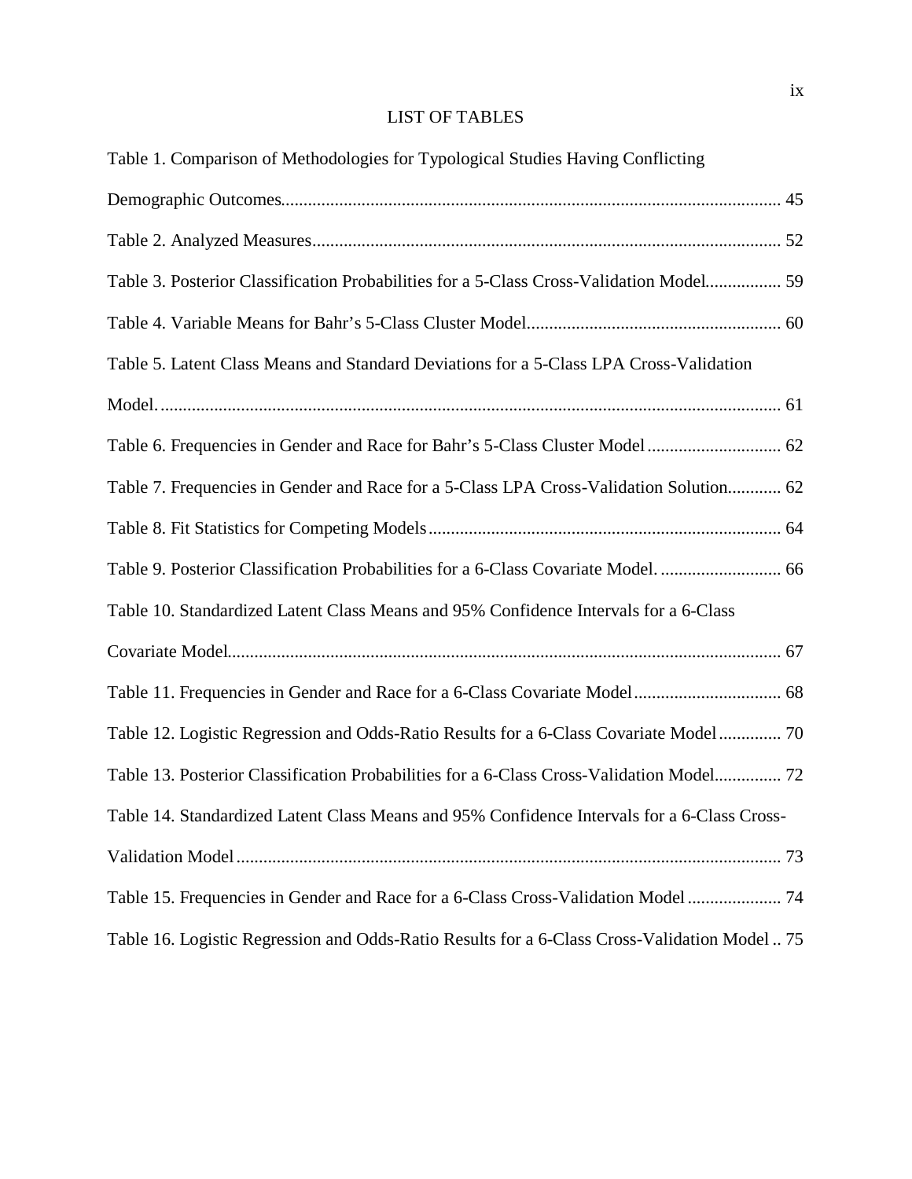# LIST OF TABLES

Table 1. Comparison of Methodologies for Typological Studies Having Conflicting Demographic Outcomes ... 45

Table 2. Analyzed Measures ... 52

Table 3. Posterior Classification Probabilities for a 5-Class Cross-Validation Model ... 59

Table 4. Variable Means for Bahr's 5-Class Cluster Model ... 60

Table 5. Latent Class Means and Standard Deviations for a 5-Class LPA Cross-Validation Model. ... 61

Table 6. Frequencies in Gender and Race for Bahr's 5-Class Cluster Model ... 62

Table 7. Frequencies in Gender and Race for a 5-Class LPA Cross-Validation Solution ... 62

Table 8. Fit Statistics for Competing Models ... 64

Table 9. Posterior Classification Probabilities for a 6-Class Covariate Model. ... 66

Table 10. Standardized Latent Class Means and 95% Confidence Intervals for a 6-Class Covariate Model ... 67

Table 11. Frequencies in Gender and Race for a 6-Class Covariate Model ... 68

Table 12. Logistic Regression and Odds-Ratio Results for a 6-Class Covariate Model ... 70

Table 13. Posterior Classification Probabilities for a 6-Class Cross-Validation Model ... 72

Table 14. Standardized Latent Class Means and 95% Confidence Intervals for a 6-Class Cross-Validation Model ... 73

Table 15. Frequencies in Gender and Race for a 6-Class Cross-Validation Model ... 74

Table 16. Logistic Regression and Odds-Ratio Results for a 6-Class Cross-Validation Model ... 75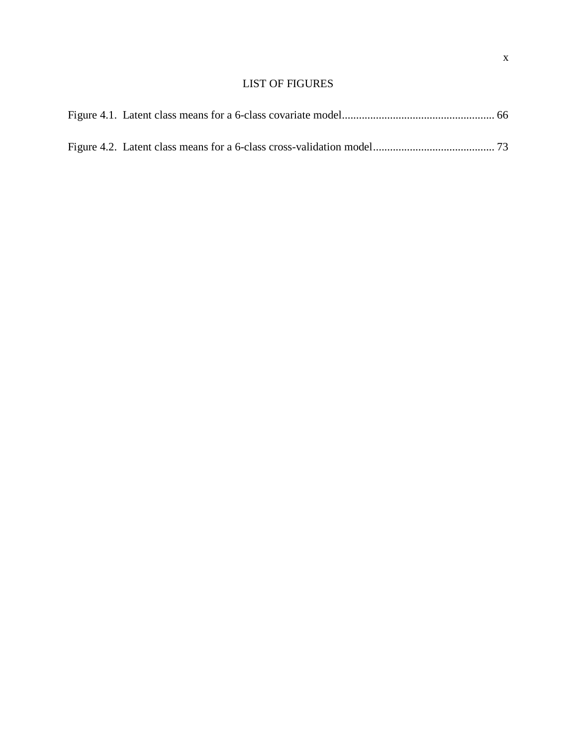# LIST OF FIGURES

Figure 4.1. Latent class means for a 6-class covariate model..................................................... 66

Figure 4.2. Latent class means for a 6-class cross-validation model........................................... 73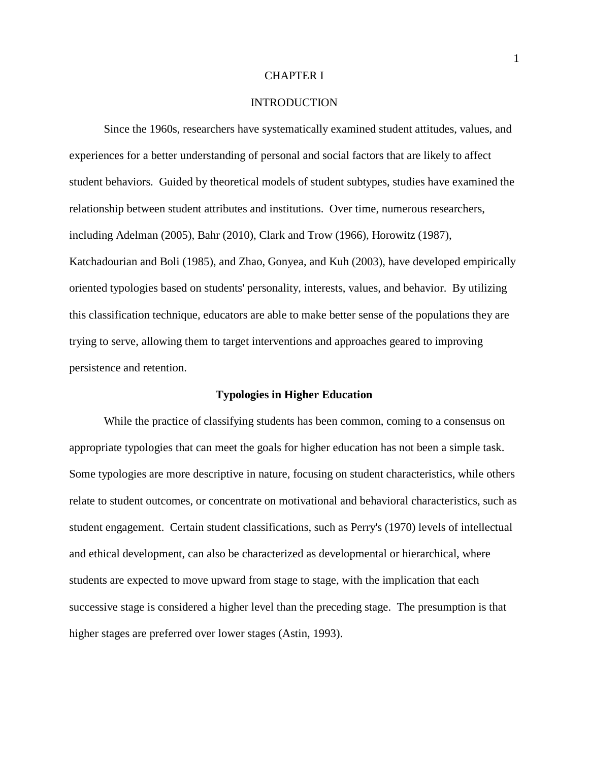# CHAPTER I

# INTRODUCTION

Since the 1960s, researchers have systematically examined student attitudes, values, and experiences for a better understanding of personal and social factors that are likely to affect student behaviors. Guided by theoretical models of student subtypes, studies have examined the relationship between student attributes and institutions. Over time, numerous researchers, including Adelman (2005), Bahr (2010), Clark and Trow (1966), Horowitz (1987), Katchadourian and Boli (1985), and Zhao, Gonyea, and Kuh (2003), have developed empirically oriented typologies based on students' personality, interests, values, and behavior. By utilizing this classification technique, educators are able to make better sense of the populations they are trying to serve, allowing them to target interventions and approaches geared to improving persistence and retention.

## Typologies in Higher Education

While the practice of classifying students has been common, coming to a consensus on appropriate typologies that can meet the goals for higher education has not been a simple task. Some typologies are more descriptive in nature, focusing on student characteristics, while others relate to student outcomes, or concentrate on motivational and behavioral characteristics, such as student engagement. Certain student classifications, such as Perry's (1970) levels of intellectual and ethical development, can also be characterized as developmental or hierarchical, where students are expected to move upward from stage to stage, with the implication that each successive stage is considered a higher level than the preceding stage. The presumption is that higher stages are preferred over lower stages (Astin, 1993).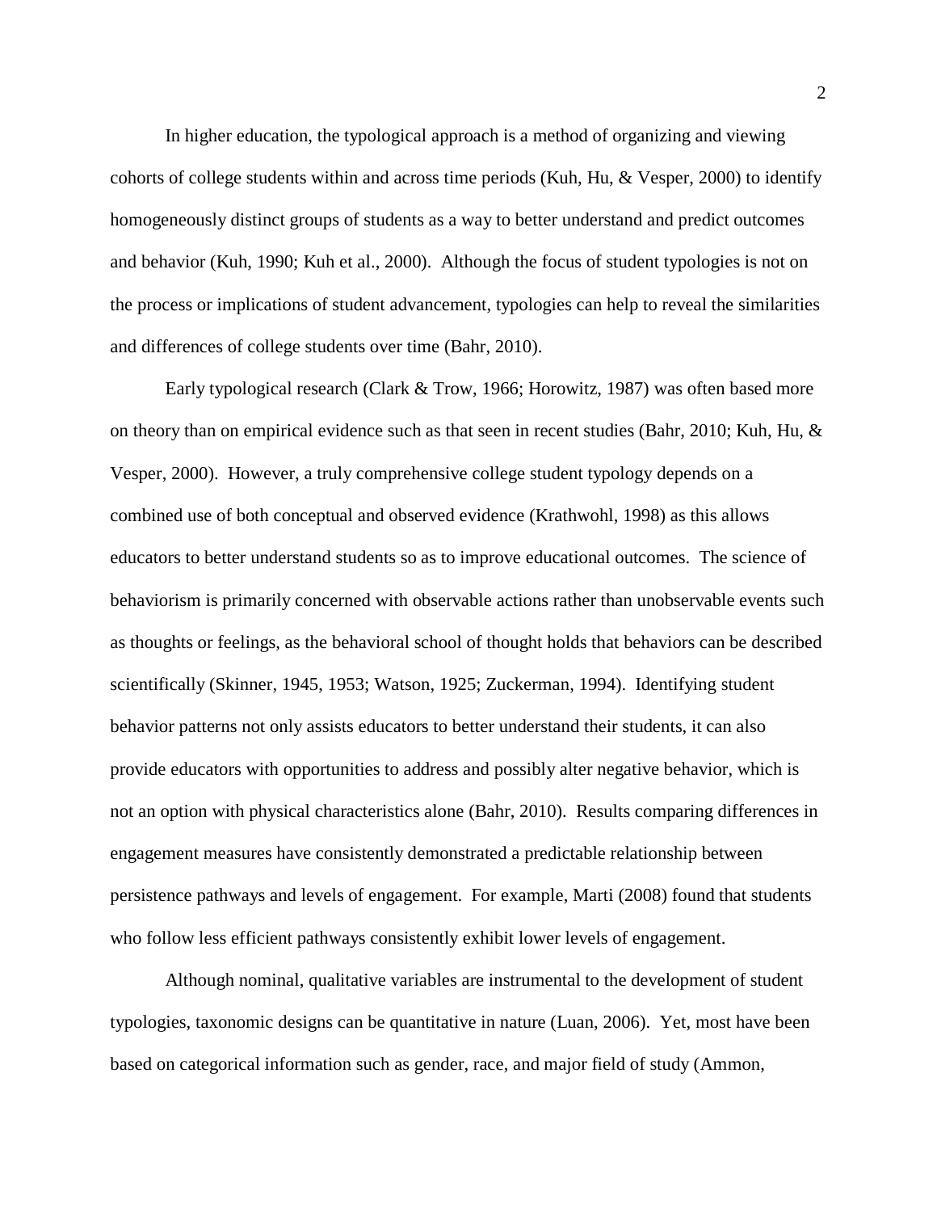In higher education, the typological approach is a method of organizing and viewing cohorts of college students within and across time periods (Kuh, Hu, & Vesper, 2000) to identify homogeneously distinct groups of students as a way to better understand and predict outcomes and behavior (Kuh, 1990; Kuh et al., 2000). Although the focus of student typologies is not on the process or implications of student advancement, typologies can help to reveal the similarities and differences of college students over time (Bahr, 2010).

Early typological research (Clark & Trow, 1966; Horowitz, 1987) was often based more on theory than on empirical evidence such as that seen in recent studies (Bahr, 2010; Kuh, Hu, & Vesper, 2000). However, a truly comprehensive college student typology depends on a combined use of both conceptual and observed evidence (Krathwohl, 1998) as this allows educators to better understand students so as to improve educational outcomes. The science of behaviorism is primarily concerned with observable actions rather than unobservable events such as thoughts or feelings, as the behavioral school of thought holds that behaviors can be described scientifically (Skinner, 1945, 1953; Watson, 1925; Zuckerman, 1994). Identifying student behavior patterns not only assists educators to better understand their students, it can also provide educators with opportunities to address and possibly alter negative behavior, which is not an option with physical characteristics alone (Bahr, 2010). Results comparing differences in engagement measures have consistently demonstrated a predictable relationship between persistence pathways and levels of engagement. For example, Marti (2008) found that students who follow less efficient pathways consistently exhibit lower levels of engagement.

Although nominal, qualitative variables are instrumental to the development of student typologies, taxonomic designs can be quantitative in nature (Luan, 2006). Yet, most have been based on categorical information such as gender, race, and major field of study (Ammon,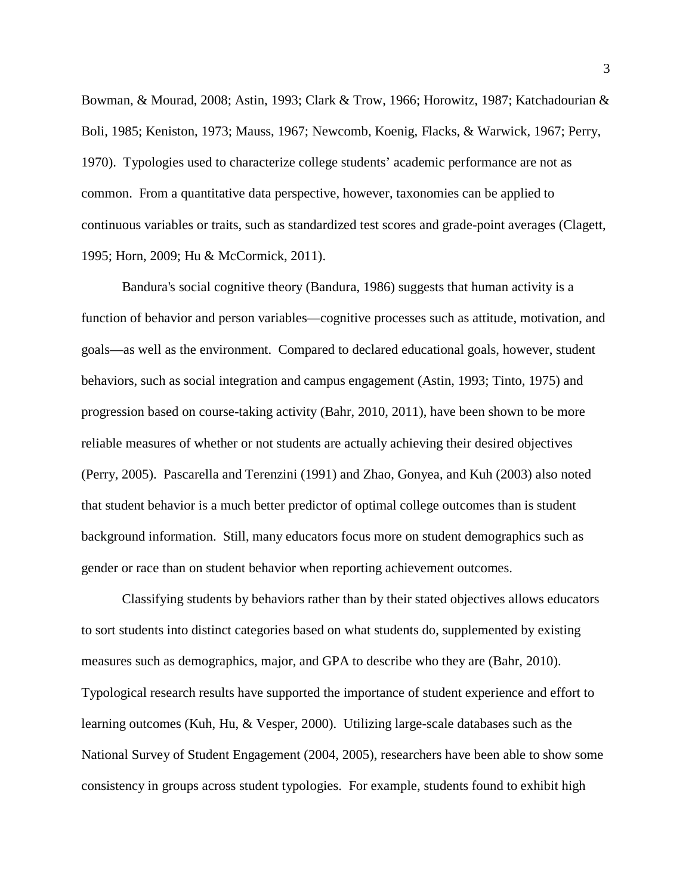Bowman, & Mourad, 2008; Astin, 1993; Clark & Trow, 1966; Horowitz, 1987; Katchadourian & Boli, 1985; Keniston, 1973; Mauss, 1967; Newcomb, Koenig, Flacks, & Warwick, 1967; Perry, 1970). Typologies used to characterize college students' academic performance are not as common. From a quantitative data perspective, however, taxonomies can be applied to continuous variables or traits, such as standardized test scores and grade-point averages (Clagett, 1995; Horn, 2009; Hu & McCormick, 2011).

Bandura's social cognitive theory (Bandura, 1986) suggests that human activity is a function of behavior and person variables—cognitive processes such as attitude, motivation, and goals—as well as the environment. Compared to declared educational goals, however, student behaviors, such as social integration and campus engagement (Astin, 1993; Tinto, 1975) and progression based on course-taking activity (Bahr, 2010, 2011), have been shown to be more reliable measures of whether or not students are actually achieving their desired objectives (Perry, 2005). Pascarella and Terenzini (1991) and Zhao, Gonyea, and Kuh (2003) also noted that student behavior is a much better predictor of optimal college outcomes than is student background information. Still, many educators focus more on student demographics such as gender or race than on student behavior when reporting achievement outcomes.

Classifying students by behaviors rather than by their stated objectives allows educators to sort students into distinct categories based on what students do, supplemented by existing measures such as demographics, major, and GPA to describe who they are (Bahr, 2010). Typological research results have supported the importance of student experience and effort to learning outcomes (Kuh, Hu, & Vesper, 2000). Utilizing large-scale databases such as the National Survey of Student Engagement (2004, 2005), researchers have been able to show some consistency in groups across student typologies. For example, students found to exhibit high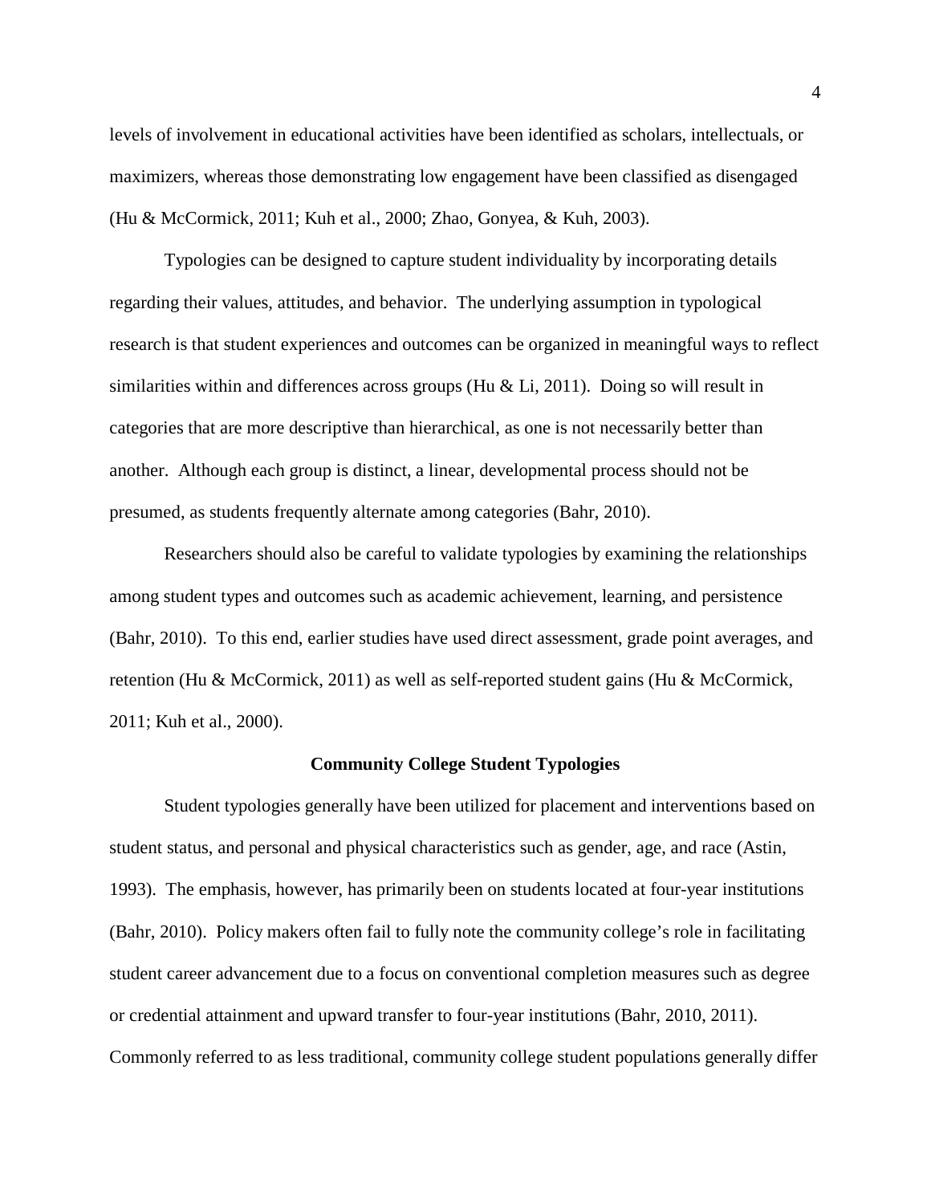levels of involvement in educational activities have been identified as scholars, intellectuals, or maximizers, whereas those demonstrating low engagement have been classified as disengaged (Hu & McCormick, 2011; Kuh et al., 2000; Zhao, Gonyea, & Kuh, 2003).

Typologies can be designed to capture student individuality by incorporating details regarding their values, attitudes, and behavior. The underlying assumption in typological research is that student experiences and outcomes can be organized in meaningful ways to reflect similarities within and differences across groups (Hu & Li, 2011). Doing so will result in categories that are more descriptive than hierarchical, as one is not necessarily better than another. Although each group is distinct, a linear, developmental process should not be presumed, as students frequently alternate among categories (Bahr, 2010).

Researchers should also be careful to validate typologies by examining the relationships among student types and outcomes such as academic achievement, learning, and persistence (Bahr, 2010). To this end, earlier studies have used direct assessment, grade point averages, and retention (Hu & McCormick, 2011) as well as self-reported student gains (Hu & McCormick, 2011; Kuh et al., 2000).

## Community College Student Typologies

Student typologies generally have been utilized for placement and interventions based on student status, and personal and physical characteristics such as gender, age, and race (Astin, 1993). The emphasis, however, has primarily been on students located at four-year institutions (Bahr, 2010). Policy makers often fail to fully note the community college's role in facilitating student career advancement due to a focus on conventional completion measures such as degree or credential attainment and upward transfer to four-year institutions (Bahr, 2010, 2011). Commonly referred to as less traditional, community college student populations generally differ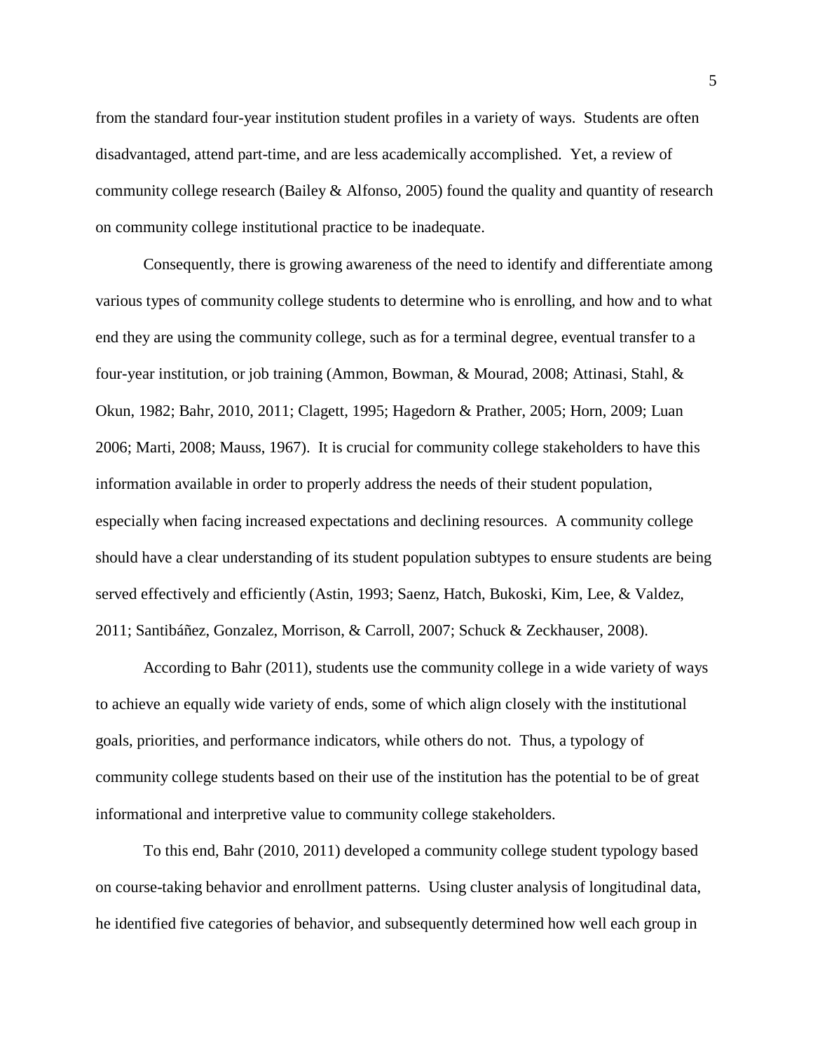from the standard four-year institution student profiles in a variety of ways. Students are often disadvantaged, attend part-time, and are less academically accomplished. Yet, a review of community college research (Bailey & Alfonso, 2005) found the quality and quantity of research on community college institutional practice to be inadequate.

Consequently, there is growing awareness of the need to identify and differentiate among various types of community college students to determine who is enrolling, and how and to what end they are using the community college, such as for a terminal degree, eventual transfer to a four-year institution, or job training (Ammon, Bowman, & Mourad, 2008; Attinasi, Stahl, & Okun, 1982; Bahr, 2010, 2011; Clagett, 1995; Hagedorn & Prather, 2005; Horn, 2009; Luan 2006; Marti, 2008; Mauss, 1967). It is crucial for community college stakeholders to have this information available in order to properly address the needs of their student population, especially when facing increased expectations and declining resources. A community college should have a clear understanding of its student population subtypes to ensure students are being served effectively and efficiently (Astin, 1993; Saenz, Hatch, Bukoski, Kim, Lee, & Valdez, 2011; Santibáñez, Gonzalez, Morrison, & Carroll, 2007; Schuck & Zeckhauser, 2008).

According to Bahr (2011), students use the community college in a wide variety of ways to achieve an equally wide variety of ends, some of which align closely with the institutional goals, priorities, and performance indicators, while others do not. Thus, a typology of community college students based on their use of the institution has the potential to be of great informational and interpretive value to community college stakeholders.

To this end, Bahr (2010, 2011) developed a community college student typology based on course-taking behavior and enrollment patterns. Using cluster analysis of longitudinal data, he identified five categories of behavior, and subsequently determined how well each group in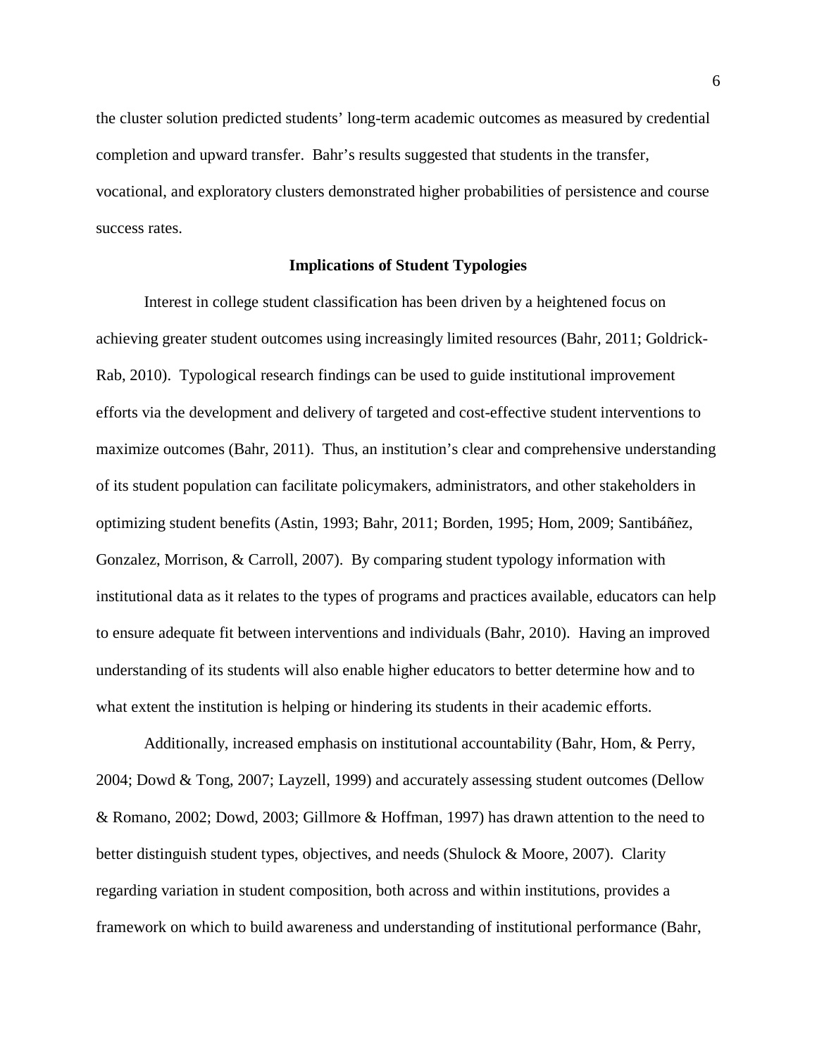the cluster solution predicted students' long-term academic outcomes as measured by credential completion and upward transfer. Bahr's results suggested that students in the transfer, vocational, and exploratory clusters demonstrated higher probabilities of persistence and course success rates.

## Implications of Student Typologies

Interest in college student classification has been driven by a heightened focus on achieving greater student outcomes using increasingly limited resources (Bahr, 2011; Goldrick-Rab, 2010). Typological research findings can be used to guide institutional improvement efforts via the development and delivery of targeted and cost-effective student interventions to maximize outcomes (Bahr, 2011). Thus, an institution's clear and comprehensive understanding of its student population can facilitate policymakers, administrators, and other stakeholders in optimizing student benefits (Astin, 1993; Bahr, 2011; Borden, 1995; Hom, 2009; Santibáñez, Gonzalez, Morrison, & Carroll, 2007). By comparing student typology information with institutional data as it relates to the types of programs and practices available, educators can help to ensure adequate fit between interventions and individuals (Bahr, 2010). Having an improved understanding of its students will also enable higher educators to better determine how and to what extent the institution is helping or hindering its students in their academic efforts.

Additionally, increased emphasis on institutional accountability (Bahr, Hom, & Perry, 2004; Dowd & Tong, 2007; Layzell, 1999) and accurately assessing student outcomes (Dellow & Romano, 2002; Dowd, 2003; Gillmore & Hoffman, 1997) has drawn attention to the need to better distinguish student types, objectives, and needs (Shulock & Moore, 2007). Clarity regarding variation in student composition, both across and within institutions, provides a framework on which to build awareness and understanding of institutional performance (Bahr,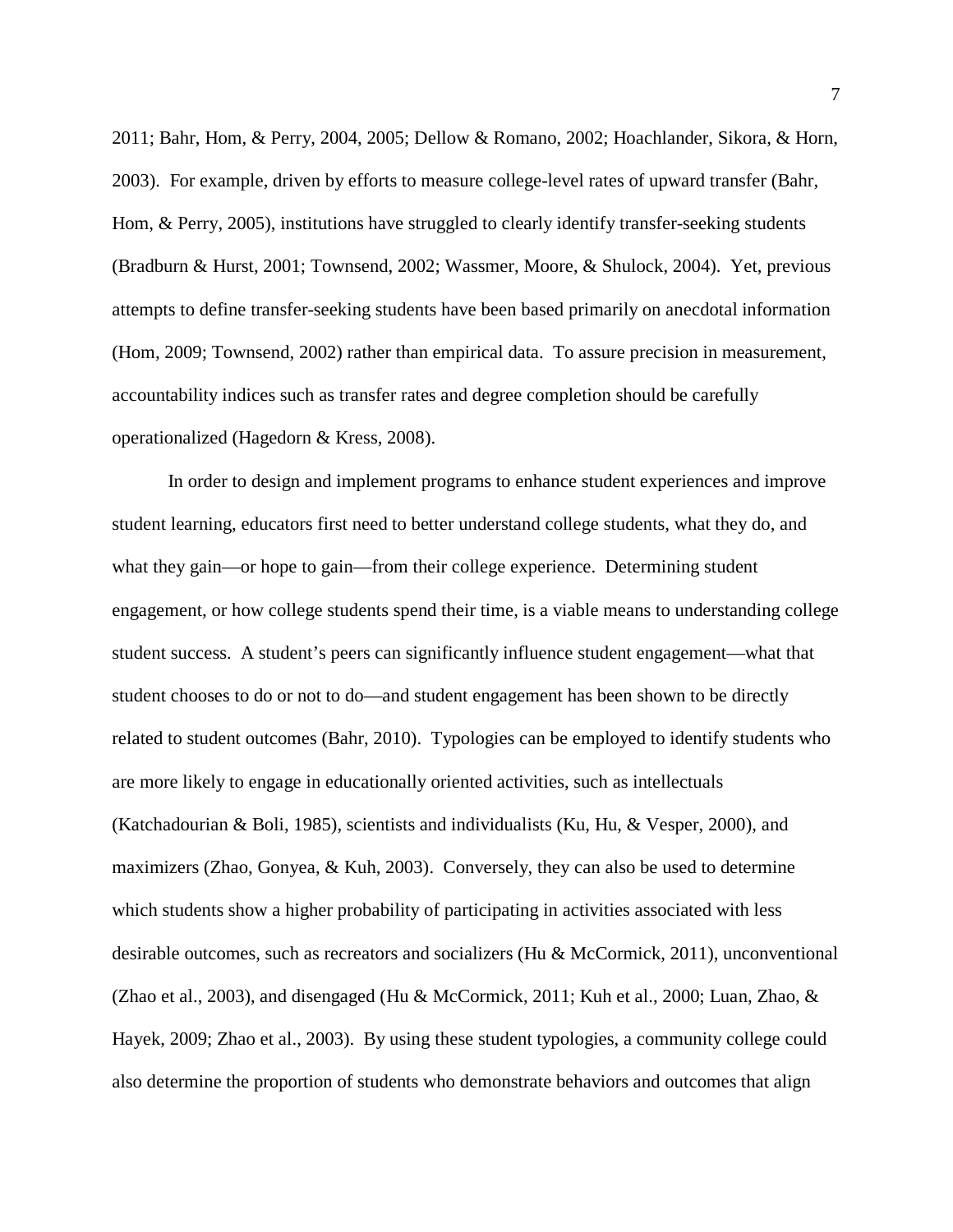2011; Bahr, Hom, & Perry, 2004, 2005; Dellow & Romano, 2002; Hoachlander, Sikora, & Horn, 2003). For example, driven by efforts to measure college-level rates of upward transfer (Bahr, Hom, & Perry, 2005), institutions have struggled to clearly identify transfer-seeking students (Bradburn & Hurst, 2001; Townsend, 2002; Wassmer, Moore, & Shulock, 2004). Yet, previous attempts to define transfer-seeking students have been based primarily on anecdotal information (Hom, 2009; Townsend, 2002) rather than empirical data. To assure precision in measurement, accountability indices such as transfer rates and degree completion should be carefully operationalized (Hagedorn & Kress, 2008).

In order to design and implement programs to enhance student experiences and improve student learning, educators first need to better understand college students, what they do, and what they gain—or hope to gain—from their college experience. Determining student engagement, or how college students spend their time, is a viable means to understanding college student success. A student's peers can significantly influence student engagement—what that student chooses to do or not to do—and student engagement has been shown to be directly related to student outcomes (Bahr, 2010). Typologies can be employed to identify students who are more likely to engage in educationally oriented activities, such as intellectuals (Katchadourian & Boli, 1985), scientists and individualists (Ku, Hu, & Vesper, 2000), and maximizers (Zhao, Gonyea, & Kuh, 2003). Conversely, they can also be used to determine which students show a higher probability of participating in activities associated with less desirable outcomes, such as recreators and socializers (Hu & McCormick, 2011), unconventional (Zhao et al., 2003), and disengaged (Hu & McCormick, 2011; Kuh et al., 2000; Luan, Zhao, & Hayek, 2009; Zhao et al., 2003). By using these student typologies, a community college could also determine the proportion of students who demonstrate behaviors and outcomes that align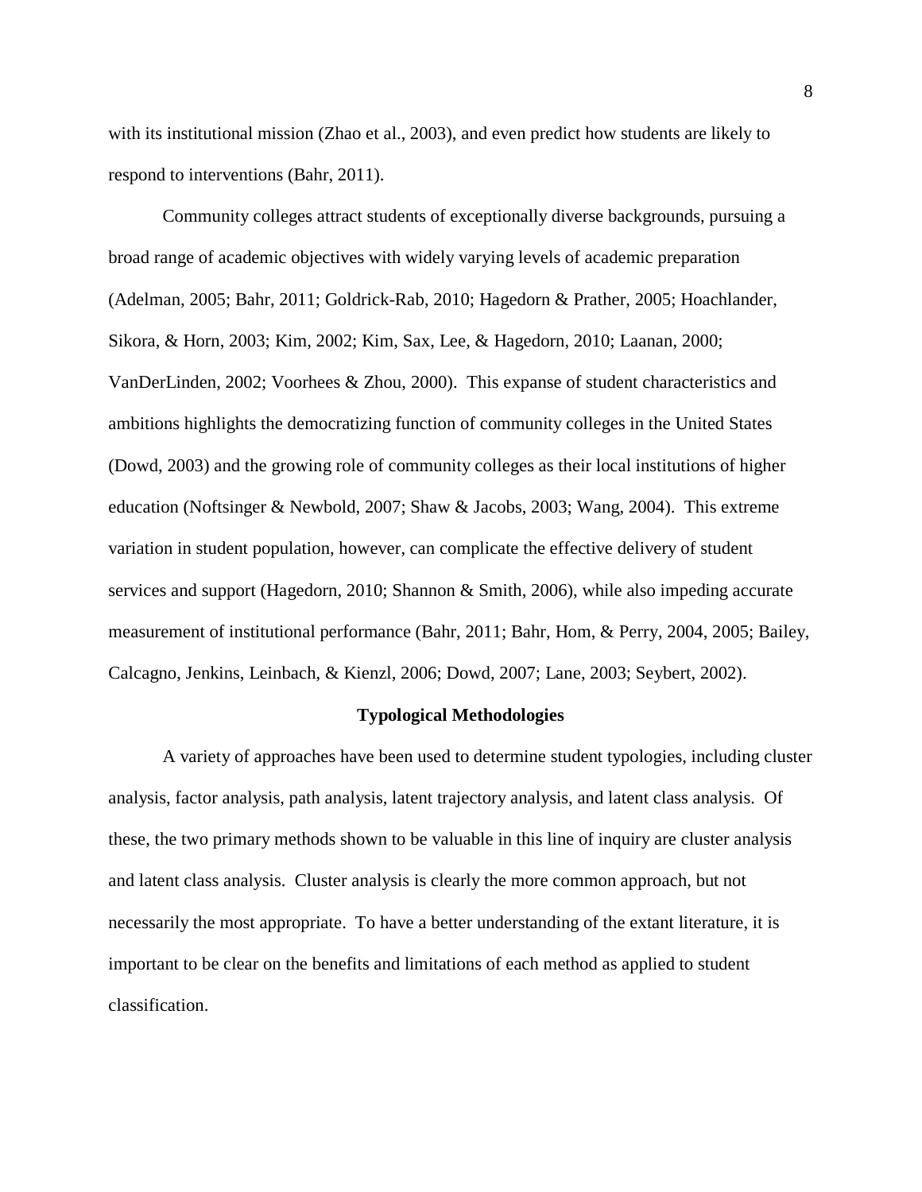with its institutional mission (Zhao et al., 2003), and even predict how students are likely to respond to interventions (Bahr, 2011).

Community colleges attract students of exceptionally diverse backgrounds, pursuing a broad range of academic objectives with widely varying levels of academic preparation (Adelman, 2005; Bahr, 2011; Goldrick-Rab, 2010; Hagedorn & Prather, 2005; Hoachlander, Sikora, & Horn, 2003; Kim, 2002; Kim, Sax, Lee, & Hagedorn, 2010; Laanan, 2000; VanDerLinden, 2002; Voorhees & Zhou, 2000). This expanse of student characteristics and ambitions highlights the democratizing function of community colleges in the United States (Dowd, 2003) and the growing role of community colleges as their local institutions of higher education (Noftsinger & Newbold, 2007; Shaw & Jacobs, 2003; Wang, 2004). This extreme variation in student population, however, can complicate the effective delivery of student services and support (Hagedorn, 2010; Shannon & Smith, 2006), while also impeding accurate measurement of institutional performance (Bahr, 2011; Bahr, Hom, & Perry, 2004, 2005; Bailey, Calcagno, Jenkins, Leinbach, & Kienzl, 2006; Dowd, 2007; Lane, 2003; Seybert, 2002).

## Typological Methodologies

A variety of approaches have been used to determine student typologies, including cluster analysis, factor analysis, path analysis, latent trajectory analysis, and latent class analysis. Of these, the two primary methods shown to be valuable in this line of inquiry are cluster analysis and latent class analysis. Cluster analysis is clearly the more common approach, but not necessarily the most appropriate. To have a better understanding of the extant literature, it is important to be clear on the benefits and limitations of each method as applied to student classification.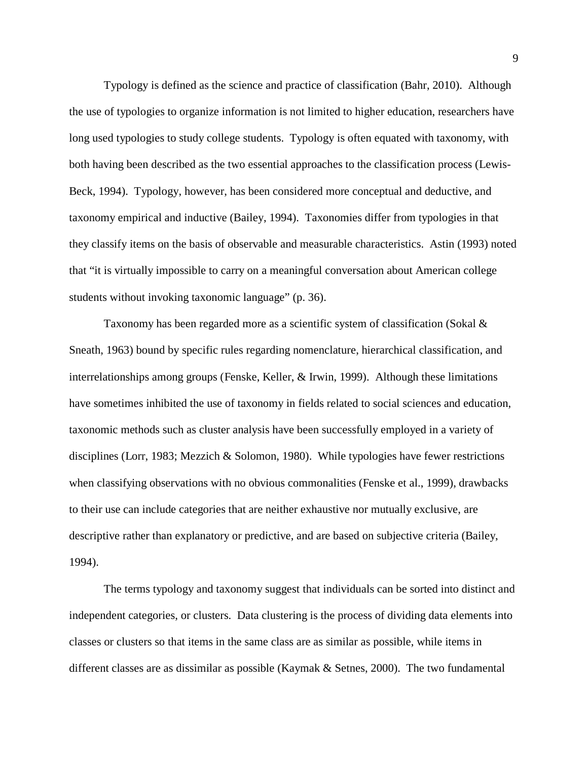Typology is defined as the science and practice of classification (Bahr, 2010). Although the use of typologies to organize information is not limited to higher education, researchers have long used typologies to study college students. Typology is often equated with taxonomy, with both having been described as the two essential approaches to the classification process (Lewis-Beck, 1994). Typology, however, has been considered more conceptual and deductive, and taxonomy empirical and inductive (Bailey, 1994). Taxonomies differ from typologies in that they classify items on the basis of observable and measurable characteristics. Astin (1993) noted that "it is virtually impossible to carry on a meaningful conversation about American college students without invoking taxonomic language" (p. 36).

Taxonomy has been regarded more as a scientific system of classification (Sokal & Sneath, 1963) bound by specific rules regarding nomenclature, hierarchical classification, and interrelationships among groups (Fenske, Keller, & Irwin, 1999). Although these limitations have sometimes inhibited the use of taxonomy in fields related to social sciences and education, taxonomic methods such as cluster analysis have been successfully employed in a variety of disciplines (Lorr, 1983; Mezzich & Solomon, 1980). While typologies have fewer restrictions when classifying observations with no obvious commonalities (Fenske et al., 1999), drawbacks to their use can include categories that are neither exhaustive nor mutually exclusive, are descriptive rather than explanatory or predictive, and are based on subjective criteria (Bailey, 1994).

The terms typology and taxonomy suggest that individuals can be sorted into distinct and independent categories, or clusters. Data clustering is the process of dividing data elements into classes or clusters so that items in the same class are as similar as possible, while items in different classes are as dissimilar as possible (Kaymak & Setnes, 2000). The two fundamental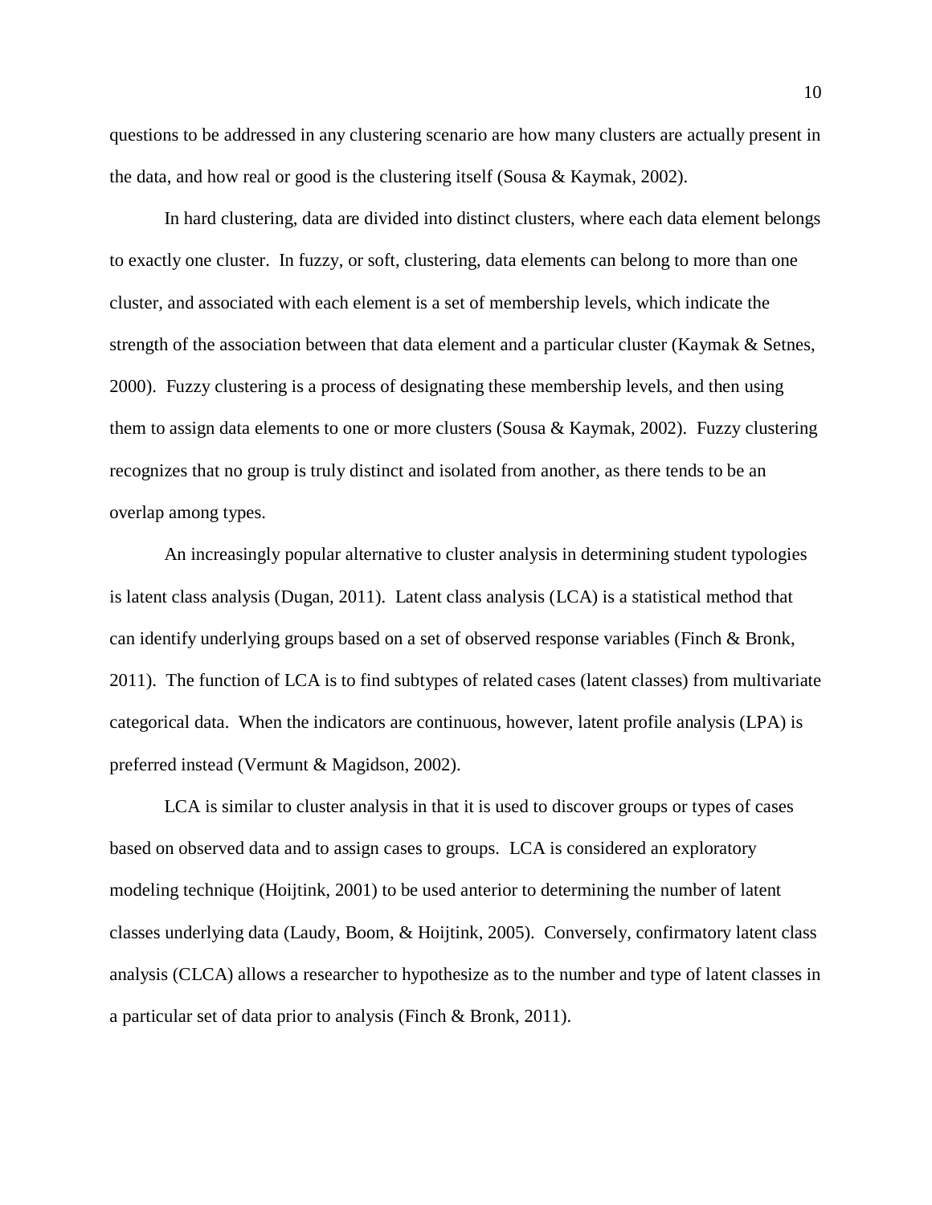questions to be addressed in any clustering scenario are how many clusters are actually present in the data, and how real or good is the clustering itself (Sousa & Kaymak, 2002).

In hard clustering, data are divided into distinct clusters, where each data element belongs to exactly one cluster. In fuzzy, or soft, clustering, data elements can belong to more than one cluster, and associated with each element is a set of membership levels, which indicate the strength of the association between that data element and a particular cluster (Kaymak & Setnes, 2000). Fuzzy clustering is a process of designating these membership levels, and then using them to assign data elements to one or more clusters (Sousa & Kaymak, 2002). Fuzzy clustering recognizes that no group is truly distinct and isolated from another, as there tends to be an overlap among types.

An increasingly popular alternative to cluster analysis in determining student typologies is latent class analysis (Dugan, 2011). Latent class analysis (LCA) is a statistical method that can identify underlying groups based on a set of observed response variables (Finch & Bronk, 2011). The function of LCA is to find subtypes of related cases (latent classes) from multivariate categorical data. When the indicators are continuous, however, latent profile analysis (LPA) is preferred instead (Vermunt & Magidson, 2002).

LCA is similar to cluster analysis in that it is used to discover groups or types of cases based on observed data and to assign cases to groups. LCA is considered an exploratory modeling technique (Hoijtink, 2001) to be used anterior to determining the number of latent classes underlying data (Laudy, Boom, & Hoijtink, 2005). Conversely, confirmatory latent class analysis (CLCA) allows a researcher to hypothesize as to the number and type of latent classes in a particular set of data prior to analysis (Finch & Bronk, 2011).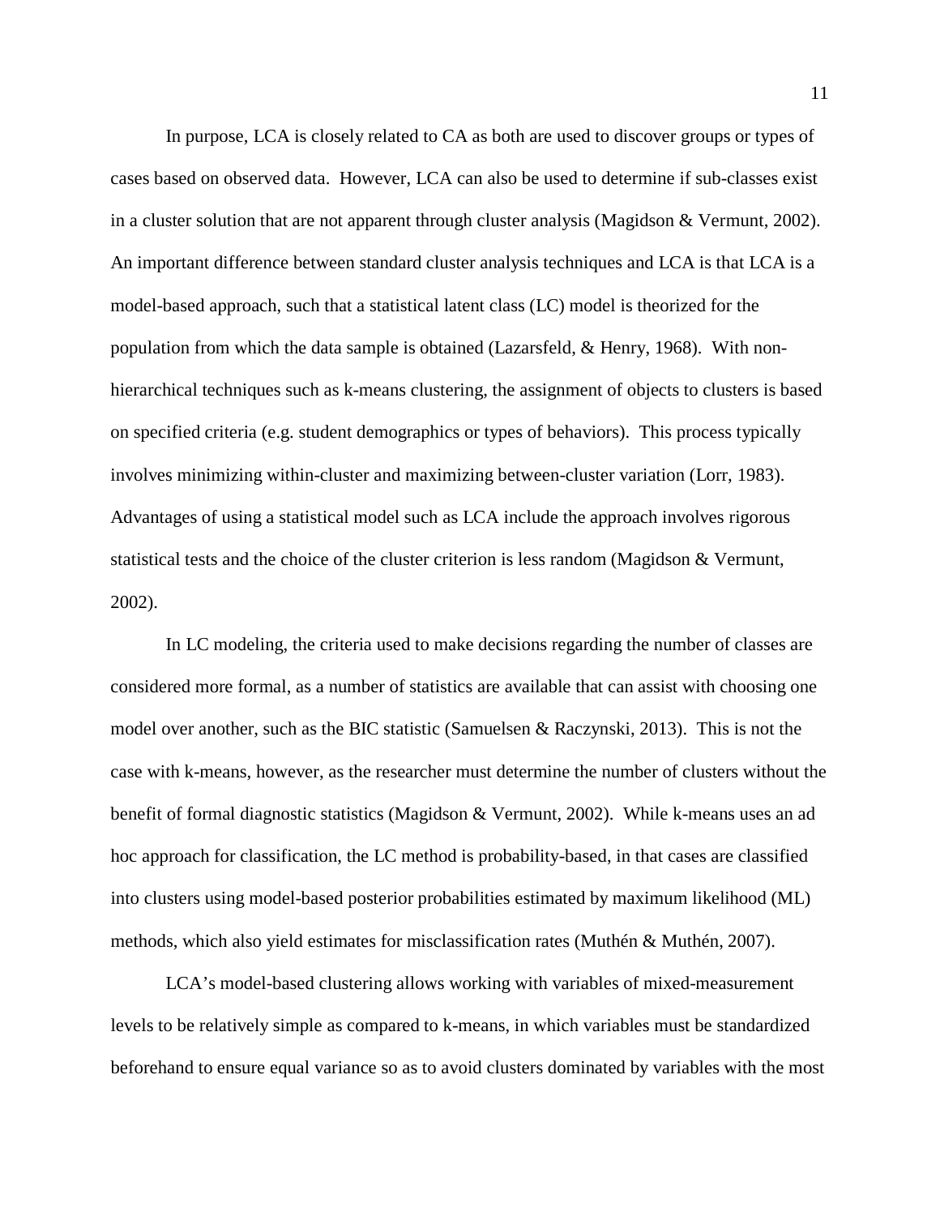In purpose, LCA is closely related to CA as both are used to discover groups or types of cases based on observed data. However, LCA can also be used to determine if sub-classes exist in a cluster solution that are not apparent through cluster analysis (Magidson & Vermunt, 2002). An important difference between standard cluster analysis techniques and LCA is that LCA is a model-based approach, such that a statistical latent class (LC) model is theorized for the population from which the data sample is obtained (Lazarsfeld, & Henry, 1968). With non-hierarchical techniques such as k-means clustering, the assignment of objects to clusters is based on specified criteria (e.g. student demographics or types of behaviors). This process typically involves minimizing within-cluster and maximizing between-cluster variation (Lorr, 1983). Advantages of using a statistical model such as LCA include the approach involves rigorous statistical tests and the choice of the cluster criterion is less random (Magidson & Vermunt, 2002).

In LC modeling, the criteria used to make decisions regarding the number of classes are considered more formal, as a number of statistics are available that can assist with choosing one model over another, such as the BIC statistic (Samuelsen & Raczynski, 2013). This is not the case with k-means, however, as the researcher must determine the number of clusters without the benefit of formal diagnostic statistics (Magidson & Vermunt, 2002). While k-means uses an ad hoc approach for classification, the LC method is probability-based, in that cases are classified into clusters using model-based posterior probabilities estimated by maximum likelihood (ML) methods, which also yield estimates for misclassification rates (Muthén & Muthén, 2007).

LCA's model-based clustering allows working with variables of mixed-measurement levels to be relatively simple as compared to k-means, in which variables must be standardized beforehand to ensure equal variance so as to avoid clusters dominated by variables with the most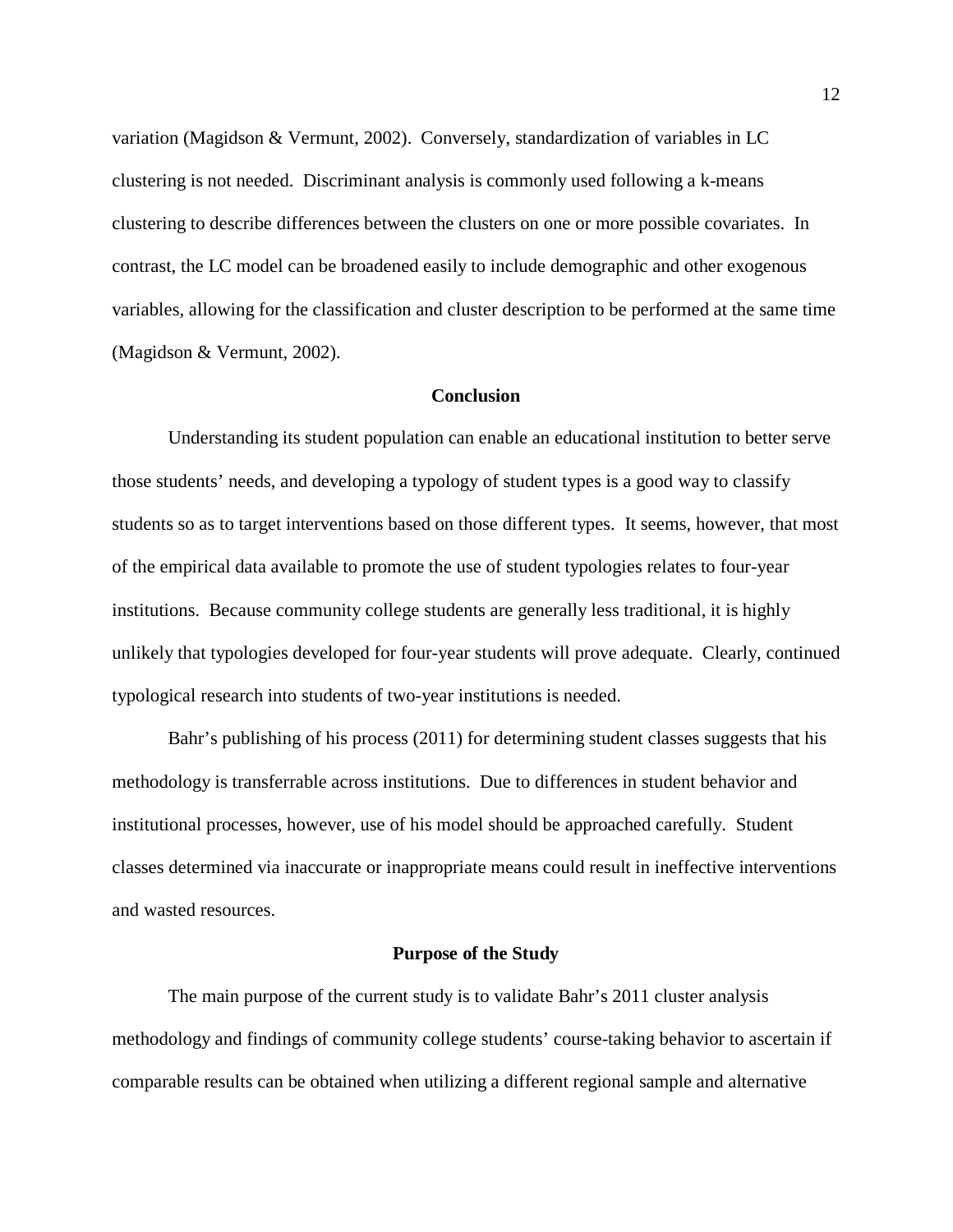variation (Magidson & Vermunt, 2002). Conversely, standardization of variables in LC clustering is not needed. Discriminant analysis is commonly used following a k-means clustering to describe differences between the clusters on one or more possible covariates. In contrast, the LC model can be broadened easily to include demographic and other exogenous variables, allowing for the classification and cluster description to be performed at the same time (Magidson & Vermunt, 2002).

## Conclusion

Understanding its student population can enable an educational institution to better serve those students' needs, and developing a typology of student types is a good way to classify students so as to target interventions based on those different types. It seems, however, that most of the empirical data available to promote the use of student typologies relates to four-year institutions. Because community college students are generally less traditional, it is highly unlikely that typologies developed for four-year students will prove adequate. Clearly, continued typological research into students of two-year institutions is needed.

Bahr's publishing of his process (2011) for determining student classes suggests that his methodology is transferrable across institutions. Due to differences in student behavior and institutional processes, however, use of his model should be approached carefully. Student classes determined via inaccurate or inappropriate means could result in ineffective interventions and wasted resources.

## Purpose of the Study

The main purpose of the current study is to validate Bahr's 2011 cluster analysis methodology and findings of community college students' course-taking behavior to ascertain if comparable results can be obtained when utilizing a different regional sample and alternative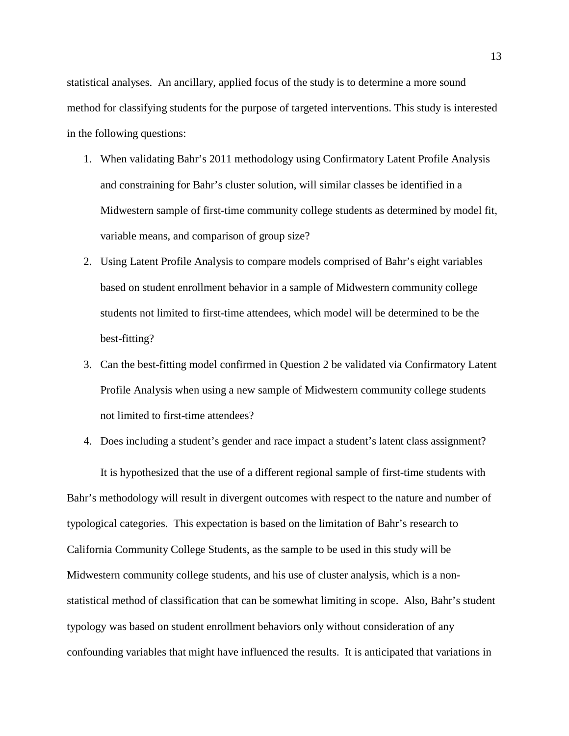statistical analyses. An ancillary, applied focus of the study is to determine a more sound method for classifying students for the purpose of targeted interventions. This study is interested in the following questions:

1. When validating Bahr's 2011 methodology using Confirmatory Latent Profile Analysis and constraining for Bahr's cluster solution, will similar classes be identified in a Midwestern sample of first-time community college students as determined by model fit, variable means, and comparison of group size?
2. Using Latent Profile Analysis to compare models comprised of Bahr's eight variables based on student enrollment behavior in a sample of Midwestern community college students not limited to first-time attendees, which model will be determined to be the best-fitting?
3. Can the best-fitting model confirmed in Question 2 be validated via Confirmatory Latent Profile Analysis when using a new sample of Midwestern community college students not limited to first-time attendees?
4. Does including a student's gender and race impact a student's latent class assignment?

It is hypothesized that the use of a different regional sample of first-time students with Bahr's methodology will result in divergent outcomes with respect to the nature and number of typological categories. This expectation is based on the limitation of Bahr's research to California Community College Students, as the sample to be used in this study will be Midwestern community college students, and his use of cluster analysis, which is a non-statistical method of classification that can be somewhat limiting in scope. Also, Bahr's student typology was based on student enrollment behaviors only without consideration of any confounding variables that might have influenced the results. It is anticipated that variations in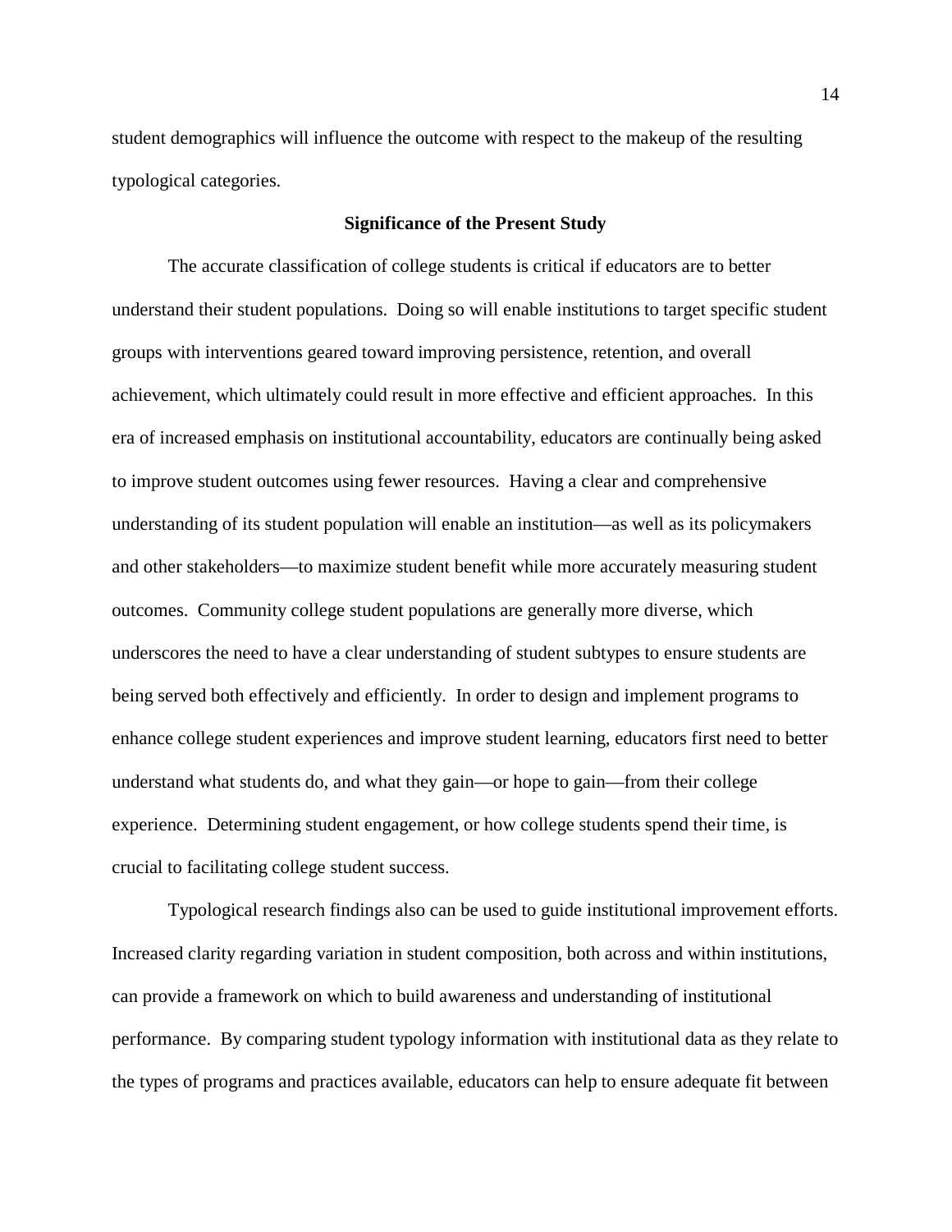student demographics will influence the outcome with respect to the makeup of the resulting typological categories.

## Significance of the Present Study

The accurate classification of college students is critical if educators are to better understand their student populations. Doing so will enable institutions to target specific student groups with interventions geared toward improving persistence, retention, and overall achievement, which ultimately could result in more effective and efficient approaches. In this era of increased emphasis on institutional accountability, educators are continually being asked to improve student outcomes using fewer resources. Having a clear and comprehensive understanding of its student population will enable an institution—as well as its policymakers and other stakeholders—to maximize student benefit while more accurately measuring student outcomes. Community college student populations are generally more diverse, which underscores the need to have a clear understanding of student subtypes to ensure students are being served both effectively and efficiently. In order to design and implement programs to enhance college student experiences and improve student learning, educators first need to better understand what students do, and what they gain—or hope to gain—from their college experience. Determining student engagement, or how college students spend their time, is crucial to facilitating college student success.

Typological research findings also can be used to guide institutional improvement efforts. Increased clarity regarding variation in student composition, both across and within institutions, can provide a framework on which to build awareness and understanding of institutional performance. By comparing student typology information with institutional data as they relate to the types of programs and practices available, educators can help to ensure adequate fit between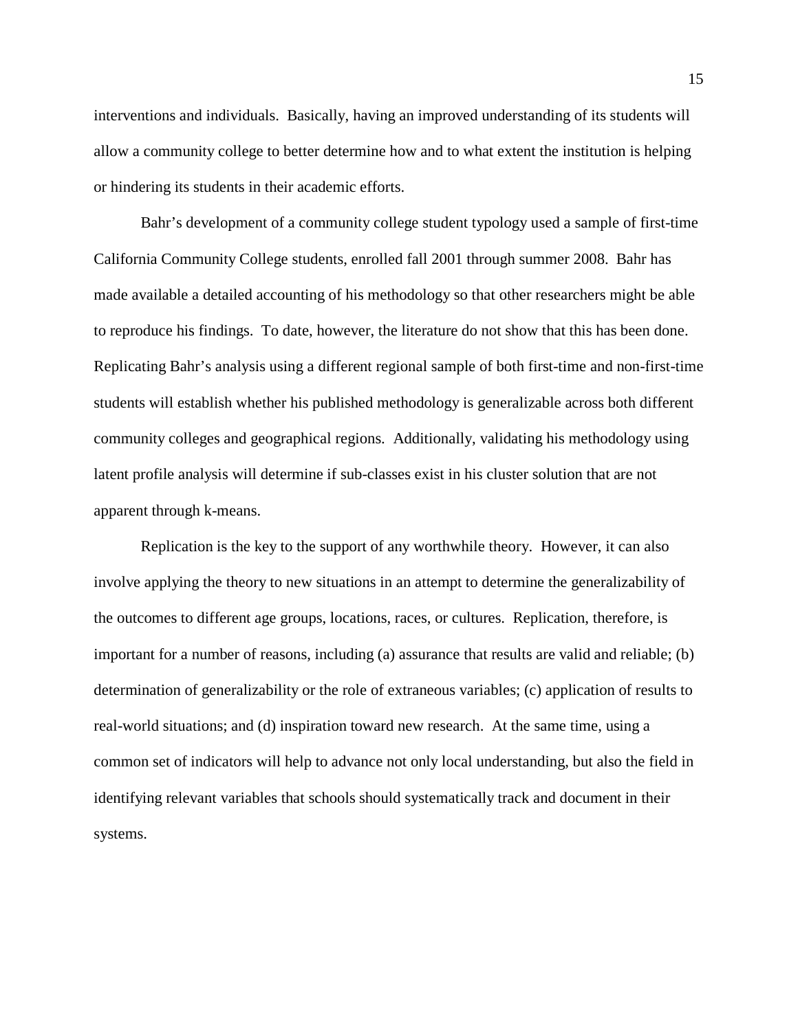interventions and individuals. Basically, having an improved understanding of its students will allow a community college to better determine how and to what extent the institution is helping or hindering its students in their academic efforts.

Bahr's development of a community college student typology used a sample of first-time California Community College students, enrolled fall 2001 through summer 2008. Bahr has made available a detailed accounting of his methodology so that other researchers might be able to reproduce his findings. To date, however, the literature do not show that this has been done. Replicating Bahr's analysis using a different regional sample of both first-time and non-first-time students will establish whether his published methodology is generalizable across both different community colleges and geographical regions. Additionally, validating his methodology using latent profile analysis will determine if sub-classes exist in his cluster solution that are not apparent through k-means.

Replication is the key to the support of any worthwhile theory. However, it can also involve applying the theory to new situations in an attempt to determine the generalizability of the outcomes to different age groups, locations, races, or cultures. Replication, therefore, is important for a number of reasons, including (a) assurance that results are valid and reliable; (b) determination of generalizability or the role of extraneous variables; (c) application of results to real-world situations; and (d) inspiration toward new research. At the same time, using a common set of indicators will help to advance not only local understanding, but also the field in identifying relevant variables that schools should systematically track and document in their systems.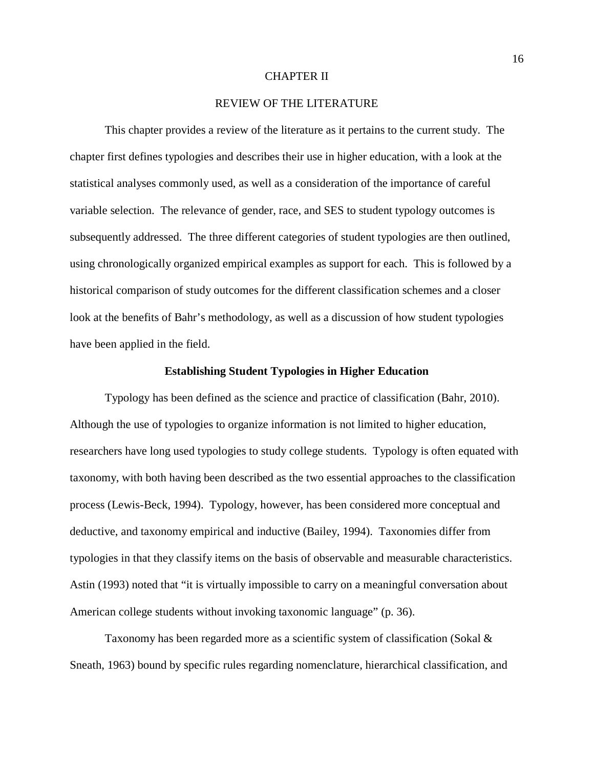# CHAPTER II

# REVIEW OF THE LITERATURE

This chapter provides a review of the literature as it pertains to the current study. The chapter first defines typologies and describes their use in higher education, with a look at the statistical analyses commonly used, as well as a consideration of the importance of careful variable selection. The relevance of gender, race, and SES to student typology outcomes is subsequently addressed. The three different categories of student typologies are then outlined, using chronologically organized empirical examples as support for each. This is followed by a historical comparison of study outcomes for the different classification schemes and a closer look at the benefits of Bahr's methodology, as well as a discussion of how student typologies have been applied in the field.

## Establishing Student Typologies in Higher Education

Typology has been defined as the science and practice of classification (Bahr, 2010). Although the use of typologies to organize information is not limited to higher education, researchers have long used typologies to study college students. Typology is often equated with taxonomy, with both having been described as the two essential approaches to the classification process (Lewis-Beck, 1994). Typology, however, has been considered more conceptual and deductive, and taxonomy empirical and inductive (Bailey, 1994). Taxonomies differ from typologies in that they classify items on the basis of observable and measurable characteristics. Astin (1993) noted that "it is virtually impossible to carry on a meaningful conversation about American college students without invoking taxonomic language" (p. 36).

Taxonomy has been regarded more as a scientific system of classification (Sokal & Sneath, 1963) bound by specific rules regarding nomenclature, hierarchical classification, and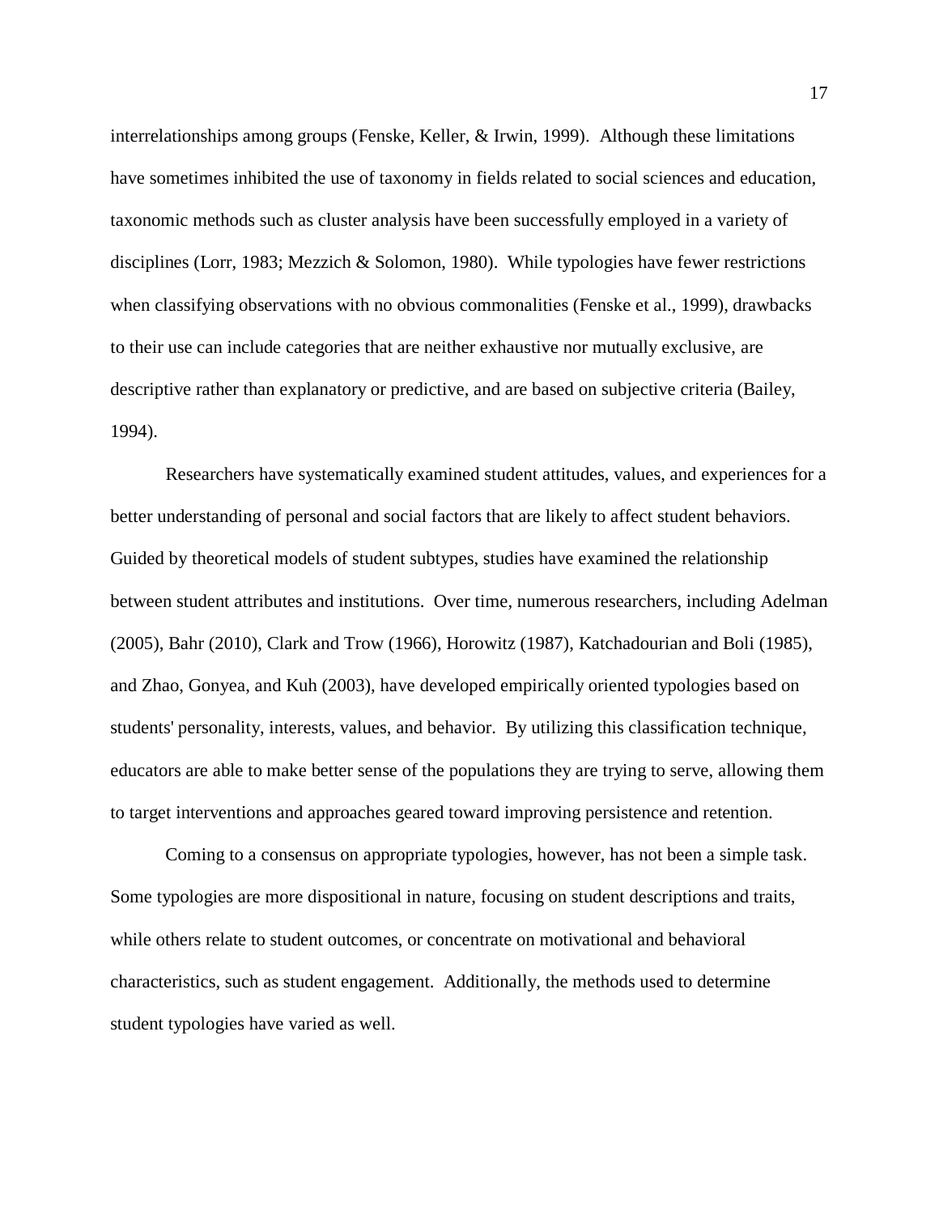interrelationships among groups (Fenske, Keller, & Irwin, 1999). Although these limitations have sometimes inhibited the use of taxonomy in fields related to social sciences and education, taxonomic methods such as cluster analysis have been successfully employed in a variety of disciplines (Lorr, 1983; Mezzich & Solomon, 1980). While typologies have fewer restrictions when classifying observations with no obvious commonalities (Fenske et al., 1999), drawbacks to their use can include categories that are neither exhaustive nor mutually exclusive, are descriptive rather than explanatory or predictive, and are based on subjective criteria (Bailey, 1994).

Researchers have systematically examined student attitudes, values, and experiences for a better understanding of personal and social factors that are likely to affect student behaviors. Guided by theoretical models of student subtypes, studies have examined the relationship between student attributes and institutions. Over time, numerous researchers, including Adelman (2005), Bahr (2010), Clark and Trow (1966), Horowitz (1987), Katchadourian and Boli (1985), and Zhao, Gonyea, and Kuh (2003), have developed empirically oriented typologies based on students' personality, interests, values, and behavior. By utilizing this classification technique, educators are able to make better sense of the populations they are trying to serve, allowing them to target interventions and approaches geared toward improving persistence and retention.

Coming to a consensus on appropriate typologies, however, has not been a simple task. Some typologies are more dispositional in nature, focusing on student descriptions and traits, while others relate to student outcomes, or concentrate on motivational and behavioral characteristics, such as student engagement. Additionally, the methods used to determine student typologies have varied as well.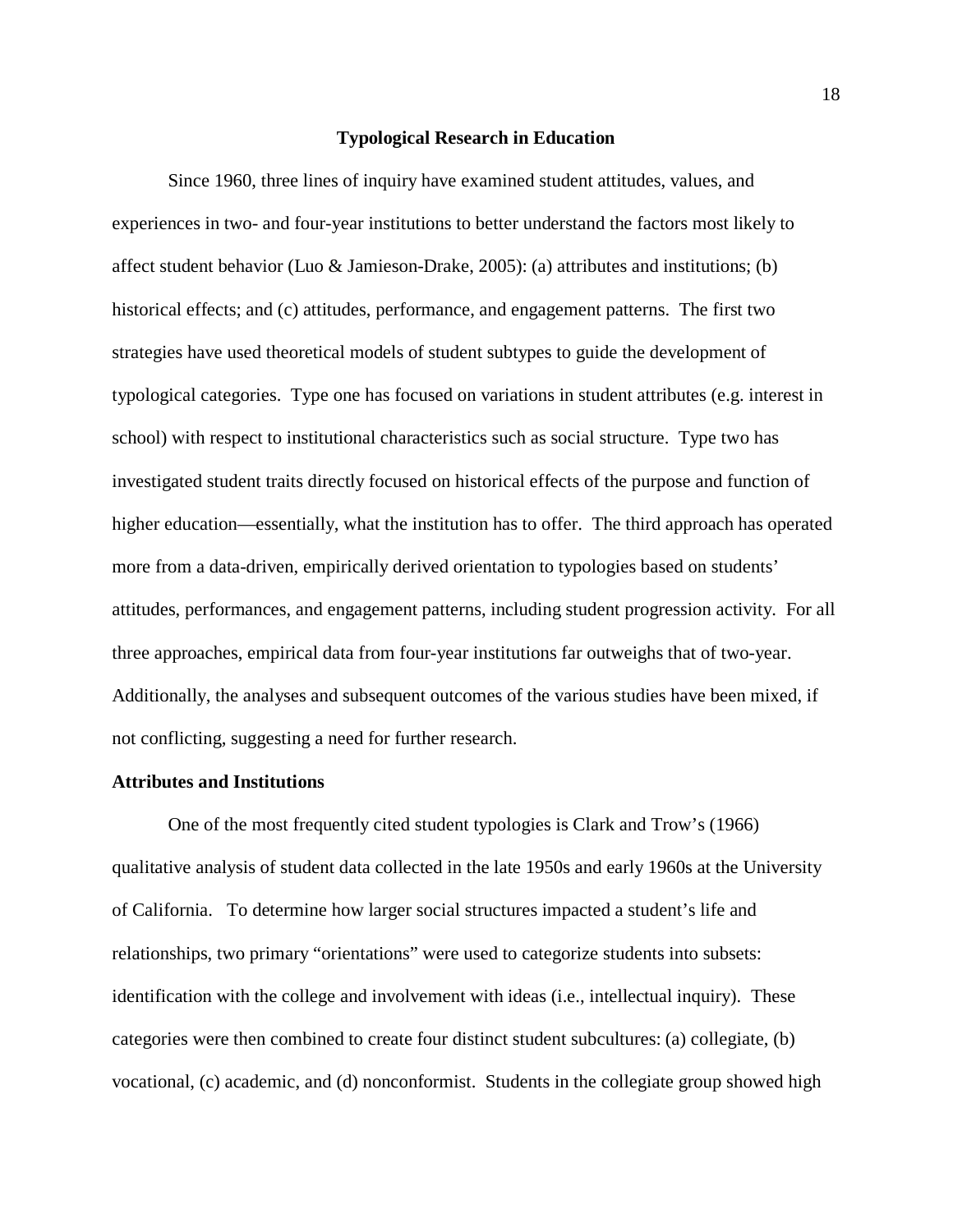## Typological Research in Education

Since 1960, three lines of inquiry have examined student attitudes, values, and experiences in two- and four-year institutions to better understand the factors most likely to affect student behavior (Luo & Jamieson-Drake, 2005): (a) attributes and institutions; (b) historical effects; and (c) attitudes, performance, and engagement patterns. The first two strategies have used theoretical models of student subtypes to guide the development of typological categories. Type one has focused on variations in student attributes (e.g. interest in school) with respect to institutional characteristics such as social structure. Type two has investigated student traits directly focused on historical effects of the purpose and function of higher education—essentially, what the institution has to offer. The third approach has operated more from a data-driven, empirically derived orientation to typologies based on students' attitudes, performances, and engagement patterns, including student progression activity. For all three approaches, empirical data from four-year institutions far outweighs that of two-year. Additionally, the analyses and subsequent outcomes of the various studies have been mixed, if not conflicting, suggesting a need for further research.

### Attributes and Institutions

One of the most frequently cited student typologies is Clark and Trow's (1966) qualitative analysis of student data collected in the late 1950s and early 1960s at the University of California. To determine how larger social structures impacted a student's life and relationships, two primary "orientations" were used to categorize students into subsets: identification with the college and involvement with ideas (i.e., intellectual inquiry). These categories were then combined to create four distinct student subcultures: (a) collegiate, (b) vocational, (c) academic, and (d) nonconformist. Students in the collegiate group showed high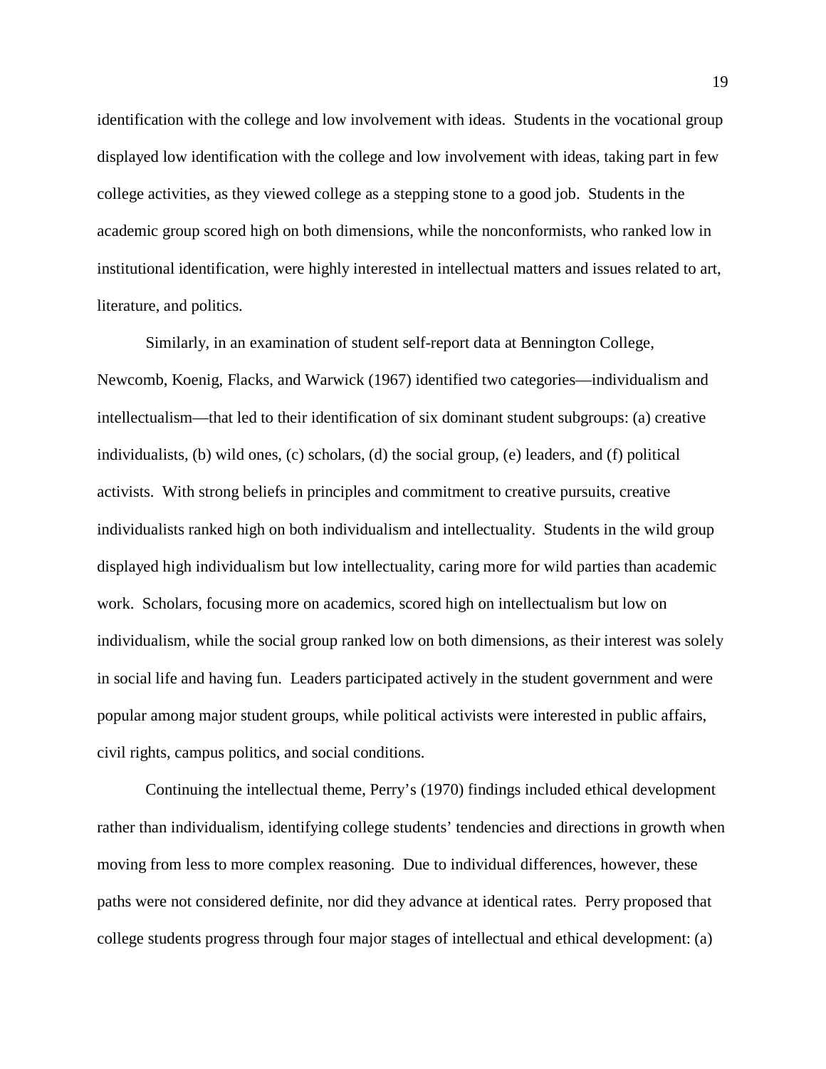identification with the college and low involvement with ideas. Students in the vocational group displayed low identification with the college and low involvement with ideas, taking part in few college activities, as they viewed college as a stepping stone to a good job. Students in the academic group scored high on both dimensions, while the nonconformists, who ranked low in institutional identification, were highly interested in intellectual matters and issues related to art, literature, and politics.

Similarly, in an examination of student self-report data at Bennington College, Newcomb, Koenig, Flacks, and Warwick (1967) identified two categories—individualism and intellectualism—that led to their identification of six dominant student subgroups: (a) creative individualists, (b) wild ones, (c) scholars, (d) the social group, (e) leaders, and (f) political activists. With strong beliefs in principles and commitment to creative pursuits, creative individualists ranked high on both individualism and intellectuality. Students in the wild group displayed high individualism but low intellectuality, caring more for wild parties than academic work. Scholars, focusing more on academics, scored high on intellectualism but low on individualism, while the social group ranked low on both dimensions, as their interest was solely in social life and having fun. Leaders participated actively in the student government and were popular among major student groups, while political activists were interested in public affairs, civil rights, campus politics, and social conditions.

Continuing the intellectual theme, Perry's (1970) findings included ethical development rather than individualism, identifying college students' tendencies and directions in growth when moving from less to more complex reasoning. Due to individual differences, however, these paths were not considered definite, nor did they advance at identical rates. Perry proposed that college students progress through four major stages of intellectual and ethical development: (a)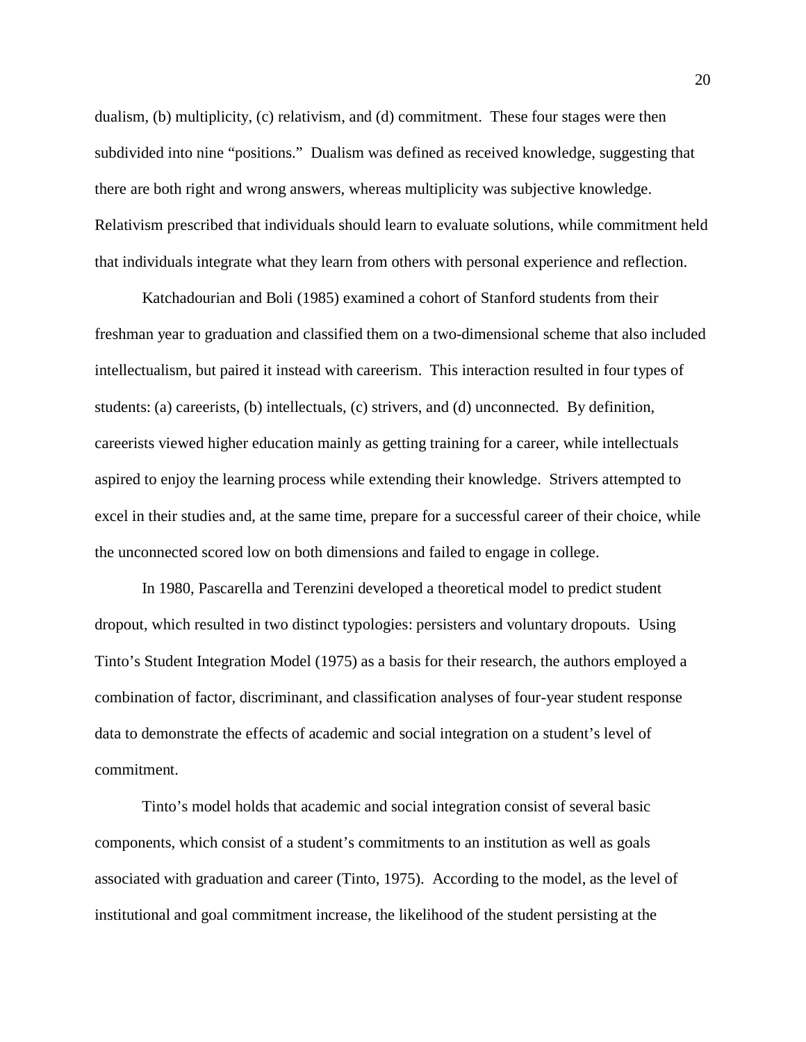dualism, (b) multiplicity, (c) relativism, and (d) commitment. These four stages were then subdivided into nine "positions." Dualism was defined as received knowledge, suggesting that there are both right and wrong answers, whereas multiplicity was subjective knowledge. Relativism prescribed that individuals should learn to evaluate solutions, while commitment held that individuals integrate what they learn from others with personal experience and reflection.

Katchadourian and Boli (1985) examined a cohort of Stanford students from their freshman year to graduation and classified them on a two-dimensional scheme that also included intellectualism, but paired it instead with careerism. This interaction resulted in four types of students: (a) careerists, (b) intellectuals, (c) strivers, and (d) unconnected. By definition, careerists viewed higher education mainly as getting training for a career, while intellectuals aspired to enjoy the learning process while extending their knowledge. Strivers attempted to excel in their studies and, at the same time, prepare for a successful career of their choice, while the unconnected scored low on both dimensions and failed to engage in college.

In 1980, Pascarella and Terenzini developed a theoretical model to predict student dropout, which resulted in two distinct typologies: persisters and voluntary dropouts. Using Tinto's Student Integration Model (1975) as a basis for their research, the authors employed a combination of factor, discriminant, and classification analyses of four-year student response data to demonstrate the effects of academic and social integration on a student's level of commitment.

Tinto's model holds that academic and social integration consist of several basic components, which consist of a student's commitments to an institution as well as goals associated with graduation and career (Tinto, 1975). According to the model, as the level of institutional and goal commitment increase, the likelihood of the student persisting at the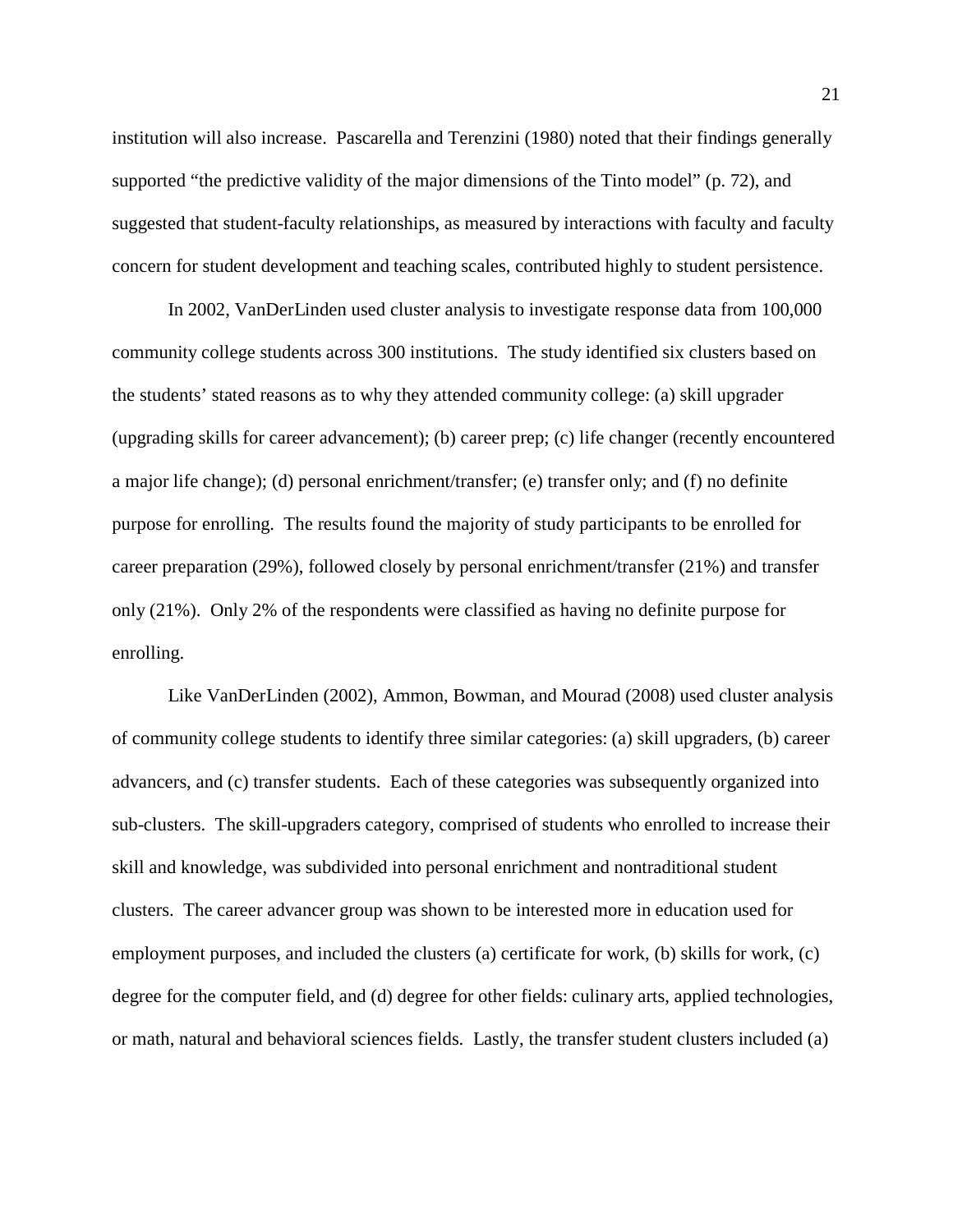institution will also increase. Pascarella and Terenzini (1980) noted that their findings generally supported "the predictive validity of the major dimensions of the Tinto model" (p. 72), and suggested that student-faculty relationships, as measured by interactions with faculty and faculty concern for student development and teaching scales, contributed highly to student persistence.

In 2002, VanDerLinden used cluster analysis to investigate response data from 100,000 community college students across 300 institutions. The study identified six clusters based on the students' stated reasons as to why they attended community college: (a) skill upgrader (upgrading skills for career advancement); (b) career prep; (c) life changer (recently encountered a major life change); (d) personal enrichment/transfer; (e) transfer only; and (f) no definite purpose for enrolling. The results found the majority of study participants to be enrolled for career preparation (29%), followed closely by personal enrichment/transfer (21%) and transfer only (21%). Only 2% of the respondents were classified as having no definite purpose for enrolling.

Like VanDerLinden (2002), Ammon, Bowman, and Mourad (2008) used cluster analysis of community college students to identify three similar categories: (a) skill upgraders, (b) career advancers, and (c) transfer students. Each of these categories was subsequently organized into sub-clusters. The skill-upgraders category, comprised of students who enrolled to increase their skill and knowledge, was subdivided into personal enrichment and nontraditional student clusters. The career advancer group was shown to be interested more in education used for employment purposes, and included the clusters (a) certificate for work, (b) skills for work, (c) degree for the computer field, and (d) degree for other fields: culinary arts, applied technologies, or math, natural and behavioral sciences fields. Lastly, the transfer student clusters included (a)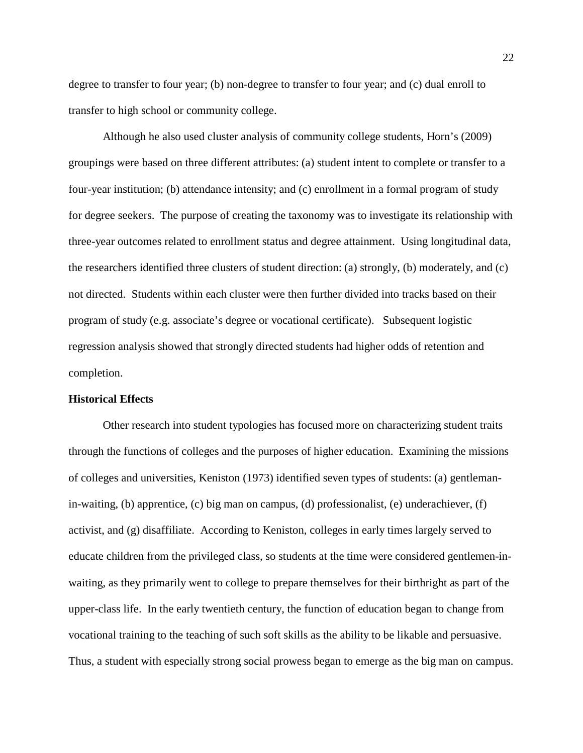degree to transfer to four year; (b) non-degree to transfer to four year; and (c) dual enroll to transfer to high school or community college.

Although he also used cluster analysis of community college students, Horn's (2009) groupings were based on three different attributes: (a) student intent to complete or transfer to a four-year institution; (b) attendance intensity; and (c) enrollment in a formal program of study for degree seekers. The purpose of creating the taxonomy was to investigate its relationship with three-year outcomes related to enrollment status and degree attainment. Using longitudinal data, the researchers identified three clusters of student direction: (a) strongly, (b) moderately, and (c) not directed. Students within each cluster were then further divided into tracks based on their program of study (e.g. associate's degree or vocational certificate). Subsequent logistic regression analysis showed that strongly directed students had higher odds of retention and completion.

**Historical Effects**

Other research into student typologies has focused more on characterizing student traits through the functions of colleges and the purposes of higher education. Examining the missions of colleges and universities, Keniston (1973) identified seven types of students: (a) gentleman-in-waiting, (b) apprentice, (c) big man on campus, (d) professionalist, (e) underachiever, (f) activist, and (g) disaffiliate. According to Keniston, colleges in early times largely served to educate children from the privileged class, so students at the time were considered gentlemen-in-waiting, as they primarily went to college to prepare themselves for their birthright as part of the upper-class life. In the early twentieth century, the function of education began to change from vocational training to the teaching of such soft skills as the ability to be likable and persuasive. Thus, a student with especially strong social prowess began to emerge as the big man on campus.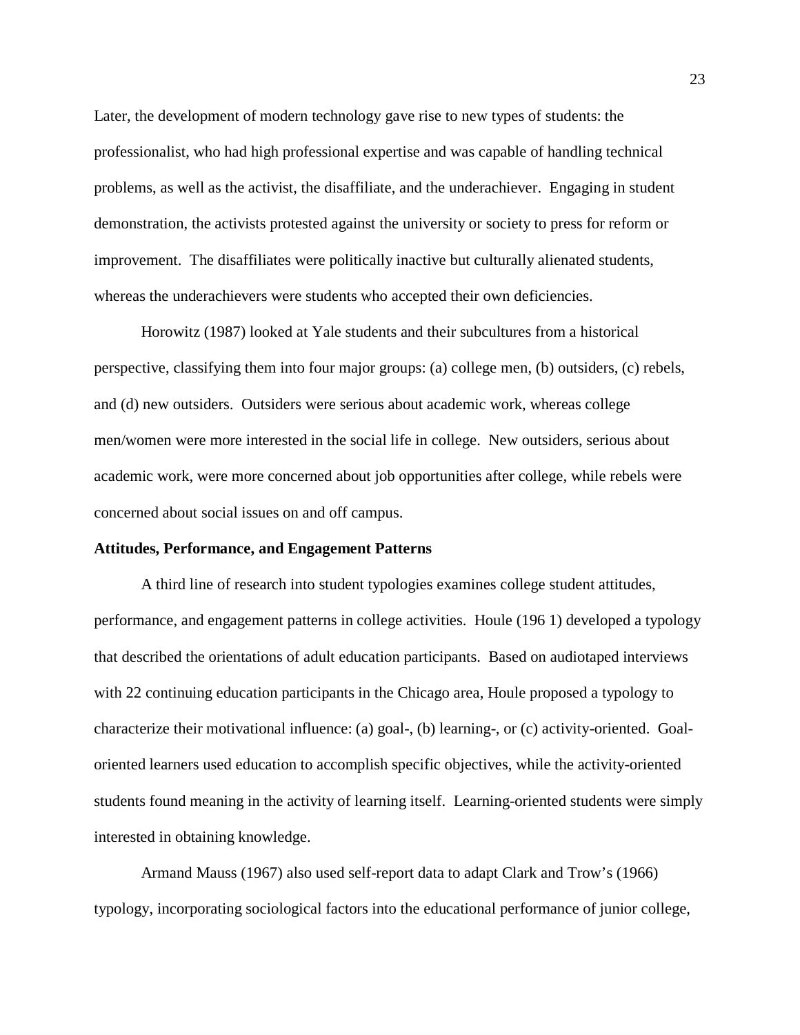Later, the development of modern technology gave rise to new types of students: the professionalist, who had high professional expertise and was capable of handling technical problems, as well as the activist, the disaffiliate, and the underachiever. Engaging in student demonstration, the activists protested against the university or society to press for reform or improvement. The disaffiliates were politically inactive but culturally alienated students, whereas the underachievers were students who accepted their own deficiencies.

Horowitz (1987) looked at Yale students and their subcultures from a historical perspective, classifying them into four major groups: (a) college men, (b) outsiders, (c) rebels, and (d) new outsiders. Outsiders were serious about academic work, whereas college men/women were more interested in the social life in college. New outsiders, serious about academic work, were more concerned about job opportunities after college, while rebels were concerned about social issues on and off campus.

**Attitudes, Performance, and Engagement Patterns**

A third line of research into student typologies examines college student attitudes, performance, and engagement patterns in college activities. Houle (196 1) developed a typology that described the orientations of adult education participants. Based on audiotaped interviews with 22 continuing education participants in the Chicago area, Houle proposed a typology to characterize their motivational influence: (a) goal-, (b) learning-, or (c) activity-oriented. Goal-oriented learners used education to accomplish specific objectives, while the activity-oriented students found meaning in the activity of learning itself. Learning-oriented students were simply interested in obtaining knowledge.

Armand Mauss (1967) also used self-report data to adapt Clark and Trow's (1966) typology, incorporating sociological factors into the educational performance of junior college,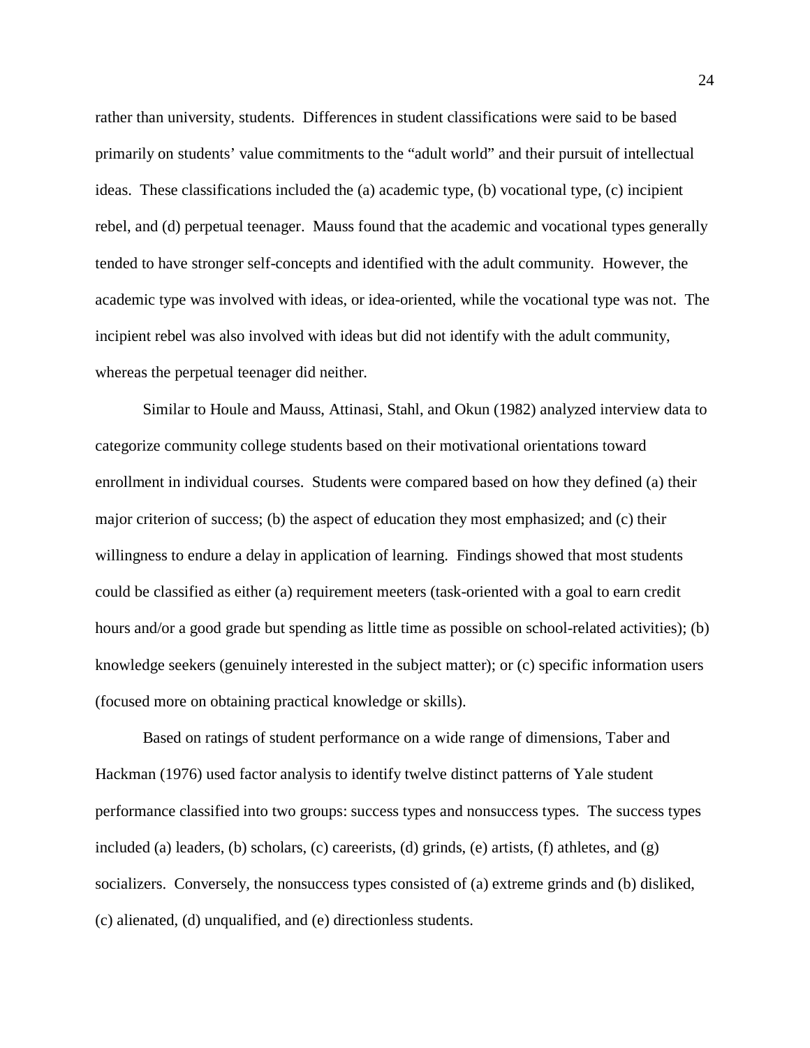rather than university, students. Differences in student classifications were said to be based primarily on students' value commitments to the "adult world" and their pursuit of intellectual ideas. These classifications included the (a) academic type, (b) vocational type, (c) incipient rebel, and (d) perpetual teenager. Mauss found that the academic and vocational types generally tended to have stronger self-concepts and identified with the adult community. However, the academic type was involved with ideas, or idea-oriented, while the vocational type was not. The incipient rebel was also involved with ideas but did not identify with the adult community, whereas the perpetual teenager did neither.

Similar to Houle and Mauss, Attinasi, Stahl, and Okun (1982) analyzed interview data to categorize community college students based on their motivational orientations toward enrollment in individual courses. Students were compared based on how they defined (a) their major criterion of success; (b) the aspect of education they most emphasized; and (c) their willingness to endure a delay in application of learning. Findings showed that most students could be classified as either (a) requirement meeters (task-oriented with a goal to earn credit hours and/or a good grade but spending as little time as possible on school-related activities); (b) knowledge seekers (genuinely interested in the subject matter); or (c) specific information users (focused more on obtaining practical knowledge or skills).

Based on ratings of student performance on a wide range of dimensions, Taber and Hackman (1976) used factor analysis to identify twelve distinct patterns of Yale student performance classified into two groups: success types and nonsuccess types. The success types included (a) leaders, (b) scholars, (c) careerists, (d) grinds, (e) artists, (f) athletes, and (g) socializers. Conversely, the nonsuccess types consisted of (a) extreme grinds and (b) disliked, (c) alienated, (d) unqualified, and (e) directionless students.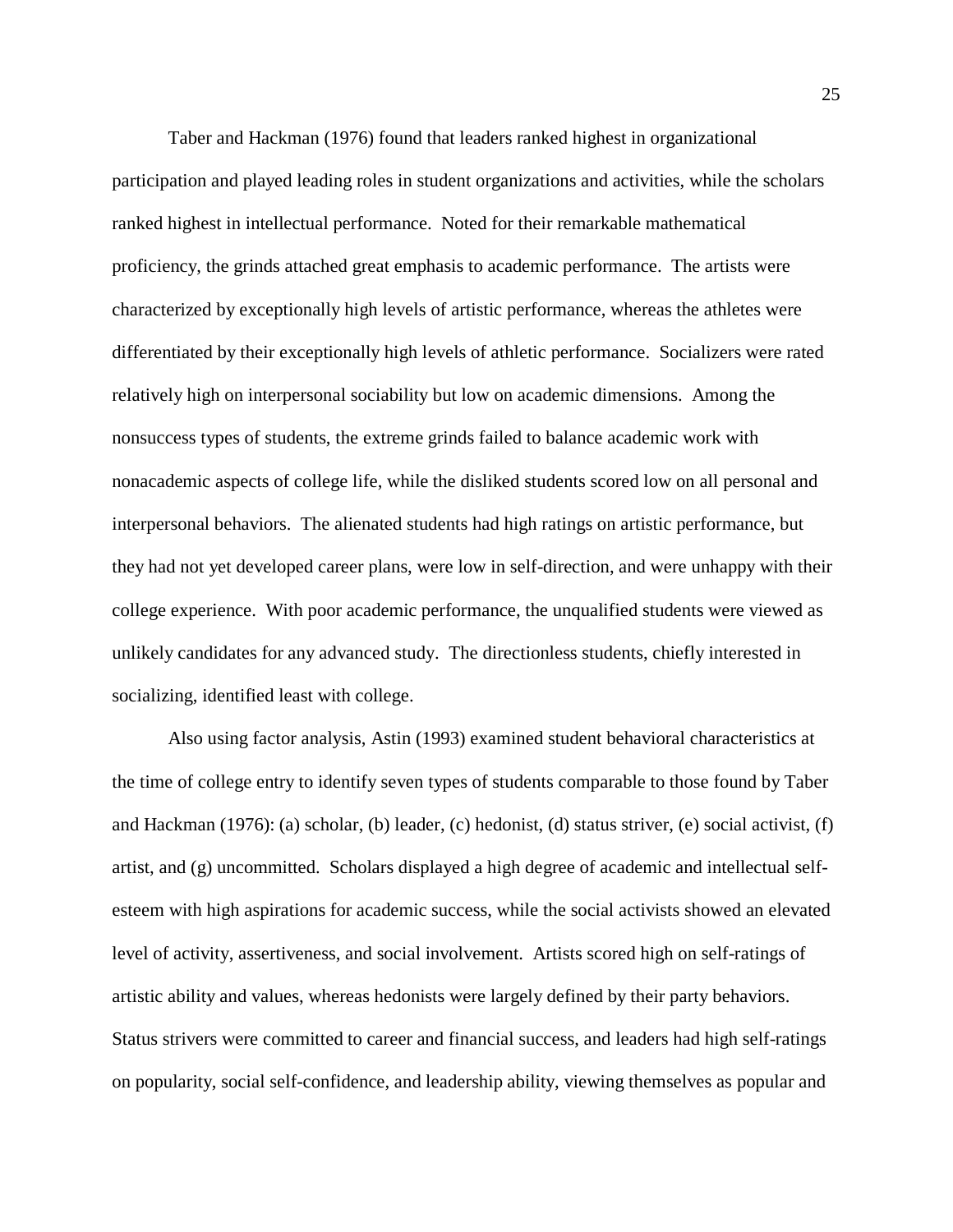Taber and Hackman (1976) found that leaders ranked highest in organizational participation and played leading roles in student organizations and activities, while the scholars ranked highest in intellectual performance. Noted for their remarkable mathematical proficiency, the grinds attached great emphasis to academic performance. The artists were characterized by exceptionally high levels of artistic performance, whereas the athletes were differentiated by their exceptionally high levels of athletic performance. Socializers were rated relatively high on interpersonal sociability but low on academic dimensions. Among the nonsuccess types of students, the extreme grinds failed to balance academic work with nonacademic aspects of college life, while the disliked students scored low on all personal and interpersonal behaviors. The alienated students had high ratings on artistic performance, but they had not yet developed career plans, were low in self-direction, and were unhappy with their college experience. With poor academic performance, the unqualified students were viewed as unlikely candidates for any advanced study. The directionless students, chiefly interested in socializing, identified least with college.

Also using factor analysis, Astin (1993) examined student behavioral characteristics at the time of college entry to identify seven types of students comparable to those found by Taber and Hackman (1976): (a) scholar, (b) leader, (c) hedonist, (d) status striver, (e) social activist, (f) artist, and (g) uncommitted. Scholars displayed a high degree of academic and intellectual self-esteem with high aspirations for academic success, while the social activists showed an elevated level of activity, assertiveness, and social involvement. Artists scored high on self-ratings of artistic ability and values, whereas hedonists were largely defined by their party behaviors. Status strivers were committed to career and financial success, and leaders had high self-ratings on popularity, social self-confidence, and leadership ability, viewing themselves as popular and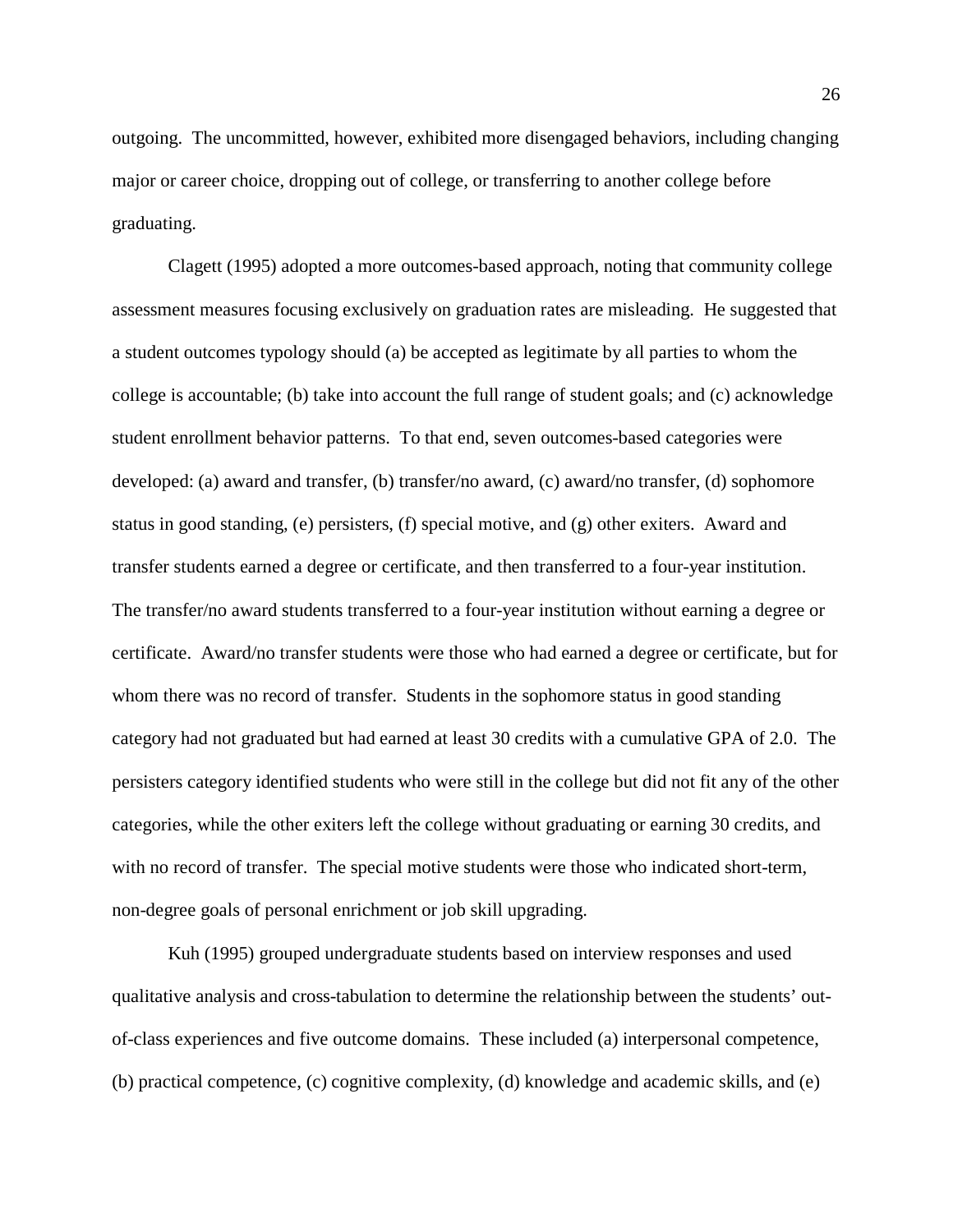outgoing. The uncommitted, however, exhibited more disengaged behaviors, including changing major or career choice, dropping out of college, or transferring to another college before graduating.

Clagett (1995) adopted a more outcomes-based approach, noting that community college assessment measures focusing exclusively on graduation rates are misleading. He suggested that a student outcomes typology should (a) be accepted as legitimate by all parties to whom the college is accountable; (b) take into account the full range of student goals; and (c) acknowledge student enrollment behavior patterns. To that end, seven outcomes-based categories were developed: (a) award and transfer, (b) transfer/no award, (c) award/no transfer, (d) sophomore status in good standing, (e) persisters, (f) special motive, and (g) other exiters. Award and transfer students earned a degree or certificate, and then transferred to a four-year institution. The transfer/no award students transferred to a four-year institution without earning a degree or certificate. Award/no transfer students were those who had earned a degree or certificate, but for whom there was no record of transfer. Students in the sophomore status in good standing category had not graduated but had earned at least 30 credits with a cumulative GPA of 2.0. The persisters category identified students who were still in the college but did not fit any of the other categories, while the other exiters left the college without graduating or earning 30 credits, and with no record of transfer. The special motive students were those who indicated short-term, non-degree goals of personal enrichment or job skill upgrading.

Kuh (1995) grouped undergraduate students based on interview responses and used qualitative analysis and cross-tabulation to determine the relationship between the students' out-of-class experiences and five outcome domains. These included (a) interpersonal competence, (b) practical competence, (c) cognitive complexity, (d) knowledge and academic skills, and (e)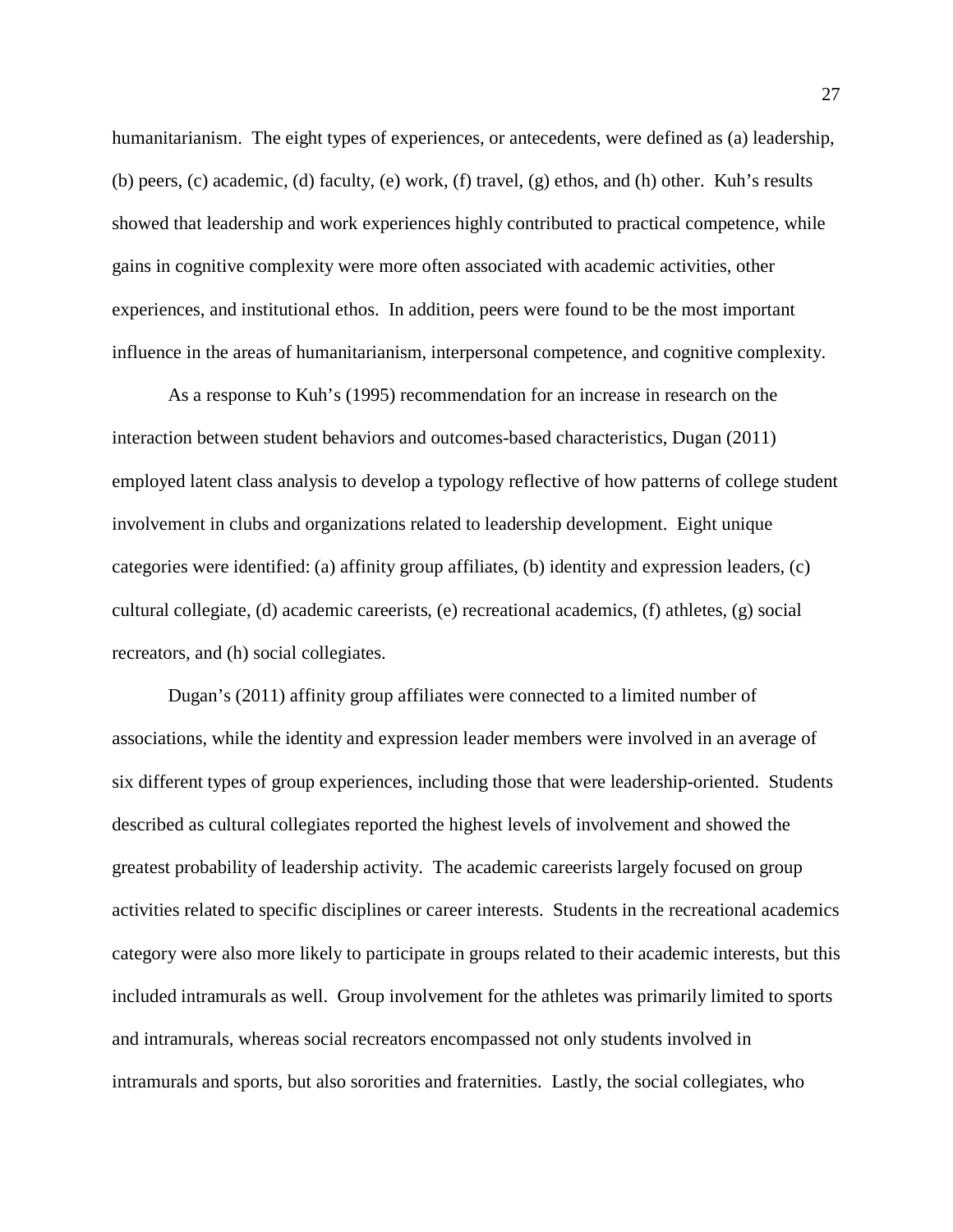humanitarianism. The eight types of experiences, or antecedents, were defined as (a) leadership, (b) peers, (c) academic, (d) faculty, (e) work, (f) travel, (g) ethos, and (h) other. Kuh's results showed that leadership and work experiences highly contributed to practical competence, while gains in cognitive complexity were more often associated with academic activities, other experiences, and institutional ethos. In addition, peers were found to be the most important influence in the areas of humanitarianism, interpersonal competence, and cognitive complexity.

As a response to Kuh's (1995) recommendation for an increase in research on the interaction between student behaviors and outcomes-based characteristics, Dugan (2011) employed latent class analysis to develop a typology reflective of how patterns of college student involvement in clubs and organizations related to leadership development. Eight unique categories were identified: (a) affinity group affiliates, (b) identity and expression leaders, (c) cultural collegiate, (d) academic careerists, (e) recreational academics, (f) athletes, (g) social recreators, and (h) social collegiates.

Dugan's (2011) affinity group affiliates were connected to a limited number of associations, while the identity and expression leader members were involved in an average of six different types of group experiences, including those that were leadership-oriented. Students described as cultural collegiates reported the highest levels of involvement and showed the greatest probability of leadership activity. The academic careerists largely focused on group activities related to specific disciplines or career interests. Students in the recreational academics category were also more likely to participate in groups related to their academic interests, but this included intramurals as well. Group involvement for the athletes was primarily limited to sports and intramurals, whereas social recreators encompassed not only students involved in intramurals and sports, but also sororities and fraternities. Lastly, the social collegiates, who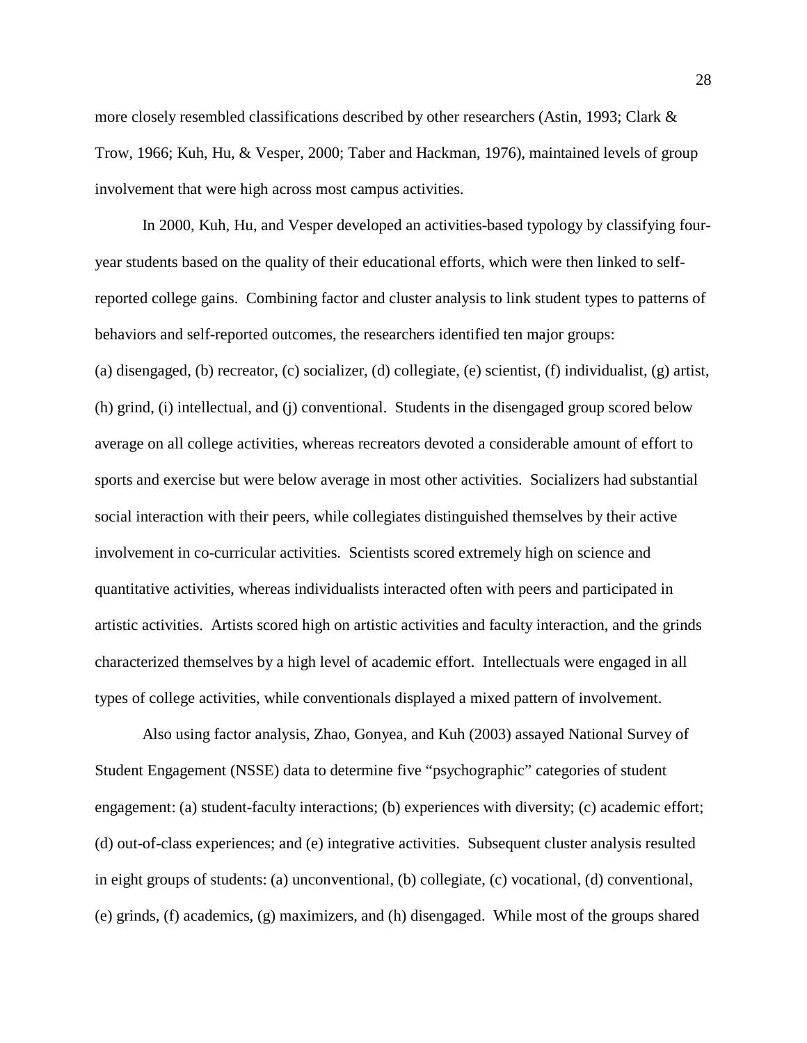more closely resembled classifications described by other researchers (Astin, 1993; Clark & Trow, 1966; Kuh, Hu, & Vesper, 2000; Taber and Hackman, 1976), maintained levels of group involvement that were high across most campus activities.

In 2000, Kuh, Hu, and Vesper developed an activities-based typology by classifying four-year students based on the quality of their educational efforts, which were then linked to self-reported college gains. Combining factor and cluster analysis to link student types to patterns of behaviors and self-reported outcomes, the researchers identified ten major groups: (a) disengaged, (b) recreator, (c) socializer, (d) collegiate, (e) scientist, (f) individualist, (g) artist, (h) grind, (i) intellectual, and (j) conventional. Students in the disengaged group scored below average on all college activities, whereas recreators devoted a considerable amount of effort to sports and exercise but were below average in most other activities. Socializers had substantial social interaction with their peers, while collegiates distinguished themselves by their active involvement in co-curricular activities. Scientists scored extremely high on science and quantitative activities, whereas individualists interacted often with peers and participated in artistic activities. Artists scored high on artistic activities and faculty interaction, and the grinds characterized themselves by a high level of academic effort. Intellectuals were engaged in all types of college activities, while conventionals displayed a mixed pattern of involvement.

Also using factor analysis, Zhao, Gonyea, and Kuh (2003) assayed National Survey of Student Engagement (NSSE) data to determine five "psychographic" categories of student engagement: (a) student-faculty interactions; (b) experiences with diversity; (c) academic effort; (d) out-of-class experiences; and (e) integrative activities. Subsequent cluster analysis resulted in eight groups of students: (a) unconventional, (b) collegiate, (c) vocational, (d) conventional, (e) grinds, (f) academics, (g) maximizers, and (h) disengaged. While most of the groups shared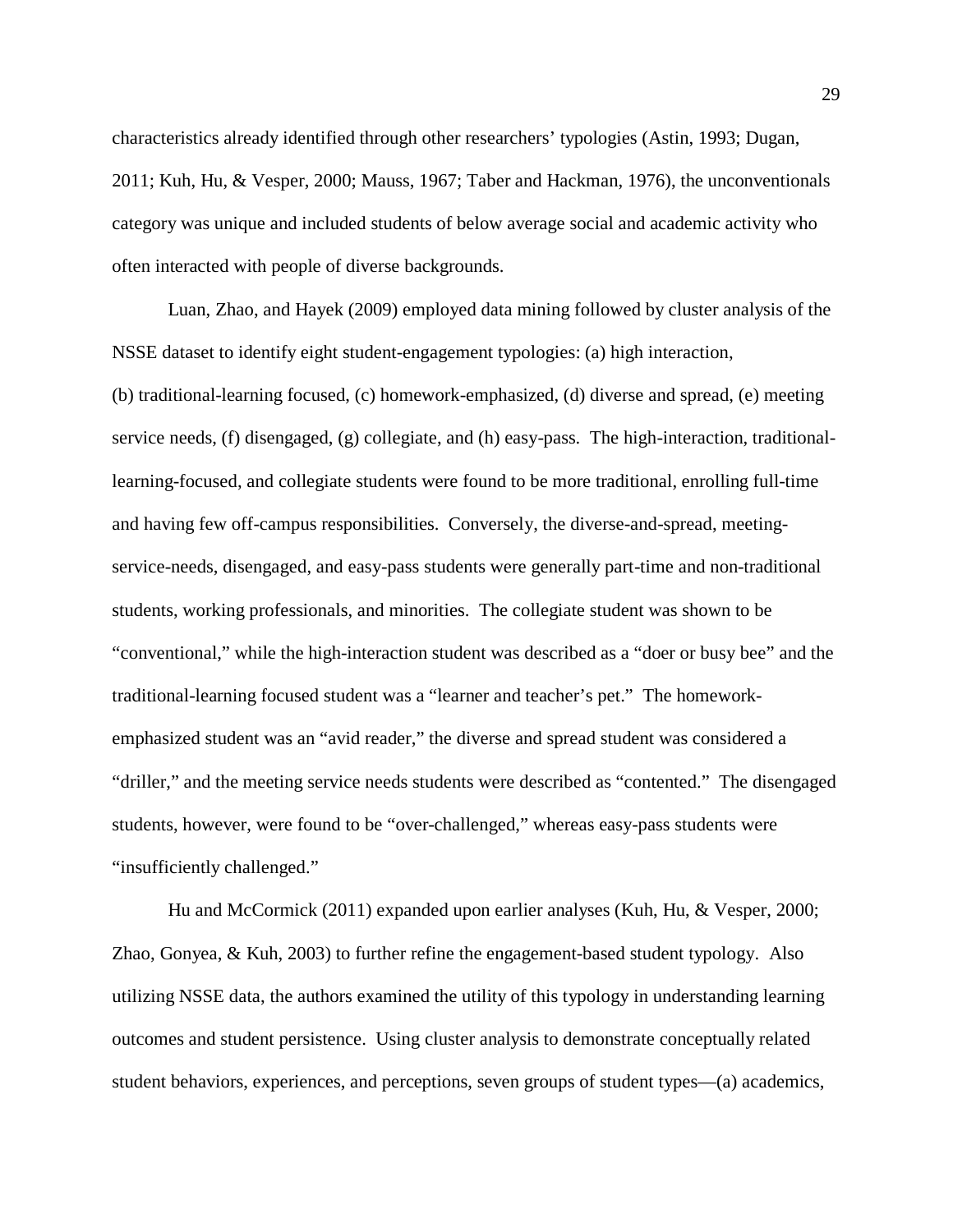characteristics already identified through other researchers' typologies (Astin, 1993; Dugan, 2011; Kuh, Hu, & Vesper, 2000; Mauss, 1967; Taber and Hackman, 1976), the unconventionals category was unique and included students of below average social and academic activity who often interacted with people of diverse backgrounds.

Luan, Zhao, and Hayek (2009) employed data mining followed by cluster analysis of the NSSE dataset to identify eight student-engagement typologies: (a) high interaction, (b) traditional-learning focused, (c) homework-emphasized, (d) diverse and spread, (e) meeting service needs, (f) disengaged, (g) collegiate, and (h) easy-pass. The high-interaction, traditional-learning-focused, and collegiate students were found to be more traditional, enrolling full-time and having few off-campus responsibilities. Conversely, the diverse-and-spread, meeting-service-needs, disengaged, and easy-pass students were generally part-time and non-traditional students, working professionals, and minorities. The collegiate student was shown to be "conventional," while the high-interaction student was described as a "doer or busy bee" and the traditional-learning focused student was a "learner and teacher's pet." The homework-emphasized student was an "avid reader," the diverse and spread student was considered a "driller," and the meeting service needs students were described as "contented." The disengaged students, however, were found to be "over-challenged," whereas easy-pass students were "insufficiently challenged."

Hu and McCormick (2011) expanded upon earlier analyses (Kuh, Hu, & Vesper, 2000; Zhao, Gonyea, & Kuh, 2003) to further refine the engagement-based student typology. Also utilizing NSSE data, the authors examined the utility of this typology in understanding learning outcomes and student persistence. Using cluster analysis to demonstrate conceptually related student behaviors, experiences, and perceptions, seven groups of student types—(a) academics,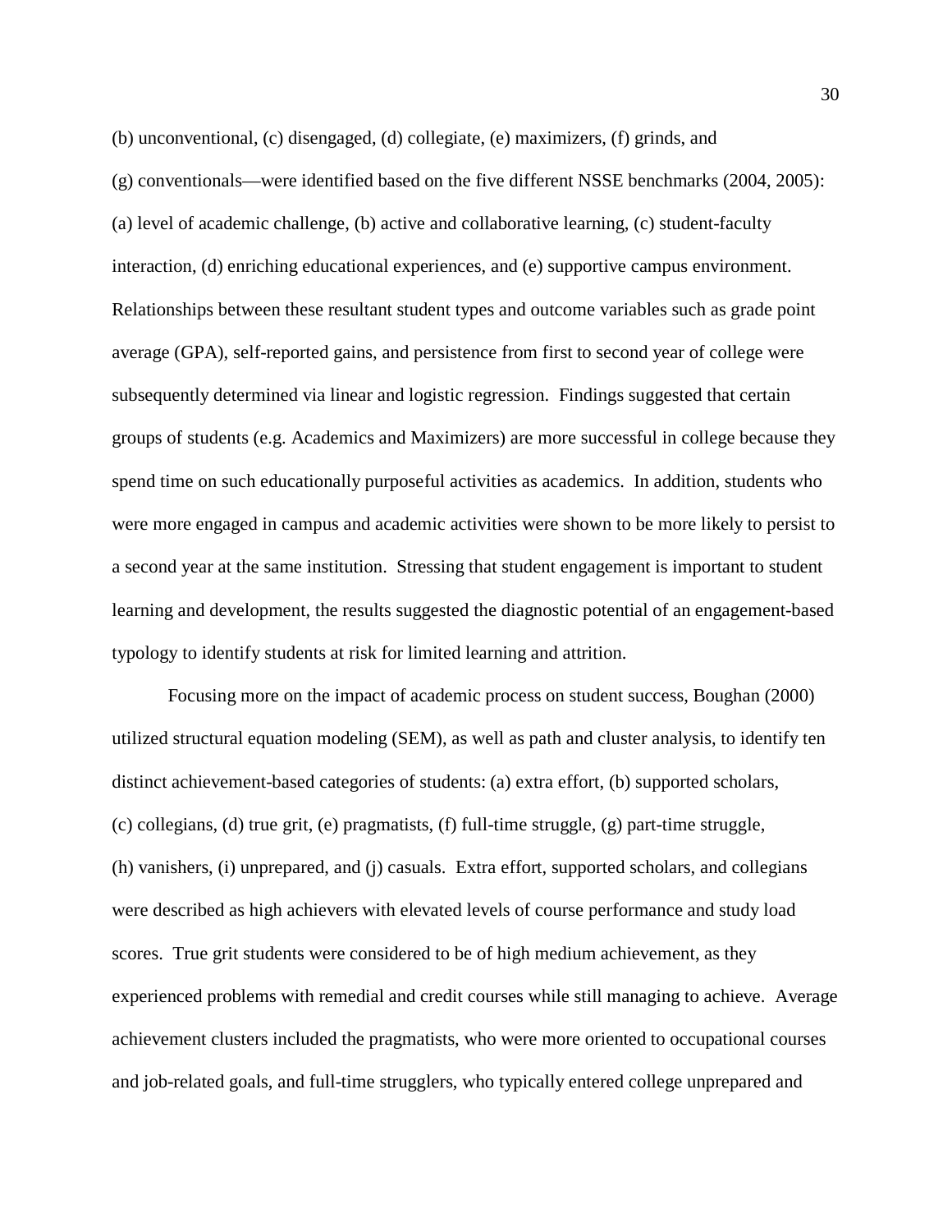(b) unconventional, (c) disengaged, (d) collegiate, (e) maximizers, (f) grinds, and (g) conventionals—were identified based on the five different NSSE benchmarks (2004, 2005): (a) level of academic challenge, (b) active and collaborative learning, (c) student-faculty interaction, (d) enriching educational experiences, and (e) supportive campus environment. Relationships between these resultant student types and outcome variables such as grade point average (GPA), self-reported gains, and persistence from first to second year of college were subsequently determined via linear and logistic regression. Findings suggested that certain groups of students (e.g. Academics and Maximizers) are more successful in college because they spend time on such educationally purposeful activities as academics. In addition, students who were more engaged in campus and academic activities were shown to be more likely to persist to a second year at the same institution. Stressing that student engagement is important to student learning and development, the results suggested the diagnostic potential of an engagement-based typology to identify students at risk for limited learning and attrition.

Focusing more on the impact of academic process on student success, Boughan (2000) utilized structural equation modeling (SEM), as well as path and cluster analysis, to identify ten distinct achievement-based categories of students: (a) extra effort, (b) supported scholars, (c) collegians, (d) true grit, (e) pragmatists, (f) full-time struggle, (g) part-time struggle, (h) vanishers, (i) unprepared, and (j) casuals. Extra effort, supported scholars, and collegians were described as high achievers with elevated levels of course performance and study load scores. True grit students were considered to be of high medium achievement, as they experienced problems with remedial and credit courses while still managing to achieve. Average achievement clusters included the pragmatists, who were more oriented to occupational courses and job-related goals, and full-time strugglers, who typically entered college unprepared and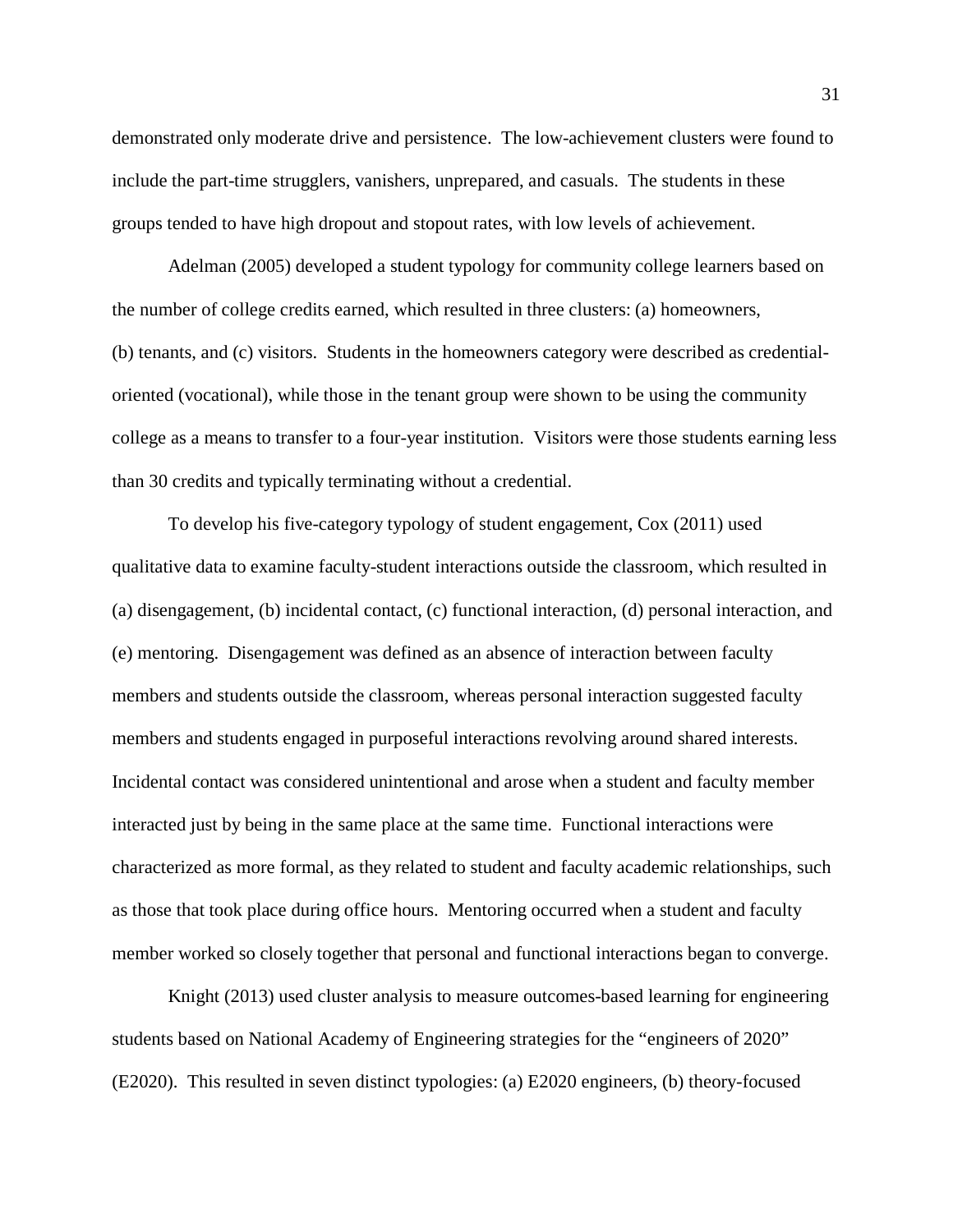demonstrated only moderate drive and persistence. The low-achievement clusters were found to include the part-time strugglers, vanishers, unprepared, and casuals. The students in these groups tended to have high dropout and stopout rates, with low levels of achievement.

Adelman (2005) developed a student typology for community college learners based on the number of college credits earned, which resulted in three clusters: (a) homeowners, (b) tenants, and (c) visitors. Students in the homeowners category were described as credential-oriented (vocational), while those in the tenant group were shown to be using the community college as a means to transfer to a four-year institution. Visitors were those students earning less than 30 credits and typically terminating without a credential.

To develop his five-category typology of student engagement, Cox (2011) used qualitative data to examine faculty-student interactions outside the classroom, which resulted in (a) disengagement, (b) incidental contact, (c) functional interaction, (d) personal interaction, and (e) mentoring. Disengagement was defined as an absence of interaction between faculty members and students outside the classroom, whereas personal interaction suggested faculty members and students engaged in purposeful interactions revolving around shared interests. Incidental contact was considered unintentional and arose when a student and faculty member interacted just by being in the same place at the same time. Functional interactions were characterized as more formal, as they related to student and faculty academic relationships, such as those that took place during office hours. Mentoring occurred when a student and faculty member worked so closely together that personal and functional interactions began to converge.

Knight (2013) used cluster analysis to measure outcomes-based learning for engineering students based on National Academy of Engineering strategies for the "engineers of 2020" (E2020). This resulted in seven distinct typologies: (a) E2020 engineers, (b) theory-focused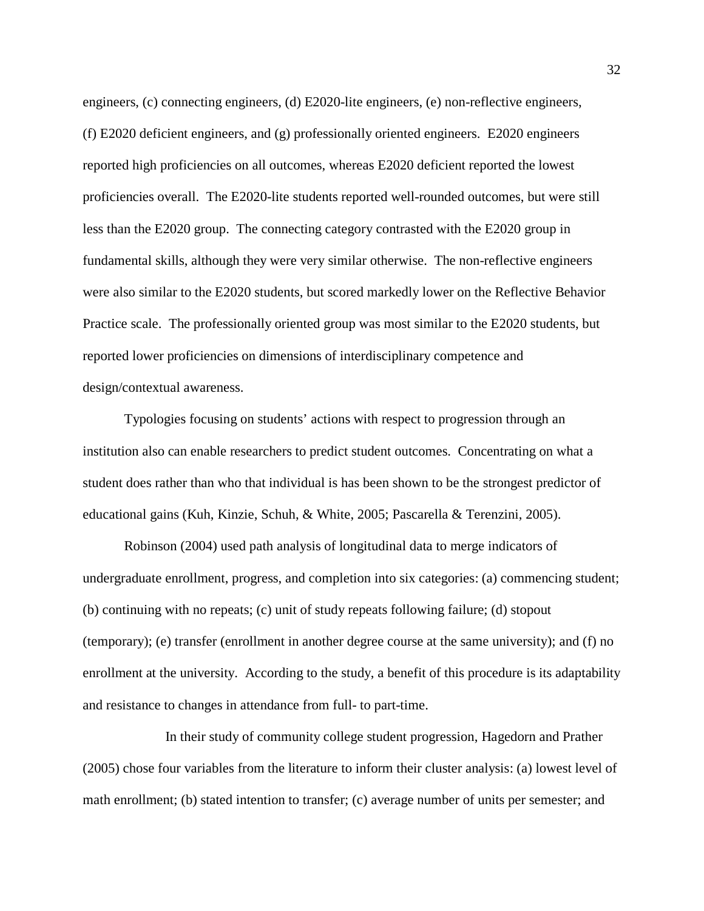engineers, (c) connecting engineers, (d) E2020-lite engineers, (e) non-reflective engineers, (f) E2020 deficient engineers, and (g) professionally oriented engineers. E2020 engineers reported high proficiencies on all outcomes, whereas E2020 deficient reported the lowest proficiencies overall. The E2020-lite students reported well-rounded outcomes, but were still less than the E2020 group. The connecting category contrasted with the E2020 group in fundamental skills, although they were very similar otherwise. The non-reflective engineers were also similar to the E2020 students, but scored markedly lower on the Reflective Behavior Practice scale. The professionally oriented group was most similar to the E2020 students, but reported lower proficiencies on dimensions of interdisciplinary competence and design/contextual awareness.

Typologies focusing on students' actions with respect to progression through an institution also can enable researchers to predict student outcomes. Concentrating on what a student does rather than who that individual is has been shown to be the strongest predictor of educational gains (Kuh, Kinzie, Schuh, & White, 2005; Pascarella & Terenzini, 2005).

Robinson (2004) used path analysis of longitudinal data to merge indicators of undergraduate enrollment, progress, and completion into six categories: (a) commencing student; (b) continuing with no repeats; (c) unit of study repeats following failure; (d) stopout (temporary); (e) transfer (enrollment in another degree course at the same university); and (f) no enrollment at the university. According to the study, a benefit of this procedure is its adaptability and resistance to changes in attendance from full- to part-time.

In their study of community college student progression, Hagedorn and Prather (2005) chose four variables from the literature to inform their cluster analysis: (a) lowest level of math enrollment; (b) stated intention to transfer; (c) average number of units per semester; and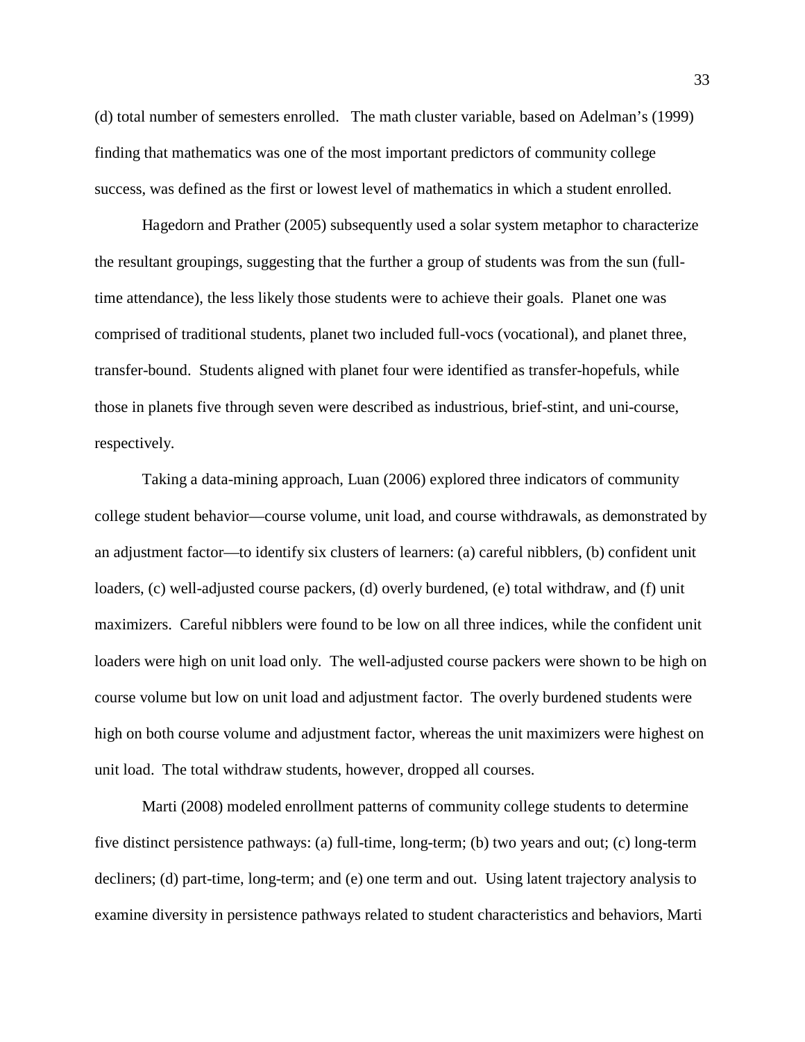(d) total number of semesters enrolled. The math cluster variable, based on Adelman's (1999) finding that mathematics was one of the most important predictors of community college success, was defined as the first or lowest level of mathematics in which a student enrolled.

Hagedorn and Prather (2005) subsequently used a solar system metaphor to characterize the resultant groupings, suggesting that the further a group of students was from the sun (full-time attendance), the less likely those students were to achieve their goals. Planet one was comprised of traditional students, planet two included full-vocs (vocational), and planet three, transfer-bound. Students aligned with planet four were identified as transfer-hopefuls, while those in planets five through seven were described as industrious, brief-stint, and uni-course, respectively.

Taking a data-mining approach, Luan (2006) explored three indicators of community college student behavior—course volume, unit load, and course withdrawals, as demonstrated by an adjustment factor—to identify six clusters of learners: (a) careful nibblers, (b) confident unit loaders, (c) well-adjusted course packers, (d) overly burdened, (e) total withdraw, and (f) unit maximizers. Careful nibblers were found to be low on all three indices, while the confident unit loaders were high on unit load only. The well-adjusted course packers were shown to be high on course volume but low on unit load and adjustment factor. The overly burdened students were high on both course volume and adjustment factor, whereas the unit maximizers were highest on unit load. The total withdraw students, however, dropped all courses.

Marti (2008) modeled enrollment patterns of community college students to determine five distinct persistence pathways: (a) full-time, long-term; (b) two years and out; (c) long-term decliners; (d) part-time, long-term; and (e) one term and out. Using latent trajectory analysis to examine diversity in persistence pathways related to student characteristics and behaviors, Marti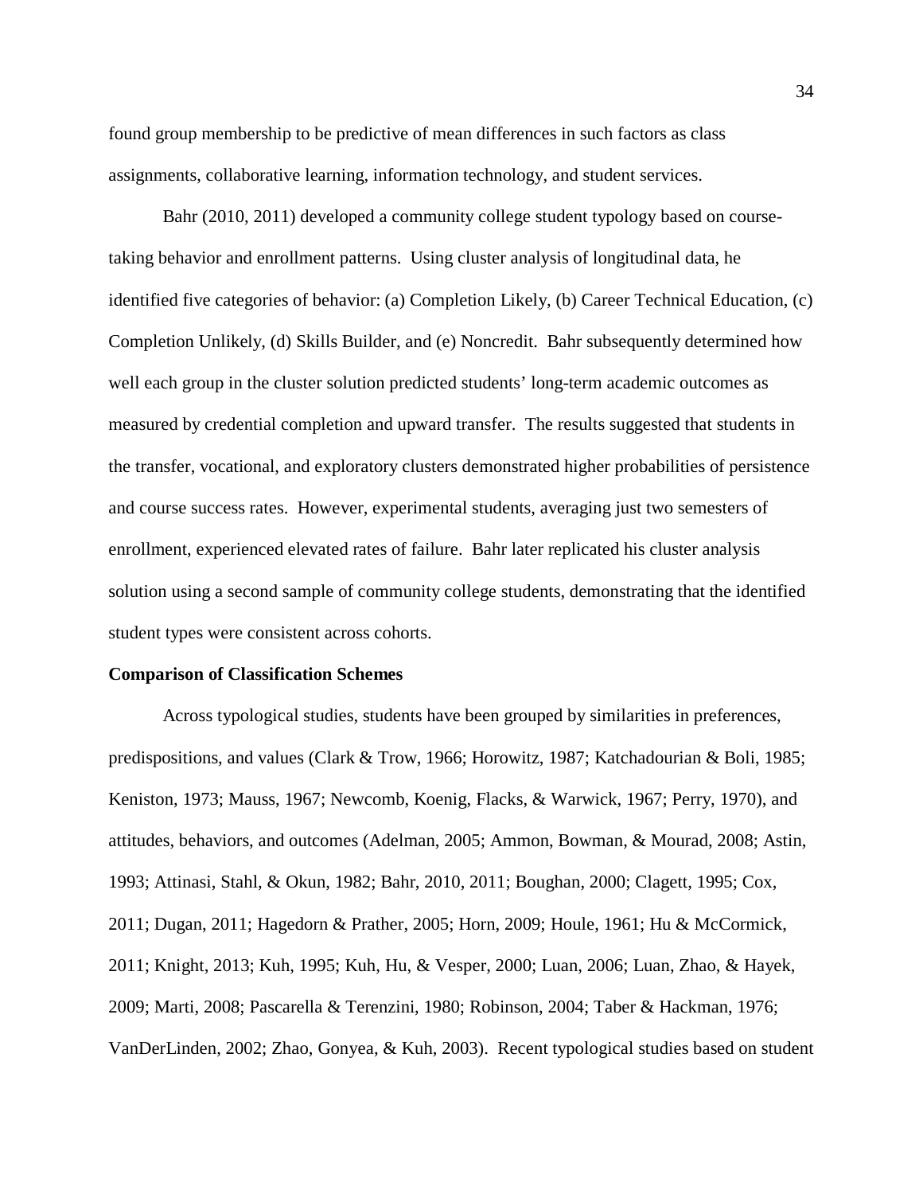found group membership to be predictive of mean differences in such factors as class assignments, collaborative learning, information technology, and student services.

Bahr (2010, 2011) developed a community college student typology based on course-taking behavior and enrollment patterns. Using cluster analysis of longitudinal data, he identified five categories of behavior: (a) Completion Likely, (b) Career Technical Education, (c) Completion Unlikely, (d) Skills Builder, and (e) Noncredit. Bahr subsequently determined how well each group in the cluster solution predicted students' long-term academic outcomes as measured by credential completion and upward transfer. The results suggested that students in the transfer, vocational, and exploratory clusters demonstrated higher probabilities of persistence and course success rates. However, experimental students, averaging just two semesters of enrollment, experienced elevated rates of failure. Bahr later replicated his cluster analysis solution using a second sample of community college students, demonstrating that the identified student types were consistent across cohorts.

**Comparison of Classification Schemes**

Across typological studies, students have been grouped by similarities in preferences, predispositions, and values (Clark & Trow, 1966; Horowitz, 1987; Katchadourian & Boli, 1985; Keniston, 1973; Mauss, 1967; Newcomb, Koenig, Flacks, & Warwick, 1967; Perry, 1970), and attitudes, behaviors, and outcomes (Adelman, 2005; Ammon, Bowman, & Mourad, 2008; Astin, 1993; Attinasi, Stahl, & Okun, 1982; Bahr, 2010, 2011; Boughan, 2000; Clagett, 1995; Cox, 2011; Dugan, 2011; Hagedorn & Prather, 2005; Horn, 2009; Houle, 1961; Hu & McCormick, 2011; Knight, 2013; Kuh, 1995; Kuh, Hu, & Vesper, 2000; Luan, 2006; Luan, Zhao, & Hayek, 2009; Marti, 2008; Pascarella & Terenzini, 1980; Robinson, 2004; Taber & Hackman, 1976; VanDerLinden, 2002; Zhao, Gonyea, & Kuh, 2003). Recent typological studies based on student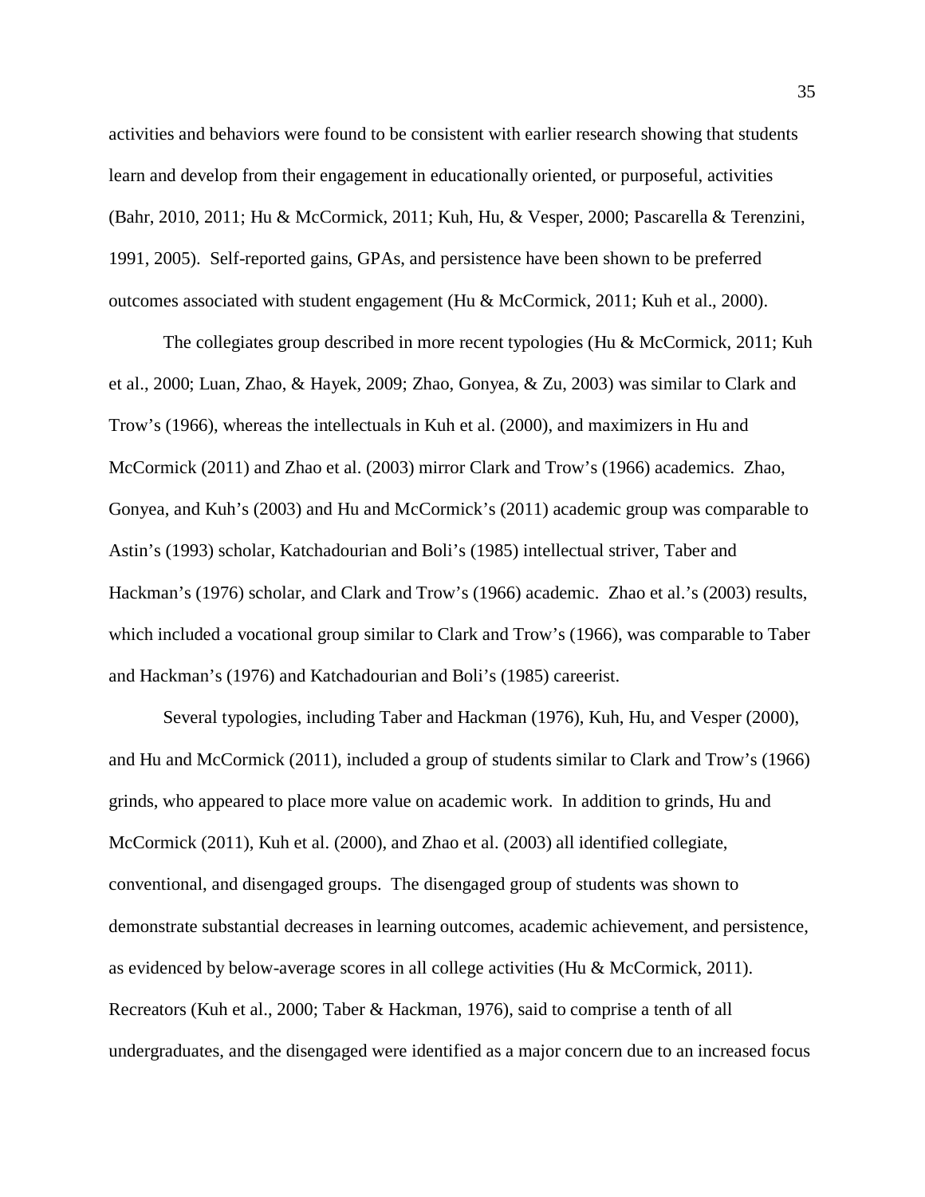activities and behaviors were found to be consistent with earlier research showing that students learn and develop from their engagement in educationally oriented, or purposeful, activities (Bahr, 2010, 2011; Hu & McCormick, 2011; Kuh, Hu, & Vesper, 2000; Pascarella & Terenzini, 1991, 2005). Self-reported gains, GPAs, and persistence have been shown to be preferred outcomes associated with student engagement (Hu & McCormick, 2011; Kuh et al., 2000).

The collegiates group described in more recent typologies (Hu & McCormick, 2011; Kuh et al., 2000; Luan, Zhao, & Hayek, 2009; Zhao, Gonyea, & Zu, 2003) was similar to Clark and Trow's (1966), whereas the intellectuals in Kuh et al. (2000), and maximizers in Hu and McCormick (2011) and Zhao et al. (2003) mirror Clark and Trow's (1966) academics. Zhao, Gonyea, and Kuh's (2003) and Hu and McCormick's (2011) academic group was comparable to Astin's (1993) scholar, Katchadourian and Boli's (1985) intellectual striver, Taber and Hackman's (1976) scholar, and Clark and Trow's (1966) academic. Zhao et al.'s (2003) results, which included a vocational group similar to Clark and Trow's (1966), was comparable to Taber and Hackman's (1976) and Katchadourian and Boli's (1985) careerist.

Several typologies, including Taber and Hackman (1976), Kuh, Hu, and Vesper (2000), and Hu and McCormick (2011), included a group of students similar to Clark and Trow's (1966) grinds, who appeared to place more value on academic work. In addition to grinds, Hu and McCormick (2011), Kuh et al. (2000), and Zhao et al. (2003) all identified collegiate, conventional, and disengaged groups. The disengaged group of students was shown to demonstrate substantial decreases in learning outcomes, academic achievement, and persistence, as evidenced by below-average scores in all college activities (Hu & McCormick, 2011). Recreators (Kuh et al., 2000; Taber & Hackman, 1976), said to comprise a tenth of all undergraduates, and the disengaged were identified as a major concern due to an increased focus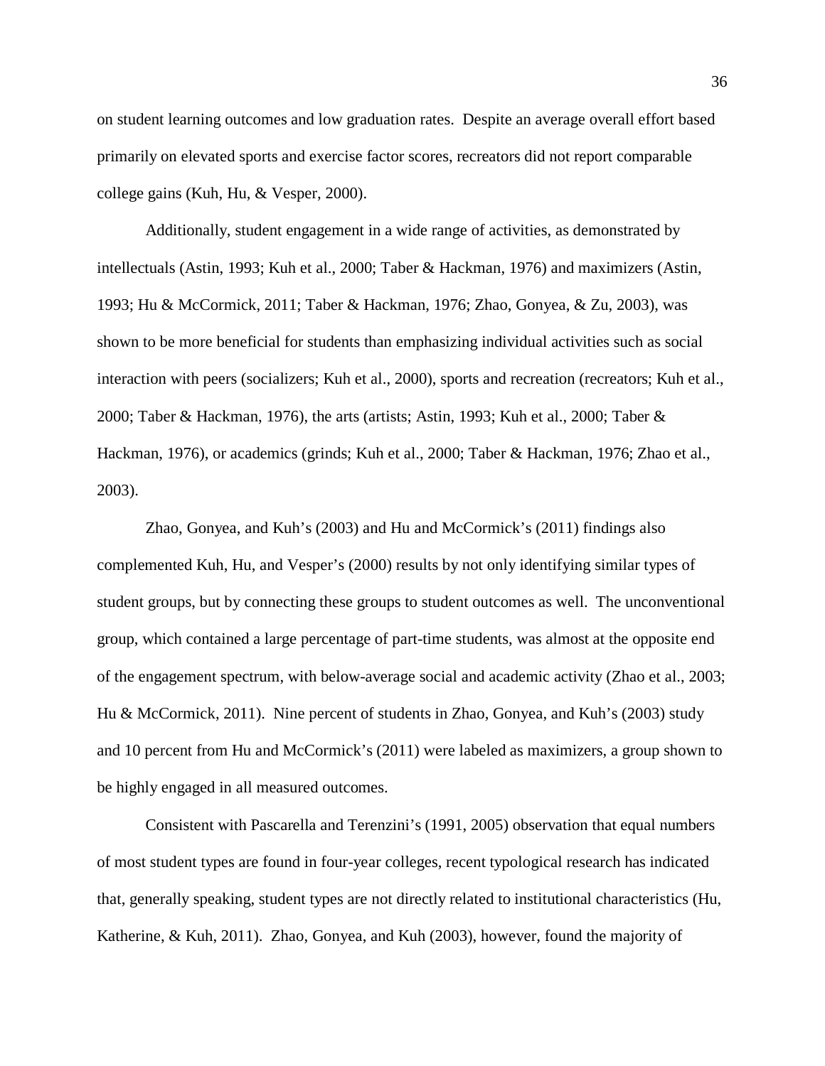on student learning outcomes and low graduation rates. Despite an average overall effort based primarily on elevated sports and exercise factor scores, recreators did not report comparable college gains (Kuh, Hu, & Vesper, 2000).

Additionally, student engagement in a wide range of activities, as demonstrated by intellectuals (Astin, 1993; Kuh et al., 2000; Taber & Hackman, 1976) and maximizers (Astin, 1993; Hu & McCormick, 2011; Taber & Hackman, 1976; Zhao, Gonyea, & Zu, 2003), was shown to be more beneficial for students than emphasizing individual activities such as social interaction with peers (socializers; Kuh et al., 2000), sports and recreation (recreators; Kuh et al., 2000; Taber & Hackman, 1976), the arts (artists; Astin, 1993; Kuh et al., 2000; Taber & Hackman, 1976), or academics (grinds; Kuh et al., 2000; Taber & Hackman, 1976; Zhao et al., 2003).

Zhao, Gonyea, and Kuh's (2003) and Hu and McCormick's (2011) findings also complemented Kuh, Hu, and Vesper's (2000) results by not only identifying similar types of student groups, but by connecting these groups to student outcomes as well. The unconventional group, which contained a large percentage of part-time students, was almost at the opposite end of the engagement spectrum, with below-average social and academic activity (Zhao et al., 2003; Hu & McCormick, 2011). Nine percent of students in Zhao, Gonyea, and Kuh's (2003) study and 10 percent from Hu and McCormick's (2011) were labeled as maximizers, a group shown to be highly engaged in all measured outcomes.

Consistent with Pascarella and Terenzini's (1991, 2005) observation that equal numbers of most student types are found in four-year colleges, recent typological research has indicated that, generally speaking, student types are not directly related to institutional characteristics (Hu, Katherine, & Kuh, 2011). Zhao, Gonyea, and Kuh (2003), however, found the majority of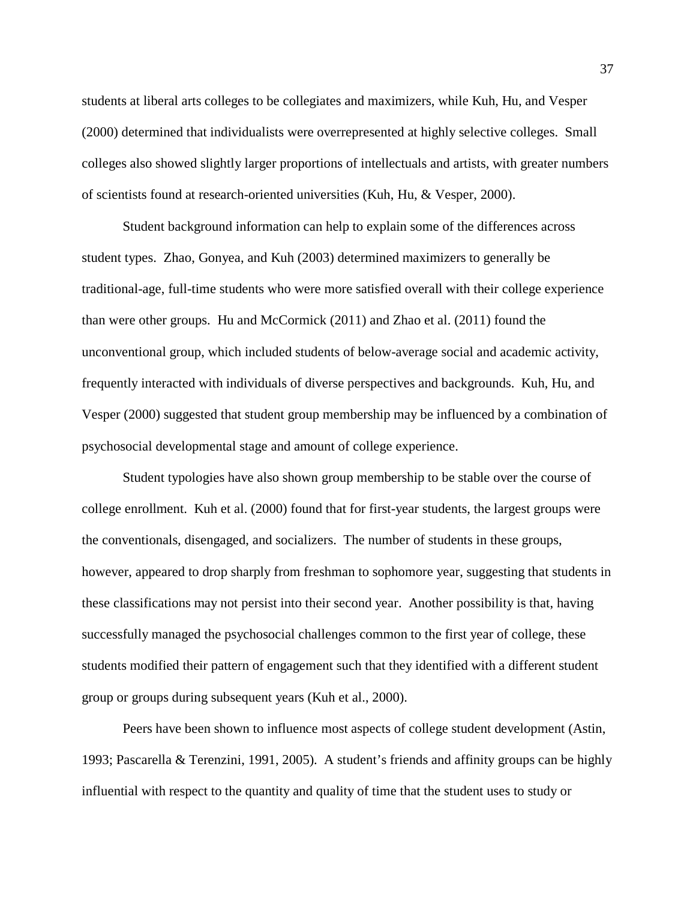students at liberal arts colleges to be collegiates and maximizers, while Kuh, Hu, and Vesper (2000) determined that individualists were overrepresented at highly selective colleges. Small colleges also showed slightly larger proportions of intellectuals and artists, with greater numbers of scientists found at research-oriented universities (Kuh, Hu, & Vesper, 2000).

Student background information can help to explain some of the differences across student types. Zhao, Gonyea, and Kuh (2003) determined maximizers to generally be traditional-age, full-time students who were more satisfied overall with their college experience than were other groups. Hu and McCormick (2011) and Zhao et al. (2011) found the unconventional group, which included students of below-average social and academic activity, frequently interacted with individuals of diverse perspectives and backgrounds. Kuh, Hu, and Vesper (2000) suggested that student group membership may be influenced by a combination of psychosocial developmental stage and amount of college experience.

Student typologies have also shown group membership to be stable over the course of college enrollment. Kuh et al. (2000) found that for first-year students, the largest groups were the conventionals, disengaged, and socializers. The number of students in these groups, however, appeared to drop sharply from freshman to sophomore year, suggesting that students in these classifications may not persist into their second year. Another possibility is that, having successfully managed the psychosocial challenges common to the first year of college, these students modified their pattern of engagement such that they identified with a different student group or groups during subsequent years (Kuh et al., 2000).

Peers have been shown to influence most aspects of college student development (Astin, 1993; Pascarella & Terenzini, 1991, 2005). A student's friends and affinity groups can be highly influential with respect to the quantity and quality of time that the student uses to study or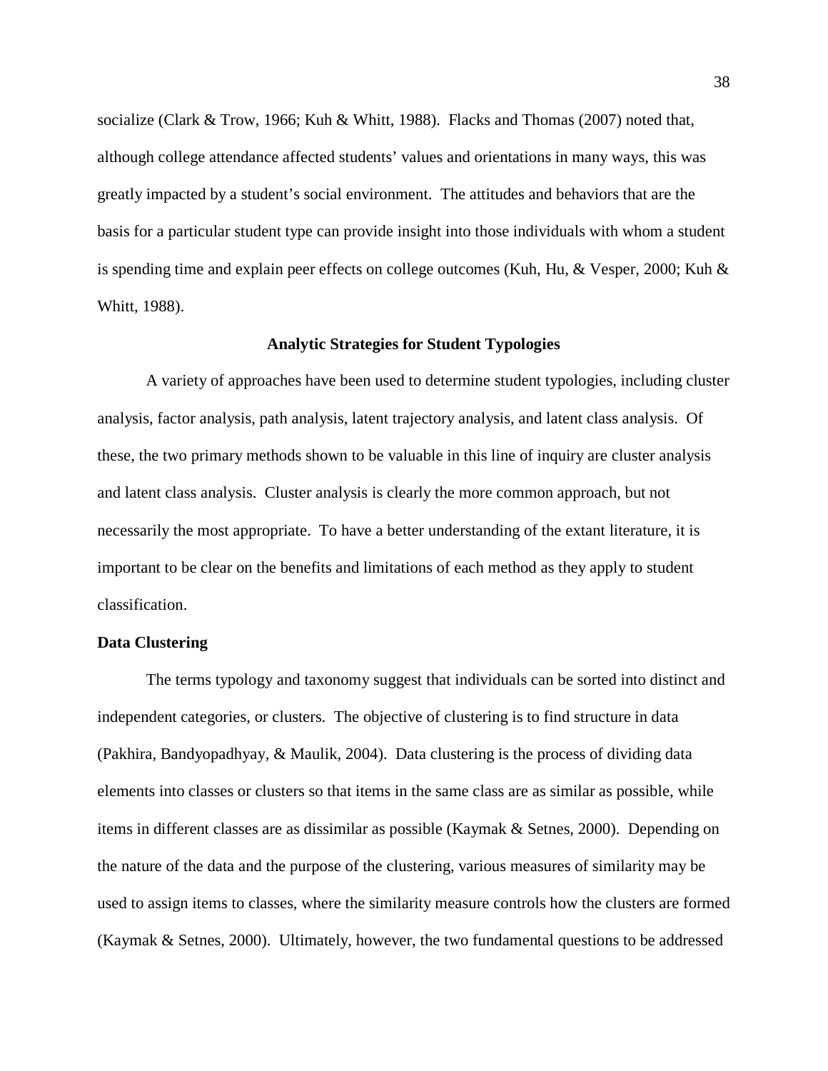socialize (Clark & Trow, 1966; Kuh & Whitt, 1988). Flacks and Thomas (2007) noted that, although college attendance affected students' values and orientations in many ways, this was greatly impacted by a student's social environment. The attitudes and behaviors that are the basis for a particular student type can provide insight into those individuals with whom a student is spending time and explain peer effects on college outcomes (Kuh, Hu, & Vesper, 2000; Kuh & Whitt, 1988).

## Analytic Strategies for Student Typologies

A variety of approaches have been used to determine student typologies, including cluster analysis, factor analysis, path analysis, latent trajectory analysis, and latent class analysis. Of these, the two primary methods shown to be valuable in this line of inquiry are cluster analysis and latent class analysis. Cluster analysis is clearly the more common approach, but not necessarily the most appropriate. To have a better understanding of the extant literature, it is important to be clear on the benefits and limitations of each method as they apply to student classification.

### Data Clustering

The terms typology and taxonomy suggest that individuals can be sorted into distinct and independent categories, or clusters. The objective of clustering is to find structure in data (Pakhira, Bandyopadhyay, & Maulik, 2004). Data clustering is the process of dividing data elements into classes or clusters so that items in the same class are as similar as possible, while items in different classes are as dissimilar as possible (Kaymak & Setnes, 2000). Depending on the nature of the data and the purpose of the clustering, various measures of similarity may be used to assign items to classes, where the similarity measure controls how the clusters are formed (Kaymak & Setnes, 2000). Ultimately, however, the two fundamental questions to be addressed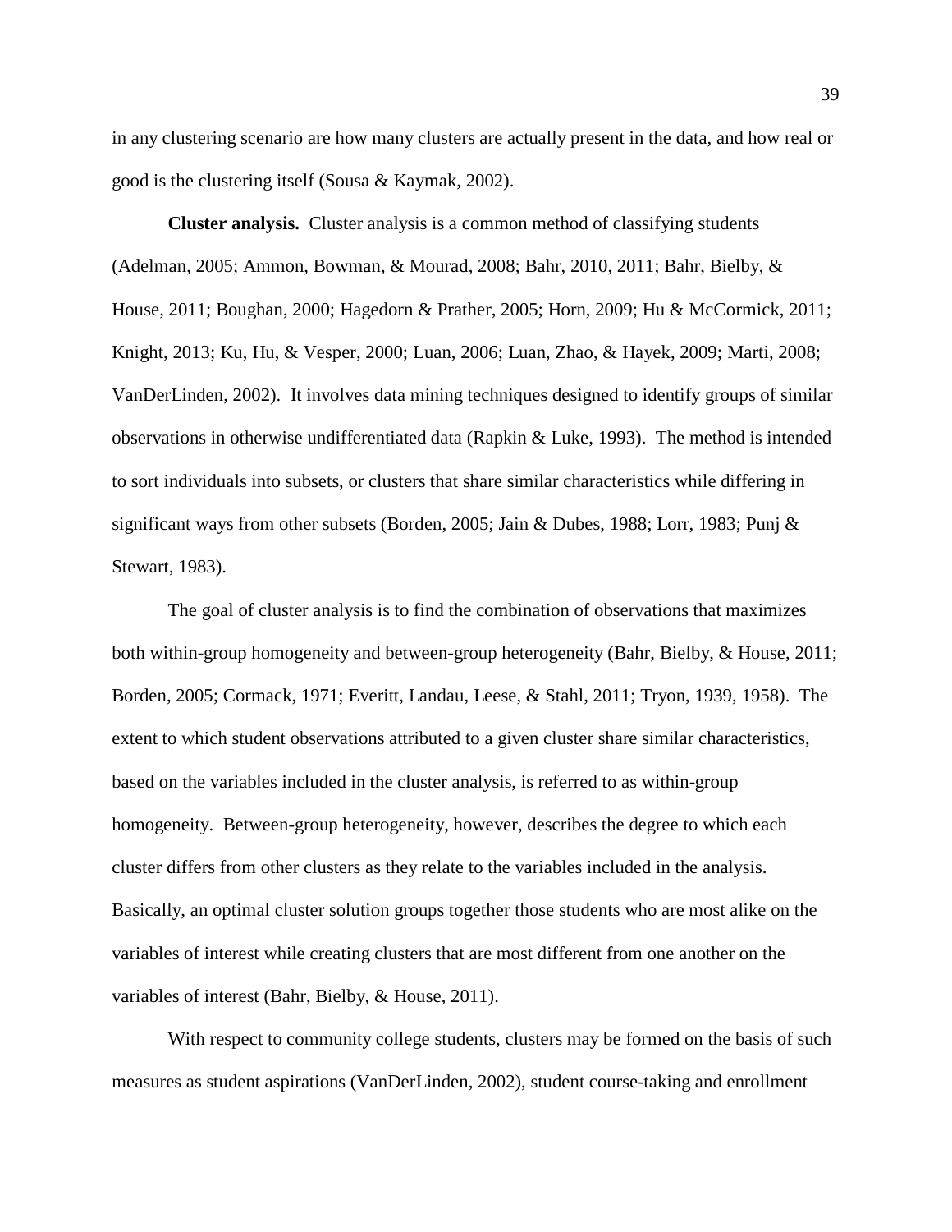in any clustering scenario are how many clusters are actually present in the data, and how real or good is the clustering itself (Sousa & Kaymak, 2002).

**Cluster analysis.** Cluster analysis is a common method of classifying students (Adelman, 2005; Ammon, Bowman, & Mourad, 2008; Bahr, 2010, 2011; Bahr, Bielby, & House, 2011; Boughan, 2000; Hagedorn & Prather, 2005; Horn, 2009; Hu & McCormick, 2011; Knight, 2013; Ku, Hu, & Vesper, 2000; Luan, 2006; Luan, Zhao, & Hayek, 2009; Marti, 2008; VanDerLinden, 2002). It involves data mining techniques designed to identify groups of similar observations in otherwise undifferentiated data (Rapkin & Luke, 1993). The method is intended to sort individuals into subsets, or clusters that share similar characteristics while differing in significant ways from other subsets (Borden, 2005; Jain & Dubes, 1988; Lorr, 1983; Punj & Stewart, 1983).

The goal of cluster analysis is to find the combination of observations that maximizes both within-group homogeneity and between-group heterogeneity (Bahr, Bielby, & House, 2011; Borden, 2005; Cormack, 1971; Everitt, Landau, Leese, & Stahl, 2011; Tryon, 1939, 1958). The extent to which student observations attributed to a given cluster share similar characteristics, based on the variables included in the cluster analysis, is referred to as within-group homogeneity. Between-group heterogeneity, however, describes the degree to which each cluster differs from other clusters as they relate to the variables included in the analysis. Basically, an optimal cluster solution groups together those students who are most alike on the variables of interest while creating clusters that are most different from one another on the variables of interest (Bahr, Bielby, & House, 2011).

With respect to community college students, clusters may be formed on the basis of such measures as student aspirations (VanDerLinden, 2002), student course-taking and enrollment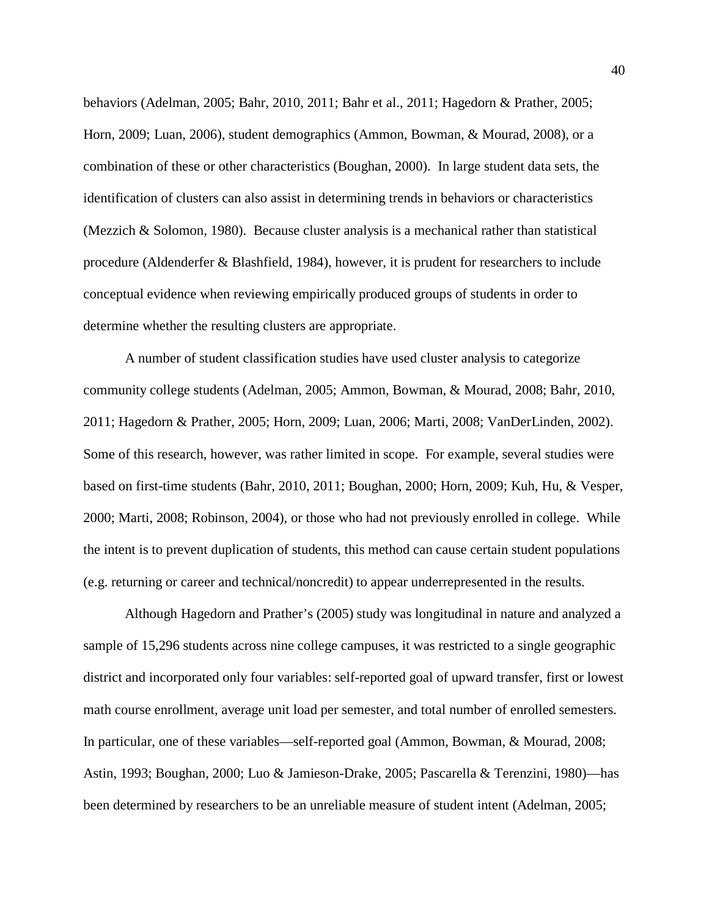behaviors (Adelman, 2005; Bahr, 2010, 2011; Bahr et al., 2011; Hagedorn & Prather, 2005; Horn, 2009; Luan, 2006), student demographics (Ammon, Bowman, & Mourad, 2008), or a combination of these or other characteristics (Boughan, 2000). In large student data sets, the identification of clusters can also assist in determining trends in behaviors or characteristics (Mezzich & Solomon, 1980). Because cluster analysis is a mechanical rather than statistical procedure (Aldenderfer & Blashfield, 1984), however, it is prudent for researchers to include conceptual evidence when reviewing empirically produced groups of students in order to determine whether the resulting clusters are appropriate.

A number of student classification studies have used cluster analysis to categorize community college students (Adelman, 2005; Ammon, Bowman, & Mourad, 2008; Bahr, 2010, 2011; Hagedorn & Prather, 2005; Horn, 2009; Luan, 2006; Marti, 2008; VanDerLinden, 2002). Some of this research, however, was rather limited in scope. For example, several studies were based on first-time students (Bahr, 2010, 2011; Boughan, 2000; Horn, 2009; Kuh, Hu, & Vesper, 2000; Marti, 2008; Robinson, 2004), or those who had not previously enrolled in college. While the intent is to prevent duplication of students, this method can cause certain student populations (e.g. returning or career and technical/noncredit) to appear underrepresented in the results.

Although Hagedorn and Prather's (2005) study was longitudinal in nature and analyzed a sample of 15,296 students across nine college campuses, it was restricted to a single geographic district and incorporated only four variables: self-reported goal of upward transfer, first or lowest math course enrollment, average unit load per semester, and total number of enrolled semesters. In particular, one of these variables—self-reported goal (Ammon, Bowman, & Mourad, 2008; Astin, 1993; Boughan, 2000; Luo & Jamieson-Drake, 2005; Pascarella & Terenzini, 1980)—has been determined by researchers to be an unreliable measure of student intent (Adelman, 2005;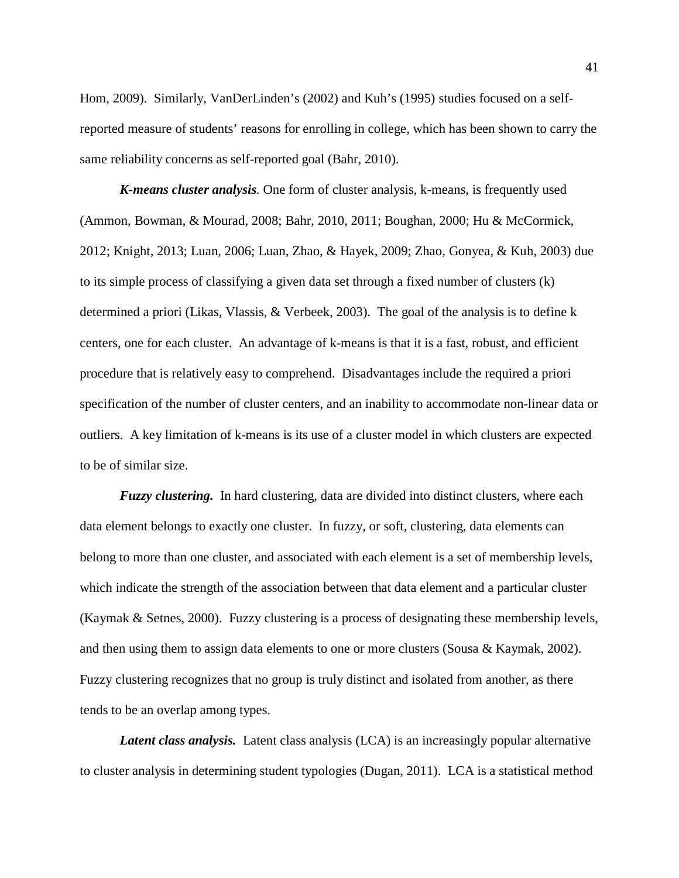Hom, 2009). Similarly, VanDerLinden's (2002) and Kuh's (1995) studies focused on a self-reported measure of students' reasons for enrolling in college, which has been shown to carry the same reliability concerns as self-reported goal (Bahr, 2010).

***K-means cluster analysis.*** One form of cluster analysis, k-means, is frequently used (Ammon, Bowman, & Mourad, 2008; Bahr, 2010, 2011; Boughan, 2000; Hu & McCormick, 2012; Knight, 2013; Luan, 2006; Luan, Zhao, & Hayek, 2009; Zhao, Gonyea, & Kuh, 2003) due to its simple process of classifying a given data set through a fixed number of clusters (k) determined a priori (Likas, Vlassis, & Verbeek, 2003). The goal of the analysis is to define k centers, one for each cluster. An advantage of k-means is that it is a fast, robust, and efficient procedure that is relatively easy to comprehend. Disadvantages include the required a priori specification of the number of cluster centers, and an inability to accommodate non-linear data or outliers. A key limitation of k-means is its use of a cluster model in which clusters are expected to be of similar size.

***Fuzzy clustering.*** In hard clustering, data are divided into distinct clusters, where each data element belongs to exactly one cluster. In fuzzy, or soft, clustering, data elements can belong to more than one cluster, and associated with each element is a set of membership levels, which indicate the strength of the association between that data element and a particular cluster (Kaymak & Setnes, 2000). Fuzzy clustering is a process of designating these membership levels, and then using them to assign data elements to one or more clusters (Sousa & Kaymak, 2002). Fuzzy clustering recognizes that no group is truly distinct and isolated from another, as there tends to be an overlap among types.

***Latent class analysis.*** Latent class analysis (LCA) is an increasingly popular alternative to cluster analysis in determining student typologies (Dugan, 2011). LCA is a statistical method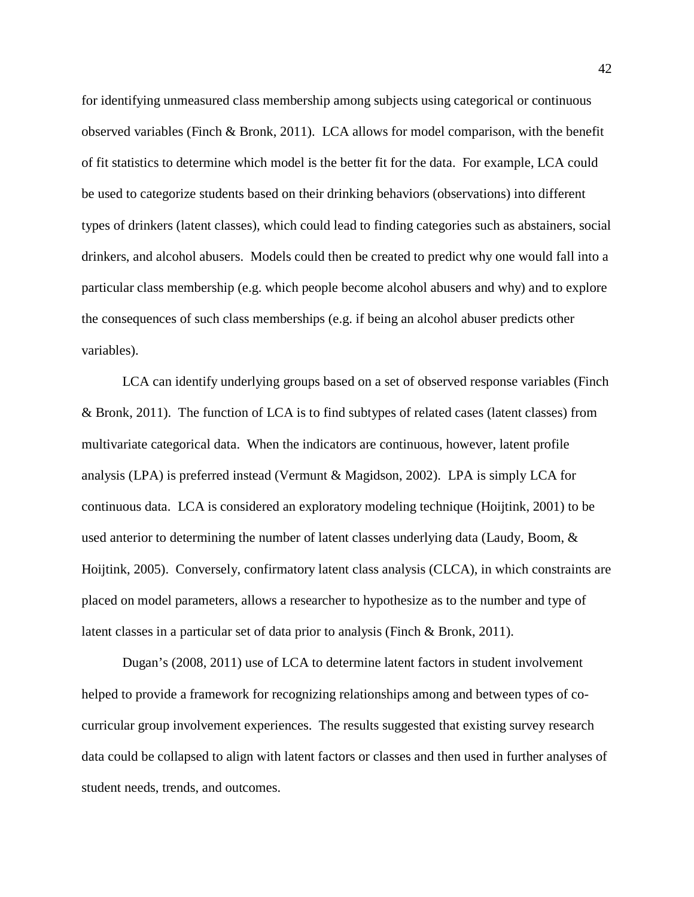for identifying unmeasured class membership among subjects using categorical or continuous observed variables (Finch & Bronk, 2011). LCA allows for model comparison, with the benefit of fit statistics to determine which model is the better fit for the data. For example, LCA could be used to categorize students based on their drinking behaviors (observations) into different types of drinkers (latent classes), which could lead to finding categories such as abstainers, social drinkers, and alcohol abusers. Models could then be created to predict why one would fall into a particular class membership (e.g. which people become alcohol abusers and why) and to explore the consequences of such class memberships (e.g. if being an alcohol abuser predicts other variables).

LCA can identify underlying groups based on a set of observed response variables (Finch & Bronk, 2011). The function of LCA is to find subtypes of related cases (latent classes) from multivariate categorical data. When the indicators are continuous, however, latent profile analysis (LPA) is preferred instead (Vermunt & Magidson, 2002). LPA is simply LCA for continuous data. LCA is considered an exploratory modeling technique (Hoijtink, 2001) to be used anterior to determining the number of latent classes underlying data (Laudy, Boom, & Hoijtink, 2005). Conversely, confirmatory latent class analysis (CLCA), in which constraints are placed on model parameters, allows a researcher to hypothesize as to the number and type of latent classes in a particular set of data prior to analysis (Finch & Bronk, 2011).

Dugan's (2008, 2011) use of LCA to determine latent factors in student involvement helped to provide a framework for recognizing relationships among and between types of co-curricular group involvement experiences. The results suggested that existing survey research data could be collapsed to align with latent factors or classes and then used in further analyses of student needs, trends, and outcomes.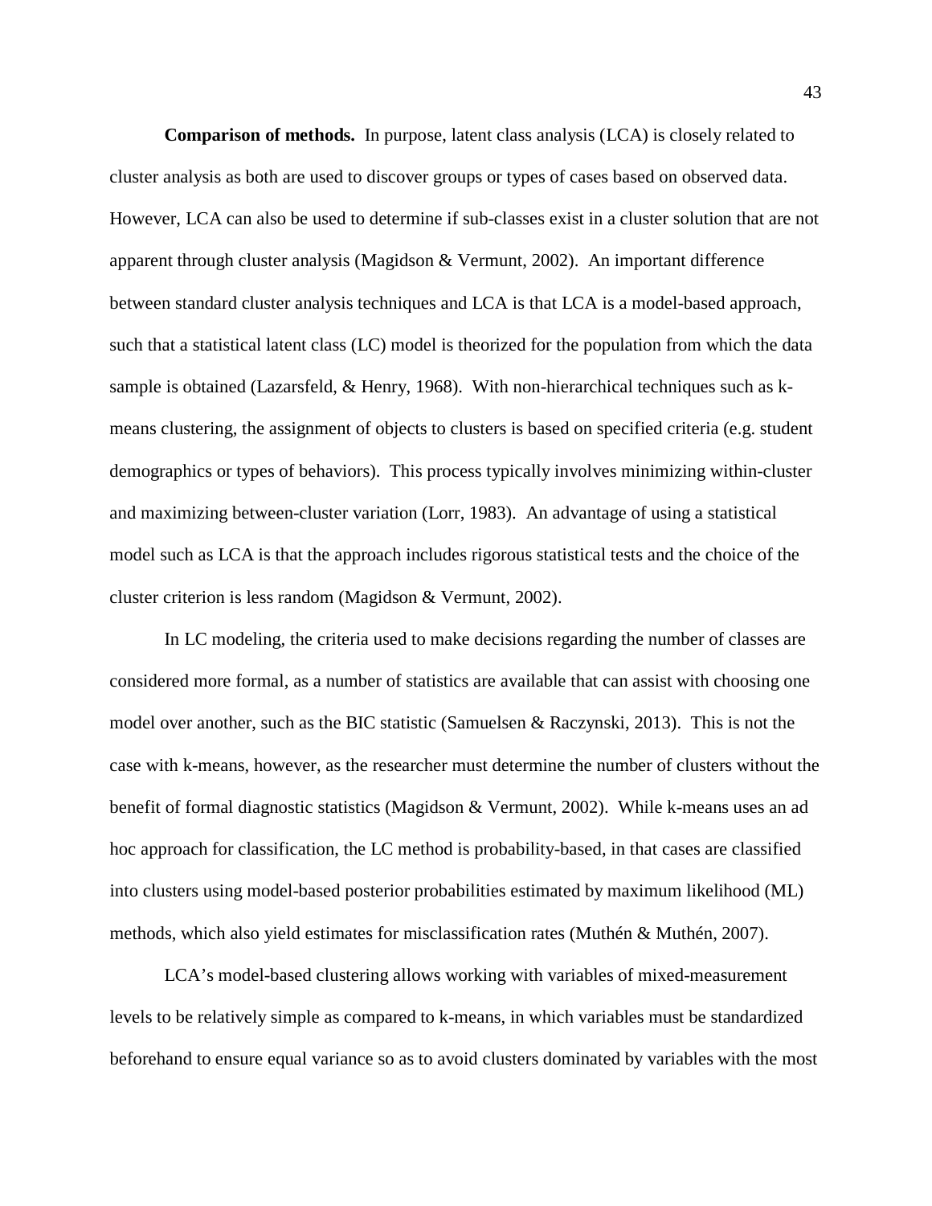**Comparison of methods.** In purpose, latent class analysis (LCA) is closely related to cluster analysis as both are used to discover groups or types of cases based on observed data. However, LCA can also be used to determine if sub-classes exist in a cluster solution that are not apparent through cluster analysis (Magidson & Vermunt, 2002). An important difference between standard cluster analysis techniques and LCA is that LCA is a model-based approach, such that a statistical latent class (LC) model is theorized for the population from which the data sample is obtained (Lazarsfeld, & Henry, 1968). With non-hierarchical techniques such as k-means clustering, the assignment of objects to clusters is based on specified criteria (e.g. student demographics or types of behaviors). This process typically involves minimizing within-cluster and maximizing between-cluster variation (Lorr, 1983). An advantage of using a statistical model such as LCA is that the approach includes rigorous statistical tests and the choice of the cluster criterion is less random (Magidson & Vermunt, 2002).

In LC modeling, the criteria used to make decisions regarding the number of classes are considered more formal, as a number of statistics are available that can assist with choosing one model over another, such as the BIC statistic (Samuelsen & Raczynski, 2013). This is not the case with k-means, however, as the researcher must determine the number of clusters without the benefit of formal diagnostic statistics (Magidson & Vermunt, 2002). While k-means uses an ad hoc approach for classification, the LC method is probability-based, in that cases are classified into clusters using model-based posterior probabilities estimated by maximum likelihood (ML) methods, which also yield estimates for misclassification rates (Muthén & Muthén, 2007).

LCA's model-based clustering allows working with variables of mixed-measurement levels to be relatively simple as compared to k-means, in which variables must be standardized beforehand to ensure equal variance so as to avoid clusters dominated by variables with the most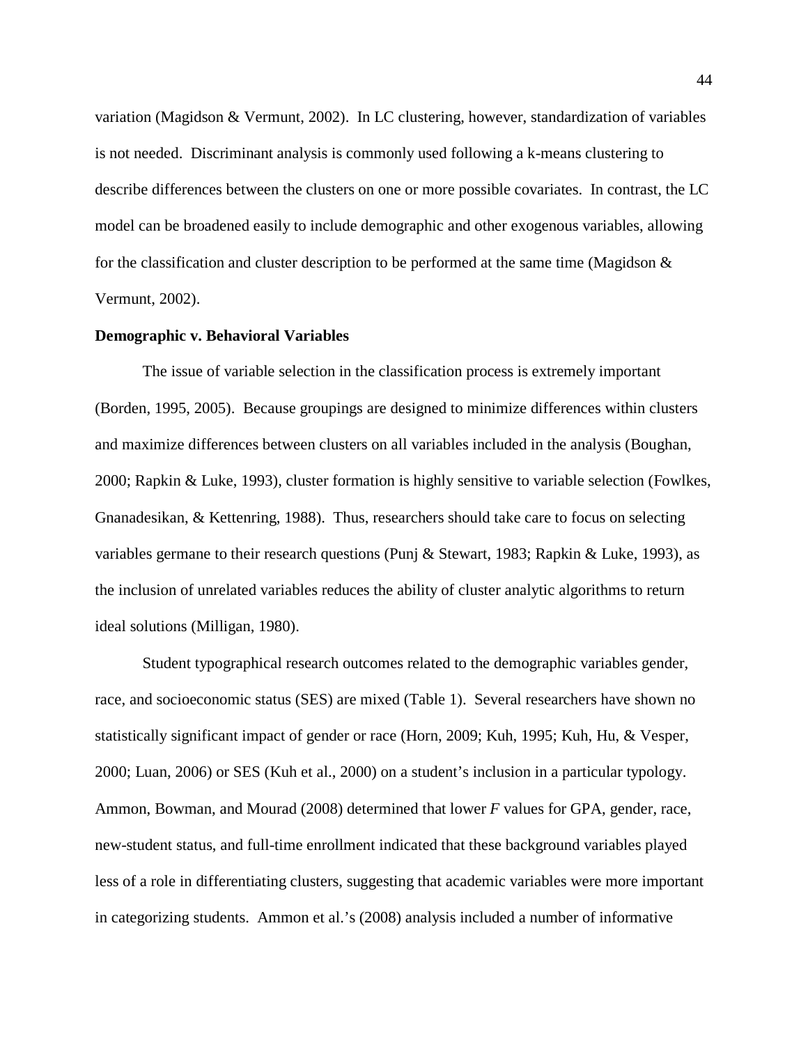variation (Magidson & Vermunt, 2002). In LC clustering, however, standardization of variables is not needed. Discriminant analysis is commonly used following a k-means clustering to describe differences between the clusters on one or more possible covariates. In contrast, the LC model can be broadened easily to include demographic and other exogenous variables, allowing for the classification and cluster description to be performed at the same time (Magidson & Vermunt, 2002).

**Demographic v. Behavioral Variables**

The issue of variable selection in the classification process is extremely important (Borden, 1995, 2005). Because groupings are designed to minimize differences within clusters and maximize differences between clusters on all variables included in the analysis (Boughan, 2000; Rapkin & Luke, 1993), cluster formation is highly sensitive to variable selection (Fowlkes, Gnanadesikan, & Kettenring, 1988). Thus, researchers should take care to focus on selecting variables germane to their research questions (Punj & Stewart, 1983; Rapkin & Luke, 1993), as the inclusion of unrelated variables reduces the ability of cluster analytic algorithms to return ideal solutions (Milligan, 1980).

Student typographical research outcomes related to the demographic variables gender, race, and socioeconomic status (SES) are mixed (Table 1). Several researchers have shown no statistically significant impact of gender or race (Horn, 2009; Kuh, 1995; Kuh, Hu, & Vesper, 2000; Luan, 2006) or SES (Kuh et al., 2000) on a student's inclusion in a particular typology. Ammon, Bowman, and Mourad (2008) determined that lower *F* values for GPA, gender, race, new-student status, and full-time enrollment indicated that these background variables played less of a role in differentiating clusters, suggesting that academic variables were more important in categorizing students. Ammon et al.'s (2008) analysis included a number of informative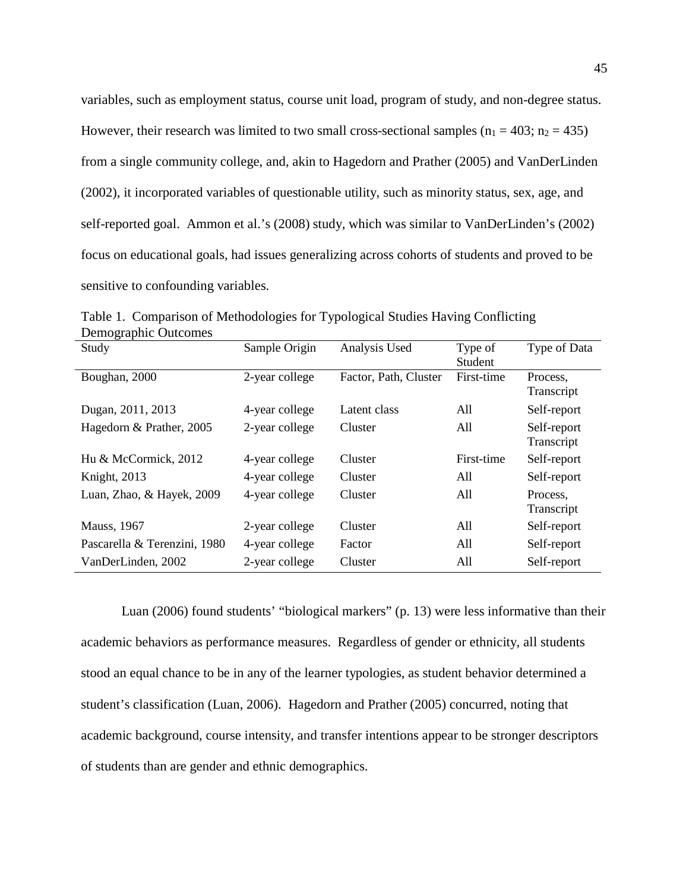variables, such as employment status, course unit load, program of study, and non-degree status. However, their research was limited to two small cross-sectional samples ($n_1 = 403$; $n_2 = 435$) from a single community college, and, akin to Hagedorn and Prather (2005) and VanDerLinden (2002), it incorporated variables of questionable utility, such as minority status, sex, age, and self-reported goal. Ammon et al.'s (2008) study, which was similar to VanDerLinden's (2002) focus on educational goals, had issues generalizing across cohorts of students and proved to be sensitive to confounding variables.

Table 1. Comparison of Methodologies for Typological Studies Having Conflicting Demographic Outcomes

| Study | Sample Origin | Analysis Used | Type of Student | Type of Data |
|---|---|---|---|---|
| Boughan, 2000 | 2-year college | Factor, Path, Cluster | First-time | Process, Transcript |
| Dugan, 2011, 2013 | 4-year college | Latent class | All | Self-report |
| Hagedorn & Prather, 2005 | 2-year college | Cluster | All | Self-report Transcript |
| Hu & McCormick, 2012 | 4-year college | Cluster | First-time | Self-report |
| Knight, 2013 | 4-year college | Cluster | All | Self-report |
| Luan, Zhao, & Hayek, 2009 | 4-year college | Cluster | All | Process, Transcript |
| Mauss, 1967 | 2-year college | Cluster | All | Self-report |
| Pascarella & Terenzini, 1980 | 4-year college | Factor | All | Self-report |
| VanDerLinden, 2002 | 2-year college | Cluster | All | Self-report |

Luan (2006) found students' "biological markers" (p. 13) were less informative than their academic behaviors as performance measures. Regardless of gender or ethnicity, all students stood an equal chance to be in any of the learner typologies, as student behavior determined a student's classification (Luan, 2006). Hagedorn and Prather (2005) concurred, noting that academic background, course intensity, and transfer intentions appear to be stronger descriptors of students than are gender and ethnic demographics.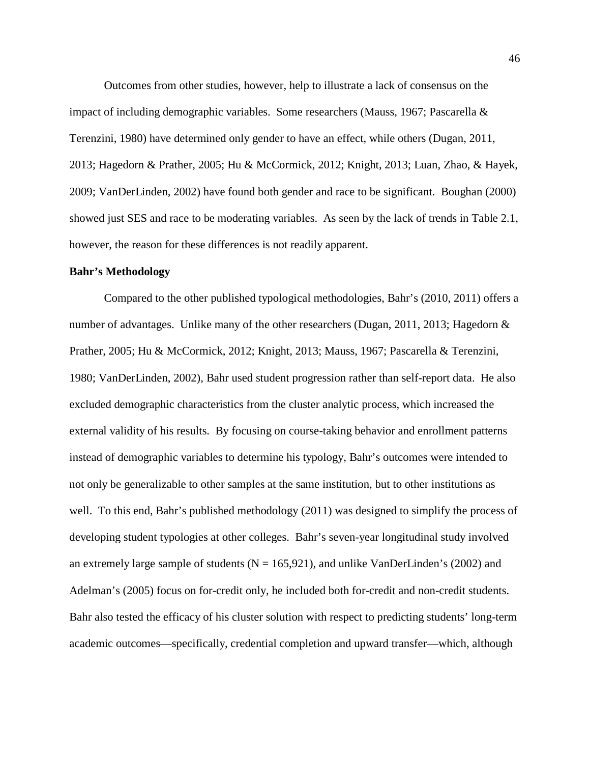Outcomes from other studies, however, help to illustrate a lack of consensus on the impact of including demographic variables. Some researchers (Mauss, 1967; Pascarella & Terenzini, 1980) have determined only gender to have an effect, while others (Dugan, 2011, 2013; Hagedorn & Prather, 2005; Hu & McCormick, 2012; Knight, 2013; Luan, Zhao, & Hayek, 2009; VanDerLinden, 2002) have found both gender and race to be significant. Boughan (2000) showed just SES and race to be moderating variables. As seen by the lack of trends in Table 2.1, however, the reason for these differences is not readily apparent.

**Bahr's Methodology**

Compared to the other published typological methodologies, Bahr's (2010, 2011) offers a number of advantages. Unlike many of the other researchers (Dugan, 2011, 2013; Hagedorn & Prather, 2005; Hu & McCormick, 2012; Knight, 2013; Mauss, 1967; Pascarella & Terenzini, 1980; VanDerLinden, 2002), Bahr used student progression rather than self-report data. He also excluded demographic characteristics from the cluster analytic process, which increased the external validity of his results. By focusing on course-taking behavior and enrollment patterns instead of demographic variables to determine his typology, Bahr's outcomes were intended to not only be generalizable to other samples at the same institution, but to other institutions as well. To this end, Bahr's published methodology (2011) was designed to simplify the process of developing student typologies at other colleges. Bahr's seven-year longitudinal study involved an extremely large sample of students (N = 165,921), and unlike VanDerLinden's (2002) and Adelman's (2005) focus on for-credit only, he included both for-credit and non-credit students. Bahr also tested the efficacy of his cluster solution with respect to predicting students' long-term academic outcomes—specifically, credential completion and upward transfer—which, although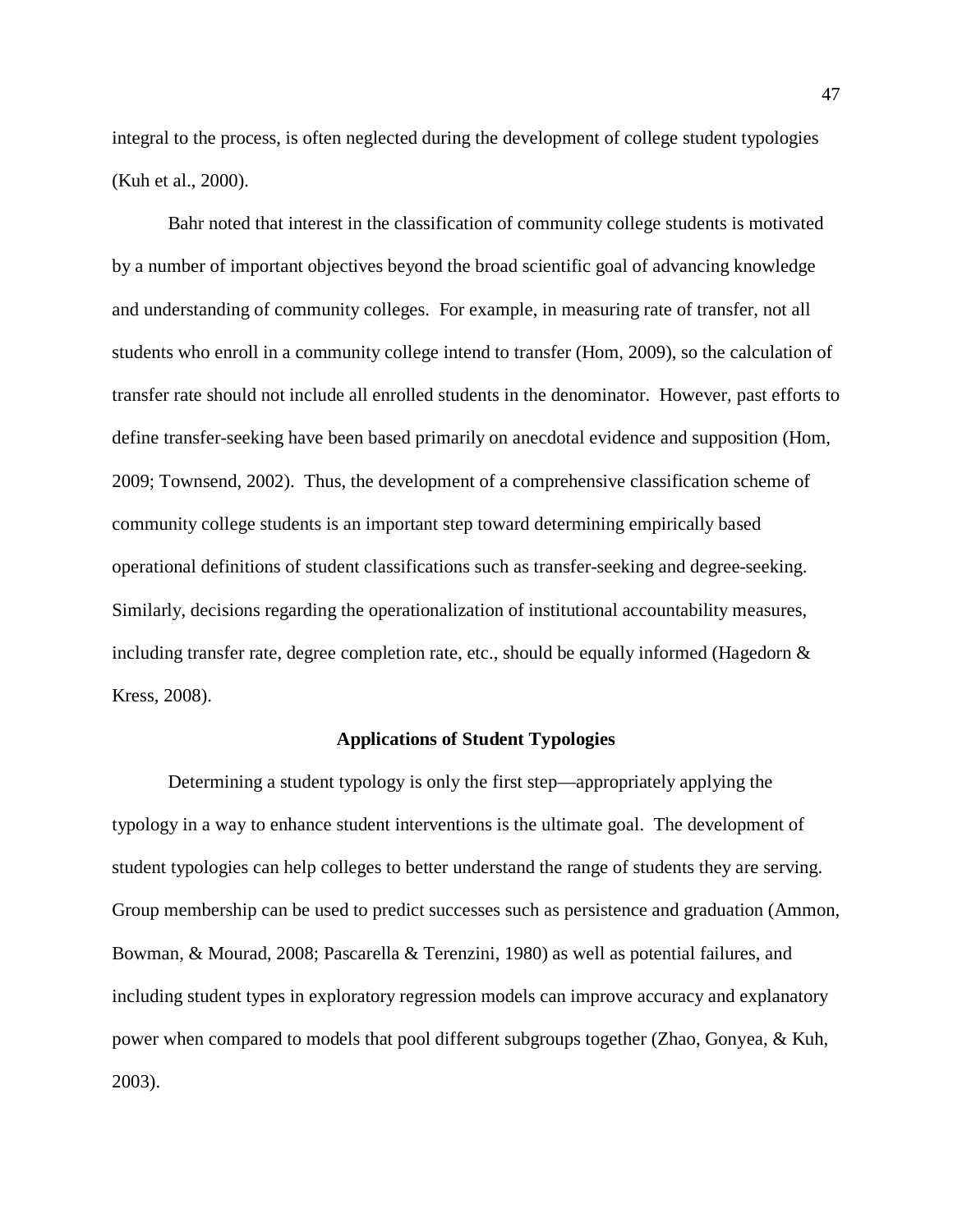integral to the process, is often neglected during the development of college student typologies (Kuh et al., 2000).

Bahr noted that interest in the classification of community college students is motivated by a number of important objectives beyond the broad scientific goal of advancing knowledge and understanding of community colleges. For example, in measuring rate of transfer, not all students who enroll in a community college intend to transfer (Hom, 2009), so the calculation of transfer rate should not include all enrolled students in the denominator. However, past efforts to define transfer-seeking have been based primarily on anecdotal evidence and supposition (Hom, 2009; Townsend, 2002). Thus, the development of a comprehensive classification scheme of community college students is an important step toward determining empirically based operational definitions of student classifications such as transfer-seeking and degree-seeking. Similarly, decisions regarding the operationalization of institutional accountability measures, including transfer rate, degree completion rate, etc., should be equally informed (Hagedorn & Kress, 2008).

## Applications of Student Typologies

Determining a student typology is only the first step—appropriately applying the typology in a way to enhance student interventions is the ultimate goal. The development of student typologies can help colleges to better understand the range of students they are serving. Group membership can be used to predict successes such as persistence and graduation (Ammon, Bowman, & Mourad, 2008; Pascarella & Terenzini, 1980) as well as potential failures, and including student types in exploratory regression models can improve accuracy and explanatory power when compared to models that pool different subgroups together (Zhao, Gonyea, & Kuh, 2003).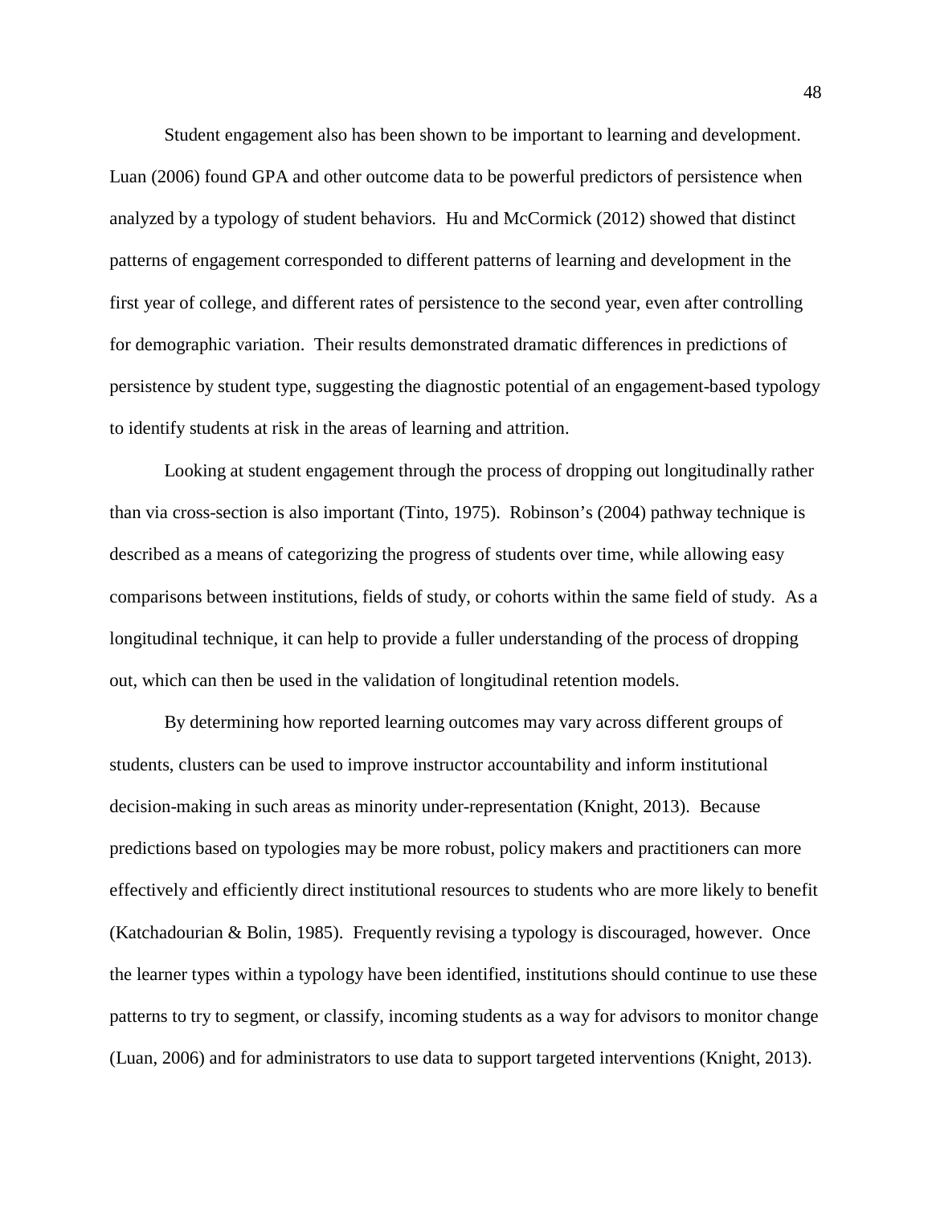Student engagement also has been shown to be important to learning and development. Luan (2006) found GPA and other outcome data to be powerful predictors of persistence when analyzed by a typology of student behaviors. Hu and McCormick (2012) showed that distinct patterns of engagement corresponded to different patterns of learning and development in the first year of college, and different rates of persistence to the second year, even after controlling for demographic variation. Their results demonstrated dramatic differences in predictions of persistence by student type, suggesting the diagnostic potential of an engagement-based typology to identify students at risk in the areas of learning and attrition.

Looking at student engagement through the process of dropping out longitudinally rather than via cross-section is also important (Tinto, 1975). Robinson's (2004) pathway technique is described as a means of categorizing the progress of students over time, while allowing easy comparisons between institutions, fields of study, or cohorts within the same field of study. As a longitudinal technique, it can help to provide a fuller understanding of the process of dropping out, which can then be used in the validation of longitudinal retention models.

By determining how reported learning outcomes may vary across different groups of students, clusters can be used to improve instructor accountability and inform institutional decision-making in such areas as minority under-representation (Knight, 2013). Because predictions based on typologies may be more robust, policy makers and practitioners can more effectively and efficiently direct institutional resources to students who are more likely to benefit (Katchadourian & Bolin, 1985). Frequently revising a typology is discouraged, however. Once the learner types within a typology have been identified, institutions should continue to use these patterns to try to segment, or classify, incoming students as a way for advisors to monitor change (Luan, 2006) and for administrators to use data to support targeted interventions (Knight, 2013).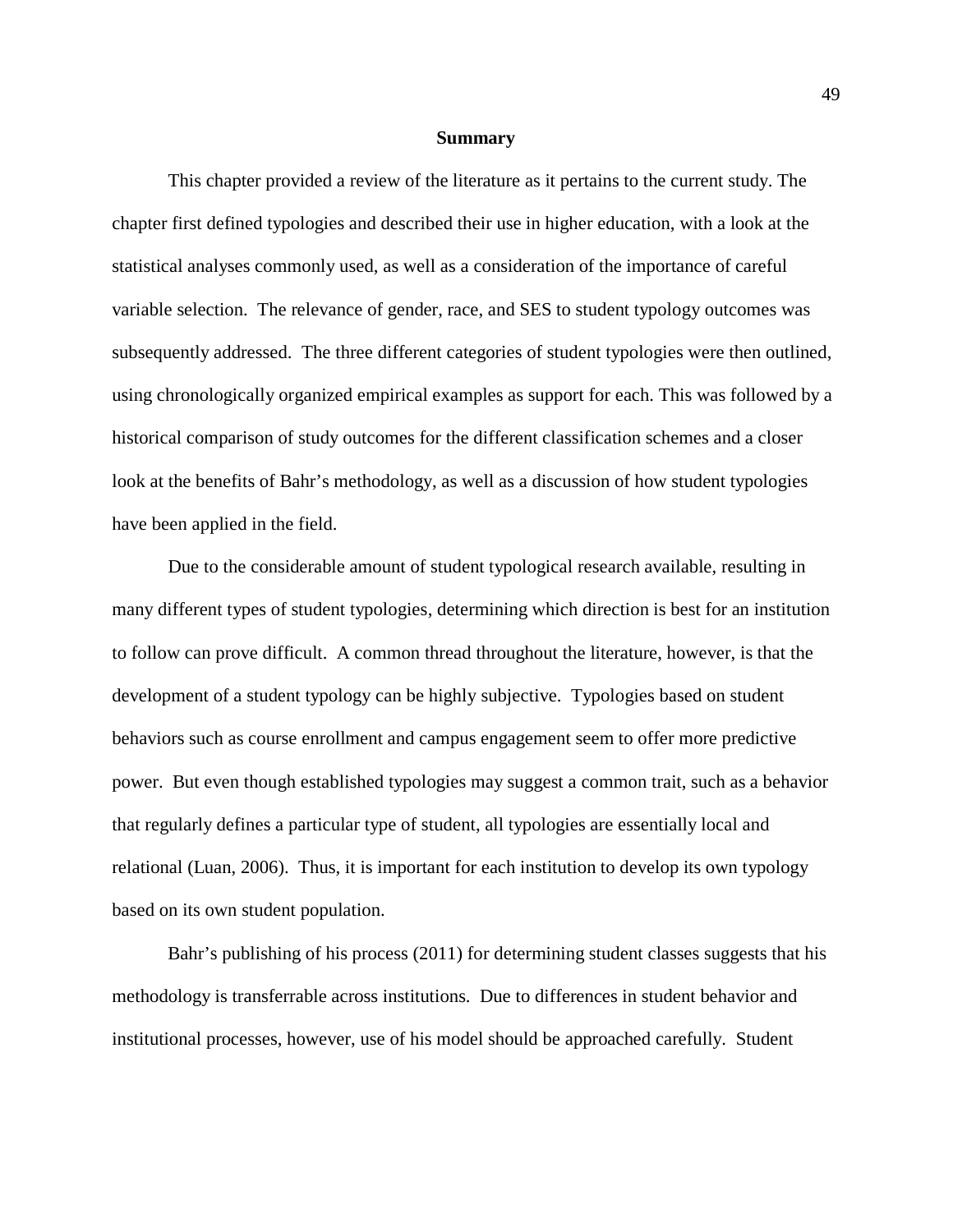## Summary

This chapter provided a review of the literature as it pertains to the current study. The chapter first defined typologies and described their use in higher education, with a look at the statistical analyses commonly used, as well as a consideration of the importance of careful variable selection. The relevance of gender, race, and SES to student typology outcomes was subsequently addressed. The three different categories of student typologies were then outlined, using chronologically organized empirical examples as support for each. This was followed by a historical comparison of study outcomes for the different classification schemes and a closer look at the benefits of Bahr's methodology, as well as a discussion of how student typologies have been applied in the field.

Due to the considerable amount of student typological research available, resulting in many different types of student typologies, determining which direction is best for an institution to follow can prove difficult. A common thread throughout the literature, however, is that the development of a student typology can be highly subjective. Typologies based on student behaviors such as course enrollment and campus engagement seem to offer more predictive power. But even though established typologies may suggest a common trait, such as a behavior that regularly defines a particular type of student, all typologies are essentially local and relational (Luan, 2006). Thus, it is important for each institution to develop its own typology based on its own student population.

Bahr's publishing of his process (2011) for determining student classes suggests that his methodology is transferrable across institutions. Due to differences in student behavior and institutional processes, however, use of his model should be approached carefully. Student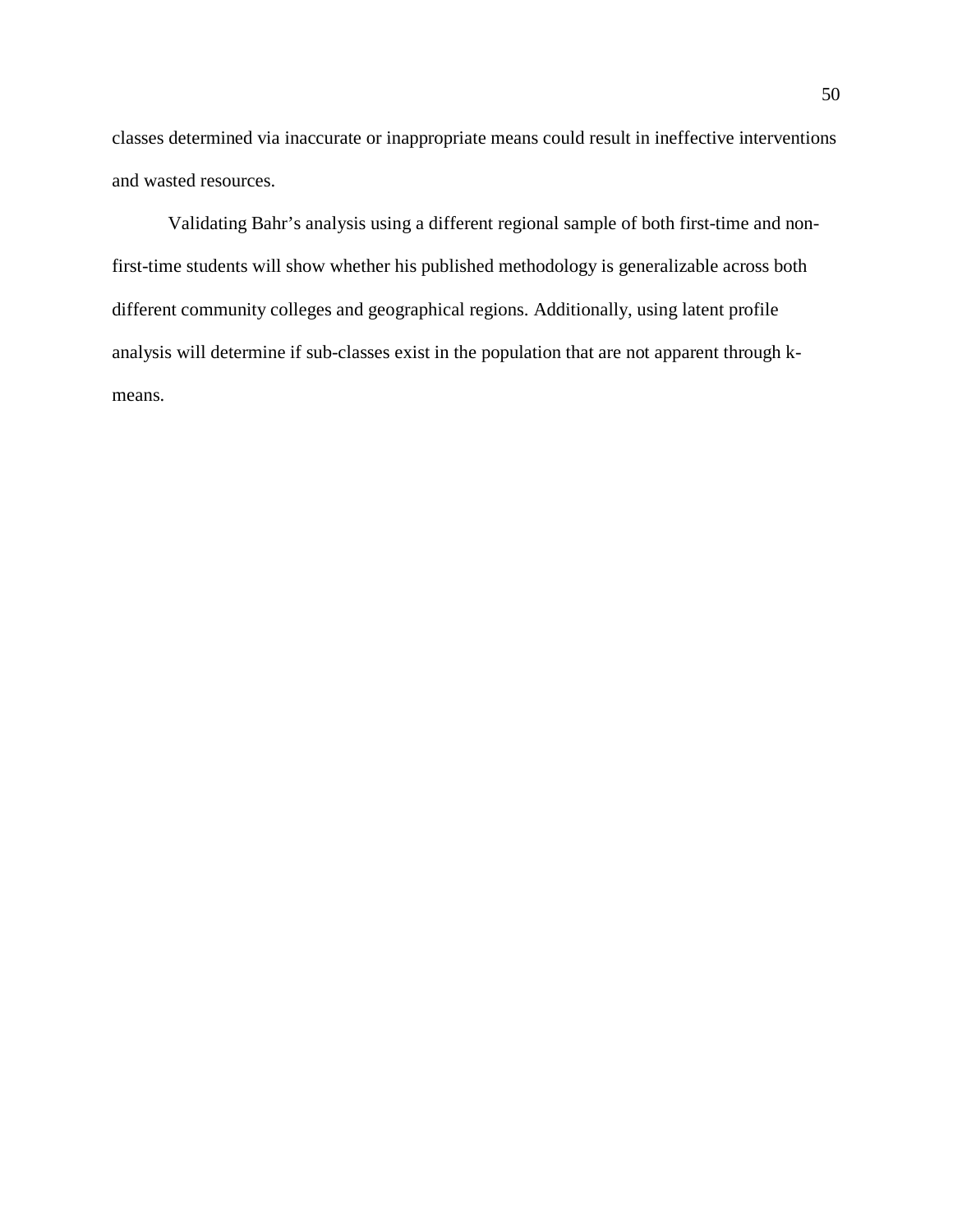classes determined via inaccurate or inappropriate means could result in ineffective interventions and wasted resources.

Validating Bahr's analysis using a different regional sample of both first-time and non-first-time students will show whether his published methodology is generalizable across both different community colleges and geographical regions. Additionally, using latent profile analysis will determine if sub-classes exist in the population that are not apparent through k-means.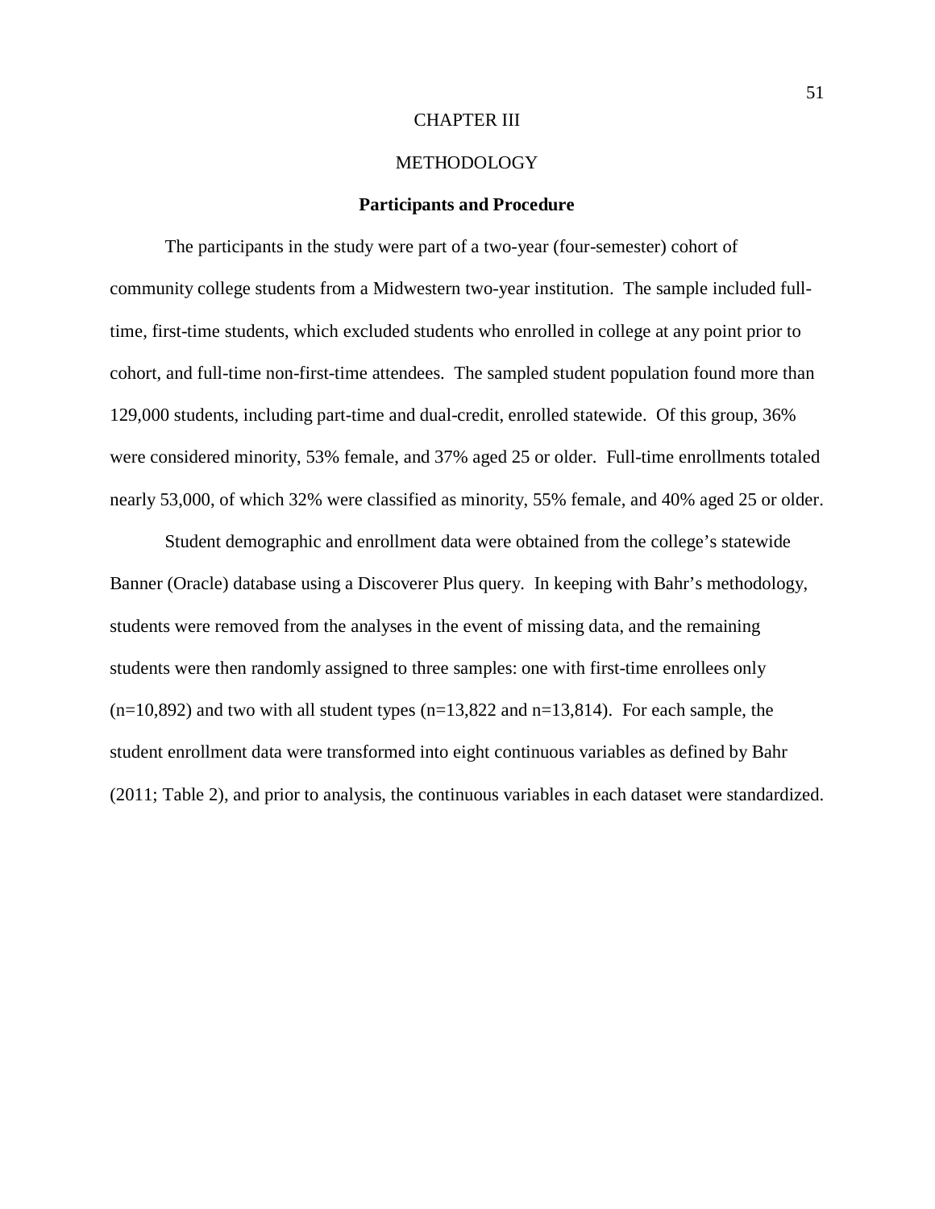# CHAPTER III

# METHODOLOGY

## Participants and Procedure

The participants in the study were part of a two-year (four-semester) cohort of community college students from a Midwestern two-year institution. The sample included full-time, first-time students, which excluded students who enrolled in college at any point prior to cohort, and full-time non-first-time attendees. The sampled student population found more than 129,000 students, including part-time and dual-credit, enrolled statewide. Of this group, 36% were considered minority, 53% female, and 37% aged 25 or older. Full-time enrollments totaled nearly 53,000, of which 32% were classified as minority, 55% female, and 40% aged 25 or older.

Student demographic and enrollment data were obtained from the college's statewide Banner (Oracle) database using a Discoverer Plus query. In keeping with Bahr's methodology, students were removed from the analyses in the event of missing data, and the remaining students were then randomly assigned to three samples: one with first-time enrollees only ($n=10,892$) and two with all student types ($n=13,822$ and $n=13,814$). For each sample, the student enrollment data were transformed into eight continuous variables as defined by Bahr (2011; Table 2), and prior to analysis, the continuous variables in each dataset were standardized.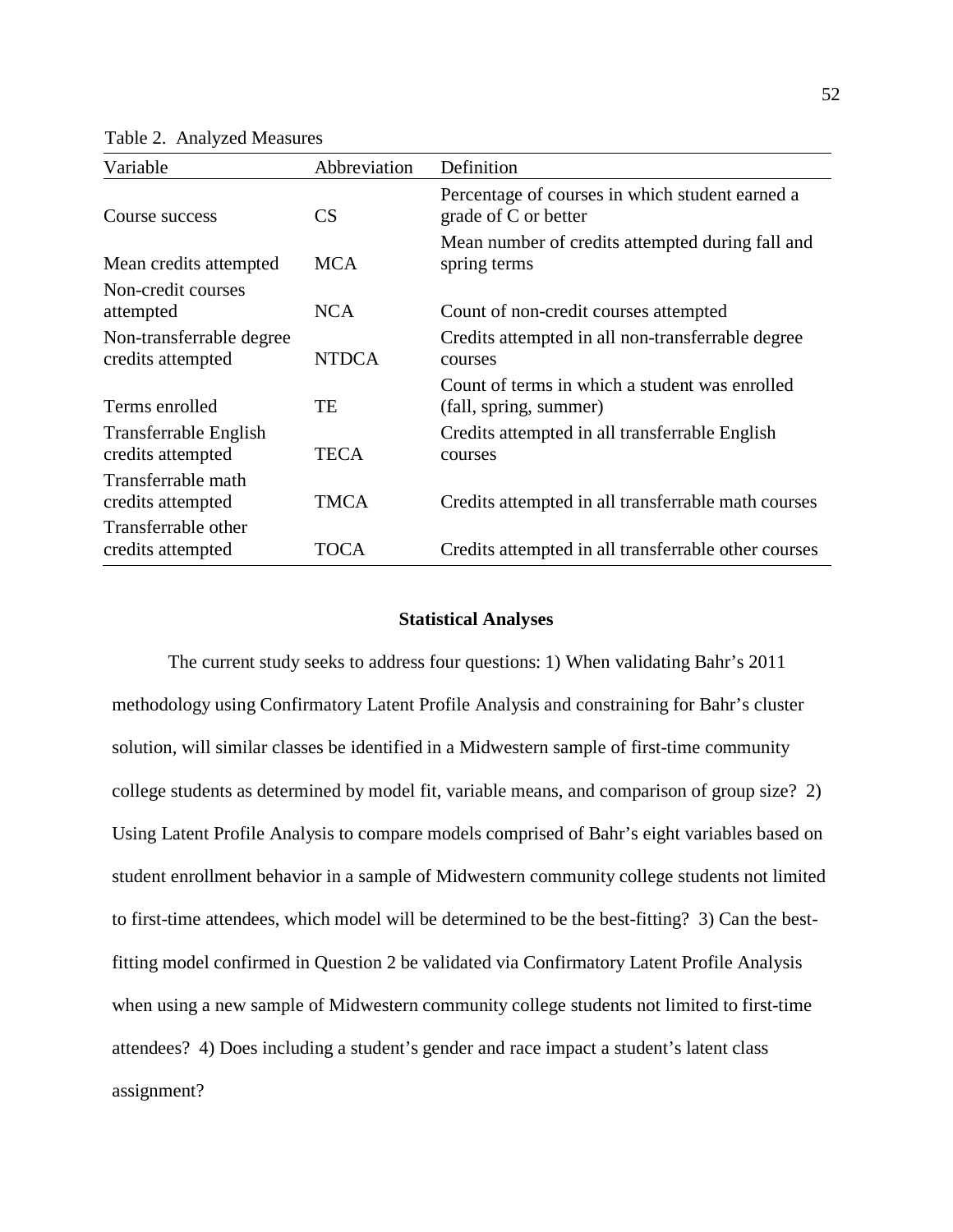Table 2. Analyzed Measures

| Variable | Abbreviation | Definition |
|---|---|---|
| Course success | CS | Percentage of courses in which student earned a grade of C or better |
| Mean credits attempted | MCA | Mean number of credits attempted during fall and spring terms |
| Non-credit courses attempted | NCA | Count of non-credit courses attempted |
| Non-transferrable degree credits attempted | NTDCA | Credits attempted in all non-transferrable degree courses |
| Terms enrolled | TE | Count of terms in which a student was enrolled (fall, spring, summer) |
| Transferrable English credits attempted | TECA | Credits attempted in all transferrable English courses |
| Transferrable math credits attempted | TMCA | Credits attempted in all transferrable math courses |
| Transferrable other credits attempted | TOCA | Credits attempted in all transferrable other courses |

## Statistical Analyses

The current study seeks to address four questions: 1) When validating Bahr's 2011 methodology using Confirmatory Latent Profile Analysis and constraining for Bahr's cluster solution, will similar classes be identified in a Midwestern sample of first-time community college students as determined by model fit, variable means, and comparison of group size? 2) Using Latent Profile Analysis to compare models comprised of Bahr's eight variables based on student enrollment behavior in a sample of Midwestern community college students not limited to first-time attendees, which model will be determined to be the best-fitting? 3) Can the best-fitting model confirmed in Question 2 be validated via Confirmatory Latent Profile Analysis when using a new sample of Midwestern community college students not limited to first-time attendees? 4) Does including a student's gender and race impact a student's latent class assignment?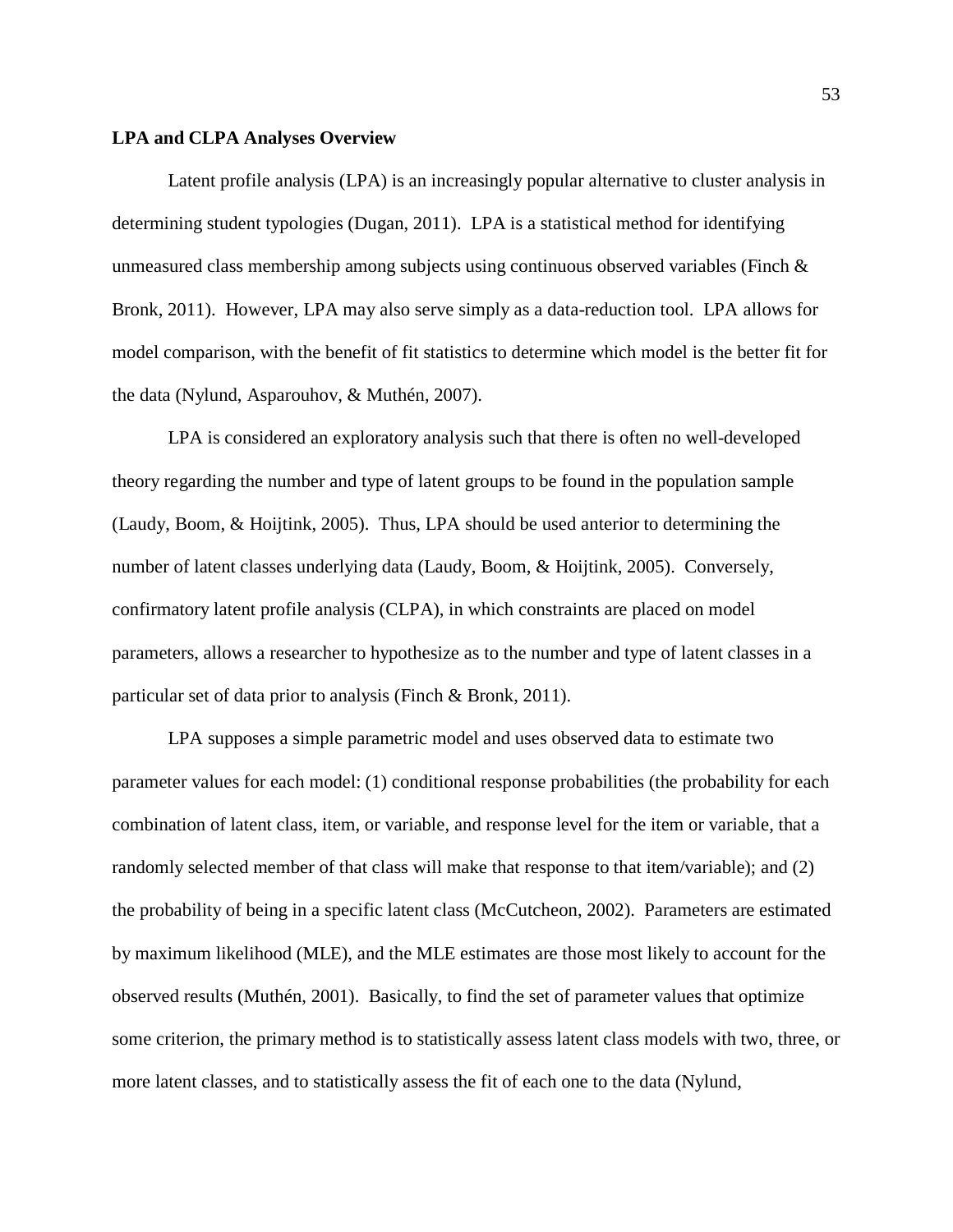**LPA and CLPA Analyses Overview**

Latent profile analysis (LPA) is an increasingly popular alternative to cluster analysis in determining student typologies (Dugan, 2011). LPA is a statistical method for identifying unmeasured class membership among subjects using continuous observed variables (Finch & Bronk, 2011). However, LPA may also serve simply as a data-reduction tool. LPA allows for model comparison, with the benefit of fit statistics to determine which model is the better fit for the data (Nylund, Asparouhov, & Muthén, 2007).

LPA is considered an exploratory analysis such that there is often no well-developed theory regarding the number and type of latent groups to be found in the population sample (Laudy, Boom, & Hoijtink, 2005). Thus, LPA should be used anterior to determining the number of latent classes underlying data (Laudy, Boom, & Hoijtink, 2005). Conversely, confirmatory latent profile analysis (CLPA), in which constraints are placed on model parameters, allows a researcher to hypothesize as to the number and type of latent classes in a particular set of data prior to analysis (Finch & Bronk, 2011).

LPA supposes a simple parametric model and uses observed data to estimate two parameter values for each model: (1) conditional response probabilities (the probability for each combination of latent class, item, or variable, and response level for the item or variable, that a randomly selected member of that class will make that response to that item/variable); and (2) the probability of being in a specific latent class (McCutcheon, 2002). Parameters are estimated by maximum likelihood (MLE), and the MLE estimates are those most likely to account for the observed results (Muthén, 2001). Basically, to find the set of parameter values that optimize some criterion, the primary method is to statistically assess latent class models with two, three, or more latent classes, and to statistically assess the fit of each one to the data (Nylund,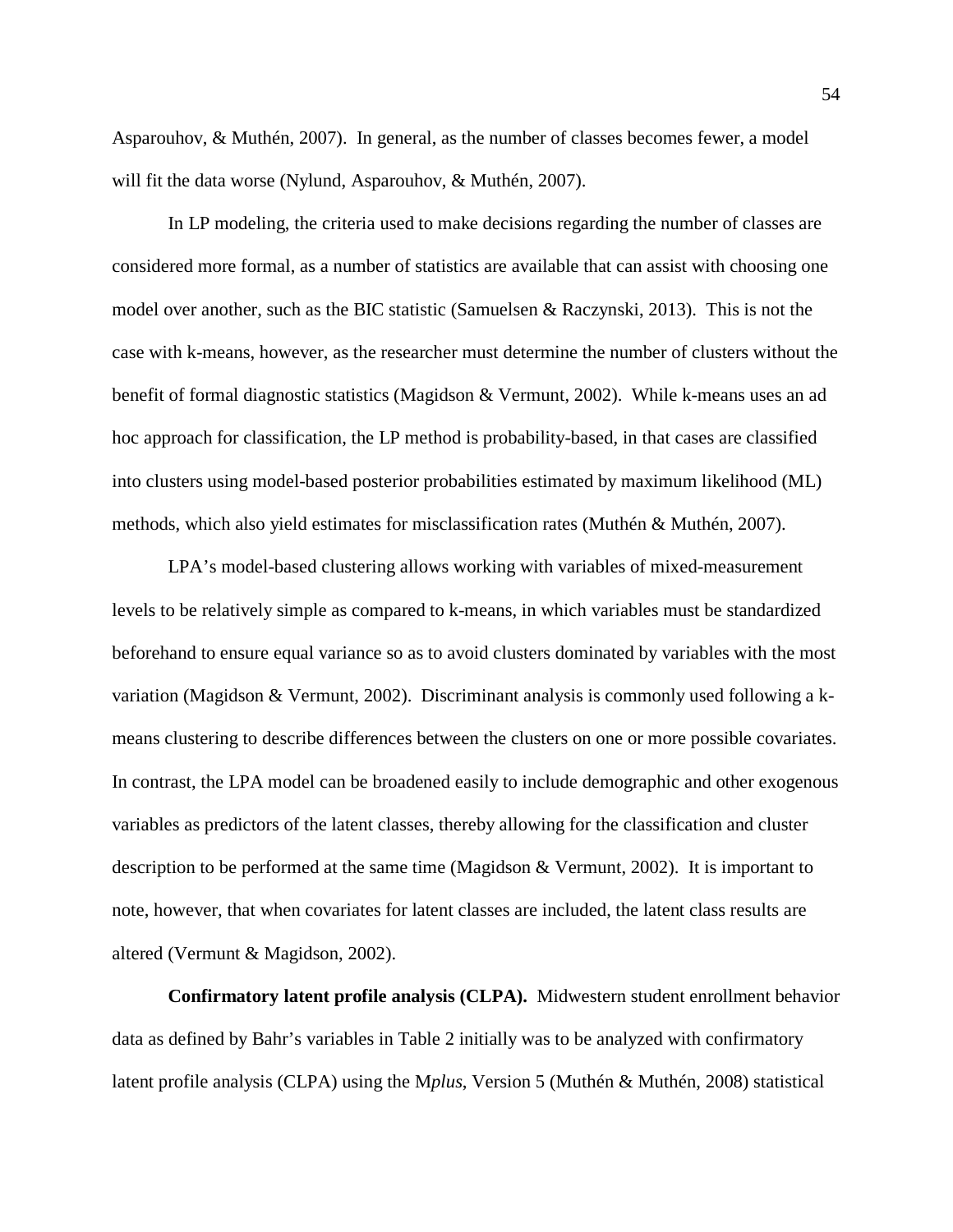Asparouhov, & Muthén, 2007). In general, as the number of classes becomes fewer, a model will fit the data worse (Nylund, Asparouhov, & Muthén, 2007).

In LP modeling, the criteria used to make decisions regarding the number of classes are considered more formal, as a number of statistics are available that can assist with choosing one model over another, such as the BIC statistic (Samuelsen & Raczynski, 2013). This is not the case with k-means, however, as the researcher must determine the number of clusters without the benefit of formal diagnostic statistics (Magidson & Vermunt, 2002). While k-means uses an ad hoc approach for classification, the LP method is probability-based, in that cases are classified into clusters using model-based posterior probabilities estimated by maximum likelihood (ML) methods, which also yield estimates for misclassification rates (Muthén & Muthén, 2007).

LPA's model-based clustering allows working with variables of mixed-measurement levels to be relatively simple as compared to k-means, in which variables must be standardized beforehand to ensure equal variance so as to avoid clusters dominated by variables with the most variation (Magidson & Vermunt, 2002). Discriminant analysis is commonly used following a k-means clustering to describe differences between the clusters on one or more possible covariates. In contrast, the LPA model can be broadened easily to include demographic and other exogenous variables as predictors of the latent classes, thereby allowing for the classification and cluster description to be performed at the same time (Magidson & Vermunt, 2002). It is important to note, however, that when covariates for latent classes are included, the latent class results are altered (Vermunt & Magidson, 2002).

**Confirmatory latent profile analysis (CLPA).** Midwestern student enrollment behavior data as defined by Bahr's variables in Table 2 initially was to be analyzed with confirmatory latent profile analysis (CLPA) using the M*plus*, Version 5 (Muthén & Muthén, 2008) statistical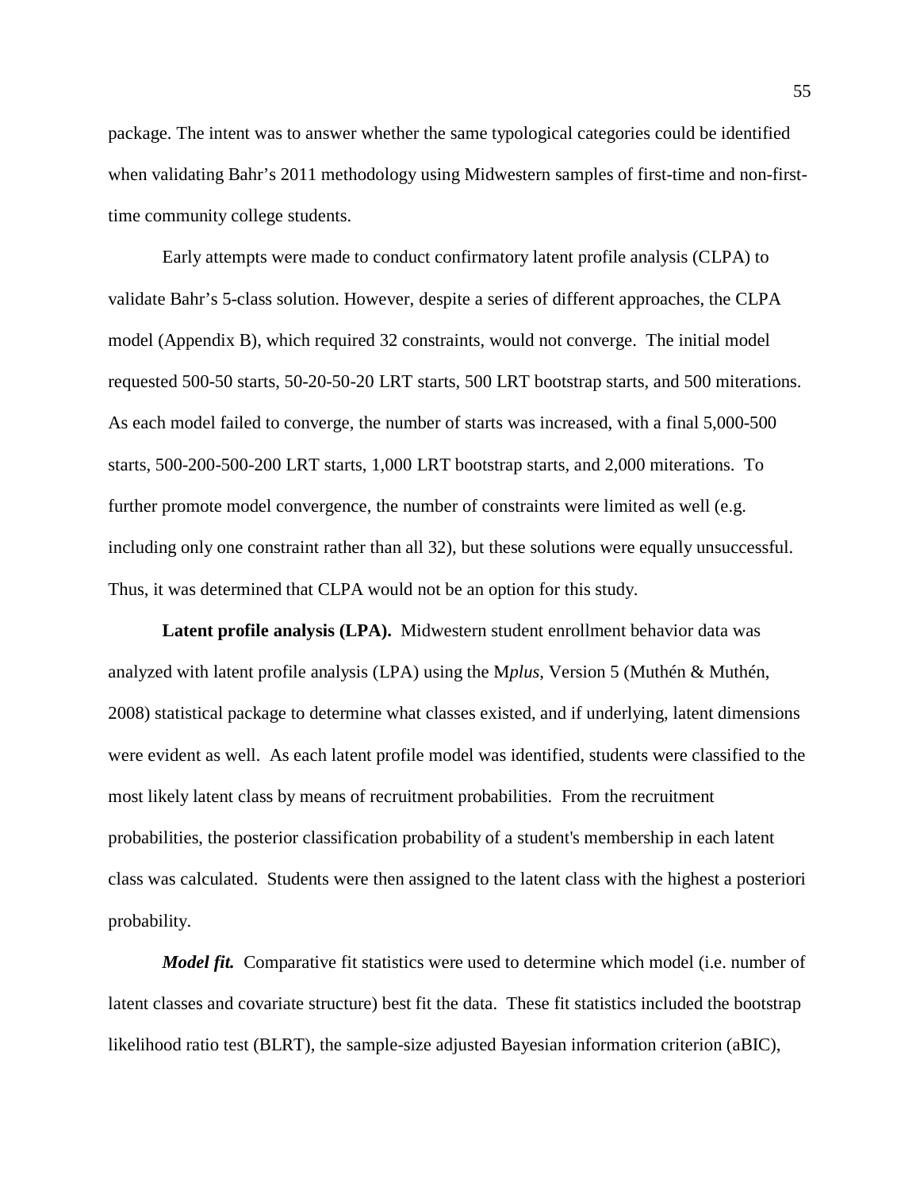package. The intent was to answer whether the same typological categories could be identified when validating Bahr's 2011 methodology using Midwestern samples of first-time and non-first-time community college students.

Early attempts were made to conduct confirmatory latent profile analysis (CLPA) to validate Bahr's 5-class solution. However, despite a series of different approaches, the CLPA model (Appendix B), which required 32 constraints, would not converge. The initial model requested 500-50 starts, 50-20-50-20 LRT starts, 500 LRT bootstrap starts, and 500 miterations. As each model failed to converge, the number of starts was increased, with a final 5,000-500 starts, 500-200-500-200 LRT starts, 1,000 LRT bootstrap starts, and 2,000 miterations. To further promote model convergence, the number of constraints were limited as well (e.g. including only one constraint rather than all 32), but these solutions were equally unsuccessful. Thus, it was determined that CLPA would not be an option for this study.

**Latent profile analysis (LPA).** Midwestern student enrollment behavior data was analyzed with latent profile analysis (LPA) using the M*plus*, Version 5 (Muthén & Muthén, 2008) statistical package to determine what classes existed, and if underlying, latent dimensions were evident as well. As each latent profile model was identified, students were classified to the most likely latent class by means of recruitment probabilities. From the recruitment probabilities, the posterior classification probability of a student's membership in each latent class was calculated. Students were then assigned to the latent class with the highest a posteriori probability.

***Model fit.*** Comparative fit statistics were used to determine which model (i.e. number of latent classes and covariate structure) best fit the data. These fit statistics included the bootstrap likelihood ratio test (BLRT), the sample-size adjusted Bayesian information criterion (aBIC),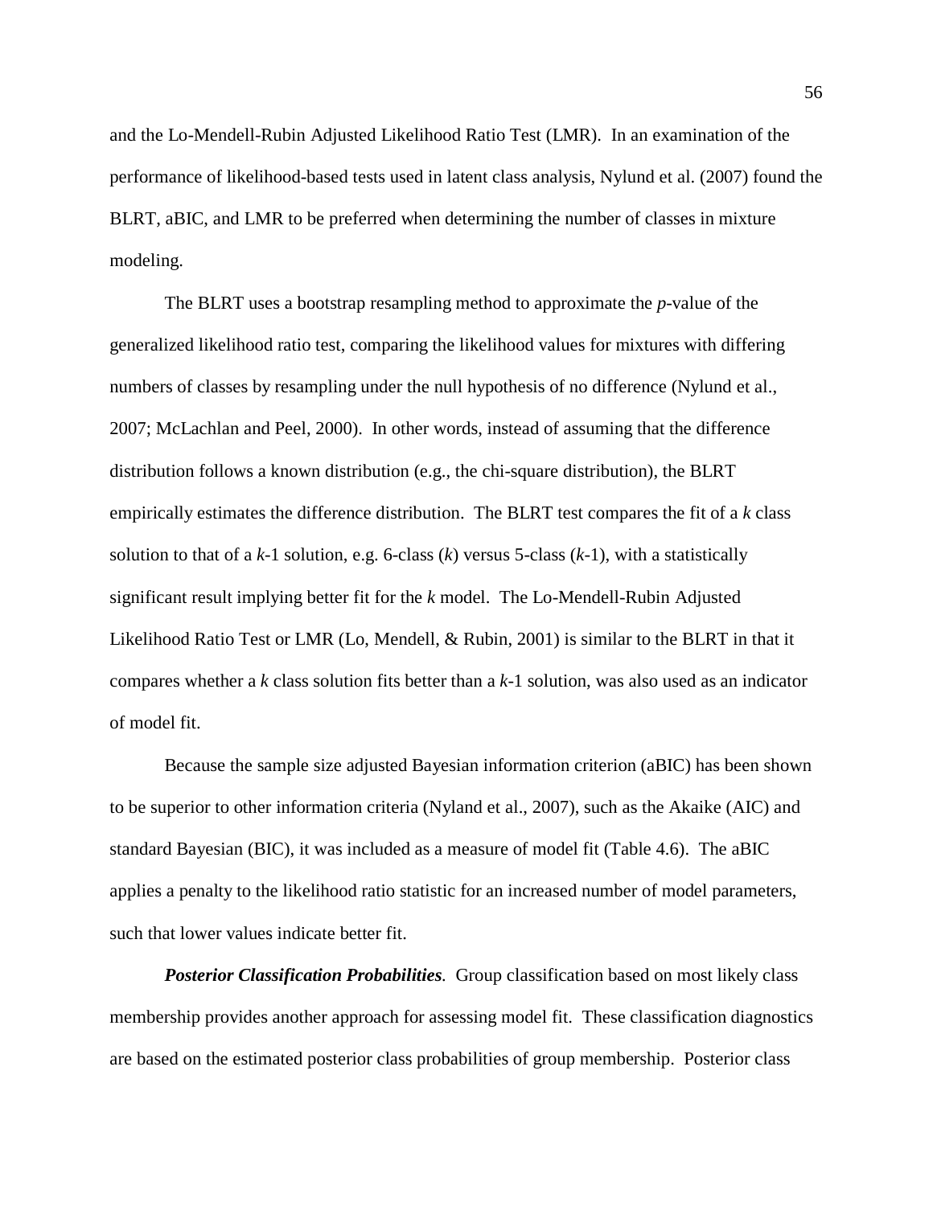and the Lo-Mendell-Rubin Adjusted Likelihood Ratio Test (LMR). In an examination of the performance of likelihood-based tests used in latent class analysis, Nylund et al. (2007) found the BLRT, aBIC, and LMR to be preferred when determining the number of classes in mixture modeling.

The BLRT uses a bootstrap resampling method to approximate the *p*-value of the generalized likelihood ratio test, comparing the likelihood values for mixtures with differing numbers of classes by resampling under the null hypothesis of no difference (Nylund et al., 2007; McLachlan and Peel, 2000). In other words, instead of assuming that the difference distribution follows a known distribution (e.g., the chi-square distribution), the BLRT empirically estimates the difference distribution. The BLRT test compares the fit of a $k$ class solution to that of a $k$-1 solution, e.g. 6-class ($k$) versus 5-class ($k$-1), with a statistically significant result implying better fit for the $k$ model. The Lo-Mendell-Rubin Adjusted Likelihood Ratio Test or LMR (Lo, Mendell, & Rubin, 2001) is similar to the BLRT in that it compares whether a $k$ class solution fits better than a $k$-1 solution, was also used as an indicator of model fit.

Because the sample size adjusted Bayesian information criterion (aBIC) has been shown to be superior to other information criteria (Nyland et al., 2007), such as the Akaike (AIC) and standard Bayesian (BIC), it was included as a measure of model fit (Table 4.6). The aBIC applies a penalty to the likelihood ratio statistic for an increased number of model parameters, such that lower values indicate better fit.

***Posterior Classification Probabilities.*** Group classification based on most likely class membership provides another approach for assessing model fit. These classification diagnostics are based on the estimated posterior class probabilities of group membership. Posterior class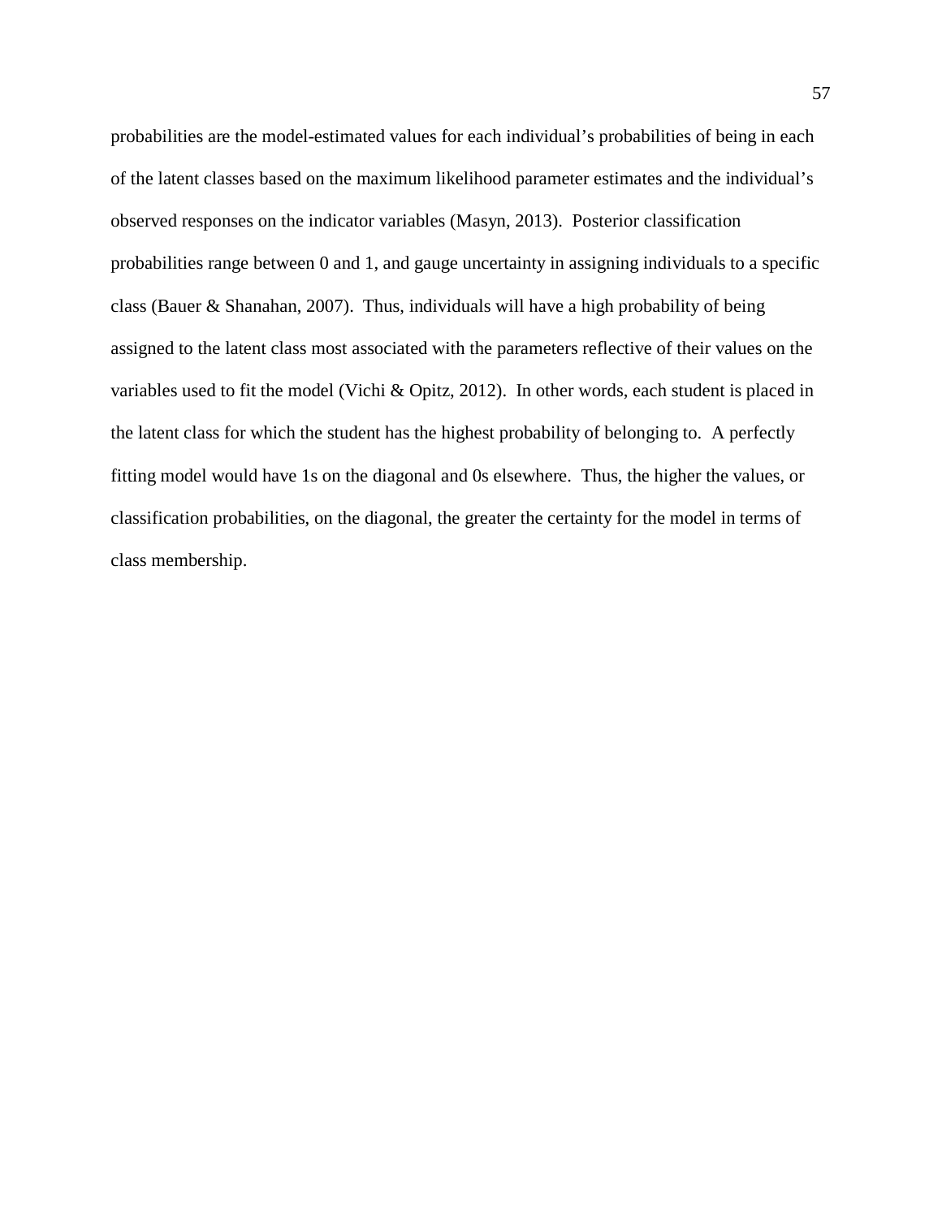probabilities are the model-estimated values for each individual's probabilities of being in each of the latent classes based on the maximum likelihood parameter estimates and the individual's observed responses on the indicator variables (Masyn, 2013). Posterior classification probabilities range between 0 and 1, and gauge uncertainty in assigning individuals to a specific class (Bauer & Shanahan, 2007). Thus, individuals will have a high probability of being assigned to the latent class most associated with the parameters reflective of their values on the variables used to fit the model (Vichi & Opitz, 2012). In other words, each student is placed in the latent class for which the student has the highest probability of belonging to. A perfectly fitting model would have 1s on the diagonal and 0s elsewhere. Thus, the higher the values, or classification probabilities, on the diagonal, the greater the certainty for the model in terms of class membership.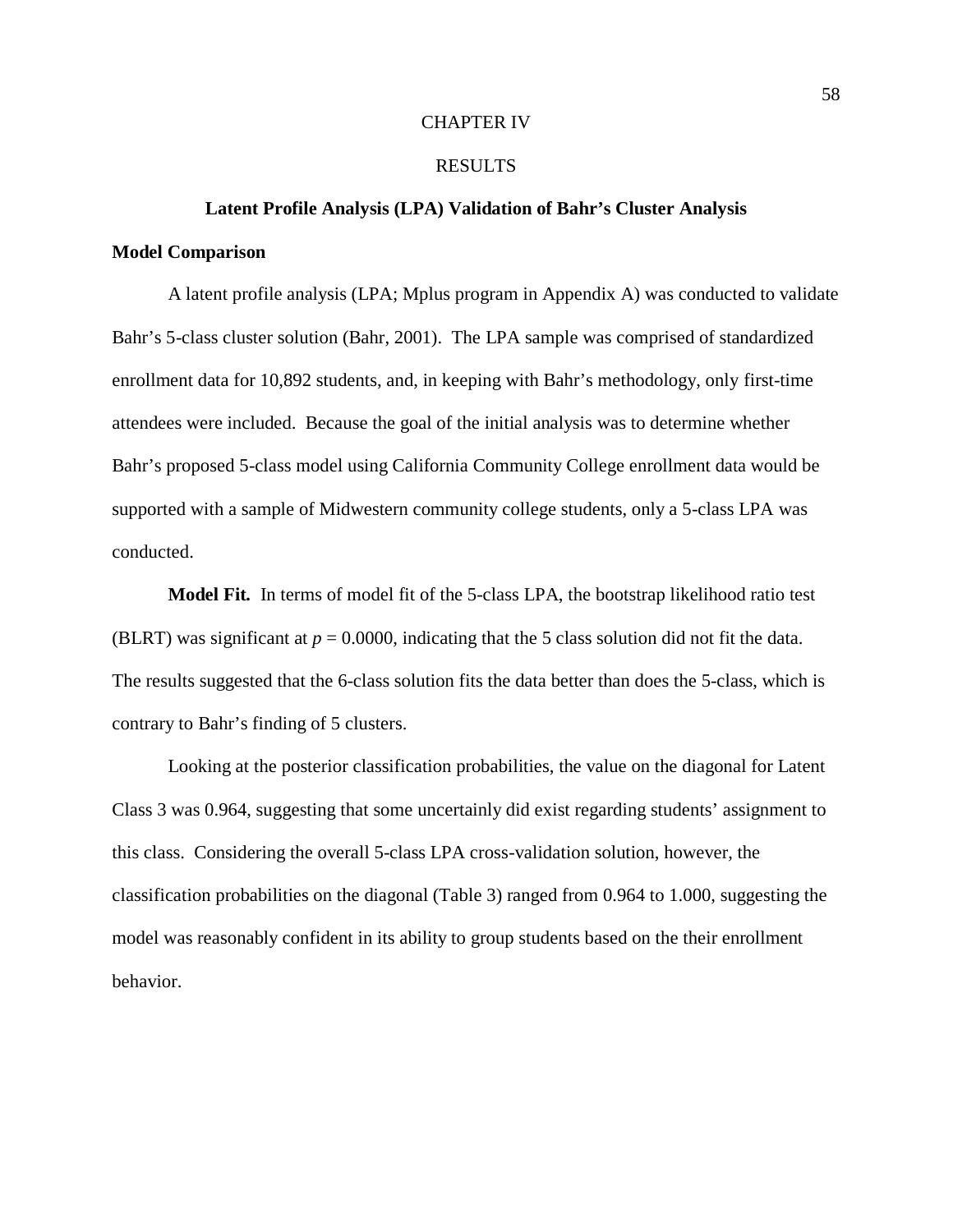# CHAPTER IV

# RESULTS

## Latent Profile Analysis (LPA) Validation of Bahr's Cluster Analysis

### Model Comparison

A latent profile analysis (LPA; Mplus program in Appendix A) was conducted to validate Bahr's 5-class cluster solution (Bahr, 2001). The LPA sample was comprised of standardized enrollment data for 10,892 students, and, in keeping with Bahr's methodology, only first-time attendees were included. Because the goal of the initial analysis was to determine whether Bahr's proposed 5-class model using California Community College enrollment data would be supported with a sample of Midwestern community college students, only a 5-class LPA was conducted.

**Model Fit.** In terms of model fit of the 5-class LPA, the bootstrap likelihood ratio test (BLRT) was significant at $p = 0.0000$, indicating that the 5 class solution did not fit the data. The results suggested that the 6-class solution fits the data better than does the 5-class, which is contrary to Bahr's finding of 5 clusters.

Looking at the posterior classification probabilities, the value on the diagonal for Latent Class 3 was 0.964, suggesting that some uncertainly did exist regarding students' assignment to this class. Considering the overall 5-class LPA cross-validation solution, however, the classification probabilities on the diagonal (Table 3) ranged from 0.964 to 1.000, suggesting the model was reasonably confident in its ability to group students based on the their enrollment behavior.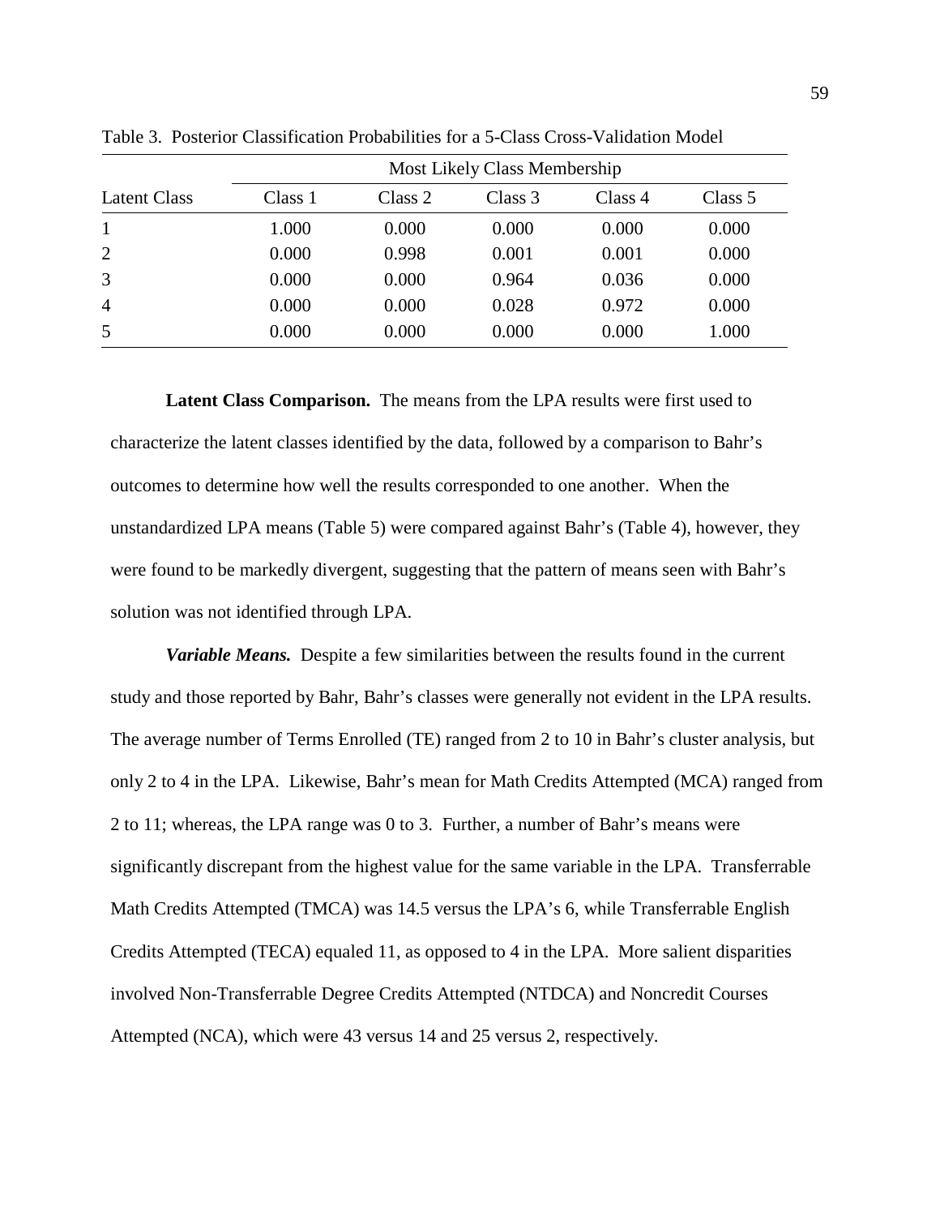Table 3. Posterior Classification Probabilities for a 5-Class Cross-Validation Model

| | Most Likely Class Membership | | | | |
|---|---|---|---|---|---|
| Latent Class | Class 1 | Class 2 | Class 3 | Class 4 | Class 5 |
| 1 | 1.000 | 0.000 | 0.000 | 0.000 | 0.000 |
| 2 | 0.000 | 0.998 | 0.001 | 0.001 | 0.000 |
| 3 | 0.000 | 0.000 | 0.964 | 0.036 | 0.000 |
| 4 | 0.000 | 0.000 | 0.028 | 0.972 | 0.000 |
| 5 | 0.000 | 0.000 | 0.000 | 0.000 | 1.000 |

**Latent Class Comparison.** The means from the LPA results were first used to characterize the latent classes identified by the data, followed by a comparison to Bahr's outcomes to determine how well the results corresponded to one another. When the unstandardized LPA means (Table 5) were compared against Bahr's (Table 4), however, they were found to be markedly divergent, suggesting that the pattern of means seen with Bahr's solution was not identified through LPA.

***Variable Means.*** Despite a few similarities between the results found in the current study and those reported by Bahr, Bahr's classes were generally not evident in the LPA results. The average number of Terms Enrolled (TE) ranged from 2 to 10 in Bahr's cluster analysis, but only 2 to 4 in the LPA. Likewise, Bahr's mean for Math Credits Attempted (MCA) ranged from 2 to 11; whereas, the LPA range was 0 to 3. Further, a number of Bahr's means were significantly discrepant from the highest value for the same variable in the LPA. Transferrable Math Credits Attempted (TMCA) was 14.5 versus the LPA's 6, while Transferrable English Credits Attempted (TECA) equaled 11, as opposed to 4 in the LPA. More salient disparities involved Non-Transferrable Degree Credits Attempted (NTDCA) and Noncredit Courses Attempted (NCA), which were 43 versus 14 and 25 versus 2, respectively.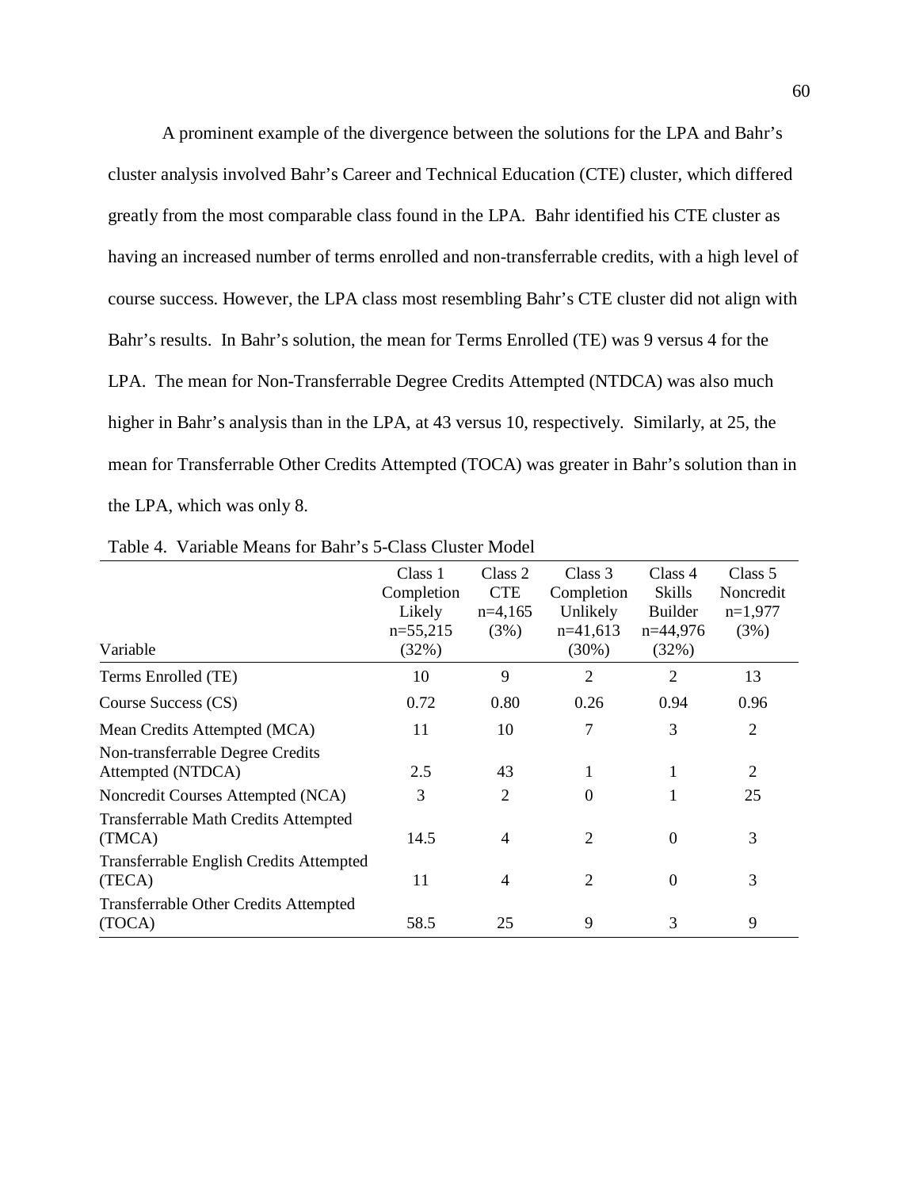A prominent example of the divergence between the solutions for the LPA and Bahr's cluster analysis involved Bahr's Career and Technical Education (CTE) cluster, which differed greatly from the most comparable class found in the LPA. Bahr identified his CTE cluster as having an increased number of terms enrolled and non-transferrable credits, with a high level of course success. However, the LPA class most resembling Bahr's CTE cluster did not align with Bahr's results. In Bahr's solution, the mean for Terms Enrolled (TE) was 9 versus 4 for the LPA. The mean for Non-Transferrable Degree Credits Attempted (NTDCA) was also much higher in Bahr's analysis than in the LPA, at 43 versus 10, respectively. Similarly, at 25, the mean for Transferrable Other Credits Attempted (TOCA) was greater in Bahr's solution than in the LPA, which was only 8.

Table 4. Variable Means for Bahr's 5-Class Cluster Model

| Variable | Class 1 Completion Likely n=55,215 (32%) | Class 2 CTE n=4,165 (3%) | Class 3 Completion Unlikely n=41,613 (30%) | Class 4 Skills Builder n=44,976 (32%) | Class 5 Noncredit n=1,977 (3%) |
|---|---|---|---|---|---|
| Terms Enrolled (TE) | 10 | 9 | 2 | 2 | 13 |
| Course Success (CS) | 0.72 | 0.80 | 0.26 | 0.94 | 0.96 |
| Mean Credits Attempted (MCA) | 11 | 10 | 7 | 3 | 2 |
| Non-transferrable Degree Credits Attempted (NTDCA) | 2.5 | 43 | 1 | 1 | 2 |
| Noncredit Courses Attempted (NCA) | 3 | 2 | 0 | 1 | 25 |
| Transferrable Math Credits Attempted (TMCA) | 14.5 | 4 | 2 | 0 | 3 |
| Transferrable English Credits Attempted (TECA) | 11 | 4 | 2 | 0 | 3 |
| Transferrable Other Credits Attempted (TOCA) | 58.5 | 25 | 9 | 3 | 9 |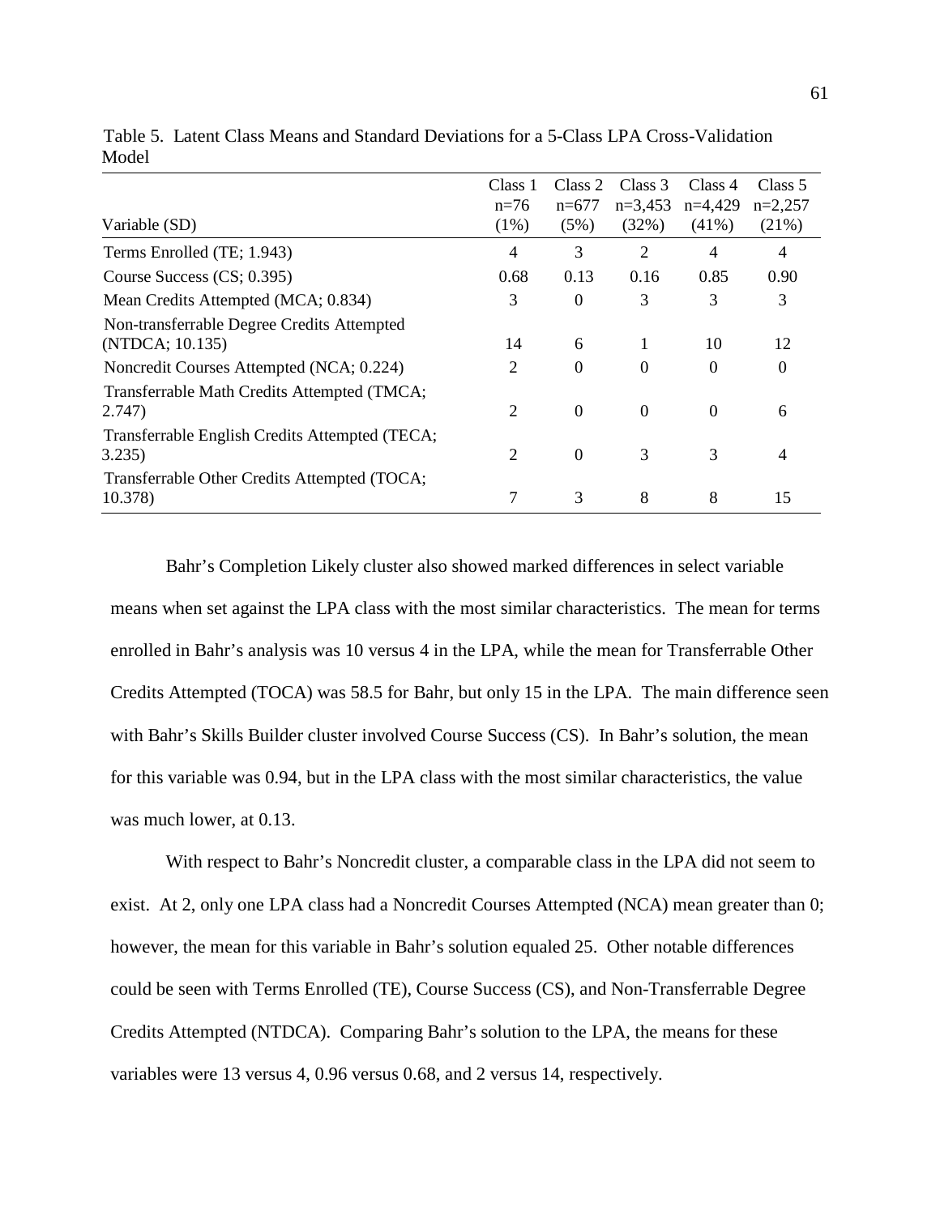Table 5. Latent Class Means and Standard Deviations for a 5-Class LPA Cross-Validation Model

| Variable (SD) | Class 1 n=76 (1%) | Class 2 n=677 (5%) | Class 3 n=3,453 (32%) | Class 4 n=4,429 (41%) | Class 5 n=2,257 (21%) |
|---|---|---|---|---|---|
| Terms Enrolled (TE; 1.943) | 4 | 3 | 2 | 4 | 4 |
| Course Success (CS; 0.395) | 0.68 | 0.13 | 0.16 | 0.85 | 0.90 |
| Mean Credits Attempted (MCA; 0.834) | 3 | 0 | 3 | 3 | 3 |
| Non-transferrable Degree Credits Attempted (NTDCA; 10.135) | 14 | 6 | 1 | 10 | 12 |
| Noncredit Courses Attempted (NCA; 0.224) | 2 | 0 | 0 | 0 | 0 |
| Transferrable Math Credits Attempted (TMCA; 2.747) | 2 | 0 | 0 | 0 | 6 |
| Transferrable English Credits Attempted (TECA; 3.235) | 2 | 0 | 3 | 3 | 4 |
| Transferrable Other Credits Attempted (TOCA; 10.378) | 7 | 3 | 8 | 8 | 15 |

Bahr's Completion Likely cluster also showed marked differences in select variable means when set against the LPA class with the most similar characteristics. The mean for terms enrolled in Bahr's analysis was 10 versus 4 in the LPA, while the mean for Transferrable Other Credits Attempted (TOCA) was 58.5 for Bahr, but only 15 in the LPA. The main difference seen with Bahr's Skills Builder cluster involved Course Success (CS). In Bahr's solution, the mean for this variable was 0.94, but in the LPA class with the most similar characteristics, the value was much lower, at 0.13.

With respect to Bahr's Noncredit cluster, a comparable class in the LPA did not seem to exist. At 2, only one LPA class had a Noncredit Courses Attempted (NCA) mean greater than 0; however, the mean for this variable in Bahr's solution equaled 25. Other notable differences could be seen with Terms Enrolled (TE), Course Success (CS), and Non-Transferrable Degree Credits Attempted (NTDCA). Comparing Bahr's solution to the LPA, the means for these variables were 13 versus 4, 0.96 versus 0.68, and 2 versus 14, respectively.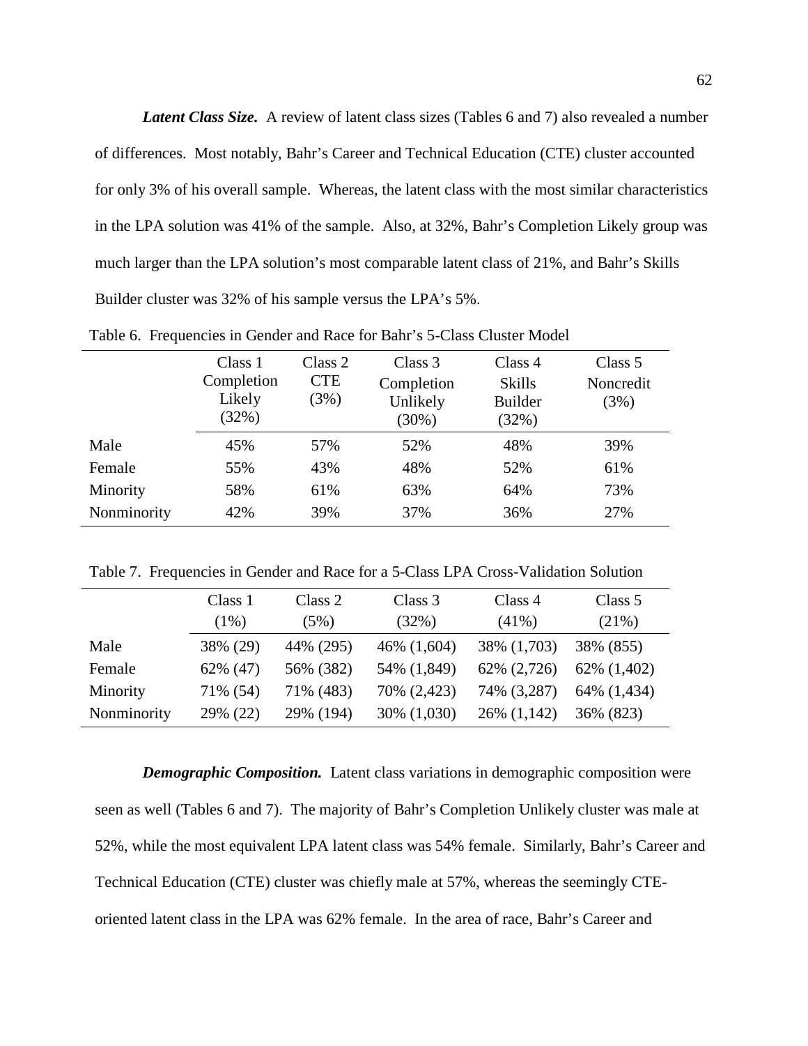***Latent Class Size.*** A review of latent class sizes (Tables 6 and 7) also revealed a number of differences. Most notably, Bahr's Career and Technical Education (CTE) cluster accounted for only 3% of his overall sample. Whereas, the latent class with the most similar characteristics in the LPA solution was 41% of the sample. Also, at 32%, Bahr's Completion Likely group was much larger than the LPA solution's most comparable latent class of 21%, and Bahr's Skills Builder cluster was 32% of his sample versus the LPA's 5%.

Table 6. Frequencies in Gender and Race for Bahr's 5-Class Cluster Model

| | Class 1 Completion Likely (32%) | Class 2 CTE (3%) | Class 3 Completion Unlikely (30%) | Class 4 Skills Builder (32%) | Class 5 Noncredit (3%) |
|---|---|---|---|---|---|
| Male | 45% | 57% | 52% | 48% | 39% |
| Female | 55% | 43% | 48% | 52% | 61% |
| Minority | 58% | 61% | 63% | 64% | 73% |
| Nonminority | 42% | 39% | 37% | 36% | 27% |

Table 7. Frequencies in Gender and Race for a 5-Class LPA Cross-Validation Solution

| | Class 1 (1%) | Class 2 (5%) | Class 3 (32%) | Class 4 (41%) | Class 5 (21%) |
|---|---|---|---|---|---|
| Male | 38% (29) | 44% (295) | 46% (1,604) | 38% (1,703) | 38% (855) |
| Female | 62% (47) | 56% (382) | 54% (1,849) | 62% (2,726) | 62% (1,402) |
| Minority | 71% (54) | 71% (483) | 70% (2,423) | 74% (3,287) | 64% (1,434) |
| Nonminority | 29% (22) | 29% (194) | 30% (1,030) | 26% (1,142) | 36% (823) |

***Demographic Composition.*** Latent class variations in demographic composition were seen as well (Tables 6 and 7). The majority of Bahr's Completion Unlikely cluster was male at 52%, while the most equivalent LPA latent class was 54% female. Similarly, Bahr's Career and Technical Education (CTE) cluster was chiefly male at 57%, whereas the seemingly CTE-oriented latent class in the LPA was 62% female. In the area of race, Bahr's Career and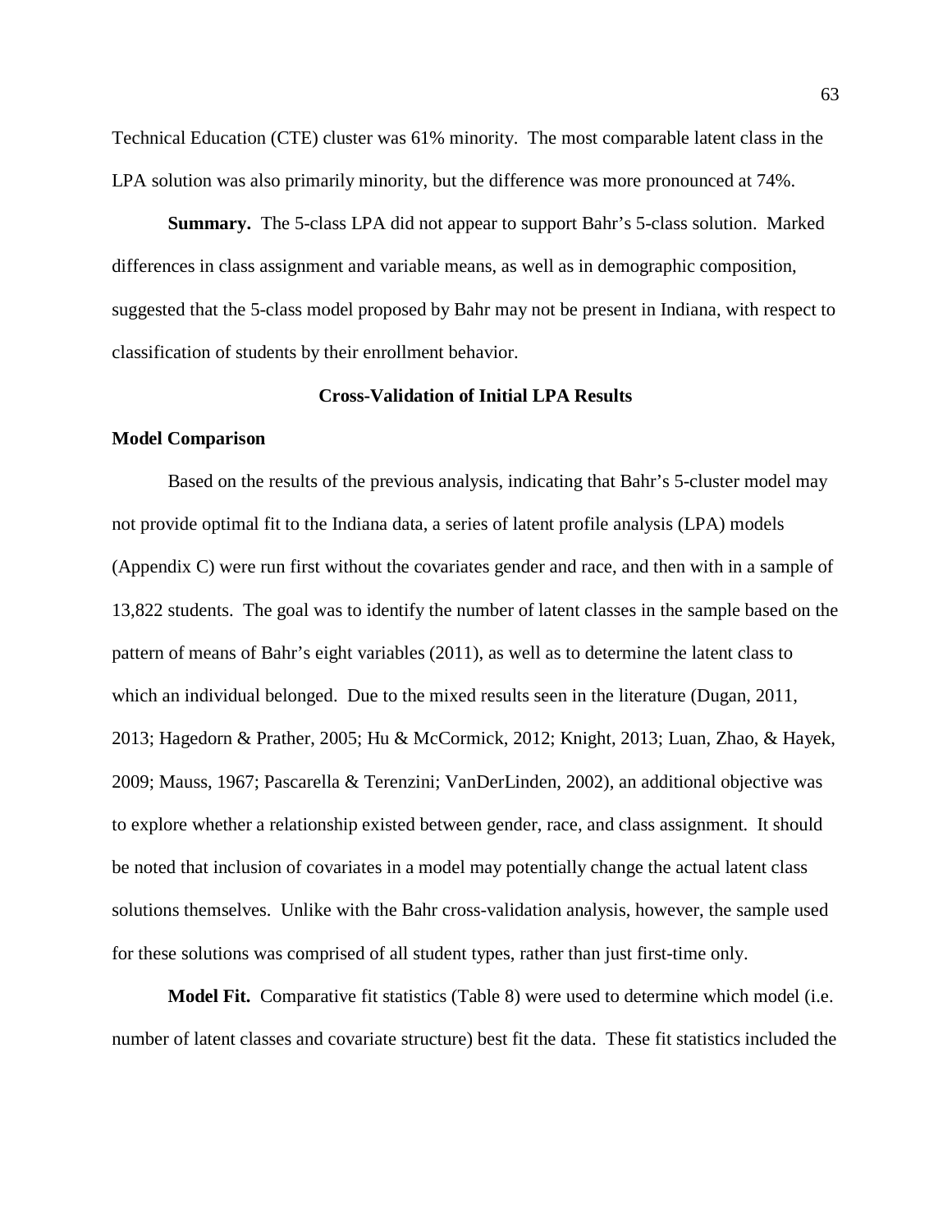Technical Education (CTE) cluster was 61% minority. The most comparable latent class in the LPA solution was also primarily minority, but the difference was more pronounced at 74%.

**Summary.** The 5-class LPA did not appear to support Bahr's 5-class solution. Marked differences in class assignment and variable means, as well as in demographic composition, suggested that the 5-class model proposed by Bahr may not be present in Indiana, with respect to classification of students by their enrollment behavior.

## Cross-Validation of Initial LPA Results

### Model Comparison

Based on the results of the previous analysis, indicating that Bahr's 5-cluster model may not provide optimal fit to the Indiana data, a series of latent profile analysis (LPA) models (Appendix C) were run first without the covariates gender and race, and then with in a sample of 13,822 students. The goal was to identify the number of latent classes in the sample based on the pattern of means of Bahr's eight variables (2011), as well as to determine the latent class to which an individual belonged. Due to the mixed results seen in the literature (Dugan, 2011, 2013; Hagedorn & Prather, 2005; Hu & McCormick, 2012; Knight, 2013; Luan, Zhao, & Hayek, 2009; Mauss, 1967; Pascarella & Terenzini; VanDerLinden, 2002), an additional objective was to explore whether a relationship existed between gender, race, and class assignment. It should be noted that inclusion of covariates in a model may potentially change the actual latent class solutions themselves. Unlike with the Bahr cross-validation analysis, however, the sample used for these solutions was comprised of all student types, rather than just first-time only.

**Model Fit.** Comparative fit statistics (Table 8) were used to determine which model (i.e. number of latent classes and covariate structure) best fit the data. These fit statistics included the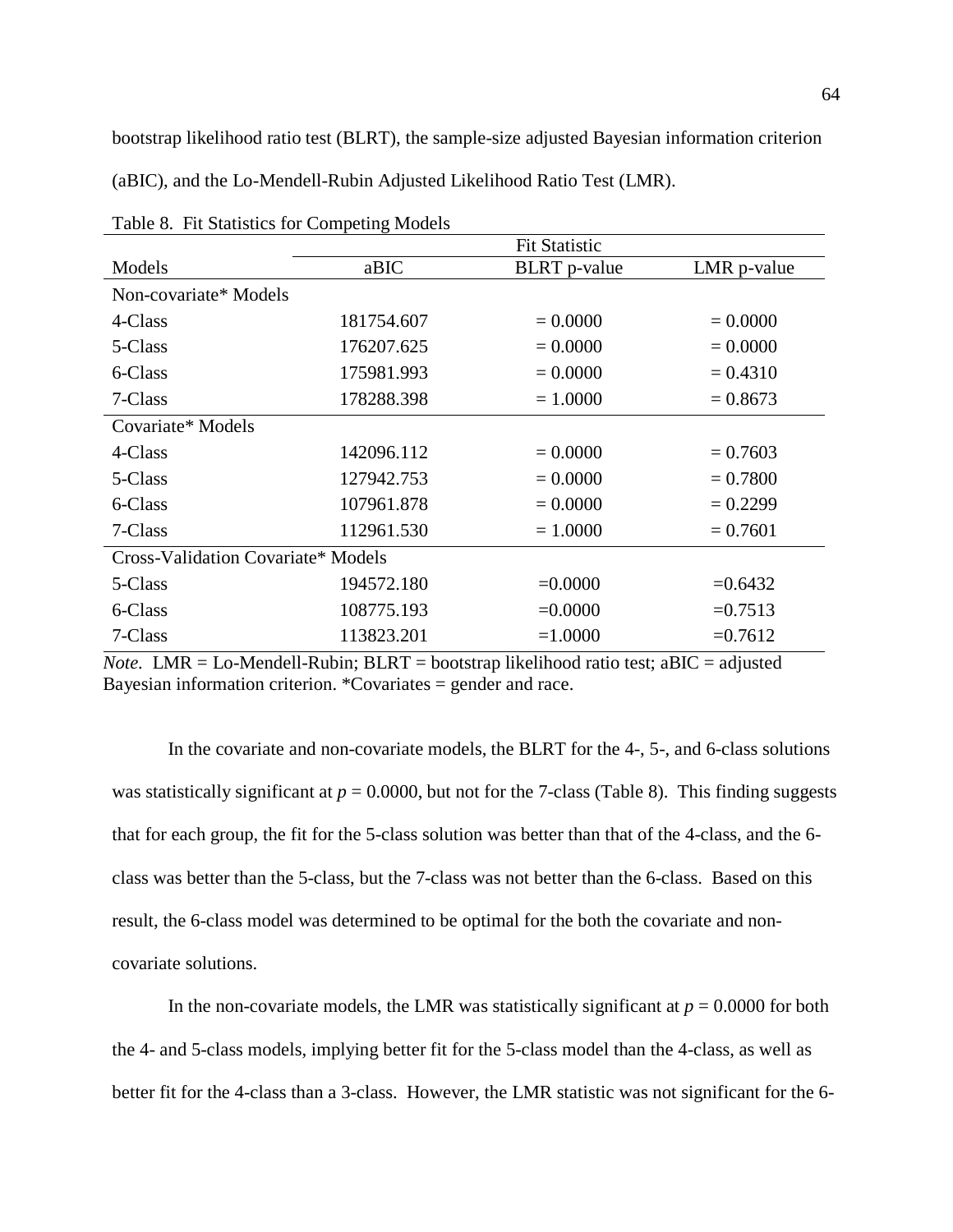bootstrap likelihood ratio test (BLRT), the sample-size adjusted Bayesian information criterion (aBIC), and the Lo-Mendell-Rubin Adjusted Likelihood Ratio Test (LMR).

Table 8. Fit Statistics for Competing Models

| Models | Fit Statistic | | |
|---|---|---|---|
| | aBIC | BLRT p-value | LMR p-value |
| Non-covariate* Models | | | |
| 4-Class | 181754.607 | = 0.0000 | = 0.0000 |
| 5-Class | 176207.625 | = 0.0000 | = 0.0000 |
| 6-Class | 175981.993 | = 0.0000 | = 0.4310 |
| 7-Class | 178288.398 | = 1.0000 | = 0.8673 |
| Covariate* Models | | | |
| 4-Class | 142096.112 | = 0.0000 | = 0.7603 |
| 5-Class | 127942.753 | = 0.0000 | = 0.7800 |
| 6-Class | 107961.878 | = 0.0000 | = 0.2299 |
| 7-Class | 112961.530 | = 1.0000 | = 0.7601 |
| Cross-Validation Covariate* Models | | | |
| 5-Class | 194572.180 | =0.0000 | =0.6432 |
| 6-Class | 108775.193 | =0.0000 | =0.7513 |
| 7-Class | 113823.201 | =1.0000 | =0.7612 |

*Note*. LMR = Lo-Mendell-Rubin; BLRT = bootstrap likelihood ratio test; aBIC = adjusted Bayesian information criterion. *Covariates = gender and race.

In the covariate and non-covariate models, the BLRT for the 4-, 5-, and 6-class solutions was statistically significant at $p = 0.0000$, but not for the 7-class (Table 8). This finding suggests that for each group, the fit for the 5-class solution was better than that of the 4-class, and the 6-class was better than the 5-class, but the 7-class was not better than the 6-class. Based on this result, the 6-class model was determined to be optimal for the both the covariate and non-covariate solutions.

In the non-covariate models, the LMR was statistically significant at $p = 0.0000$ for both the 4- and 5-class models, implying better fit for the 5-class model than the 4-class, as well as better fit for the 4-class than a 3-class. However, the LMR statistic was not significant for the 6-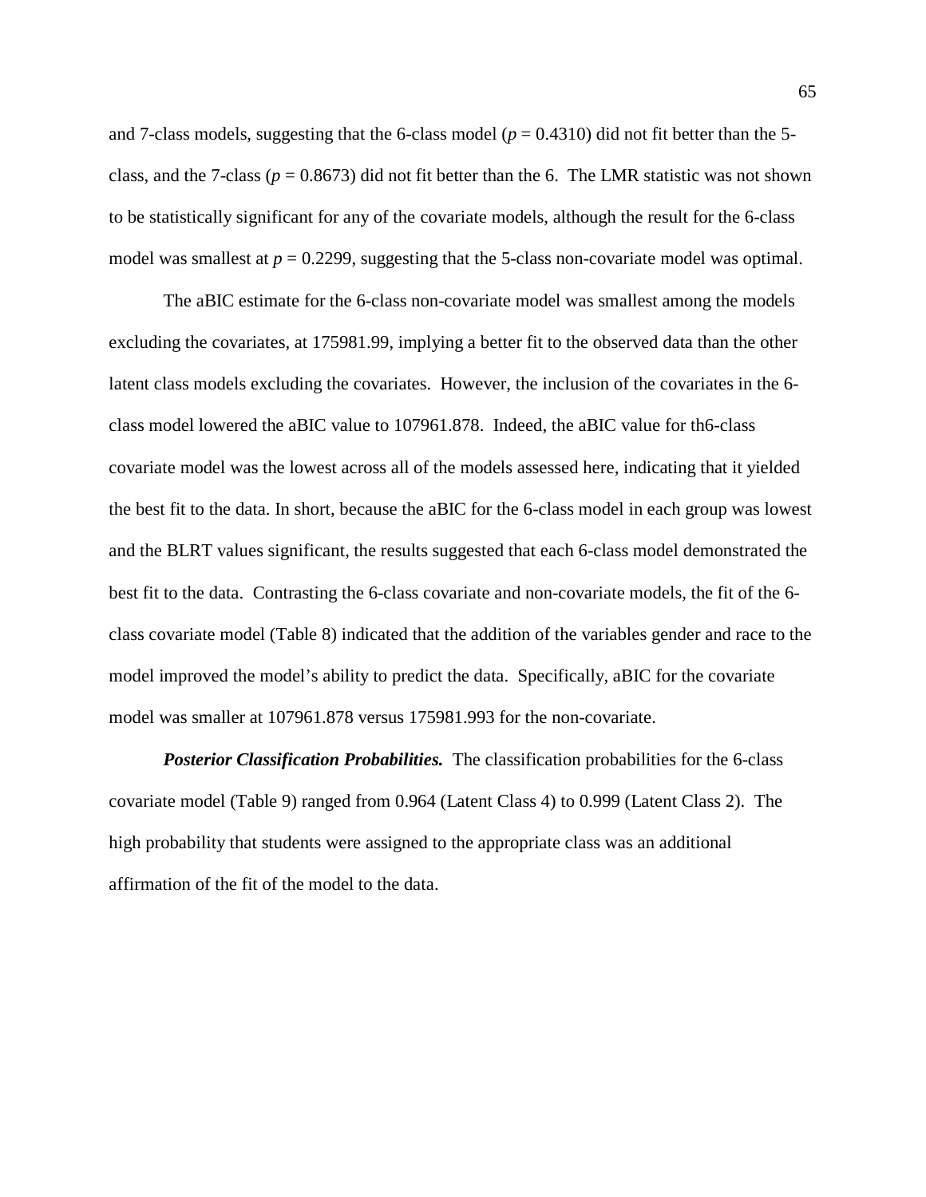and 7-class models, suggesting that the 6-class model ($p = 0.4310$) did not fit better than the 5-class, and the 7-class ($p = 0.8673$) did not fit better than the 6. The LMR statistic was not shown to be statistically significant for any of the covariate models, although the result for the 6-class model was smallest at $p = 0.2299$, suggesting that the 5-class non-covariate model was optimal.

The aBIC estimate for the 6-class non-covariate model was smallest among the models excluding the covariates, at 175981.99, implying a better fit to the observed data than the other latent class models excluding the covariates. However, the inclusion of the covariates in the 6-class model lowered the aBIC value to 107961.878. Indeed, the aBIC value for th6-class covariate model was the lowest across all of the models assessed here, indicating that it yielded the best fit to the data. In short, because the aBIC for the 6-class model in each group was lowest and the BLRT values significant, the results suggested that each 6-class model demonstrated the best fit to the data. Contrasting the 6-class covariate and non-covariate models, the fit of the 6-class covariate model (Table 8) indicated that the addition of the variables gender and race to the model improved the model's ability to predict the data. Specifically, aBIC for the covariate model was smaller at 107961.878 versus 175981.993 for the non-covariate.

***Posterior Classification Probabilities.*** The classification probabilities for the 6-class covariate model (Table 9) ranged from 0.964 (Latent Class 4) to 0.999 (Latent Class 2). The high probability that students were assigned to the appropriate class was an additional affirmation of the fit of the model to the data.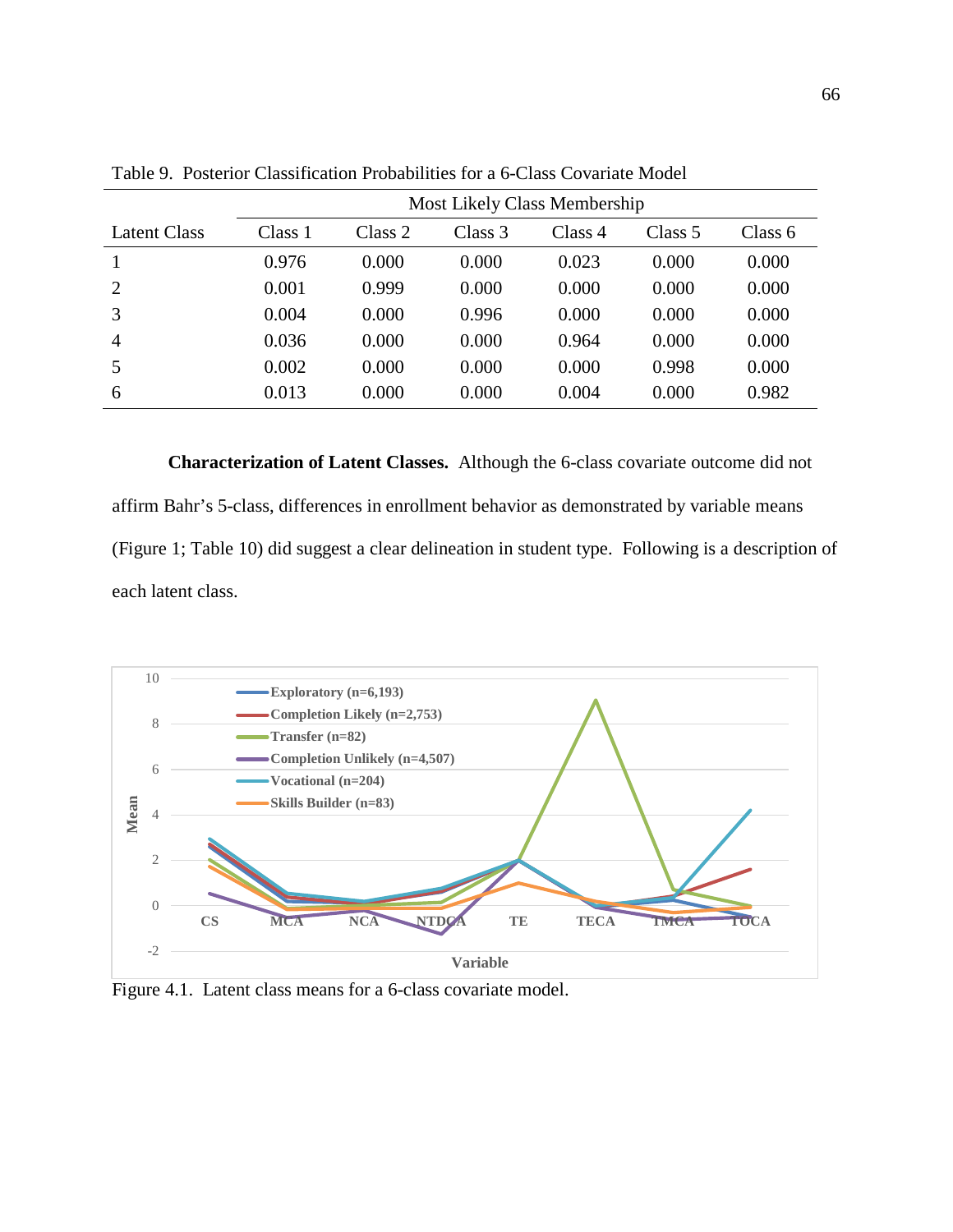Table 9. Posterior Classification Probabilities for a 6-Class Covariate Model

| | Most Likely Class Membership | | | | | |
|---|---|---|---|---|---|---|
| Latent Class | Class 1 | Class 2 | Class 3 | Class 4 | Class 5 | Class 6 |
| 1 | 0.976 | 0.000 | 0.000 | 0.023 | 0.000 | 0.000 |
| 2 | 0.001 | 0.999 | 0.000 | 0.000 | 0.000 | 0.000 |
| 3 | 0.004 | 0.000 | 0.996 | 0.000 | 0.000 | 0.000 |
| 4 | 0.036 | 0.000 | 0.000 | 0.964 | 0.000 | 0.000 |
| 5 | 0.002 | 0.000 | 0.000 | 0.000 | 0.998 | 0.000 |
| 6 | 0.013 | 0.000 | 0.000 | 0.004 | 0.000 | 0.982 |

**Characterization of Latent Classes.** Although the 6-class covariate outcome did not affirm Bahr's 5-class, differences in enrollment behavior as demonstrated by variable means (Figure 1; Table 10) did suggest a clear delineation in student type. Following is a description of each latent class.

Figure 4.1. Latent class means for a 6-class covariate model.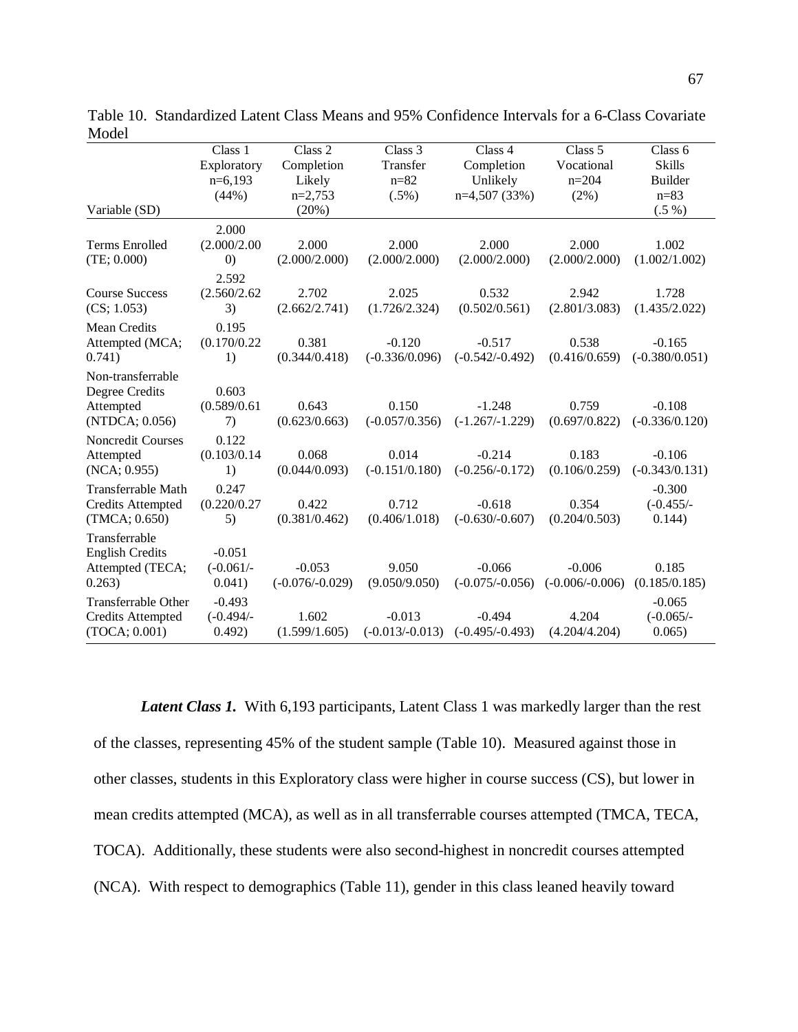Table 10. Standardized Latent Class Means and 95% Confidence Intervals for a 6-Class Covariate Model

| Variable (SD) | Class 1 Exploratory n=6,193 (44%) | Class 2 Completion Likely n=2,753 (20%) | Class 3 Transfer n=82 (.5%) | Class 4 Completion Unlikely n=4,507 (33%) | Class 5 Vocational n=204 (2%) | Class 6 Skills Builder n=83 (.5 %) |
|---|---|---|---|---|---|---|
| Terms Enrolled (TE; 0.000) | 2.000 (2.000/2.000) | 2.000 (2.000/2.000) | 2.000 (2.000/2.000) | 2.000 (2.000/2.000) | 2.000 (2.000/2.000) | 1.002 (1.002/1.002) |
| Course Success (CS; 1.053) | 2.592 (2.560/2.623) | 2.702 (2.662/2.741) | 2.025 (1.726/2.324) | 0.532 (0.502/0.561) | 2.942 (2.801/3.083) | 1.728 (1.435/2.022) |
| Mean Credits Attempted (MCA; 0.741) | 0.195 (0.170/0.221) | 0.381 (0.344/0.418) | -0.120 (-0.336/0.096) | -0.517 (-0.542/-0.492) | 0.538 (0.416/0.659) | -0.165 (-0.380/0.051) |
| Non-transferrable Degree Credits Attempted (NTDCA; 0.056) | 0.603 (0.589/0.617) | 0.643 (0.623/0.663) | 0.150 (-0.057/0.356) | -1.248 (-1.267/-1.229) | 0.759 (0.697/0.822) | -0.108 (-0.336/0.120) |
| Noncredit Courses Attempted (NCA; 0.955) | 0.122 (0.103/0.141) | 0.068 (0.044/0.093) | 0.014 (-0.151/0.180) | -0.214 (-0.256/-0.172) | 0.183 (0.106/0.259) | -0.106 (-0.343/0.131) |
| Transferrable Math Credits Attempted (TMCA; 0.650) | 0.247 (0.220/0.275) | 0.422 (0.381/0.462) | 0.712 (0.406/1.018) | -0.618 (-0.630/-0.607) | 0.354 (0.204/0.503) | -0.300 (-0.455/-0.144) |
| Transferrable English Credits Attempted (TECA; 0.263) | -0.051 (-0.061/-0.041) | -0.053 (-0.076/-0.029) | 9.050 (9.050/9.050) | -0.066 (-0.075/-0.056) | -0.006 (-0.006/-0.006) | 0.185 (0.185/0.185) |
| Transferrable Other Credits Attempted (TOCA; 0.001) | -0.493 (-0.494/-0.492) | 1.602 (1.599/1.605) | -0.013 (-0.013/-0.013) | -0.494 (-0.495/-0.493) | 4.204 (4.204/4.204) | -0.065 (-0.065/-0.065) |

***Latent Class 1.*** With 6,193 participants, Latent Class 1 was markedly larger than the rest of the classes, representing 45% of the student sample (Table 10). Measured against those in other classes, students in this Exploratory class were higher in course success (CS), but lower in mean credits attempted (MCA), as well as in all transferrable courses attempted (TMCA, TECA, TOCA). Additionally, these students were also second-highest in noncredit courses attempted (NCA). With respect to demographics (Table 11), gender in this class leaned heavily toward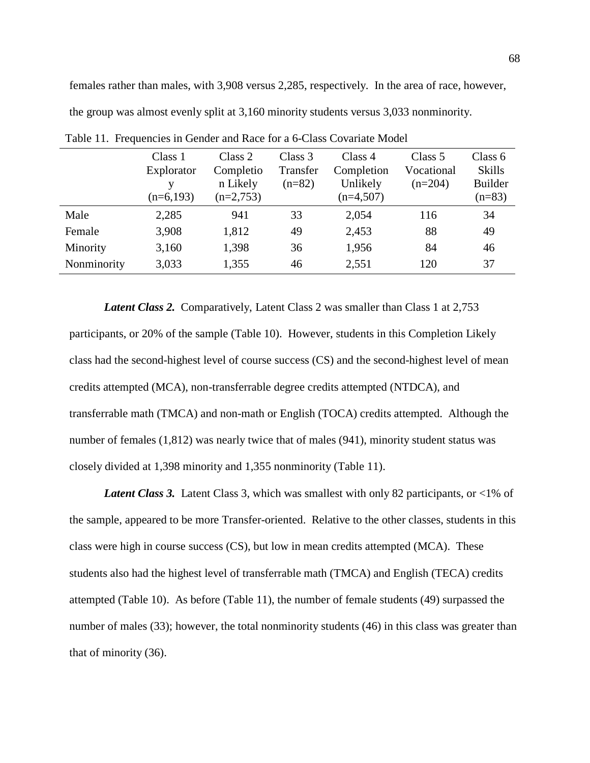females rather than males, with 3,908 versus 2,285, respectively. In the area of race, however, the group was almost evenly split at 3,160 minority students versus 3,033 nonminority.

Table 11. Frequencies in Gender and Race for a 6-Class Covariate Model

| | Class 1 Explorator y (n=6,193) | Class 2 Completio n Likely (n=2,753) | Class 3 Transfer (n=82) | Class 4 Completion Unlikely (n=4,507) | Class 5 Vocational (n=204) | Class 6 Skills Builder (n=83) |
|---|---|---|---|---|---|---|
| Male | 2,285 | 941 | 33 | 2,054 | 116 | 34 |
| Female | 3,908 | 1,812 | 49 | 2,453 | 88 | 49 |
| Minority | 3,160 | 1,398 | 36 | 1,956 | 84 | 46 |
| Nonminority | 3,033 | 1,355 | 46 | 2,551 | 120 | 37 |

***Latent Class 2.*** Comparatively, Latent Class 2 was smaller than Class 1 at 2,753 participants, or 20% of the sample (Table 10). However, students in this Completion Likely class had the second-highest level of course success (CS) and the second-highest level of mean credits attempted (MCA), non-transferrable degree credits attempted (NTDCA), and transferrable math (TMCA) and non-math or English (TOCA) credits attempted. Although the number of females (1,812) was nearly twice that of males (941), minority student status was closely divided at 1,398 minority and 1,355 nonminority (Table 11).

***Latent Class 3.*** Latent Class 3, which was smallest with only 82 participants, or <1% of the sample, appeared to be more Transfer-oriented. Relative to the other classes, students in this class were high in course success (CS), but low in mean credits attempted (MCA). These students also had the highest level of transferrable math (TMCA) and English (TECA) credits attempted (Table 10). As before (Table 11), the number of female students (49) surpassed the number of males (33); however, the total nonminority students (46) in this class was greater than that of minority (36).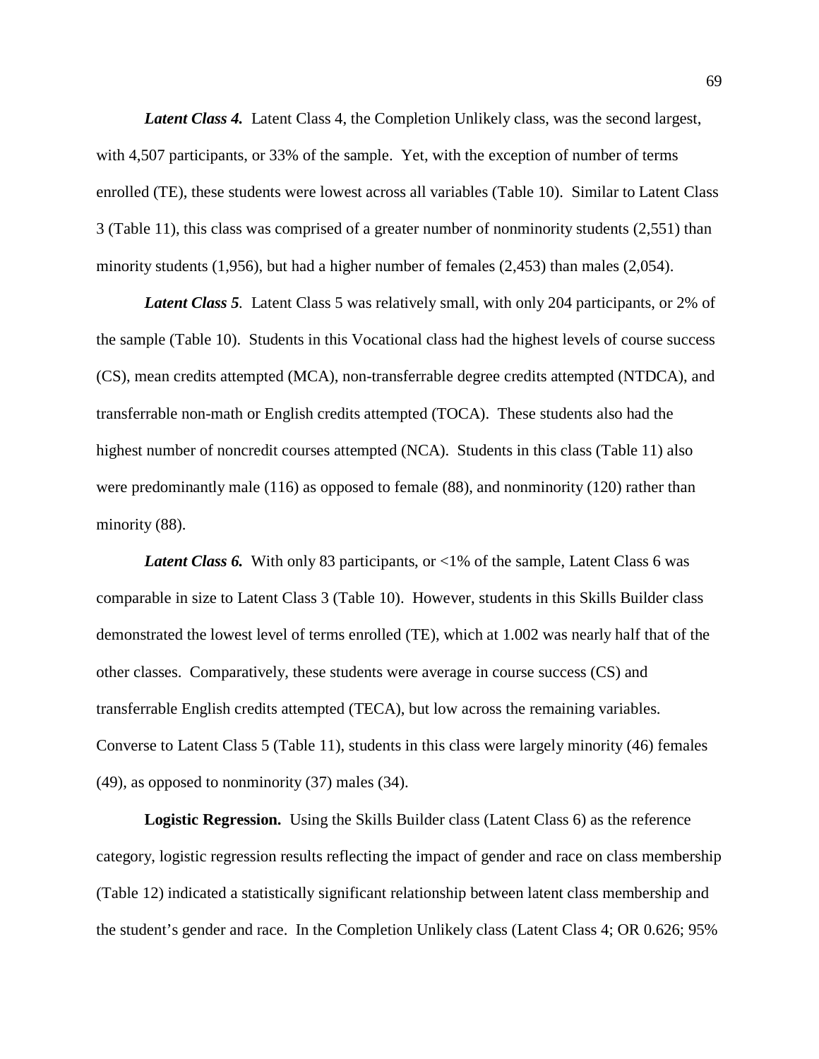*Latent Class 4.* Latent Class 4, the Completion Unlikely class, was the second largest, with 4,507 participants, or 33% of the sample. Yet, with the exception of number of terms enrolled (TE), these students were lowest across all variables (Table 10). Similar to Latent Class 3 (Table 11), this class was comprised of a greater number of nonminority students (2,551) than minority students (1,956), but had a higher number of females (2,453) than males (2,054).

*Latent Class 5*. Latent Class 5 was relatively small, with only 204 participants, or 2% of the sample (Table 10). Students in this Vocational class had the highest levels of course success (CS), mean credits attempted (MCA), non-transferrable degree credits attempted (NTDCA), and transferrable non-math or English credits attempted (TOCA). These students also had the highest number of noncredit courses attempted (NCA). Students in this class (Table 11) also were predominantly male (116) as opposed to female (88), and nonminority (120) rather than minority (88).

*Latent Class 6.* With only 83 participants, or <1% of the sample, Latent Class 6 was comparable in size to Latent Class 3 (Table 10). However, students in this Skills Builder class demonstrated the lowest level of terms enrolled (TE), which at 1.002 was nearly half that of the other classes. Comparatively, these students were average in course success (CS) and transferrable English credits attempted (TECA), but low across the remaining variables. Converse to Latent Class 5 (Table 11), students in this class were largely minority (46) females (49), as opposed to nonminority (37) males (34).

**Logistic Regression.** Using the Skills Builder class (Latent Class 6) as the reference category, logistic regression results reflecting the impact of gender and race on class membership (Table 12) indicated a statistically significant relationship between latent class membership and the student's gender and race. In the Completion Unlikely class (Latent Class 4; OR 0.626; 95%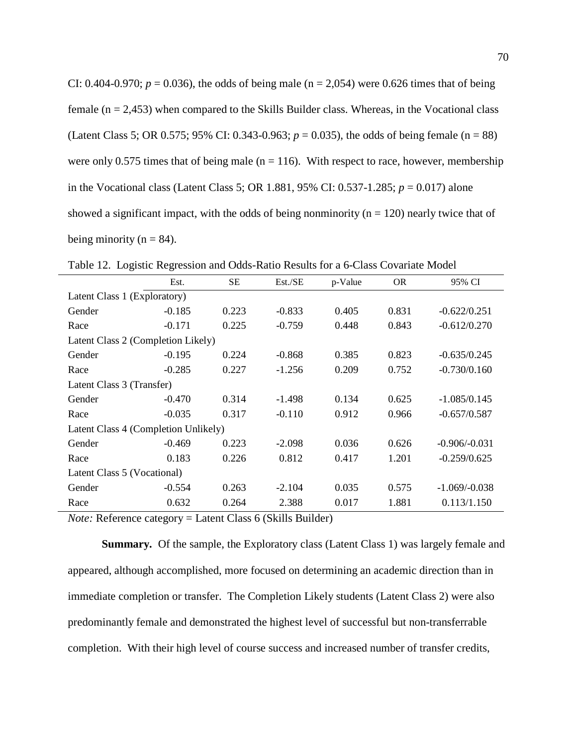CI: 0.404-0.970; $p = 0.036$), the odds of being male (n = 2,054) were 0.626 times that of being female (n = 2,453) when compared to the Skills Builder class. Whereas, in the Vocational class (Latent Class 5; OR 0.575; 95% CI: 0.343-0.963; $p = 0.035$), the odds of being female (n = 88) were only 0.575 times that of being male (n = 116). With respect to race, however, membership in the Vocational class (Latent Class 5; OR 1.881, 95% CI: 0.537-1.285; $p = 0.017$) alone showed a significant impact, with the odds of being nonminority (n = 120) nearly twice that of being minority (n = 84).

Table 12. Logistic Regression and Odds-Ratio Results for a 6-Class Covariate Model

| | Est. | SE | Est./SE | p-Value | OR | 95% CI |
|---|---|---|---|---|---|---|
| Latent Class 1 (Exploratory) | | | | | | |
| Gender | -0.185 | 0.223 | -0.833 | 0.405 | 0.831 | -0.622/0.251 |
| Race | -0.171 | 0.225 | -0.759 | 0.448 | 0.843 | -0.612/0.270 |
| Latent Class 2 (Completion Likely) | | | | | | |
| Gender | -0.195 | 0.224 | -0.868 | 0.385 | 0.823 | -0.635/0.245 |
| Race | -0.285 | 0.227 | -1.256 | 0.209 | 0.752 | -0.730/0.160 |
| Latent Class 3 (Transfer) | | | | | | |
| Gender | -0.470 | 0.314 | -1.498 | 0.134 | 0.625 | -1.085/0.145 |
| Race | -0.035 | 0.317 | -0.110 | 0.912 | 0.966 | -0.657/0.587 |
| Latent Class 4 (Completion Unlikely) | | | | | | |
| Gender | -0.469 | 0.223 | -2.098 | 0.036 | 0.626 | -0.906/-0.031 |
| Race | 0.183 | 0.226 | 0.812 | 0.417 | 1.201 | -0.259/0.625 |
| Latent Class 5 (Vocational) | | | | | | |
| Gender | -0.554 | 0.263 | -2.104 | 0.035 | 0.575 | -1.069/-0.038 |
| Race | 0.632 | 0.264 | 2.388 | 0.017 | 1.881 | 0.113/1.150 |

*Note:* Reference category = Latent Class 6 (Skills Builder)

**Summary.** Of the sample, the Exploratory class (Latent Class 1) was largely female and appeared, although accomplished, more focused on determining an academic direction than in immediate completion or transfer. The Completion Likely students (Latent Class 2) were also predominantly female and demonstrated the highest level of successful but non-transferrable completion. With their high level of course success and increased number of transfer credits,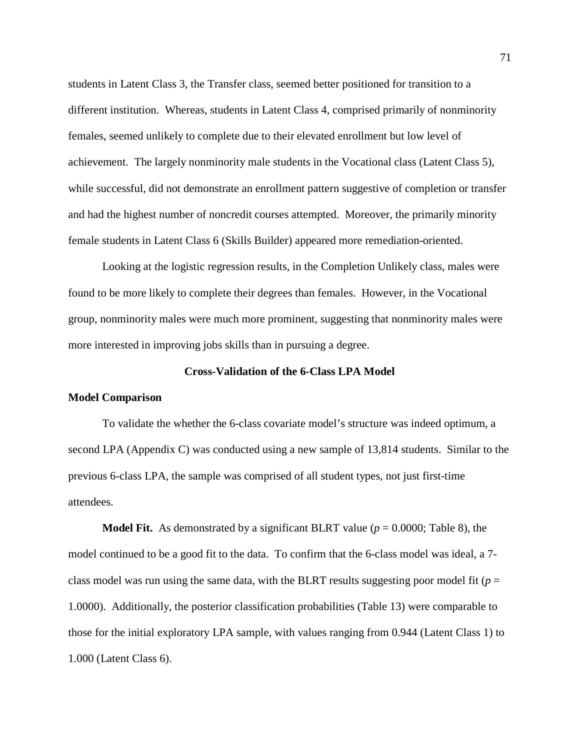students in Latent Class 3, the Transfer class, seemed better positioned for transition to a different institution. Whereas, students in Latent Class 4, comprised primarily of nonminority females, seemed unlikely to complete due to their elevated enrollment but low level of achievement. The largely nonminority male students in the Vocational class (Latent Class 5), while successful, did not demonstrate an enrollment pattern suggestive of completion or transfer and had the highest number of noncredit courses attempted. Moreover, the primarily minority female students in Latent Class 6 (Skills Builder) appeared more remediation-oriented.

Looking at the logistic regression results, in the Completion Unlikely class, males were found to be more likely to complete their degrees than females. However, in the Vocational group, nonminority males were much more prominent, suggesting that nonminority males were more interested in improving jobs skills than in pursuing a degree.

## Cross-Validation of the 6-Class LPA Model

### Model Comparison

To validate the whether the 6-class covariate model's structure was indeed optimum, a second LPA (Appendix C) was conducted using a new sample of 13,814 students. Similar to the previous 6-class LPA, the sample was comprised of all student types, not just first-time attendees.

**Model Fit.** As demonstrated by a significant BLRT value ($p = 0.0000$; Table 8), the model continued to be a good fit to the data. To confirm that the 6-class model was ideal, a 7-class model was run using the same data, with the BLRT results suggesting poor model fit ($p = 1.0000$). Additionally, the posterior classification probabilities (Table 13) were comparable to those for the initial exploratory LPA sample, with values ranging from 0.944 (Latent Class 1) to 1.000 (Latent Class 6).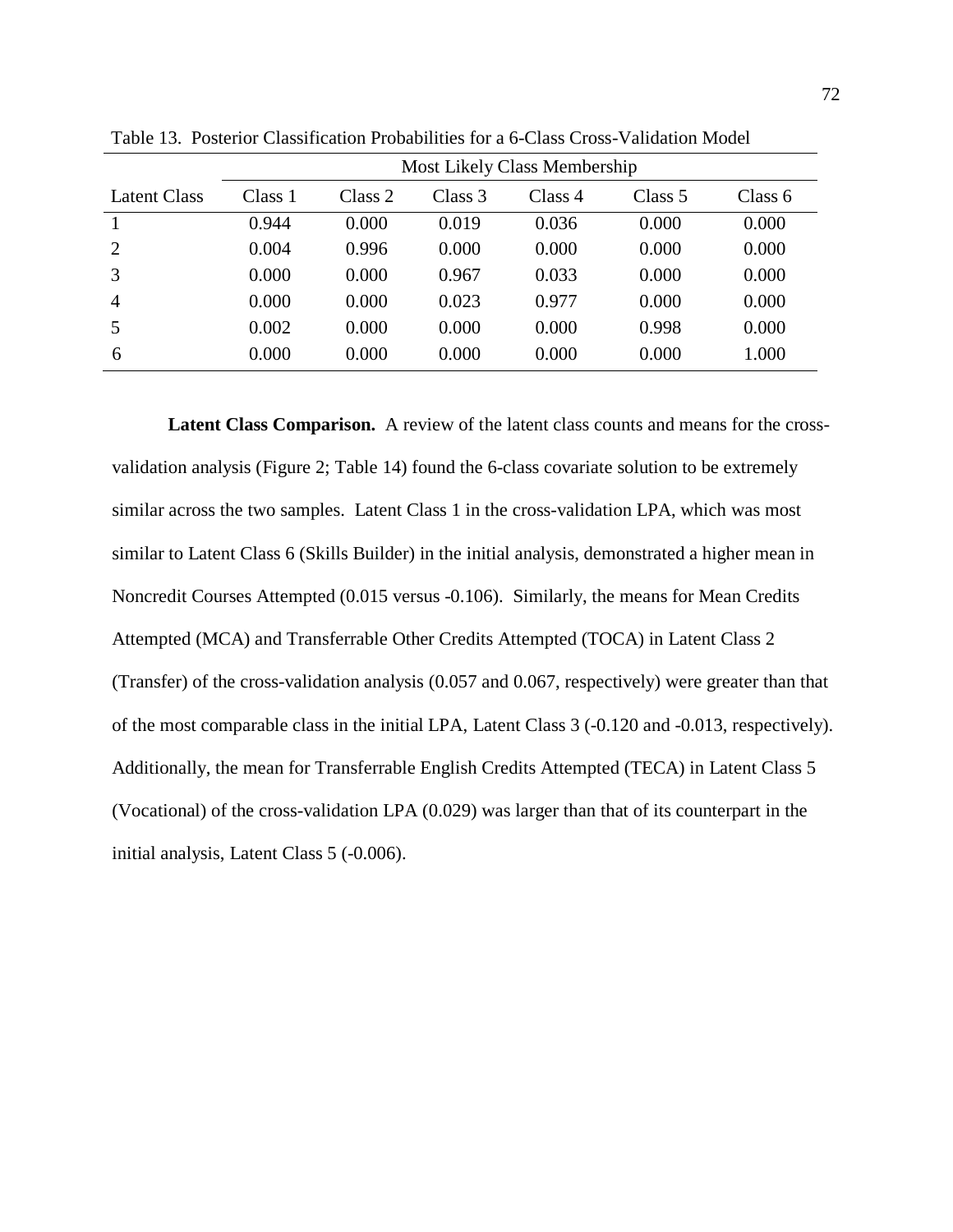Table 13. Posterior Classification Probabilities for a 6-Class Cross-Validation Model

| | Most Likely Class Membership | | | | | |
|---|---|---|---|---|---|---|
| Latent Class | Class 1 | Class 2 | Class 3 | Class 4 | Class 5 | Class 6 |
| 1 | 0.944 | 0.000 | 0.019 | 0.036 | 0.000 | 0.000 |
| 2 | 0.004 | 0.996 | 0.000 | 0.000 | 0.000 | 0.000 |
| 3 | 0.000 | 0.000 | 0.967 | 0.033 | 0.000 | 0.000 |
| 4 | 0.000 | 0.000 | 0.023 | 0.977 | 0.000 | 0.000 |
| 5 | 0.002 | 0.000 | 0.000 | 0.000 | 0.998 | 0.000 |
| 6 | 0.000 | 0.000 | 0.000 | 0.000 | 0.000 | 1.000 |

**Latent Class Comparison.** A review of the latent class counts and means for the cross-validation analysis (Figure 2; Table 14) found the 6-class covariate solution to be extremely similar across the two samples. Latent Class 1 in the cross-validation LPA, which was most similar to Latent Class 6 (Skills Builder) in the initial analysis, demonstrated a higher mean in Noncredit Courses Attempted (0.015 versus -0.106). Similarly, the means for Mean Credits Attempted (MCA) and Transferrable Other Credits Attempted (TOCA) in Latent Class 2 (Transfer) of the cross-validation analysis (0.057 and 0.067, respectively) were greater than that of the most comparable class in the initial LPA, Latent Class 3 (-0.120 and -0.013, respectively). Additionally, the mean for Transferrable English Credits Attempted (TECA) in Latent Class 5 (Vocational) of the cross-validation LPA (0.029) was larger than that of its counterpart in the initial analysis, Latent Class 5 (-0.006).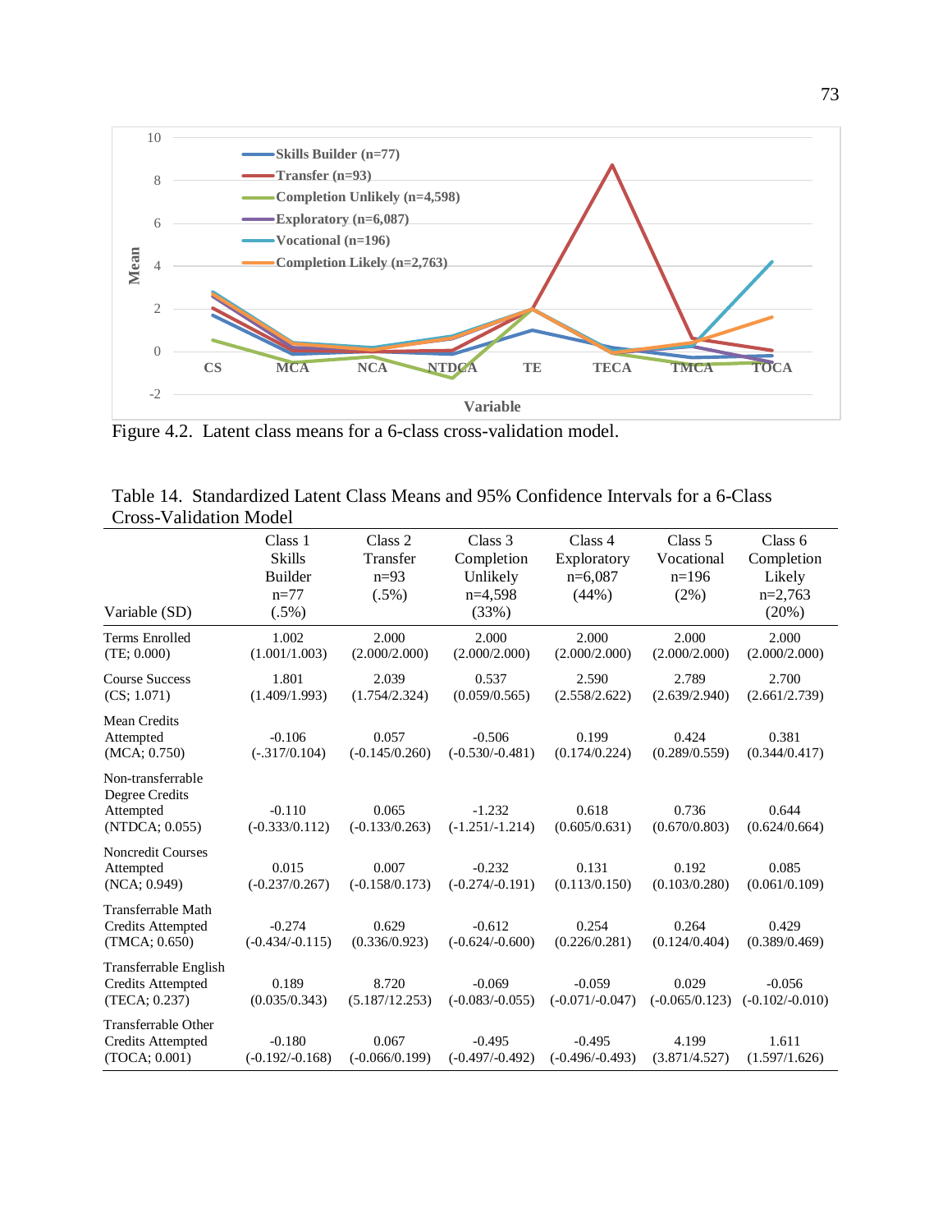Figure 4.2. Latent class means for a 6-class cross-validation model.

Table 14. Standardized Latent Class Means and 95% Confidence Intervals for a 6-Class Cross-Validation Model

| Variable (SD) | Class 1 Skills Builder n=77 (.5%) | Class 2 Transfer n=93 (.5%) | Class 3 Completion Unlikely n=4,598 (33%) | Class 4 Exploratory n=6,087 (44%) | Class 5 Vocational n=196 (2%) | Class 6 Completion Likely n=2,763 (20%) |
|---|---|---|---|---|---|---|
| Terms Enrolled (TE; 0.000) | 1.002 (1.001/1.003) | 2.000 (2.000/2.000) | 2.000 (2.000/2.000) | 2.000 (2.000/2.000) | 2.000 (2.000/2.000) | 2.000 (2.000/2.000) |
| Course Success (CS; 1.071) | 1.801 (1.409/1.993) | 2.039 (1.754/2.324) | 0.537 (0.059/0.565) | 2.590 (2.558/2.622) | 2.789 (2.639/2.940) | 2.700 (2.661/2.739) |
| Mean Credits Attempted (MCA; 0.750) | -0.106 (-.317/0.104) | 0.057 (-0.145/0.260) | -0.506 (-0.530/-0.481) | 0.199 (0.174/0.224) | 0.424 (0.289/0.559) | 0.381 (0.344/0.417) |
| Non-transferrable Degree Credits Attempted (NTDCA; 0.055) | -0.110 (-0.333/0.112) | 0.065 (-0.133/0.263) | -1.232 (-1.251/-1.214) | 0.618 (0.605/0.631) | 0.736 (0.670/0.803) | 0.644 (0.624/0.664) |
| Noncredit Courses Attempted (NCA; 0.949) | 0.015 (-0.237/0.267) | 0.007 (-0.158/0.173) | -0.232 (-0.274/-0.191) | 0.131 (0.113/0.150) | 0.192 (0.103/0.280) | 0.085 (0.061/0.109) |
| Transferrable Math Credits Attempted (TMCA; 0.650) | -0.274 (-0.434/-0.115) | 0.629 (0.336/0.923) | -0.612 (-0.624/-0.600) | 0.254 (0.226/0.281) | 0.264 (0.124/0.404) | 0.429 (0.389/0.469) |
| Transferrable English Credits Attempted (TECA; 0.237) | 0.189 (0.035/0.343) | 8.720 (5.187/12.253) | -0.069 (-0.083/-0.055) | -0.059 (-0.071/-0.047) | 0.029 (-0.065/0.123) | -0.056 (-0.102/-0.010) |
| Transferrable Other Credits Attempted (TOCA; 0.001) | -0.180 (-0.192/-0.168) | 0.067 (-0.066/0.199) | -0.495 (-0.497/-0.492) | -0.495 (-0.496/-0.493) | 4.199 (3.871/4.527) | 1.611 (1.597/1.626) |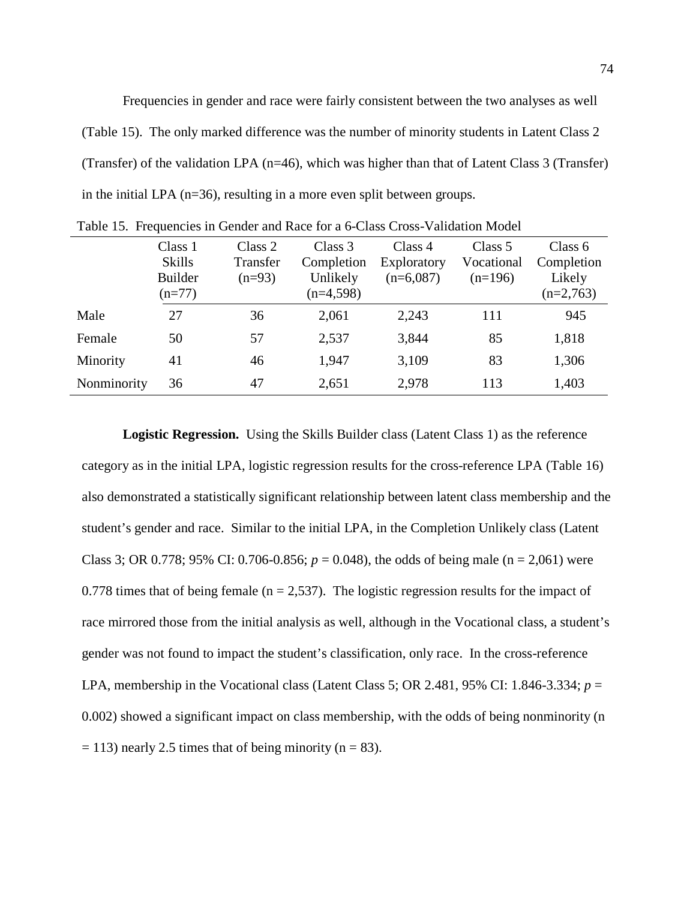Frequencies in gender and race were fairly consistent between the two analyses as well (Table 15). The only marked difference was the number of minority students in Latent Class 2 (Transfer) of the validation LPA (n=46), which was higher than that of Latent Class 3 (Transfer) in the initial LPA (n=36), resulting in a more even split between groups.

Table 15. Frequencies in Gender and Race for a 6-Class Cross-Validation Model

| | Class 1 Skills Builder (n=77) | Class 2 Transfer (n=93) | Class 3 Completion Unlikely (n=4,598) | Class 4 Exploratory (n=6,087) | Class 5 Vocational (n=196) | Class 6 Completion Likely (n=2,763) |
|---|---|---|---|---|---|---|
| Male | 27 | 36 | 2,061 | 2,243 | 111 | 945 |
| Female | 50 | 57 | 2,537 | 3,844 | 85 | 1,818 |
| Minority | 41 | 46 | 1,947 | 3,109 | 83 | 1,306 |
| Nonminority | 36 | 47 | 2,651 | 2,978 | 113 | 1,403 |

**Logistic Regression.** Using the Skills Builder class (Latent Class 1) as the reference category as in the initial LPA, logistic regression results for the cross-reference LPA (Table 16) also demonstrated a statistically significant relationship between latent class membership and the student's gender and race. Similar to the initial LPA, in the Completion Unlikely class (Latent Class 3; OR 0.778; 95% CI: 0.706-0.856; $p = 0.048$), the odds of being male (n = 2,061) were 0.778 times that of being female (n = 2,537). The logistic regression results for the impact of race mirrored those from the initial analysis as well, although in the Vocational class, a student's gender was not found to impact the student's classification, only race. In the cross-reference LPA, membership in the Vocational class (Latent Class 5; OR 2.481, 95% CI: 1.846-3.334; $p = 0.002$) showed a significant impact on class membership, with the odds of being nonminority (n = 113) nearly 2.5 times that of being minority (n = 83).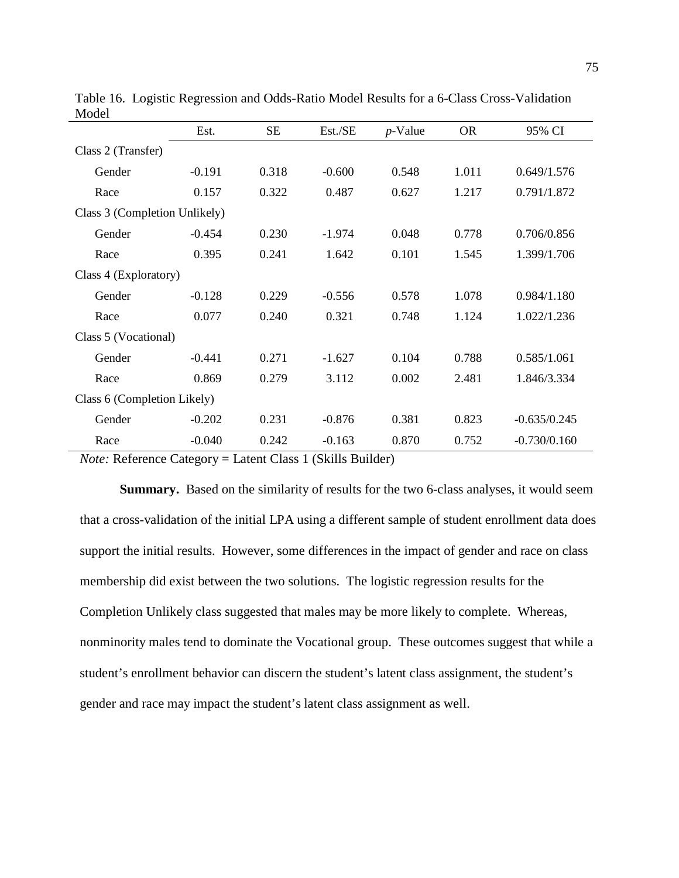Table 16. Logistic Regression and Odds-Ratio Model Results for a 6-Class Cross-Validation Model

| | Est. | SE | Est./SE | *p*-Value | OR | 95% CI |
|---|---|---|---|---|---|---|
| Class 2 (Transfer) | | | | | | |
| Gender | -0.191 | 0.318 | -0.600 | 0.548 | 1.011 | 0.649/1.576 |
| Race | 0.157 | 0.322 | 0.487 | 0.627 | 1.217 | 0.791/1.872 |
| Class 3 (Completion Unlikely) | | | | | | |
| Gender | -0.454 | 0.230 | -1.974 | 0.048 | 0.778 | 0.706/0.856 |
| Race | 0.395 | 0.241 | 1.642 | 0.101 | 1.545 | 1.399/1.706 |
| Class 4 (Exploratory) | | | | | | |
| Gender | -0.128 | 0.229 | -0.556 | 0.578 | 1.078 | 0.984/1.180 |
| Race | 0.077 | 0.240 | 0.321 | 0.748 | 1.124 | 1.022/1.236 |
| Class 5 (Vocational) | | | | | | |
| Gender | -0.441 | 0.271 | -1.627 | 0.104 | 0.788 | 0.585/1.061 |
| Race | 0.869 | 0.279 | 3.112 | 0.002 | 2.481 | 1.846/3.334 |
| Class 6 (Completion Likely) | | | | | | |
| Gender | -0.202 | 0.231 | -0.876 | 0.381 | 0.823 | -0.635/0.245 |
| Race | -0.040 | 0.242 | -0.163 | 0.870 | 0.752 | -0.730/0.160 |

*Note:* Reference Category = Latent Class 1 (Skills Builder)

**Summary.** Based on the similarity of results for the two 6-class analyses, it would seem that a cross-validation of the initial LPA using a different sample of student enrollment data does support the initial results. However, some differences in the impact of gender and race on class membership did exist between the two solutions. The logistic regression results for the Completion Unlikely class suggested that males may be more likely to complete. Whereas, nonminority males tend to dominate the Vocational group. These outcomes suggest that while a student's enrollment behavior can discern the student's latent class assignment, the student's gender and race may impact the student's latent class assignment as well.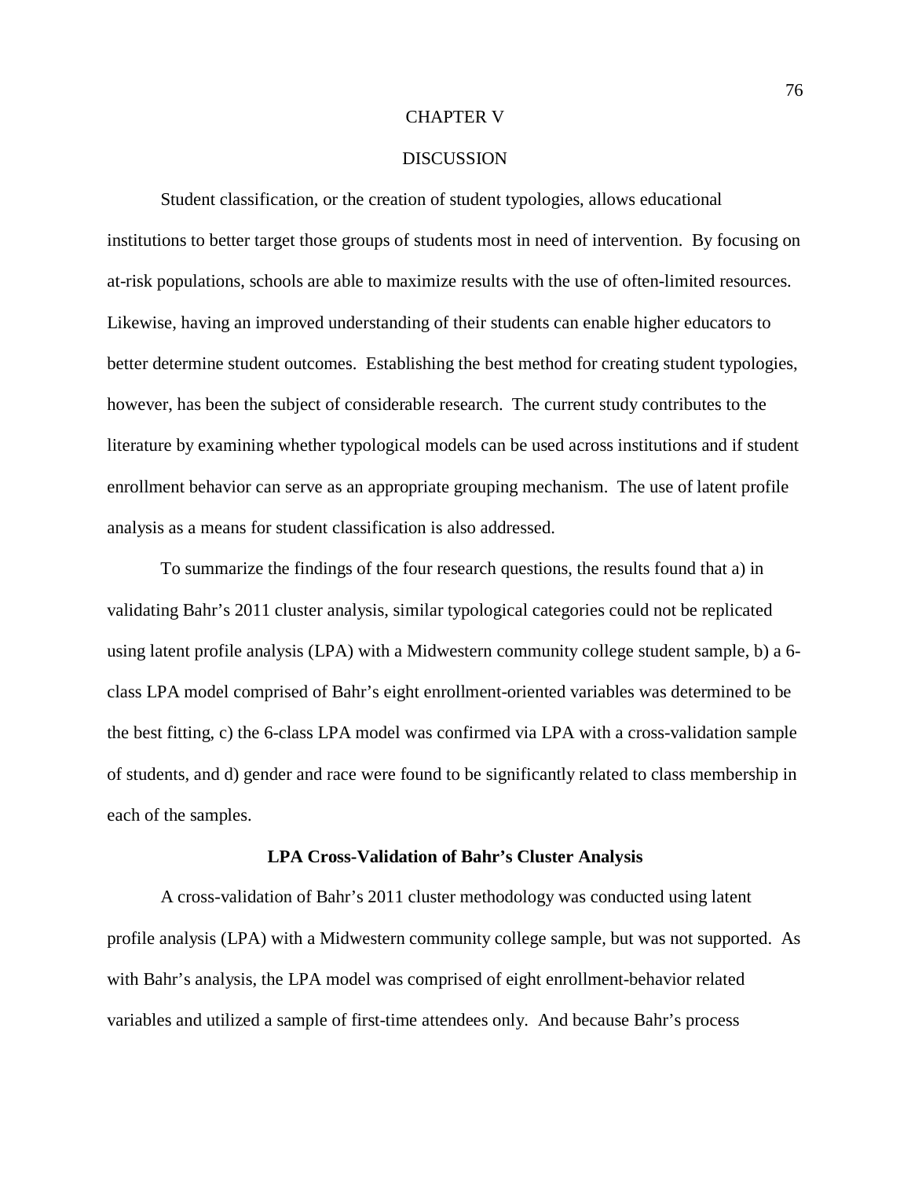# CHAPTER V

# DISCUSSION

Student classification, or the creation of student typologies, allows educational institutions to better target those groups of students most in need of intervention. By focusing on at-risk populations, schools are able to maximize results with the use of often-limited resources. Likewise, having an improved understanding of their students can enable higher educators to better determine student outcomes. Establishing the best method for creating student typologies, however, has been the subject of considerable research. The current study contributes to the literature by examining whether typological models can be used across institutions and if student enrollment behavior can serve as an appropriate grouping mechanism. The use of latent profile analysis as a means for student classification is also addressed.

To summarize the findings of the four research questions, the results found that a) in validating Bahr's 2011 cluster analysis, similar typological categories could not be replicated using latent profile analysis (LPA) with a Midwestern community college student sample, b) a 6-class LPA model comprised of Bahr's eight enrollment-oriented variables was determined to be the best fitting, c) the 6-class LPA model was confirmed via LPA with a cross-validation sample of students, and d) gender and race were found to be significantly related to class membership in each of the samples.

## LPA Cross-Validation of Bahr's Cluster Analysis

A cross-validation of Bahr's 2011 cluster methodology was conducted using latent profile analysis (LPA) with a Midwestern community college sample, but was not supported. As with Bahr's analysis, the LPA model was comprised of eight enrollment-behavior related variables and utilized a sample of first-time attendees only. And because Bahr's process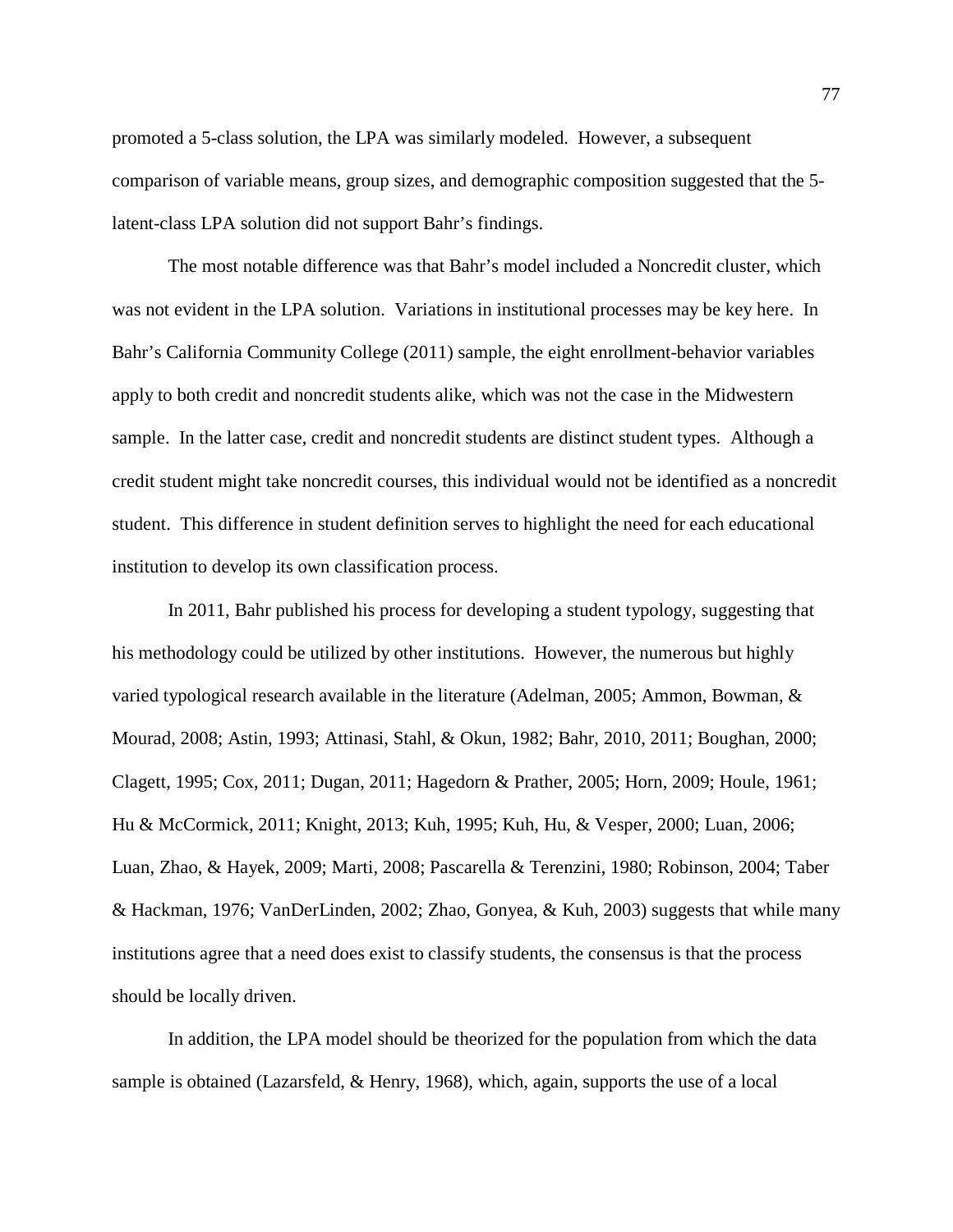promoted a 5-class solution, the LPA was similarly modeled. However, a subsequent comparison of variable means, group sizes, and demographic composition suggested that the 5-latent-class LPA solution did not support Bahr's findings.

The most notable difference was that Bahr's model included a Noncredit cluster, which was not evident in the LPA solution. Variations in institutional processes may be key here. In Bahr's California Community College (2011) sample, the eight enrollment-behavior variables apply to both credit and noncredit students alike, which was not the case in the Midwestern sample. In the latter case, credit and noncredit students are distinct student types. Although a credit student might take noncredit courses, this individual would not be identified as a noncredit student. This difference in student definition serves to highlight the need for each educational institution to develop its own classification process.

In 2011, Bahr published his process for developing a student typology, suggesting that his methodology could be utilized by other institutions. However, the numerous but highly varied typological research available in the literature (Adelman, 2005; Ammon, Bowman, & Mourad, 2008; Astin, 1993; Attinasi, Stahl, & Okun, 1982; Bahr, 2010, 2011; Boughan, 2000; Clagett, 1995; Cox, 2011; Dugan, 2011; Hagedorn & Prather, 2005; Horn, 2009; Houle, 1961; Hu & McCormick, 2011; Knight, 2013; Kuh, 1995; Kuh, Hu, & Vesper, 2000; Luan, 2006; Luan, Zhao, & Hayek, 2009; Marti, 2008; Pascarella & Terenzini, 1980; Robinson, 2004; Taber & Hackman, 1976; VanDerLinden, 2002; Zhao, Gonyea, & Kuh, 2003) suggests that while many institutions agree that a need does exist to classify students, the consensus is that the process should be locally driven.

In addition, the LPA model should be theorized for the population from which the data sample is obtained (Lazarsfeld, & Henry, 1968), which, again, supports the use of a local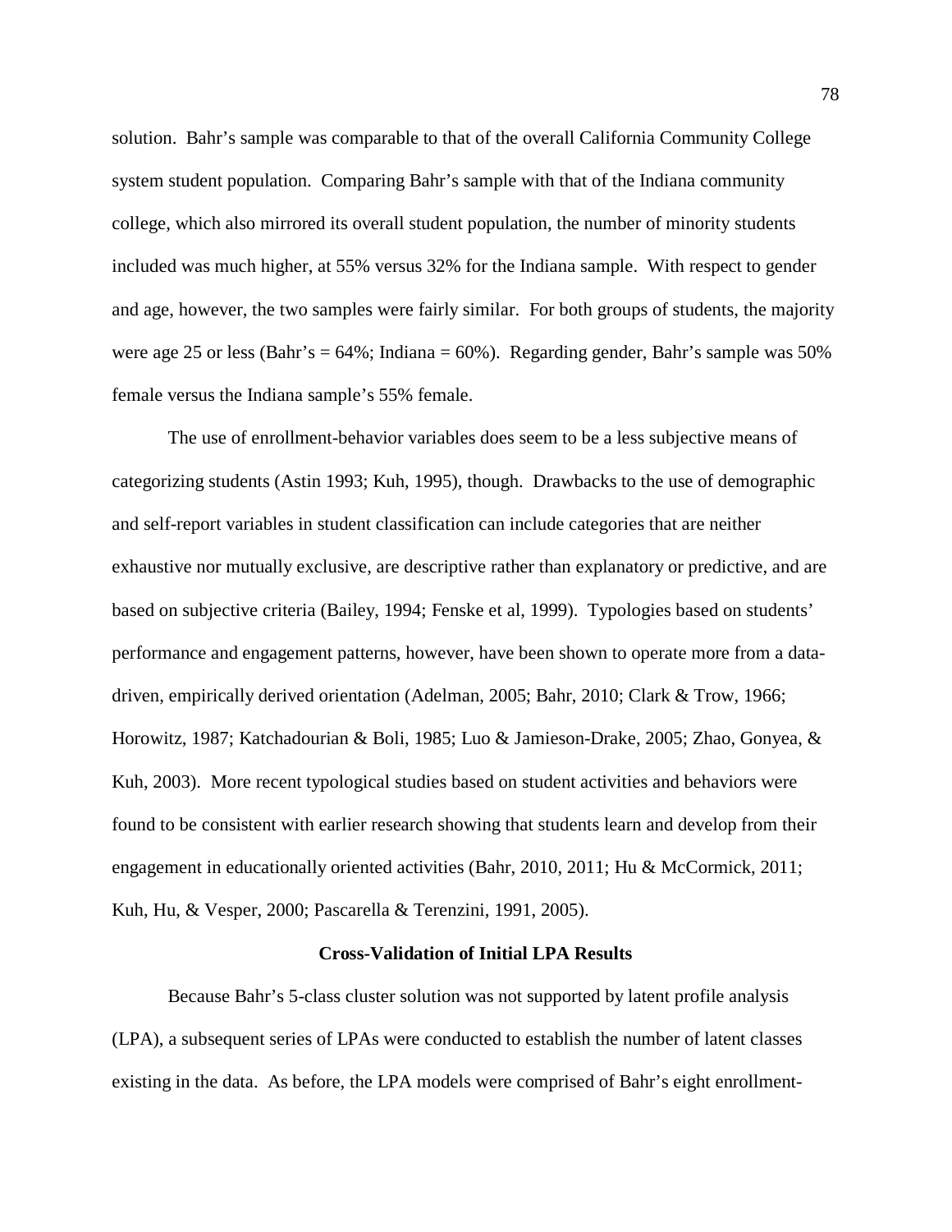solution. Bahr's sample was comparable to that of the overall California Community College system student population. Comparing Bahr's sample with that of the Indiana community college, which also mirrored its overall student population, the number of minority students included was much higher, at 55% versus 32% for the Indiana sample. With respect to gender and age, however, the two samples were fairly similar. For both groups of students, the majority were age 25 or less (Bahr's = 64%; Indiana = 60%). Regarding gender, Bahr's sample was 50% female versus the Indiana sample's 55% female.

The use of enrollment-behavior variables does seem to be a less subjective means of categorizing students (Astin 1993; Kuh, 1995), though. Drawbacks to the use of demographic and self-report variables in student classification can include categories that are neither exhaustive nor mutually exclusive, are descriptive rather than explanatory or predictive, and are based on subjective criteria (Bailey, 1994; Fenske et al, 1999). Typologies based on students' performance and engagement patterns, however, have been shown to operate more from a data-driven, empirically derived orientation (Adelman, 2005; Bahr, 2010; Clark & Trow, 1966; Horowitz, 1987; Katchadourian & Boli, 1985; Luo & Jamieson-Drake, 2005; Zhao, Gonyea, & Kuh, 2003). More recent typological studies based on student activities and behaviors were found to be consistent with earlier research showing that students learn and develop from their engagement in educationally oriented activities (Bahr, 2010, 2011; Hu & McCormick, 2011; Kuh, Hu, & Vesper, 2000; Pascarella & Terenzini, 1991, 2005).

## Cross-Validation of Initial LPA Results

Because Bahr's 5-class cluster solution was not supported by latent profile analysis (LPA), a subsequent series of LPAs were conducted to establish the number of latent classes existing in the data. As before, the LPA models were comprised of Bahr's eight enrollment-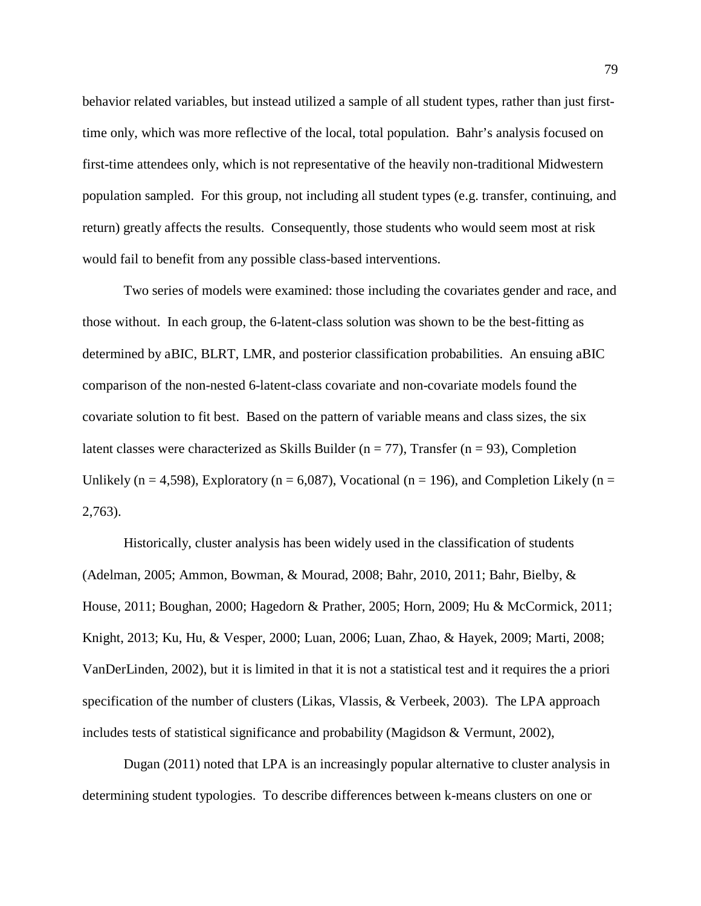behavior related variables, but instead utilized a sample of all student types, rather than just first-time only, which was more reflective of the local, total population. Bahr's analysis focused on first-time attendees only, which is not representative of the heavily non-traditional Midwestern population sampled. For this group, not including all student types (e.g. transfer, continuing, and return) greatly affects the results. Consequently, those students who would seem most at risk would fail to benefit from any possible class-based interventions.

Two series of models were examined: those including the covariates gender and race, and those without. In each group, the 6-latent-class solution was shown to be the best-fitting as determined by aBIC, BLRT, LMR, and posterior classification probabilities. An ensuing aBIC comparison of the non-nested 6-latent-class covariate and non-covariate models found the covariate solution to fit best. Based on the pattern of variable means and class sizes, the six latent classes were characterized as Skills Builder (n = 77), Transfer (n = 93), Completion Unlikely (n = 4,598), Exploratory (n = 6,087), Vocational (n = 196), and Completion Likely (n = 2,763).

Historically, cluster analysis has been widely used in the classification of students (Adelman, 2005; Ammon, Bowman, & Mourad, 2008; Bahr, 2010, 2011; Bahr, Bielby, & House, 2011; Boughan, 2000; Hagedorn & Prather, 2005; Horn, 2009; Hu & McCormick, 2011; Knight, 2013; Ku, Hu, & Vesper, 2000; Luan, 2006; Luan, Zhao, & Hayek, 2009; Marti, 2008; VanDerLinden, 2002), but it is limited in that it is not a statistical test and it requires the a priori specification of the number of clusters (Likas, Vlassis, & Verbeek, 2003). The LPA approach includes tests of statistical significance and probability (Magidson & Vermunt, 2002),

Dugan (2011) noted that LPA is an increasingly popular alternative to cluster analysis in determining student typologies. To describe differences between k-means clusters on one or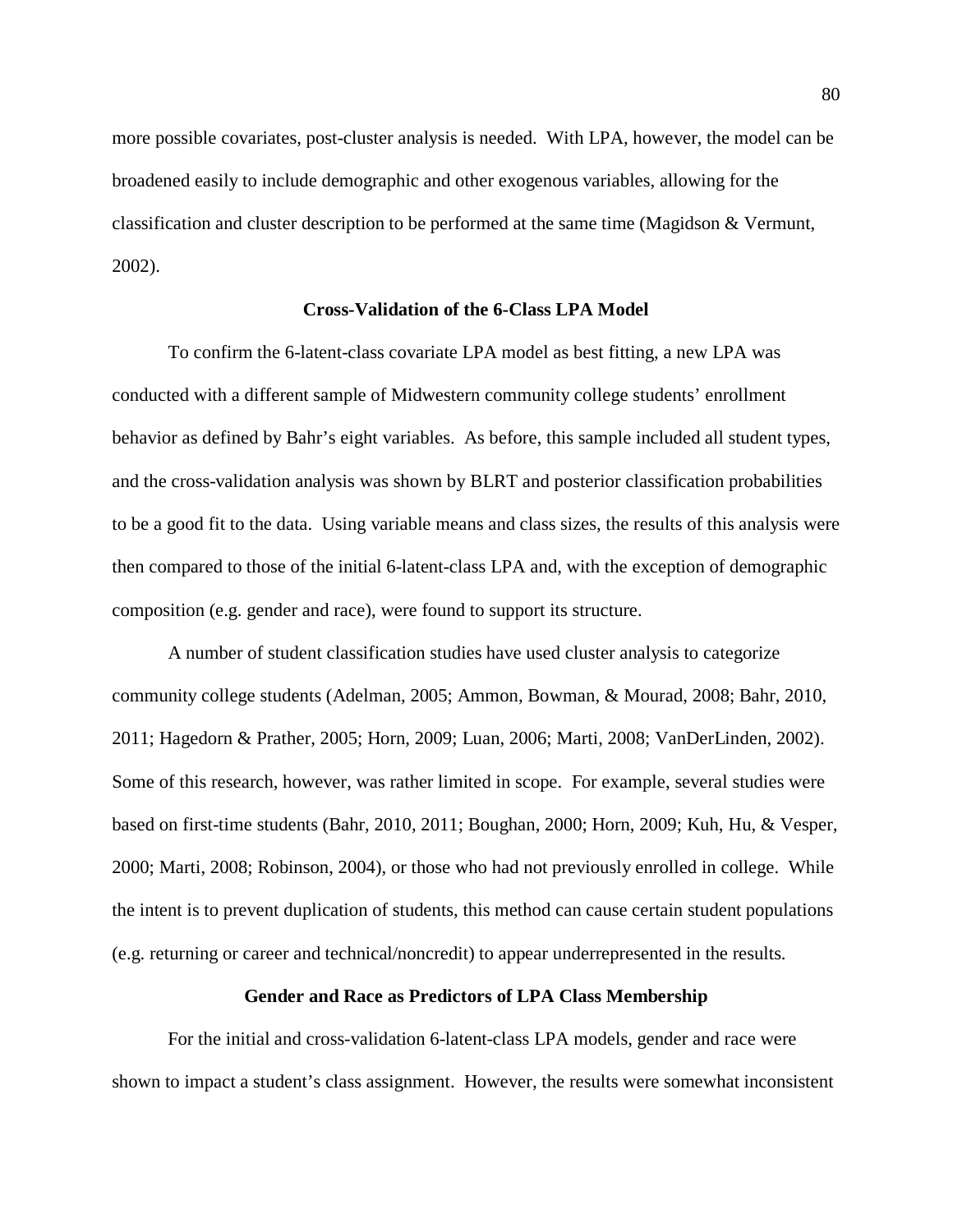more possible covariates, post-cluster analysis is needed. With LPA, however, the model can be broadened easily to include demographic and other exogenous variables, allowing for the classification and cluster description to be performed at the same time (Magidson & Vermunt, 2002).

### Cross-Validation of the 6-Class LPA Model

To confirm the 6-latent-class covariate LPA model as best fitting, a new LPA was conducted with a different sample of Midwestern community college students' enrollment behavior as defined by Bahr's eight variables. As before, this sample included all student types, and the cross-validation analysis was shown by BLRT and posterior classification probabilities to be a good fit to the data. Using variable means and class sizes, the results of this analysis were then compared to those of the initial 6-latent-class LPA and, with the exception of demographic composition (e.g. gender and race), were found to support its structure.

A number of student classification studies have used cluster analysis to categorize community college students (Adelman, 2005; Ammon, Bowman, & Mourad, 2008; Bahr, 2010, 2011; Hagedorn & Prather, 2005; Horn, 2009; Luan, 2006; Marti, 2008; VanDerLinden, 2002). Some of this research, however, was rather limited in scope. For example, several studies were based on first-time students (Bahr, 2010, 2011; Boughan, 2000; Horn, 2009; Kuh, Hu, & Vesper, 2000; Marti, 2008; Robinson, 2004), or those who had not previously enrolled in college. While the intent is to prevent duplication of students, this method can cause certain student populations (e.g. returning or career and technical/noncredit) to appear underrepresented in the results.

### Gender and Race as Predictors of LPA Class Membership

For the initial and cross-validation 6-latent-class LPA models, gender and race were shown to impact a student's class assignment. However, the results were somewhat inconsistent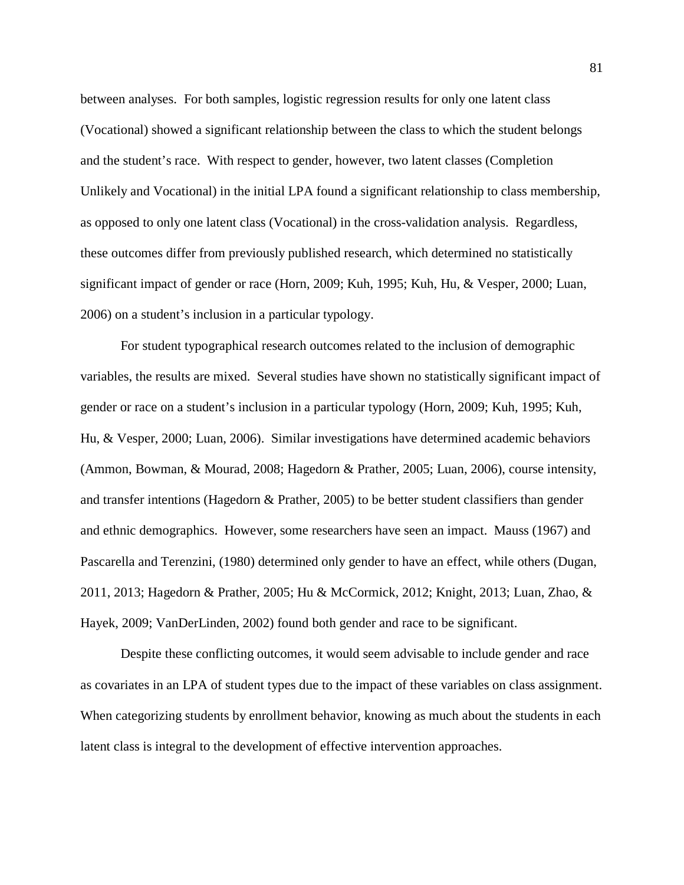between analyses. For both samples, logistic regression results for only one latent class (Vocational) showed a significant relationship between the class to which the student belongs and the student's race. With respect to gender, however, two latent classes (Completion Unlikely and Vocational) in the initial LPA found a significant relationship to class membership, as opposed to only one latent class (Vocational) in the cross-validation analysis. Regardless, these outcomes differ from previously published research, which determined no statistically significant impact of gender or race (Horn, 2009; Kuh, 1995; Kuh, Hu, & Vesper, 2000; Luan, 2006) on a student's inclusion in a particular typology.

For student typographical research outcomes related to the inclusion of demographic variables, the results are mixed. Several studies have shown no statistically significant impact of gender or race on a student's inclusion in a particular typology (Horn, 2009; Kuh, 1995; Kuh, Hu, & Vesper, 2000; Luan, 2006). Similar investigations have determined academic behaviors (Ammon, Bowman, & Mourad, 2008; Hagedorn & Prather, 2005; Luan, 2006), course intensity, and transfer intentions (Hagedorn & Prather, 2005) to be better student classifiers than gender and ethnic demographics. However, some researchers have seen an impact. Mauss (1967) and Pascarella and Terenzini, (1980) determined only gender to have an effect, while others (Dugan, 2011, 2013; Hagedorn & Prather, 2005; Hu & McCormick, 2012; Knight, 2013; Luan, Zhao, & Hayek, 2009; VanDerLinden, 2002) found both gender and race to be significant.

Despite these conflicting outcomes, it would seem advisable to include gender and race as covariates in an LPA of student types due to the impact of these variables on class assignment. When categorizing students by enrollment behavior, knowing as much about the students in each latent class is integral to the development of effective intervention approaches.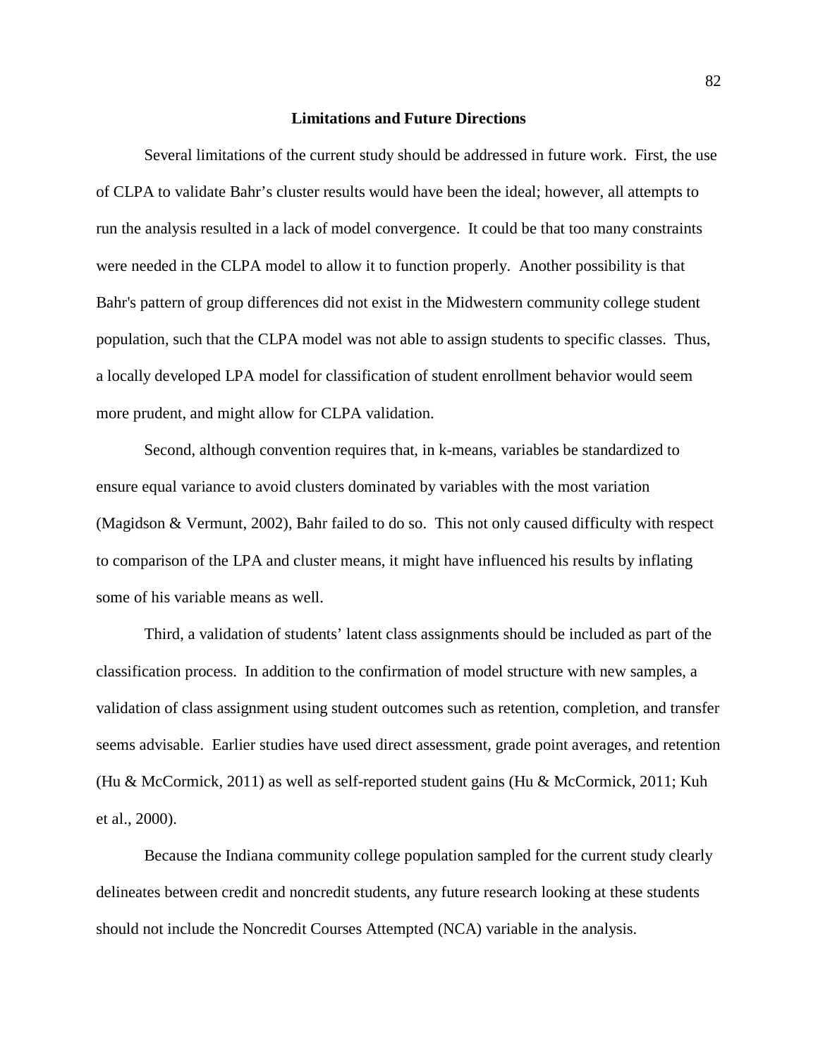## Limitations and Future Directions

Several limitations of the current study should be addressed in future work. First, the use of CLPA to validate Bahr's cluster results would have been the ideal; however, all attempts to run the analysis resulted in a lack of model convergence. It could be that too many constraints were needed in the CLPA model to allow it to function properly. Another possibility is that Bahr's pattern of group differences did not exist in the Midwestern community college student population, such that the CLPA model was not able to assign students to specific classes. Thus, a locally developed LPA model for classification of student enrollment behavior would seem more prudent, and might allow for CLPA validation.

Second, although convention requires that, in k-means, variables be standardized to ensure equal variance to avoid clusters dominated by variables with the most variation (Magidson & Vermunt, 2002), Bahr failed to do so. This not only caused difficulty with respect to comparison of the LPA and cluster means, it might have influenced his results by inflating some of his variable means as well.

Third, a validation of students' latent class assignments should be included as part of the classification process. In addition to the confirmation of model structure with new samples, a validation of class assignment using student outcomes such as retention, completion, and transfer seems advisable. Earlier studies have used direct assessment, grade point averages, and retention (Hu & McCormick, 2011) as well as self-reported student gains (Hu & McCormick, 2011; Kuh et al., 2000).

Because the Indiana community college population sampled for the current study clearly delineates between credit and noncredit students, any future research looking at these students should not include the Noncredit Courses Attempted (NCA) variable in the analysis.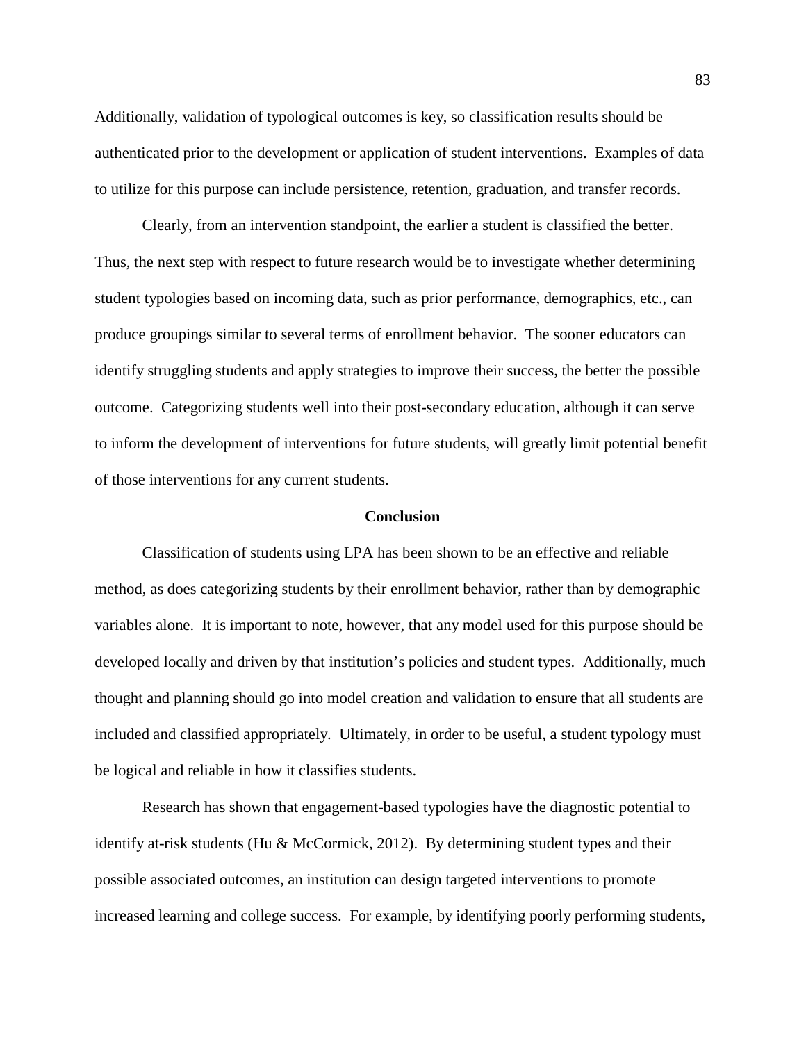Additionally, validation of typological outcomes is key, so classification results should be authenticated prior to the development or application of student interventions. Examples of data to utilize for this purpose can include persistence, retention, graduation, and transfer records.

Clearly, from an intervention standpoint, the earlier a student is classified the better. Thus, the next step with respect to future research would be to investigate whether determining student typologies based on incoming data, such as prior performance, demographics, etc., can produce groupings similar to several terms of enrollment behavior. The sooner educators can identify struggling students and apply strategies to improve their success, the better the possible outcome. Categorizing students well into their post-secondary education, although it can serve to inform the development of interventions for future students, will greatly limit potential benefit of those interventions for any current students.

## Conclusion

Classification of students using LPA has been shown to be an effective and reliable method, as does categorizing students by their enrollment behavior, rather than by demographic variables alone. It is important to note, however, that any model used for this purpose should be developed locally and driven by that institution's policies and student types. Additionally, much thought and planning should go into model creation and validation to ensure that all students are included and classified appropriately. Ultimately, in order to be useful, a student typology must be logical and reliable in how it classifies students.

Research has shown that engagement-based typologies have the diagnostic potential to identify at-risk students (Hu & McCormick, 2012). By determining student types and their possible associated outcomes, an institution can design targeted interventions to promote increased learning and college success. For example, by identifying poorly performing students,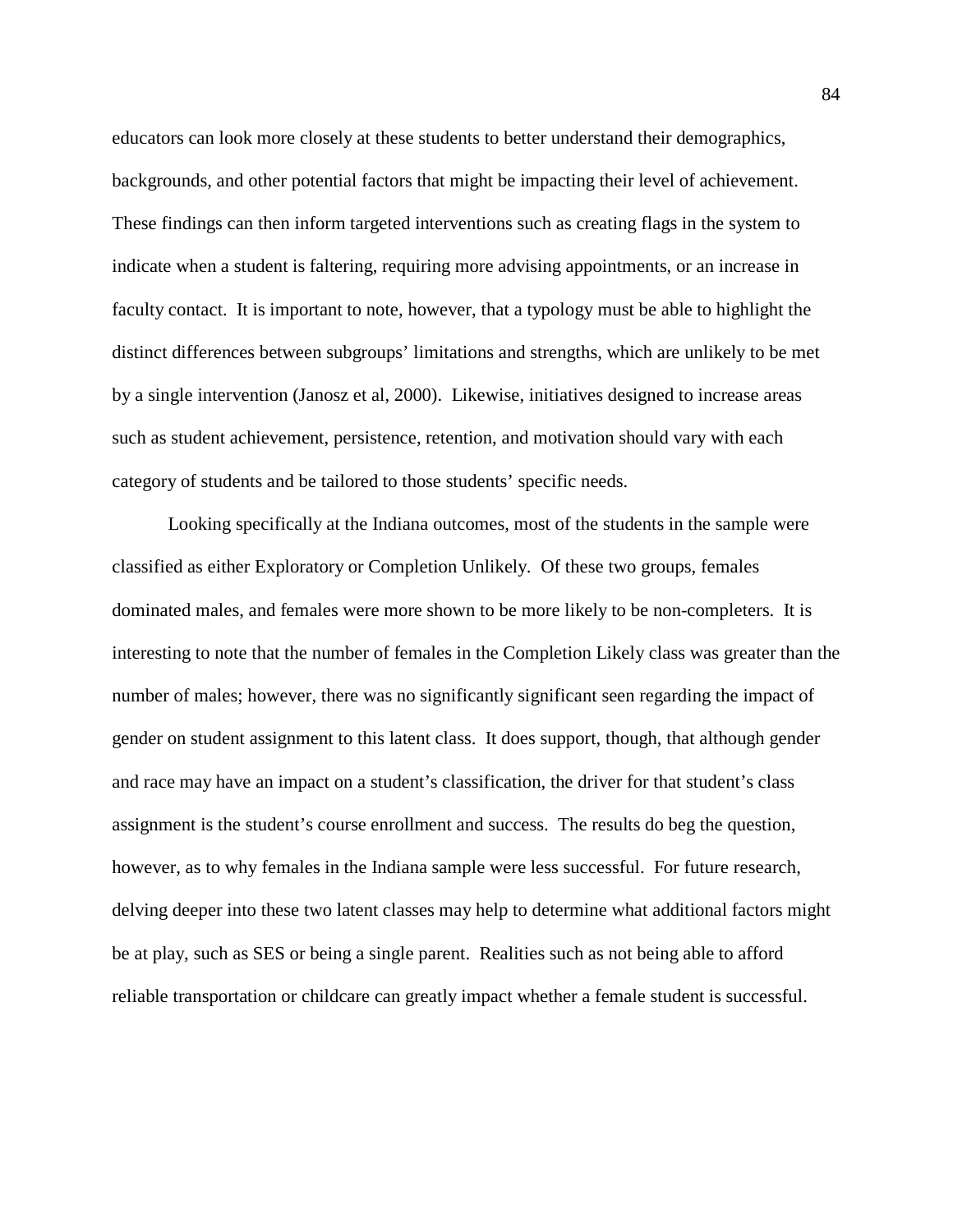educators can look more closely at these students to better understand their demographics, backgrounds, and other potential factors that might be impacting their level of achievement. These findings can then inform targeted interventions such as creating flags in the system to indicate when a student is faltering, requiring more advising appointments, or an increase in faculty contact. It is important to note, however, that a typology must be able to highlight the distinct differences between subgroups' limitations and strengths, which are unlikely to be met by a single intervention (Janosz et al, 2000). Likewise, initiatives designed to increase areas such as student achievement, persistence, retention, and motivation should vary with each category of students and be tailored to those students' specific needs.

Looking specifically at the Indiana outcomes, most of the students in the sample were classified as either Exploratory or Completion Unlikely. Of these two groups, females dominated males, and females were more shown to be more likely to be non-completers. It is interesting to note that the number of females in the Completion Likely class was greater than the number of males; however, there was no significantly significant seen regarding the impact of gender on student assignment to this latent class. It does support, though, that although gender and race may have an impact on a student's classification, the driver for that student's class assignment is the student's course enrollment and success. The results do beg the question, however, as to why females in the Indiana sample were less successful. For future research, delving deeper into these two latent classes may help to determine what additional factors might be at play, such as SES or being a single parent. Realities such as not being able to afford reliable transportation or childcare can greatly impact whether a female student is successful.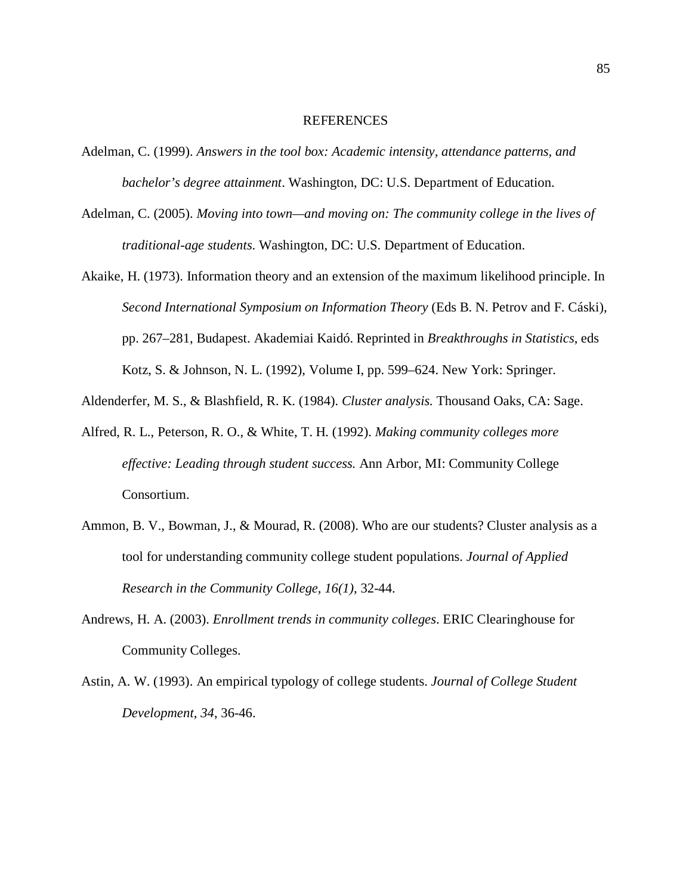# REFERENCES

Adelman, C. (1999). *Answers in the tool box: Academic intensity, attendance patterns, and bachelor's degree attainment*. Washington, DC: U.S. Department of Education.

Adelman, C. (2005). *Moving into town—and moving on: The community college in the lives of traditional-age students.* Washington, DC: U.S. Department of Education.

Akaike, H. (1973). Information theory and an extension of the maximum likelihood principle. In *Second International Symposium on Information Theory* (Eds B. N. Petrov and F. Cáski), pp. 267–281, Budapest. Akademiai Kaidó. Reprinted in *Breakthroughs in Statistics*, eds Kotz, S. & Johnson, N. L. (1992), Volume I, pp. 599–624. New York: Springer.

Aldenderfer, M. S., & Blashfield, R. K. (1984). *Cluster analysis.* Thousand Oaks, CA: Sage.

Alfred, R. L., Peterson, R. O., & White, T. H. (1992). *Making community colleges more effective: Leading through student success.* Ann Arbor, MI: Community College Consortium.

Ammon, B. V., Bowman, J., & Mourad, R. (2008). Who are our students? Cluster analysis as a tool for understanding community college student populations. *Journal of Applied Research in the Community College, 16(1)*, 32-44.

Andrews, H. A. (2003). *Enrollment trends in community colleges*. ERIC Clearinghouse for Community Colleges.

Astin, A. W. (1993). An empirical typology of college students. *Journal of College Student Development*, *34*, 36-46.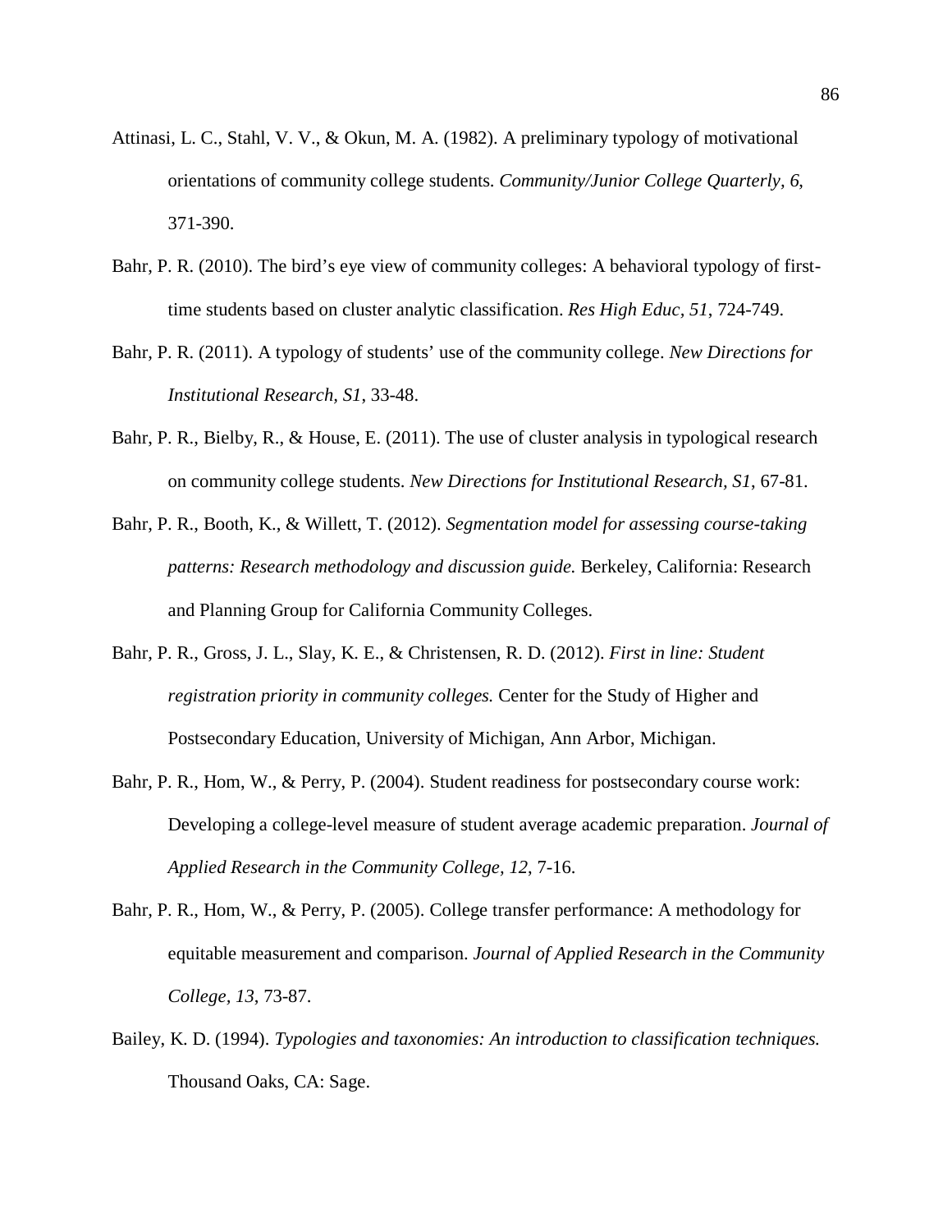Attinasi, L. C., Stahl, V. V., & Okun, M. A. (1982). A preliminary typology of motivational orientations of community college students. *Community/Junior College Quarterly, 6*, 371-390.

Bahr, P. R. (2010). The bird's eye view of community colleges: A behavioral typology of first-time students based on cluster analytic classification. *Res High Educ, 51*, 724-749.

Bahr, P. R. (2011). A typology of students' use of the community college. *New Directions for Institutional Research, S1*, 33-48.

Bahr, P. R., Bielby, R., & House, E. (2011). The use of cluster analysis in typological research on community college students. *New Directions for Institutional Research, S1*, 67-81.

Bahr, P. R., Booth, K., & Willett, T. (2012). *Segmentation model for assessing course-taking patterns: Research methodology and discussion guide.* Berkeley, California: Research and Planning Group for California Community Colleges.

Bahr, P. R., Gross, J. L., Slay, K. E., & Christensen, R. D. (2012). *First in line: Student registration priority in community colleges.* Center for the Study of Higher and Postsecondary Education, University of Michigan, Ann Arbor, Michigan.

Bahr, P. R., Hom, W., & Perry, P. (2004). Student readiness for postsecondary course work: Developing a college-level measure of student average academic preparation. *Journal of Applied Research in the Community College, 12*, 7-16.

Bahr, P. R., Hom, W., & Perry, P. (2005). College transfer performance: A methodology for equitable measurement and comparison. *Journal of Applied Research in the Community College, 13*, 73-87.

Bailey, K. D. (1994). *Typologies and taxonomies: An introduction to classification techniques.* Thousand Oaks, CA: Sage.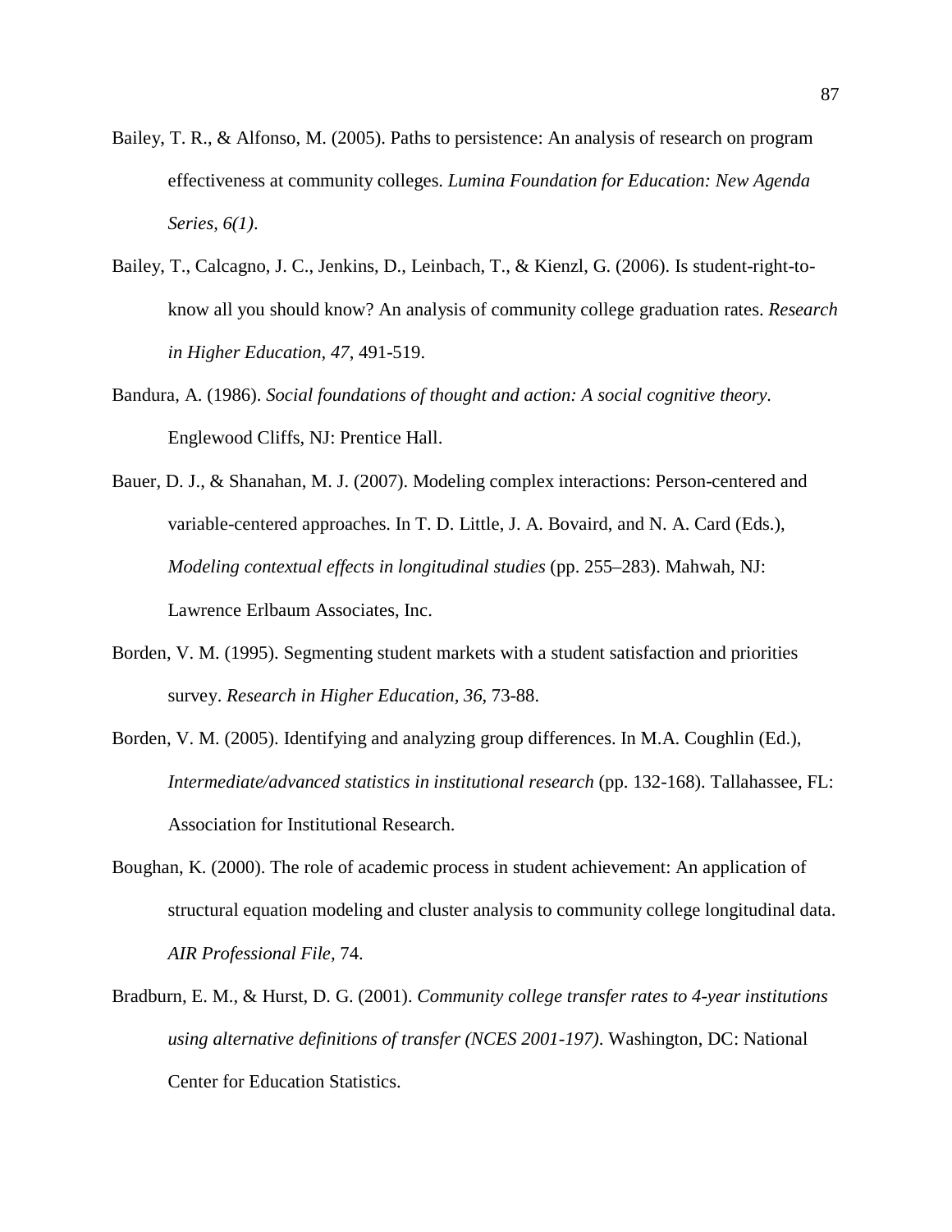Bailey, T. R., & Alfonso, M. (2005). Paths to persistence: An analysis of research on program effectiveness at community colleges. *Lumina Foundation for Education: New Agenda Series, 6(1)*.

Bailey, T., Calcagno, J. C., Jenkins, D., Leinbach, T., & Kienzl, G. (2006). Is student-right-to-know all you should know? An analysis of community college graduation rates. *Research in Higher Education, 47*, 491-519.

Bandura, A. (1986). *Social foundations of thought and action: A social cognitive theory*. Englewood Cliffs, NJ: Prentice Hall.

Bauer, D. J., & Shanahan, M. J. (2007). Modeling complex interactions: Person-centered and variable-centered approaches. In T. D. Little, J. A. Bovaird, and N. A. Card (Eds.), *Modeling contextual effects in longitudinal studies* (pp. 255–283). Mahwah, NJ: Lawrence Erlbaum Associates, Inc.

Borden, V. M. (1995). Segmenting student markets with a student satisfaction and priorities survey. *Research in Higher Education, 36*, 73-88.

Borden, V. M. (2005). Identifying and analyzing group differences. In M.A. Coughlin (Ed.), *Intermediate/advanced statistics in institutional research* (pp. 132-168). Tallahassee, FL: Association for Institutional Research.

Boughan, K. (2000). The role of academic process in student achievement: An application of structural equation modeling and cluster analysis to community college longitudinal data. *AIR Professional File*, 74.

Bradburn, E. M., & Hurst, D. G. (2001). *Community college transfer rates to 4-year institutions using alternative definitions of transfer (NCES 2001-197)*. Washington, DC: National Center for Education Statistics.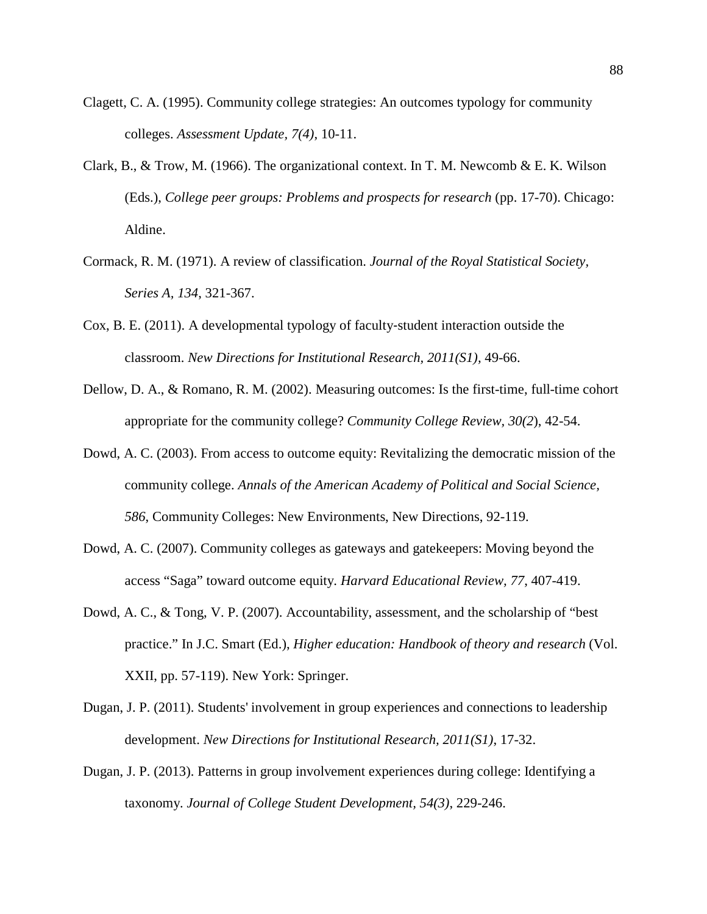Clagett, C. A. (1995). Community college strategies: An outcomes typology for community colleges. *Assessment Update, 7(4)*, 10-11.

Clark, B., & Trow, M. (1966). The organizational context. In T. M. Newcomb & E. K. Wilson (Eds.), *College peer groups: Problems and prospects for research* (pp. 17-70). Chicago: Aldine.

Cormack, R. M. (1971). A review of classification. *Journal of the Royal Statistical Society*, *Series A*, *134*, 321-367.

Cox, B. E. (2011). A developmental typology of faculty-student interaction outside the classroom. *New Directions for Institutional Research, 2011(S1),* 49-66.

Dellow, D. A., & Romano, R. M. (2002). Measuring outcomes: Is the first-time, full-time cohort appropriate for the community college? *Community College Review, 30(2*), 42-54.

Dowd, A. C. (2003). From access to outcome equity: Revitalizing the democratic mission of the community college. *Annals of the American Academy of Political and Social Science, 586,* Community Colleges: New Environments, New Directions, 92-119.

Dowd, A. C. (2007). Community colleges as gateways and gatekeepers: Moving beyond the access "Saga" toward outcome equity. *Harvard Educational Review, 77,* 407-419.

Dowd, A. C., & Tong, V. P. (2007). Accountability, assessment, and the scholarship of "best practice." In J.C. Smart (Ed.), *Higher education: Handbook of theory and research* (Vol. XXII, pp. 57-119). New York: Springer.

Dugan, J. P. (2011). Students' involvement in group experiences and connections to leadership development. *New Directions for Institutional Research, 2011(S1),* 17-32.

Dugan, J. P. (2013). Patterns in group involvement experiences during college: Identifying a taxonomy. *Journal of College Student Development, 54(3)*, 229-246.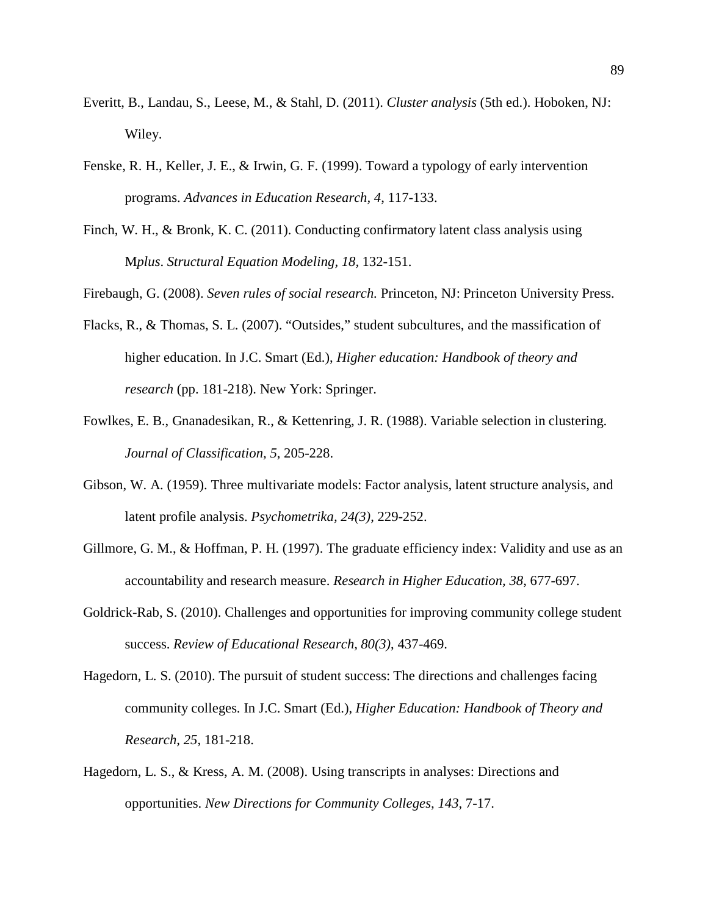Everitt, B., Landau, S., Leese, M., & Stahl, D. (2011). *Cluster analysis* (5th ed.). Hoboken, NJ: Wiley.

Fenske, R. H., Keller, J. E., & Irwin, G. F. (1999). Toward a typology of early intervention programs. *Advances in Education Research, 4*, 117-133.

Finch, W. H., & Bronk, K. C. (2011). Conducting confirmatory latent class analysis using M*plus*. *Structural Equation Modeling, 18*, 132-151.

Firebaugh, G. (2008). *Seven rules of social research.* Princeton, NJ: Princeton University Press.

Flacks, R., & Thomas, S. L. (2007). "Outsides," student subcultures, and the massification of higher education. In J.C. Smart (Ed.), *Higher education: Handbook of theory and research* (pp. 181-218). New York: Springer.

Fowlkes, E. B., Gnanadesikan, R., & Kettenring, J. R. (1988). Variable selection in clustering. *Journal of Classification, 5*, 205-228.

Gibson, W. A. (1959). Three multivariate models: Factor analysis, latent structure analysis, and latent profile analysis. *Psychometrika, 24(3)*, 229-252.

Gillmore, G. M., & Hoffman, P. H. (1997). The graduate efficiency index: Validity and use as an accountability and research measure. *Research in Higher Education, 38*, 677-697.

Goldrick-Rab, S. (2010). Challenges and opportunities for improving community college student success. *Review of Educational Research, 80(3)*, 437-469.

Hagedorn, L. S. (2010). The pursuit of student success: The directions and challenges facing community colleges. In J.C. Smart (Ed.), *Higher Education: Handbook of Theory and Research, 25*, 181-218.

Hagedorn, L. S., & Kress, A. M. (2008). Using transcripts in analyses: Directions and opportunities. *New Directions for Community Colleges, 143*, 7-17.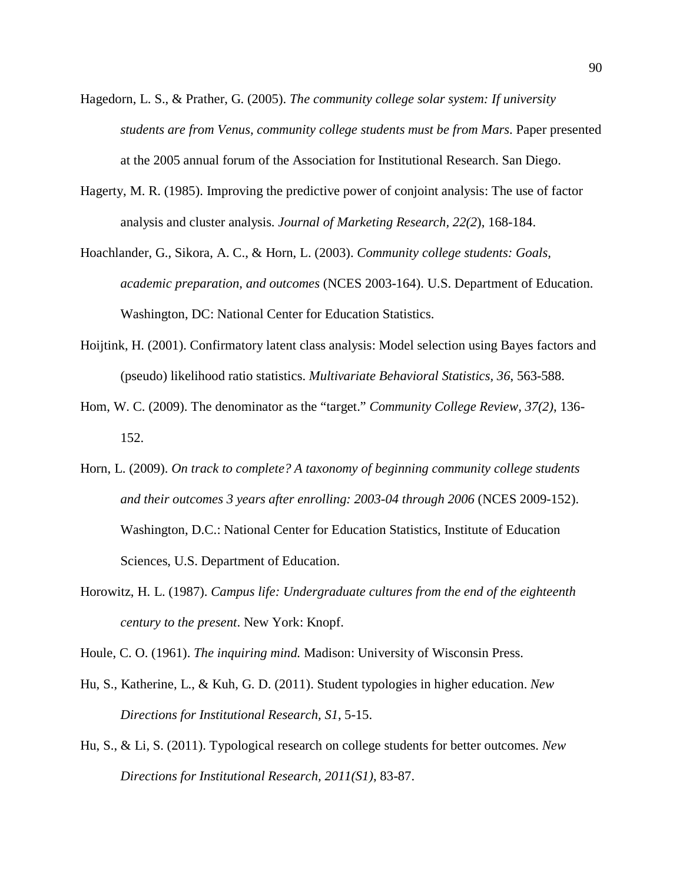Hagedorn, L. S., & Prather, G. (2005). *The community college solar system: If university students are from Venus, community college students must be from Mars*. Paper presented at the 2005 annual forum of the Association for Institutional Research. San Diego.

Hagerty, M. R. (1985). Improving the predictive power of conjoint analysis: The use of factor analysis and cluster analysis. *Journal of Marketing Research, 22(2*), 168-184.

Hoachlander, G., Sikora, A. C., & Horn, L. (2003). *Community college students: Goals, academic preparation, and outcomes* (NCES 2003-164). U.S. Department of Education. Washington, DC: National Center for Education Statistics.

Hoijtink, H. (2001). Confirmatory latent class analysis: Model selection using Bayes factors and (pseudo) likelihood ratio statistics. *Multivariate Behavioral Statistics, 36*, 563-588.

Hom, W. C. (2009). The denominator as the "target." *Community College Review, 37(2)*, 136-152.

Horn, L. (2009). *On track to complete? A taxonomy of beginning community college students and their outcomes 3 years after enrolling: 2003-04 through 2006* (NCES 2009-152). Washington, D.C.: National Center for Education Statistics, Institute of Education Sciences, U.S. Department of Education.

Horowitz, H. L. (1987). *Campus life: Undergraduate cultures from the end of the eighteenth century to the present*. New York: Knopf.

Houle, C. O. (1961). *The inquiring mind.* Madison: University of Wisconsin Press.

Hu, S., Katherine, L., & Kuh, G. D. (2011). Student typologies in higher education. *New Directions for Institutional Research, S1*, 5-15.

Hu, S., & Li, S. (2011). Typological research on college students for better outcomes. *New Directions for Institutional Research, 2011(S1)*, 83-87.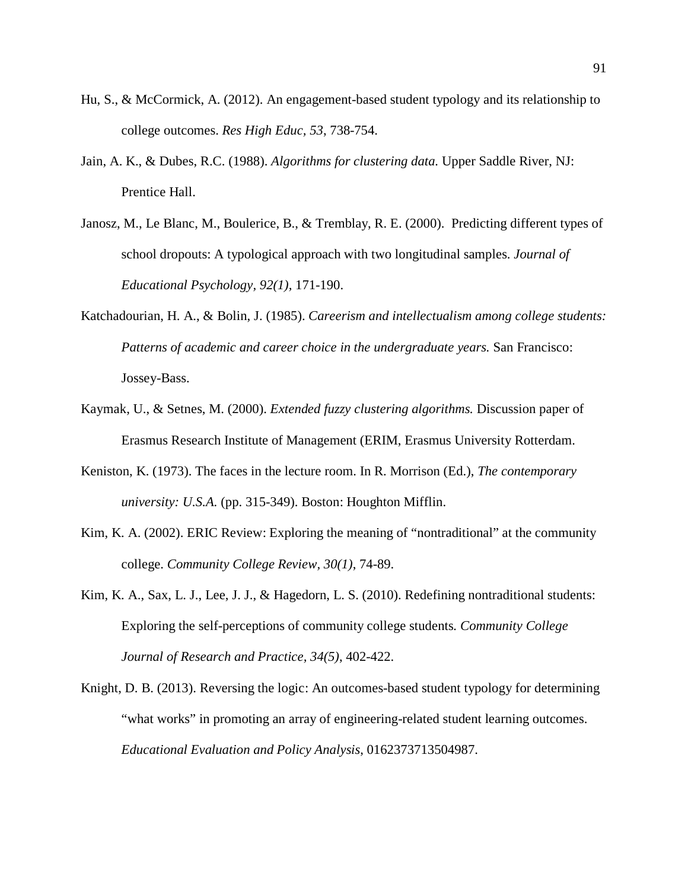Hu, S., & McCormick, A. (2012). An engagement-based student typology and its relationship to college outcomes. *Res High Educ, 53*, 738-754.

Jain, A. K., & Dubes, R.C. (1988). *Algorithms for clustering data.* Upper Saddle River, NJ: Prentice Hall.

Janosz, M., Le Blanc, M., Boulerice, B., & Tremblay, R. E. (2000). Predicting different types of school dropouts: A typological approach with two longitudinal samples. *Journal of Educational Psychology, 92(1),* 171-190.

Katchadourian, H. A., & Bolin, J. (1985). *Careerism and intellectualism among college students: Patterns of academic and career choice in the undergraduate years.* San Francisco: Jossey-Bass.

Kaymak, U., & Setnes, M. (2000). *Extended fuzzy clustering algorithms.* Discussion paper of Erasmus Research Institute of Management (ERIM, Erasmus University Rotterdam.

Keniston, K. (1973). The faces in the lecture room. In R. Morrison (Ed.), *The contemporary university: U.S.A.* (pp. 315-349). Boston: Houghton Mifflin.

Kim, K. A. (2002). ERIC Review: Exploring the meaning of "nontraditional" at the community college. *Community College Review, 30(1)*, 74-89.

Kim, K. A., Sax, L. J., Lee, J. J., & Hagedorn, L. S. (2010). Redefining nontraditional students: Exploring the self-perceptions of community college students*. Community College Journal of Research and Practice, 34(5)*, 402-422.

Knight, D. B. (2013). Reversing the logic: An outcomes-based student typology for determining "what works" in promoting an array of engineering-related student learning outcomes. *Educational Evaluation and Policy Analysis*, 0162373713504987.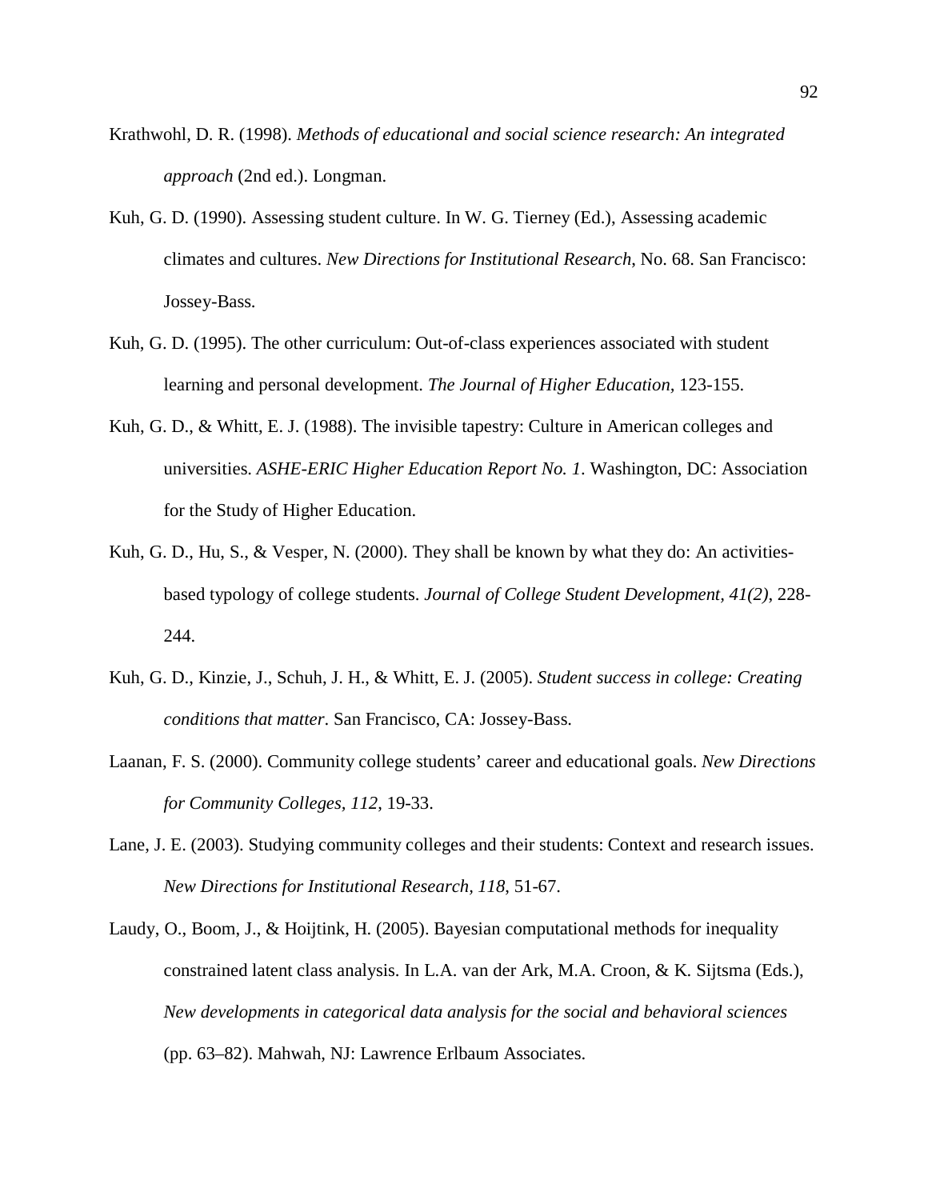Krathwohl, D. R. (1998). *Methods of educational and social science research: An integrated approach* (2nd ed.). Longman.

Kuh, G. D. (1990). Assessing student culture. In W. G. Tierney (Ed.), Assessing academic climates and cultures. *New Directions for Institutional Research*, No. 68. San Francisco: Jossey-Bass.

Kuh, G. D. (1995). The other curriculum: Out-of-class experiences associated with student learning and personal development. *The Journal of Higher Education*, 123-155.

Kuh, G. D., & Whitt, E. J. (1988). The invisible tapestry: Culture in American colleges and universities. *ASHE-ERIC Higher Education Report No. 1*. Washington, DC: Association for the Study of Higher Education.

Kuh, G. D., Hu, S., & Vesper, N. (2000). They shall be known by what they do: An activities-based typology of college students. *Journal of College Student Development, 41(2)*, 228-244.

Kuh, G. D., Kinzie, J., Schuh, J. H., & Whitt, E. J. (2005). *Student success in college: Creating conditions that matter*. San Francisco, CA: Jossey-Bass.

Laanan, F. S. (2000). Community college students' career and educational goals. *New Directions for Community Colleges, 112*, 19-33.

Lane, J. E. (2003). Studying community colleges and their students: Context and research issues. *New Directions for Institutional Research, 118*, 51-67.

Laudy, O., Boom, J., & Hoijtink, H. (2005). Bayesian computational methods for inequality constrained latent class analysis. In L.A. van der Ark, M.A. Croon, & K. Sijtsma (Eds.), *New developments in categorical data analysis for the social and behavioral sciences* (pp. 63–82). Mahwah, NJ: Lawrence Erlbaum Associates.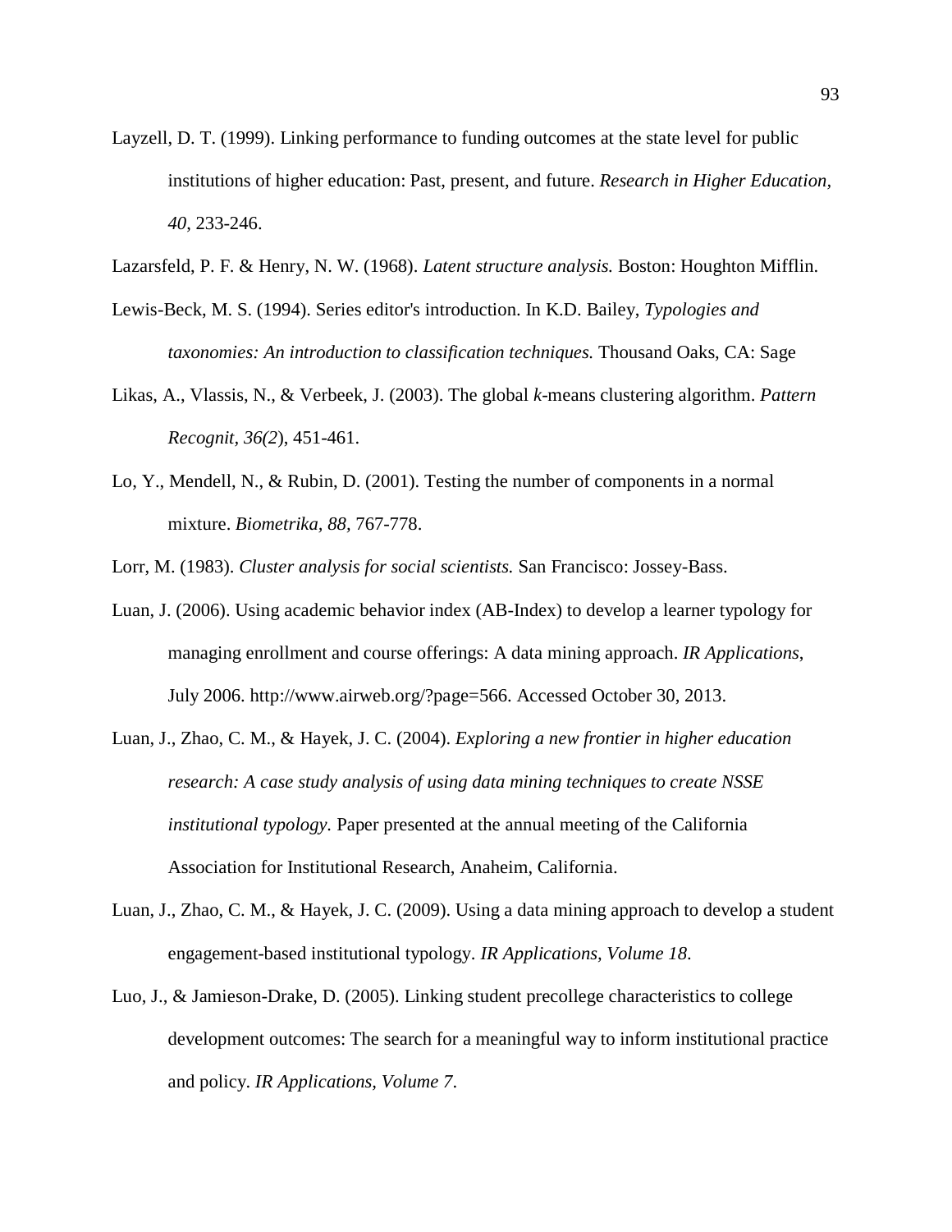Layzell, D. T. (1999). Linking performance to funding outcomes at the state level for public institutions of higher education: Past, present, and future. *Research in Higher Education, 40*, 233-246.

Lazarsfeld, P. F. & Henry, N. W. (1968). *Latent structure analysis.* Boston: Houghton Mifflin.

Lewis-Beck, M. S. (1994). Series editor's introduction. In K.D. Bailey, *Typologies and taxonomies: An introduction to classification techniques.* Thousand Oaks, CA: Sage

Likas, A., Vlassis, N., & Verbeek, J. (2003). The global *k*-means clustering algorithm. *Pattern Recognit, 36(2*), 451-461.

Lo, Y., Mendell, N., & Rubin, D. (2001). Testing the number of components in a normal mixture. *Biometrika, 88,* 767-778.

Lorr, M. (1983). *Cluster analysis for social scientists.* San Francisco: Jossey-Bass.

Luan, J. (2006). Using academic behavior index (AB-Index) to develop a learner typology for managing enrollment and course offerings: A data mining approach. *IR Applications*, July 2006. http://www.airweb.org/?page=566. Accessed October 30, 2013.

Luan, J., Zhao, C. M., & Hayek, J. C. (2004). *Exploring a new frontier in higher education research: A case study analysis of using data mining techniques to create NSSE institutional typology.* Paper presented at the annual meeting of the California Association for Institutional Research, Anaheim, California.

Luan, J., Zhao, C. M., & Hayek, J. C. (2009). Using a data mining approach to develop a student engagement-based institutional typology. *IR Applications, Volume 18*.

Luo, J., & Jamieson-Drake, D. (2005). Linking student precollege characteristics to college development outcomes: The search for a meaningful way to inform institutional practice and policy. *IR Applications, Volume 7*.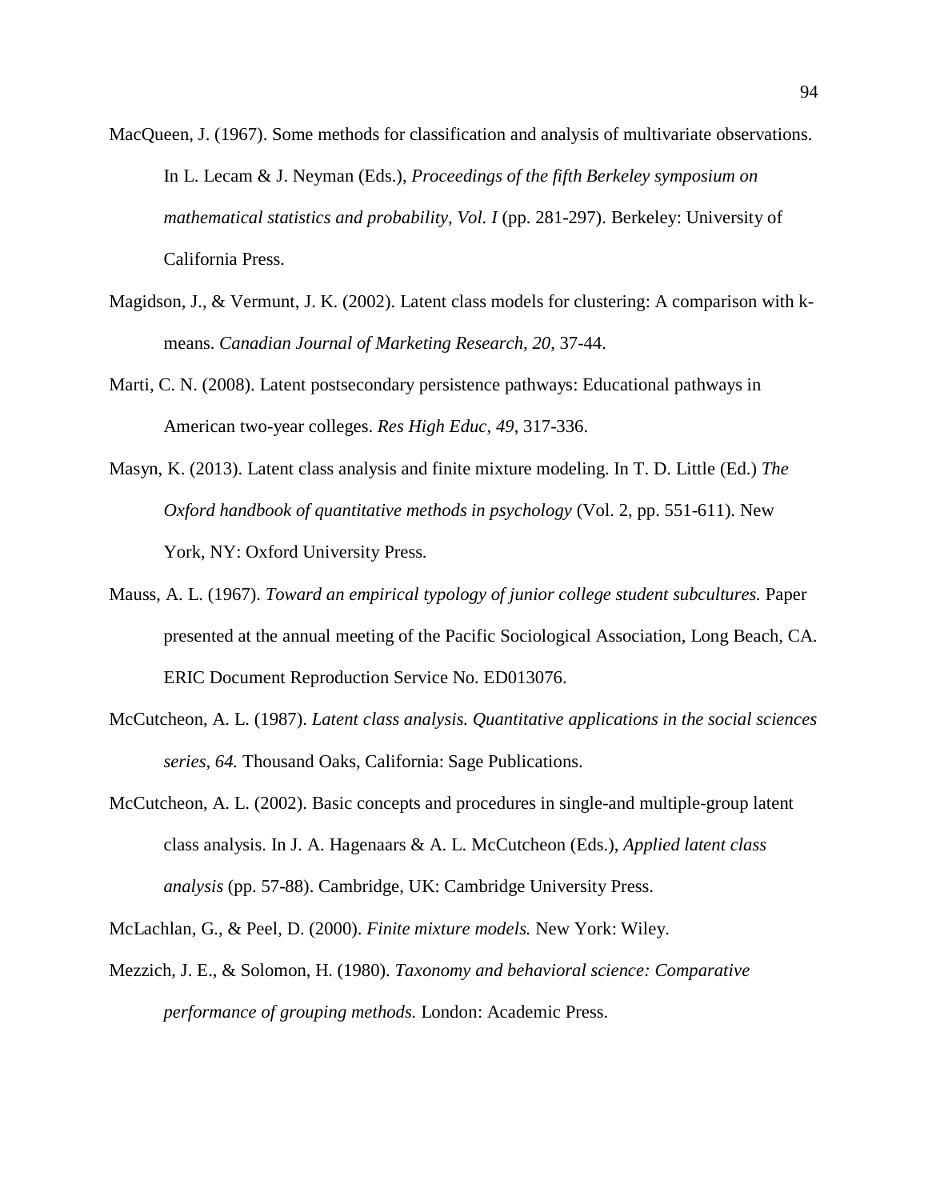MacQueen, J. (1967). Some methods for classification and analysis of multivariate observations. In L. Lecam & J. Neyman (Eds.), *Proceedings of the fifth Berkeley symposium on mathematical statistics and probability, Vol. I* (pp. 281-297). Berkeley: University of California Press.

Magidson, J., & Vermunt, J. K. (2002). Latent class models for clustering: A comparison with k-means. *Canadian Journal of Marketing Research, 20*, 37-44.

Marti, C. N. (2008). Latent postsecondary persistence pathways: Educational pathways in American two-year colleges. *Res High Educ, 49*, 317-336.

Masyn, K. (2013). Latent class analysis and finite mixture modeling. In T. D. Little (Ed.) *The Oxford handbook of quantitative methods in psychology* (Vol. 2, pp. 551-611). New York, NY: Oxford University Press.

Mauss, A. L. (1967). *Toward an empirical typology of junior college student subcultures.* Paper presented at the annual meeting of the Pacific Sociological Association, Long Beach, CA. ERIC Document Reproduction Service No. ED013076.

McCutcheon, A. L. (1987). *Latent class analysis. Quantitative applications in the social sciences series, 64.* Thousand Oaks, California: Sage Publications.

McCutcheon, A. L. (2002). Basic concepts and procedures in single-and multiple-group latent class analysis. In J. A. Hagenaars & A. L. McCutcheon (Eds.), *Applied latent class analysis* (pp. 57-88). Cambridge, UK: Cambridge University Press.

McLachlan, G., & Peel, D. (2000). *Finite mixture models.* New York: Wiley.

Mezzich, J. E., & Solomon, H. (1980). *Taxonomy and behavioral science: Comparative performance of grouping methods.* London: Academic Press.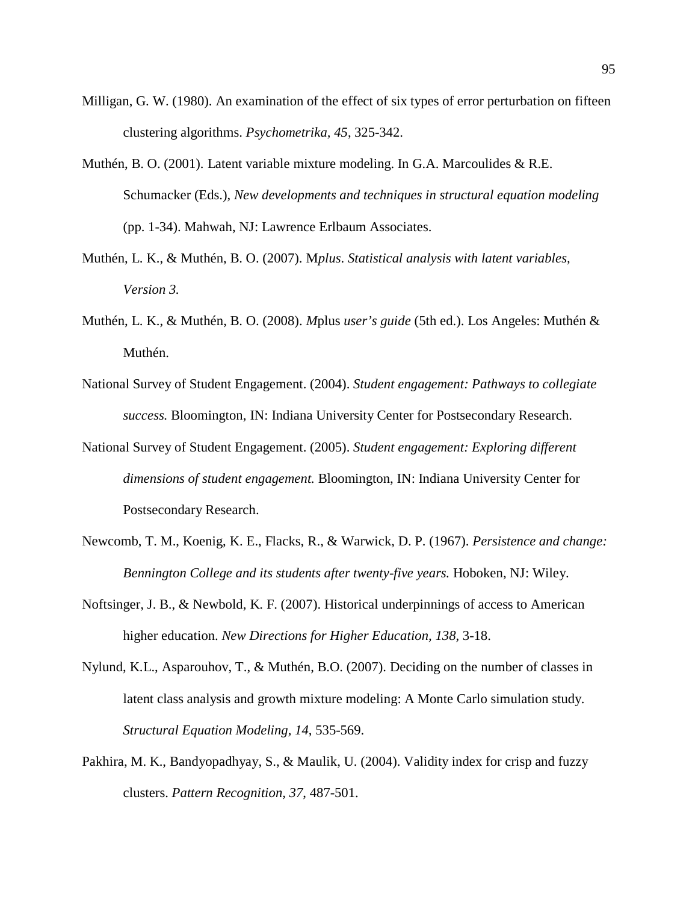Milligan, G. W. (1980). An examination of the effect of six types of error perturbation on fifteen clustering algorithms. *Psychometrika, 45*, 325-342.

Muthén, B. O. (2001). Latent variable mixture modeling. In G.A. Marcoulides & R.E. Schumacker (Eds.), *New developments and techniques in structural equation modeling* (pp. 1-34). Mahwah, NJ: Lawrence Erlbaum Associates.

Muthén, L. K., & Muthén, B. O. (2007). M*plus*. *Statistical analysis with latent variables, Version 3.*

Muthén, L. K., & Muthén, B. O. (2008). *M*plus *user's guide* (5th ed.). Los Angeles: Muthén & Muthén.

National Survey of Student Engagement. (2004). *Student engagement: Pathways to collegiate success.* Bloomington, IN: Indiana University Center for Postsecondary Research.

National Survey of Student Engagement. (2005). *Student engagement: Exploring different dimensions of student engagement.* Bloomington, IN: Indiana University Center for Postsecondary Research.

Newcomb, T. M., Koenig, K. E., Flacks, R., & Warwick, D. P. (1967). *Persistence and change: Bennington College and its students after twenty-five years.* Hoboken, NJ: Wiley.

Noftsinger, J. B., & Newbold, K. F. (2007). Historical underpinnings of access to American higher education. *New Directions for Higher Education, 138*, 3-18.

Nylund, K.L., Asparouhov, T., & Muthén, B.O. (2007). Deciding on the number of classes in latent class analysis and growth mixture modeling: A Monte Carlo simulation study. *Structural Equation Modeling, 14*, 535-569.

Pakhira, M. K., Bandyopadhyay, S., & Maulik, U. (2004). Validity index for crisp and fuzzy clusters. *Pattern Recognition, 37*, 487-501.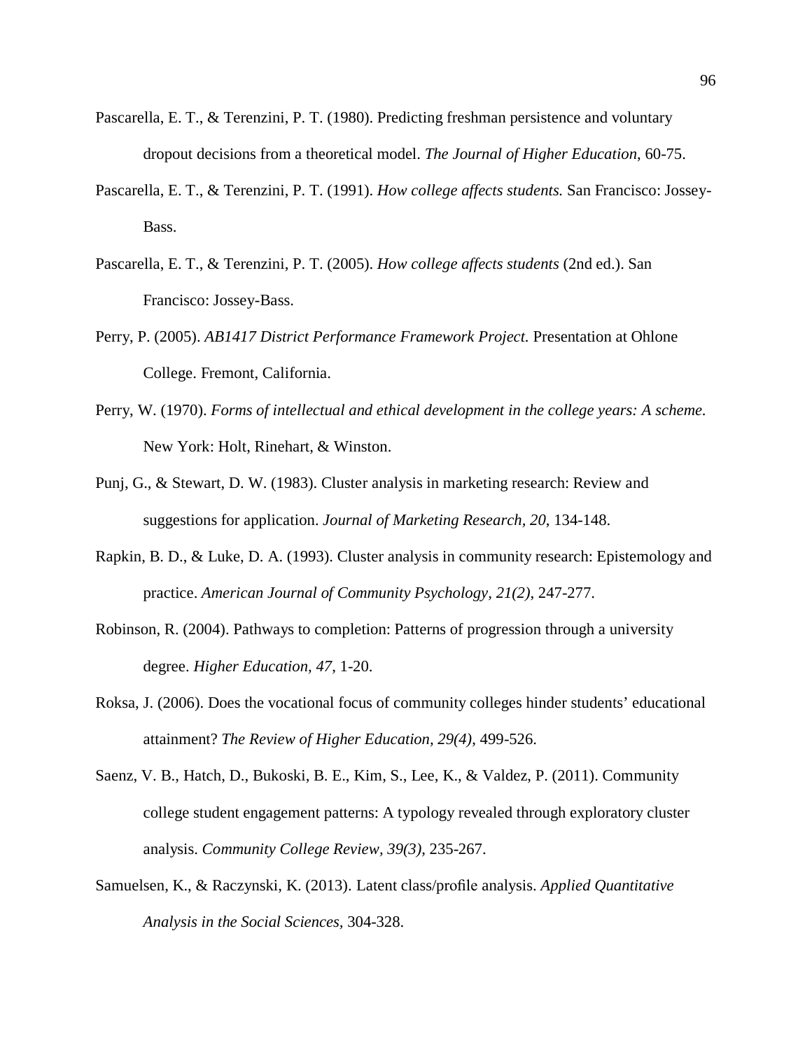Pascarella, E. T., & Terenzini, P. T. (1980). Predicting freshman persistence and voluntary dropout decisions from a theoretical model. *The Journal of Higher Education*, 60-75.

Pascarella, E. T., & Terenzini, P. T. (1991). *How college affects students.* San Francisco: Jossey-Bass.

Pascarella, E. T., & Terenzini, P. T. (2005). *How college affects students* (2nd ed.). San Francisco: Jossey-Bass.

Perry, P. (2005). *AB1417 District Performance Framework Project.* Presentation at Ohlone College. Fremont, California.

Perry, W. (1970). *Forms of intellectual and ethical development in the college years: A scheme.* New York: Holt, Rinehart, & Winston.

Punj, G., & Stewart, D. W. (1983). Cluster analysis in marketing research: Review and suggestions for application. *Journal of Marketing Research, 20*, 134-148.

Rapkin, B. D., & Luke, D. A. (1993). Cluster analysis in community research: Epistemology and practice. *American Journal of Community Psychology, 21(2)*, 247-277.

Robinson, R. (2004). Pathways to completion: Patterns of progression through a university degree. *Higher Education, 47*, 1-20.

Roksa, J. (2006). Does the vocational focus of community colleges hinder students' educational attainment? *The Review of Higher Education, 29(4)*, 499-526.

Saenz, V. B., Hatch, D., Bukoski, B. E., Kim, S., Lee, K., & Valdez, P. (2011). Community college student engagement patterns: A typology revealed through exploratory cluster analysis. *Community College Review, 39(3)*, 235-267.

Samuelsen, K., & Raczynski, K. (2013). Latent class/profile analysis. *Applied Quantitative Analysis in the Social Sciences*, 304-328.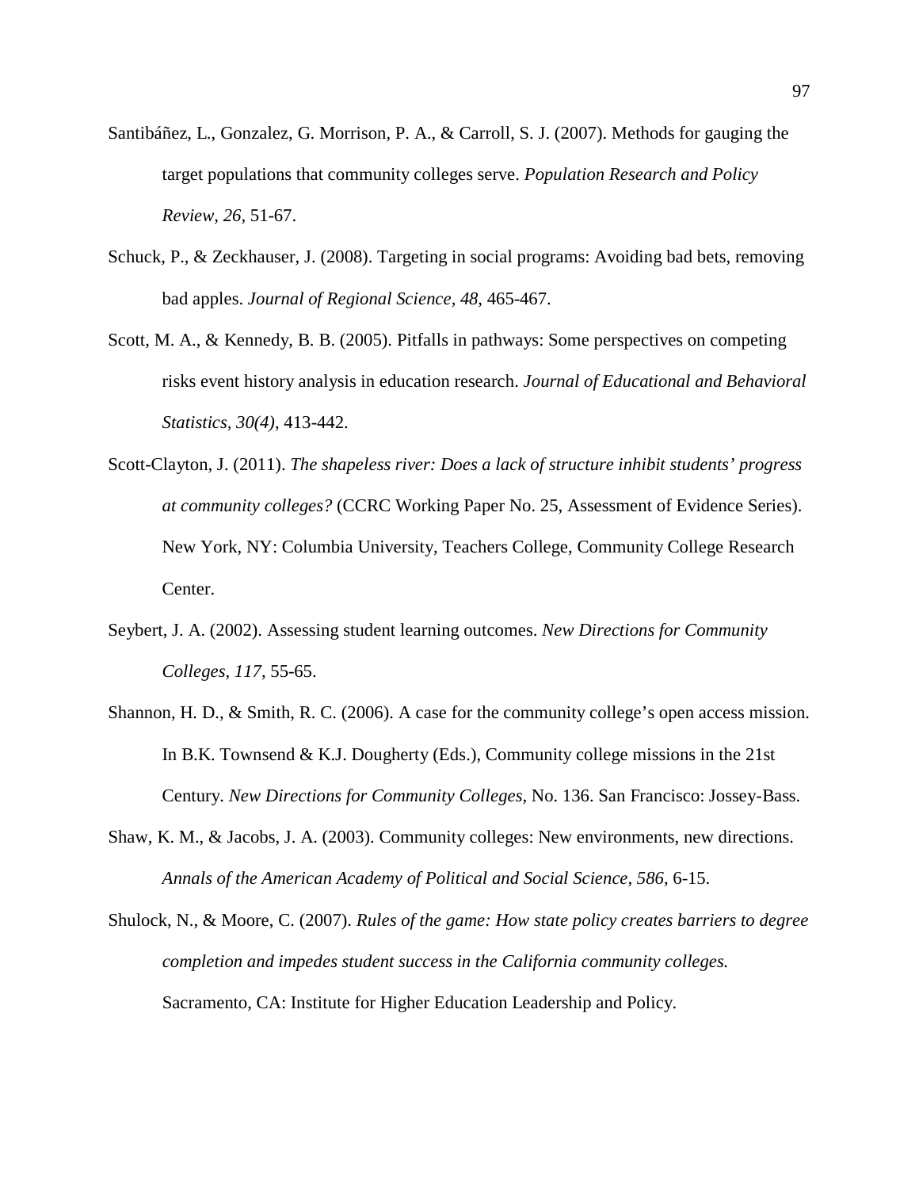Santibáñez, L., Gonzalez, G. Morrison, P. A., & Carroll, S. J. (2007). Methods for gauging the target populations that community colleges serve. *Population Research and Policy Review, 26*, 51-67.

Schuck, P., & Zeckhauser, J. (2008). Targeting in social programs: Avoiding bad bets, removing bad apples. *Journal of Regional Science, 48*, 465-467.

Scott, M. A., & Kennedy, B. B. (2005). Pitfalls in pathways: Some perspectives on competing risks event history analysis in education research. *Journal of Educational and Behavioral Statistics, 30(4)*, 413-442.

Scott-Clayton, J. (2011). *The shapeless river: Does a lack of structure inhibit students' progress at community colleges?* (CCRC Working Paper No. 25, Assessment of Evidence Series). New York, NY: Columbia University, Teachers College, Community College Research Center.

Seybert, J. A. (2002). Assessing student learning outcomes. *New Directions for Community Colleges, 117*, 55-65.

Shannon, H. D., & Smith, R. C. (2006). A case for the community college's open access mission. In B.K. Townsend & K.J. Dougherty (Eds.), Community college missions in the 21st Century. *New Directions for Community Colleges*, No. 136. San Francisco: Jossey-Bass.

Shaw, K. M., & Jacobs, J. A. (2003). Community colleges: New environments, new directions. *Annals of the American Academy of Political and Social Science, 586*, 6-15.

Shulock, N., & Moore, C. (2007). *Rules of the game: How state policy creates barriers to degree completion and impedes student success in the California community colleges.* Sacramento, CA: Institute for Higher Education Leadership and Policy.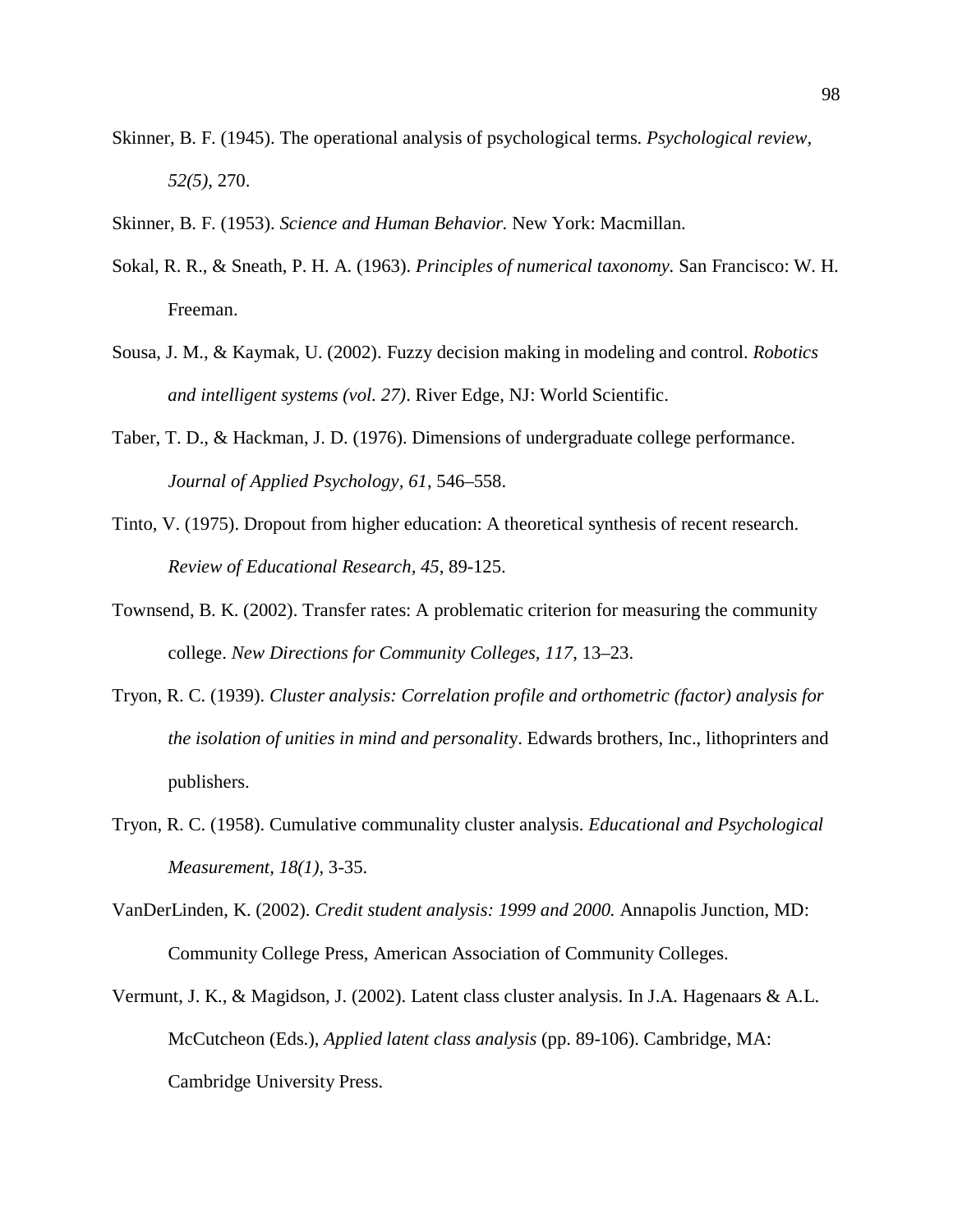Skinner, B. F. (1945). The operational analysis of psychological terms. *Psychological review, 52(5)*, 270.

Skinner, B. F. (1953). *Science and Human Behavior.* New York: Macmillan.

Sokal, R. R., & Sneath, P. H. A. (1963). *Principles of numerical taxonomy.* San Francisco: W. H. Freeman.

Sousa, J. M., & Kaymak, U. (2002). Fuzzy decision making in modeling and control. *Robotics and intelligent systems (vol. 27)*. River Edge, NJ: World Scientific.

Taber, T. D., & Hackman, J. D. (1976). Dimensions of undergraduate college performance. *Journal of Applied Psychology, 61*, 546–558.

Tinto, V. (1975). Dropout from higher education: A theoretical synthesis of recent research. *Review of Educational Research, 45*, 89-125.

Townsend, B. K. (2002). Transfer rates: A problematic criterion for measuring the community college. *New Directions for Community Colleges, 117*, 13–23.

Tryon, R. C. (1939). *Cluster analysis: Correlation profile and orthometric (factor) analysis for the isolation of unities in mind and personalit*y. Edwards brothers, Inc., lithoprinters and publishers.

Tryon, R. C. (1958). Cumulative communality cluster analysis. *Educational and Psychological Measurement, 18(1)*, 3-35.

VanDerLinden, K. (2002). *Credit student analysis: 1999 and 2000.* Annapolis Junction, MD: Community College Press, American Association of Community Colleges.

Vermunt, J. K., & Magidson, J. (2002). Latent class cluster analysis. In J.A. Hagenaars & A.L. McCutcheon (Eds.), *Applied latent class analysis* (pp. 89-106). Cambridge, MA: Cambridge University Press.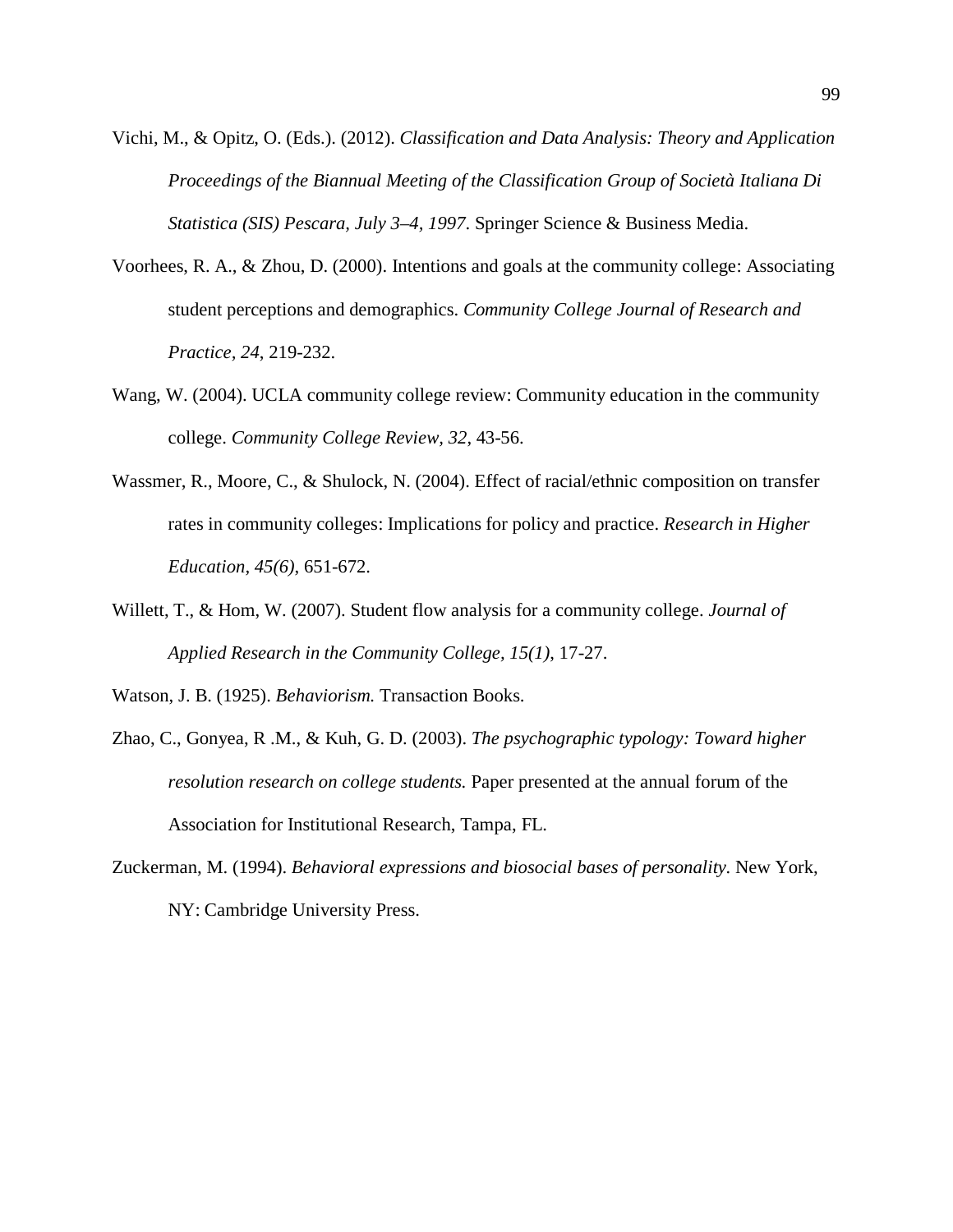Vichi, M., & Opitz, O. (Eds.). (2012). *Classification and Data Analysis: Theory and Application Proceedings of the Biannual Meeting of the Classification Group of Società Italiana Di Statistica (SIS) Pescara, July 3–4, 1997*. Springer Science & Business Media.

Voorhees, R. A., & Zhou, D. (2000). Intentions and goals at the community college: Associating student perceptions and demographics. *Community College Journal of Research and Practice, 24*, 219-232.

Wang, W. (2004). UCLA community college review: Community education in the community college. *Community College Review, 32*, 43-56.

Wassmer, R., Moore, C., & Shulock, N. (2004). Effect of racial/ethnic composition on transfer rates in community colleges: Implications for policy and practice. *Research in Higher Education, 45(6)*, 651-672.

Willett, T., & Hom, W. (2007). Student flow analysis for a community college. *Journal of Applied Research in the Community College, 15(1)*, 17-27.

Watson, J. B. (1925). *Behaviorism.* Transaction Books.

Zhao, C., Gonyea, R .M., & Kuh, G. D. (2003). *The psychographic typology: Toward higher resolution research on college students.* Paper presented at the annual forum of the Association for Institutional Research, Tampa, FL.

Zuckerman, M. (1994). *Behavioral expressions and biosocial bases of personality.* New York, NY: Cambridge University Press.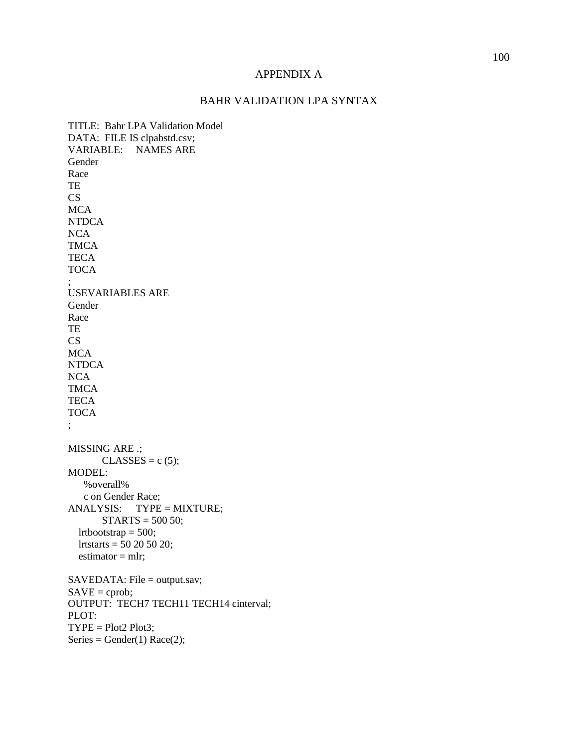# APPENDIX A

## BAHR VALIDATION LPA SYNTAX

```
TITLE:  Bahr LPA Validation Model
DATA:  FILE IS clpabstd.csv;
VARIABLE:     NAMES ARE
Gender
Race
TE
CS
MCA
NTDCA
NCA
TMCA
TECA
TOCA
;
USEVARIABLES ARE
Gender
Race
TE
CS
MCA
NTDCA
NCA
TMCA
TECA
TOCA
;

MISSING ARE .;
          CLASSES = c (5);
MODEL:
     %overall%
     c on Gender Race;
ANALYSIS:     TYPE = MIXTURE;
          STARTS = 500 50;
   lrtbootstrap = 500;
   lrtstarts = 50 20 50 20;
   estimator = mlr;

SAVEDATA: File = output.sav;
SAVE = cprob;
OUTPUT:  TECH7 TECH11 TECH14 cinterval;
PLOT:
TYPE = Plot2 Plot3;
Series = Gender(1) Race(2);
```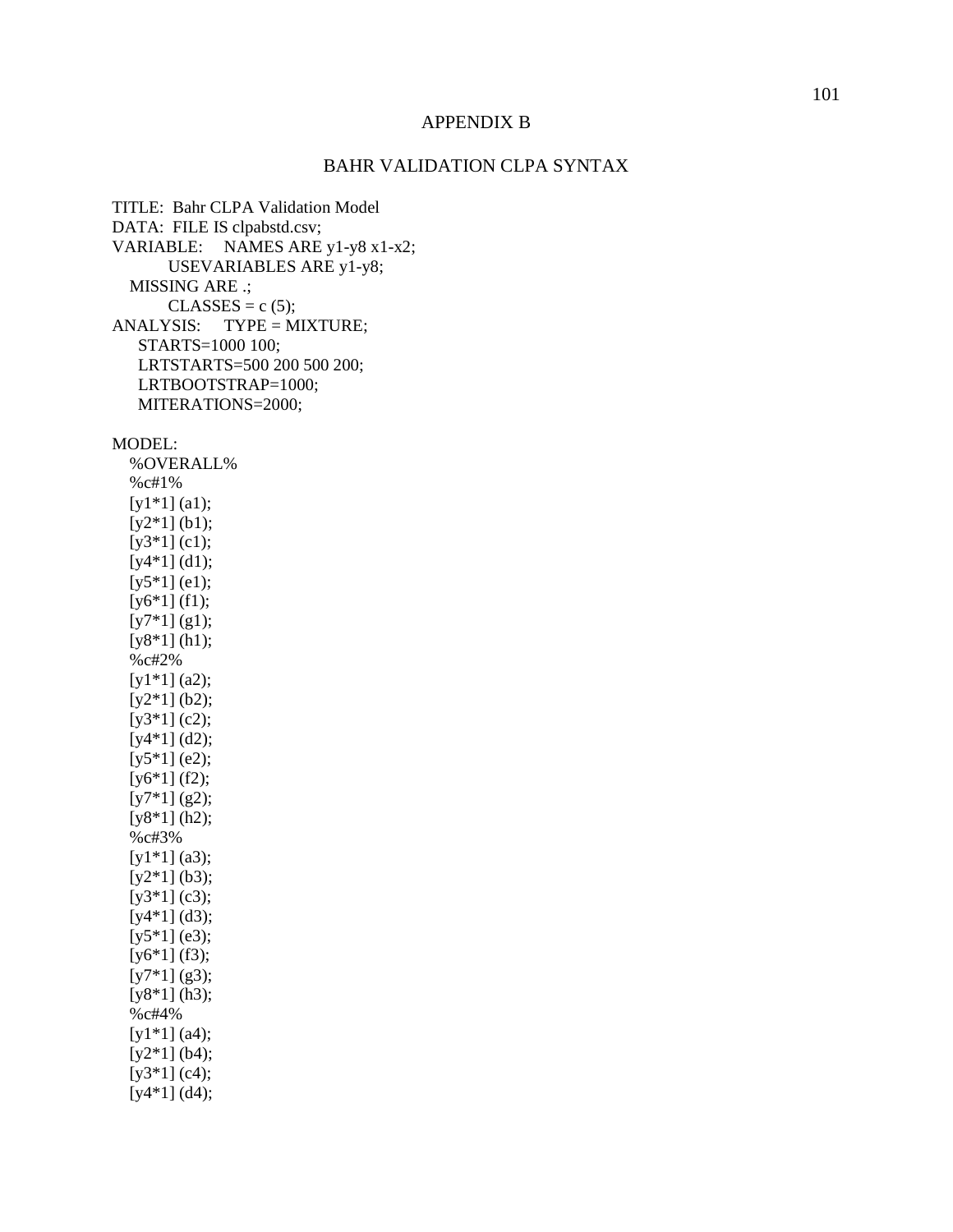# APPENDIX B

## BAHR VALIDATION CLPA SYNTAX

```
TITLE:  Bahr CLPA Validation Model
DATA:  FILE IS clpabstd.csv;
VARIABLE:     NAMES ARE y1-y8 x1-x2;
          USEVARIABLES ARE y1-y8;
   MISSING ARE .;
          CLASSES = c (5);
ANALYSIS:     TYPE = MIXTURE;
     STARTS=1000 100;
     LRTSTARTS=500 200 500 200;
     LRTBOOTSTRAP=1000;
     MITERATIONS=2000;

MODEL:
   %OVERALL%
   %c#1%
   [y1*1] (a1);
   [y2*1] (b1);
   [y3*1] (c1);
   [y4*1] (d1);
   [y5*1] (e1);
   [y6*1] (f1);
   [y7*1] (g1);
   [y8*1] (h1);
   %c#2%
   [y1*1] (a2);
   [y2*1] (b2);
   [y3*1] (c2);
   [y4*1] (d2);
   [y5*1] (e2);
   [y6*1] (f2);
   [y7*1] (g2);
   [y8*1] (h2);
   %c#3%
   [y1*1] (a3);
   [y2*1] (b3);
   [y3*1] (c3);
   [y4*1] (d3);
   [y5*1] (e3);
   [y6*1] (f3);
   [y7*1] (g3);
   [y8*1] (h3);
   %c#4%
   [y1*1] (a4);
   [y2*1] (b4);
   [y3*1] (c4);
   [y4*1] (d4);
```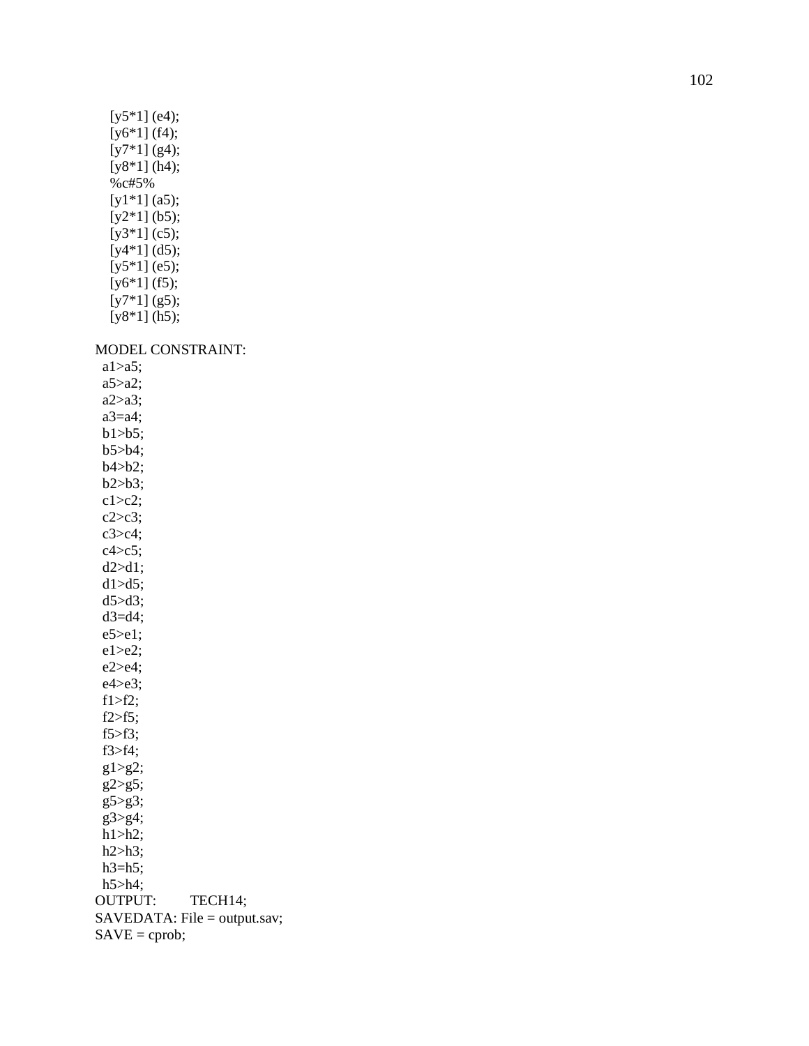```
   [y5*1] (e4);
   [y6*1] (f4);
   [y7*1] (g4);
   [y8*1] (h4);
   %c#5%
   [y1*1] (a5);
   [y2*1] (b5);
   [y3*1] (c5);
   [y4*1] (d5);
   [y5*1] (e5);
   [y6*1] (f5);
   [y7*1] (g5);
   [y8*1] (h5);

MODEL CONSTRAINT:
 a1>a5;
 a5>a2;
 a2>a3;
 a3=a4;
 b1>b5;
 b5>b4;
 b4>b2;
 b2>b3;
 c1>c2;
 c2>c3;
 c3>c4;
 c4>c5;
 d2>d1;
 d1>d5;
 d5>d3;
 d3=d4;
 e5>e1;
 e1>e2;
 e2>e4;
 e4>e3;
 f1>f2;
 f2>f5;
 f5>f3;
 f3>f4;
 g1>g2;
 g2>g5;
 g5>g3;
 g3>g4;
 h1>h2;
 h2>h3;
 h3=h5;
 h5>h4;
OUTPUT:       TECH14;
SAVEDATA: File = output.sav;
SAVE = cprob;
```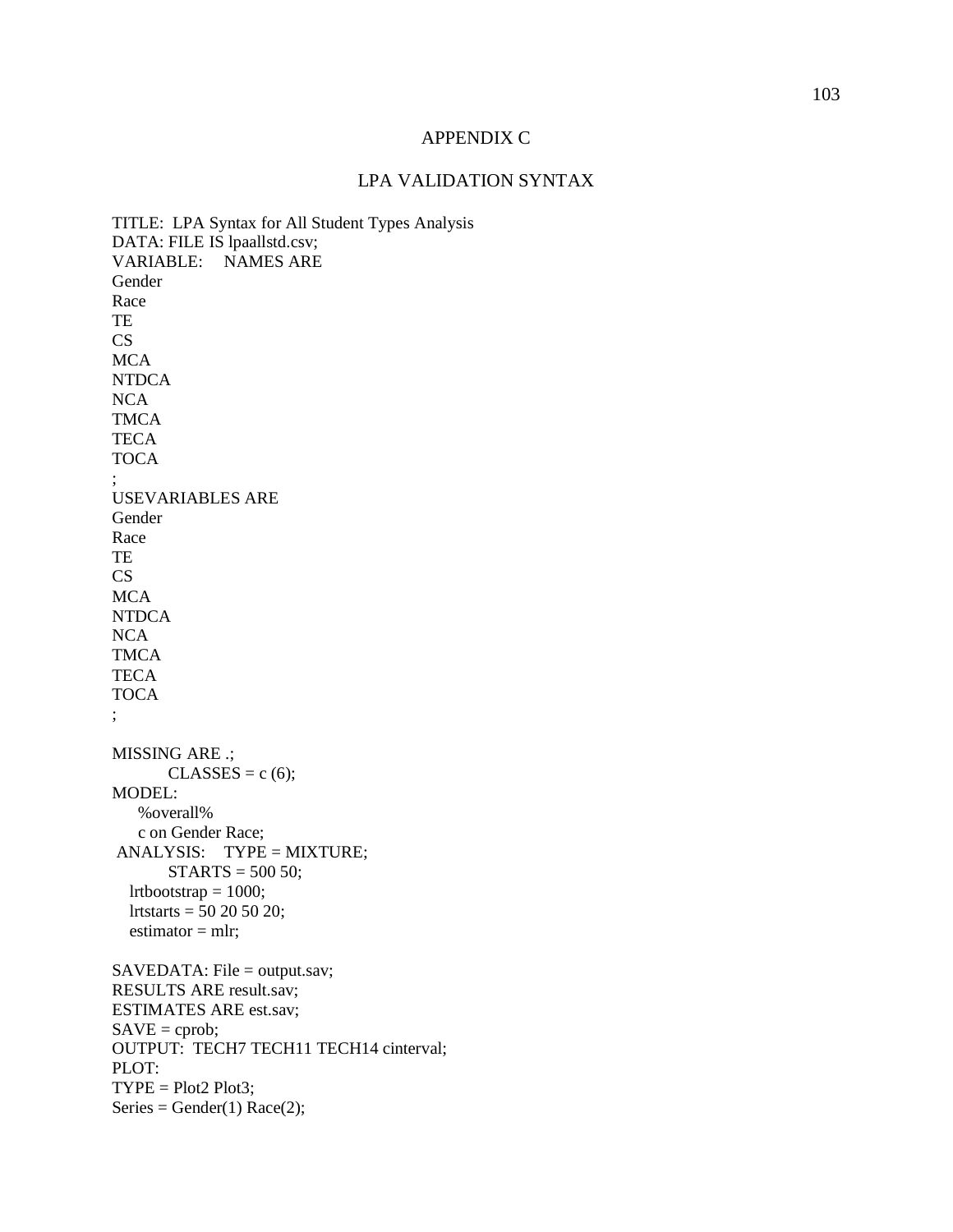# APPENDIX C

## LPA VALIDATION SYNTAX

```
TITLE:  LPA Syntax for All Student Types Analysis
DATA: FILE IS lpaallstd.csv;
VARIABLE:    NAMES ARE
Gender
Race
TE
CS
MCA
NTDCA
NCA
TMCA
TECA
TOCA
;
USEVARIABLES ARE
Gender
Race
TE
CS
MCA
NTDCA
NCA
TMCA
TECA
TOCA
;

MISSING ARE .;
          CLASSES = c (6);
MODEL:
     %overall%
     c on Gender Race;
 ANALYSIS:    TYPE = MIXTURE;
          STARTS = 500 50;
   lrtbootstrap = 1000;
   lrtstarts = 50 20 50 20;
   estimator = mlr;

SAVEDATA: File = output.sav;
RESULTS ARE result.sav;
ESTIMATES ARE est.sav;
SAVE = cprob;
OUTPUT:  TECH7 TECH11 TECH14 cinterval;
PLOT:
TYPE = Plot2 Plot3;
Series = Gender(1) Race(2);
```